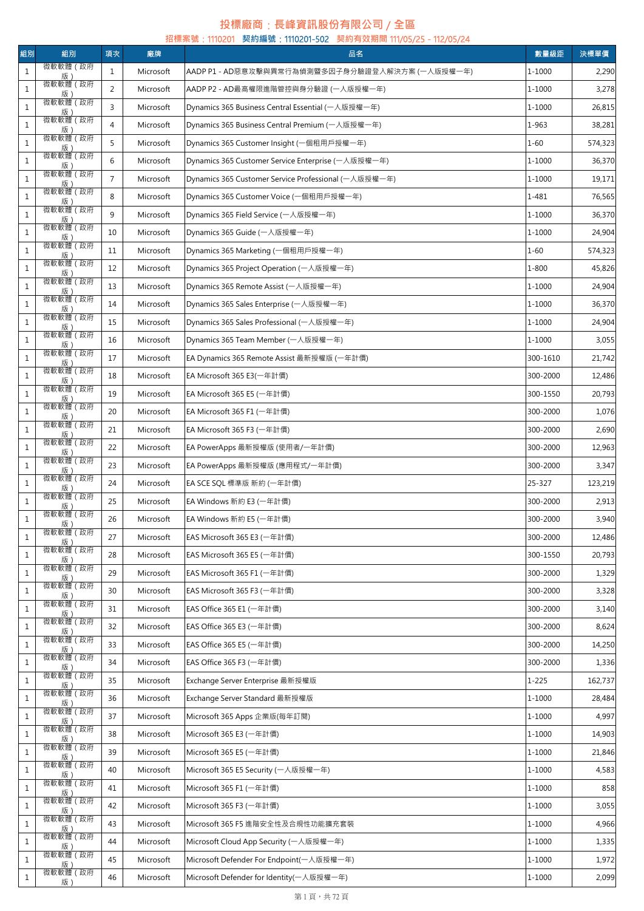# 投標廠商：長峰資訊股份有限公司 / 全區

招標案號：1110201　契約編號：1110201-502　契約有效期間 111/05/25 - 112/05/24

| 組別 | 組別 | 項次 | 廠牌 | 品名 | 數量級距 | 決標單價 |
|---|---|---|---|---|---|---|
| 1 | 微軟軟體（政府版） | 1 | Microsoft | AADP P1 - AD惡意攻擊與異常行為偵測暨多因子身分驗證登入解決方案 (一人版授權一年) | 1-1000 | 2,290 |
| 1 | 微軟軟體（政府版） | 2 | Microsoft | AADP P2 - AD最高權限進階管控與身分驗證 (一人版授權一年) | 1-1000 | 3,278 |
| 1 | 微軟軟體（政府版） | 3 | Microsoft | Dynamics 365 Business Central Essential (一人版授權一年) | 1-1000 | 26,815 |
| 1 | 微軟軟體（政府版） | 4 | Microsoft | Dynamics 365 Business Central Premium (一人版授權一年) | 1-963 | 38,281 |
| 1 | 微軟軟體（政府版） | 5 | Microsoft | Dynamics 365 Customer Insight (一個租用戶授權一年) | 1-60 | 574,323 |
| 1 | 微軟軟體（政府版） | 6 | Microsoft | Dynamics 365 Customer Service Enterprise (一人版授權一年) | 1-1000 | 36,370 |
| 1 | 微軟軟體（政府版） | 7 | Microsoft | Dynamics 365 Customer Service Professional (一人版授權一年) | 1-1000 | 19,171 |
| 1 | 微軟軟體（政府版） | 8 | Microsoft | Dynamics 365 Customer Voice (一個租用戶授權一年) | 1-481 | 76,565 |
| 1 | 微軟軟體（政府版） | 9 | Microsoft | Dynamics 365 Field Service (一人版授權一年) | 1-1000 | 36,370 |
| 1 | 微軟軟體（政府版） | 10 | Microsoft | Dynamics 365 Guide (一人版授權一年) | 1-1000 | 24,904 |
| 1 | 微軟軟體（政府版） | 11 | Microsoft | Dynamics 365 Marketing (一個租用戶授權一年) | 1-60 | 574,323 |
| 1 | 微軟軟體（政府版） | 12 | Microsoft | Dynamics 365 Project Operation (一人版授權一年) | 1-800 | 45,826 |
| 1 | 微軟軟體（政府版） | 13 | Microsoft | Dynamics 365 Remote Assist (一人版授權一年) | 1-1000 | 24,904 |
| 1 | 微軟軟體（政府版） | 14 | Microsoft | Dynamics 365 Sales Enterprise (一人版授權一年) | 1-1000 | 36,370 |
| 1 | 微軟軟體（政府版） | 15 | Microsoft | Dynamics 365 Sales Professional (一人版授權一年) | 1-1000 | 24,904 |
| 1 | 微軟軟體（政府版） | 16 | Microsoft | Dynamics 365 Team Member (一人版授權一年) | 1-1000 | 3,055 |
| 1 | 微軟軟體（政府版） | 17 | Microsoft | EA Dynamics 365 Remote Assist 最新授權版 (一年計價) | 300-1610 | 21,742 |
| 1 | 微軟軟體（政府版） | 18 | Microsoft | EA Microsoft 365 E3(一年計價) | 300-2000 | 12,486 |
| 1 | 微軟軟體（政府版） | 19 | Microsoft | EA Microsoft 365 E5 (一年計價) | 300-1550 | 20,793 |
| 1 | 微軟軟體（政府版） | 20 | Microsoft | EA Microsoft 365 F1 (一年計價) | 300-2000 | 1,076 |
| 1 | 微軟軟體（政府版） | 21 | Microsoft | EA Microsoft 365 F3 (一年計價) | 300-2000 | 2,690 |
| 1 | 微軟軟體（政府版） | 22 | Microsoft | EA PowerApps 最新授權版 (使用者/一年計價) | 300-2000 | 12,963 |
| 1 | 微軟軟體（政府版） | 23 | Microsoft | EA PowerApps 最新授權版 (應用程式/一年計價) | 300-2000 | 3,347 |
| 1 | 微軟軟體（政府版） | 24 | Microsoft | EA SCE SQL 標準版 新約 (一年計價) | 25-327 | 123,219 |
| 1 | 微軟軟體（政府版） | 25 | Microsoft | EA Windows 新約 E3 (一年計價) | 300-2000 | 2,913 |
| 1 | 微軟軟體（政府版） | 26 | Microsoft | EA Windows 新約 E5 (一年計價) | 300-2000 | 3,940 |
| 1 | 微軟軟體（政府版） | 27 | Microsoft | EAS Microsoft 365 E3 (一年計價) | 300-2000 | 12,486 |
| 1 | 微軟軟體（政府版） | 28 | Microsoft | EAS Microsoft 365 E5 (一年計價) | 300-1550 | 20,793 |
| 1 | 微軟軟體（政府版） | 29 | Microsoft | EAS Microsoft 365 F1 (一年計價) | 300-2000 | 1,329 |
| 1 | 微軟軟體（政府版） | 30 | Microsoft | EAS Microsoft 365 F3 (一年計價) | 300-2000 | 3,328 |
| 1 | 微軟軟體（政府版） | 31 | Microsoft | EAS Office 365 E1 (一年計價) | 300-2000 | 3,140 |
| 1 | 微軟軟體（政府版） | 32 | Microsoft | EAS Office 365 E3 (一年計價) | 300-2000 | 8,624 |
| 1 | 微軟軟體（政府版） | 33 | Microsoft | EAS Office 365 E5 (一年計價) | 300-2000 | 14,250 |
| 1 | 微軟軟體（政府版） | 34 | Microsoft | EAS Office 365 F3 (一年計價) | 300-2000 | 1,336 |
| 1 | 微軟軟體（政府版） | 35 | Microsoft | Exchange Server Enterprise 最新授權版 | 1-225 | 162,737 |
| 1 | 微軟軟體（政府版） | 36 | Microsoft | Exchange Server Standard 最新授權版 | 1-1000 | 28,484 |
| 1 | 微軟軟體（政府版） | 37 | Microsoft | Microsoft 365 Apps 企業版(每年訂閱) | 1-1000 | 4,997 |
| 1 | 微軟軟體（政府版） | 38 | Microsoft | Microsoft 365 E3 (一年計價) | 1-1000 | 14,903 |
| 1 | 微軟軟體（政府版） | 39 | Microsoft | Microsoft 365 E5 (一年計價) | 1-1000 | 21,846 |
| 1 | 微軟軟體（政府版） | 40 | Microsoft | Microsoft 365 E5 Security (一人版授權一年) | 1-1000 | 4,583 |
| 1 | 微軟軟體（政府版） | 41 | Microsoft | Microsoft 365 F1 (一年計價) | 1-1000 | 858 |
| 1 | 微軟軟體（政府版） | 42 | Microsoft | Microsoft 365 F3 (一年計價) | 1-1000 | 3,055 |
| 1 | 微軟軟體（政府版） | 43 | Microsoft | Microsoft 365 F5 進階安全性及合規性功能擴充套裝 | 1-1000 | 4,966 |
| 1 | 微軟軟體（政府版） | 44 | Microsoft | Microsoft Cloud App Security (一人版授權一年) | 1-1000 | 1,335 |
| 1 | 微軟軟體（政府版） | 45 | Microsoft | Microsoft Defender For Endpoint(一人版授權一年) | 1-1000 | 1,972 |
| 1 | 微軟軟體（政府版） | 46 | Microsoft | Microsoft Defender for Identity(一人版授權一年) | 1-1000 | 2,099 |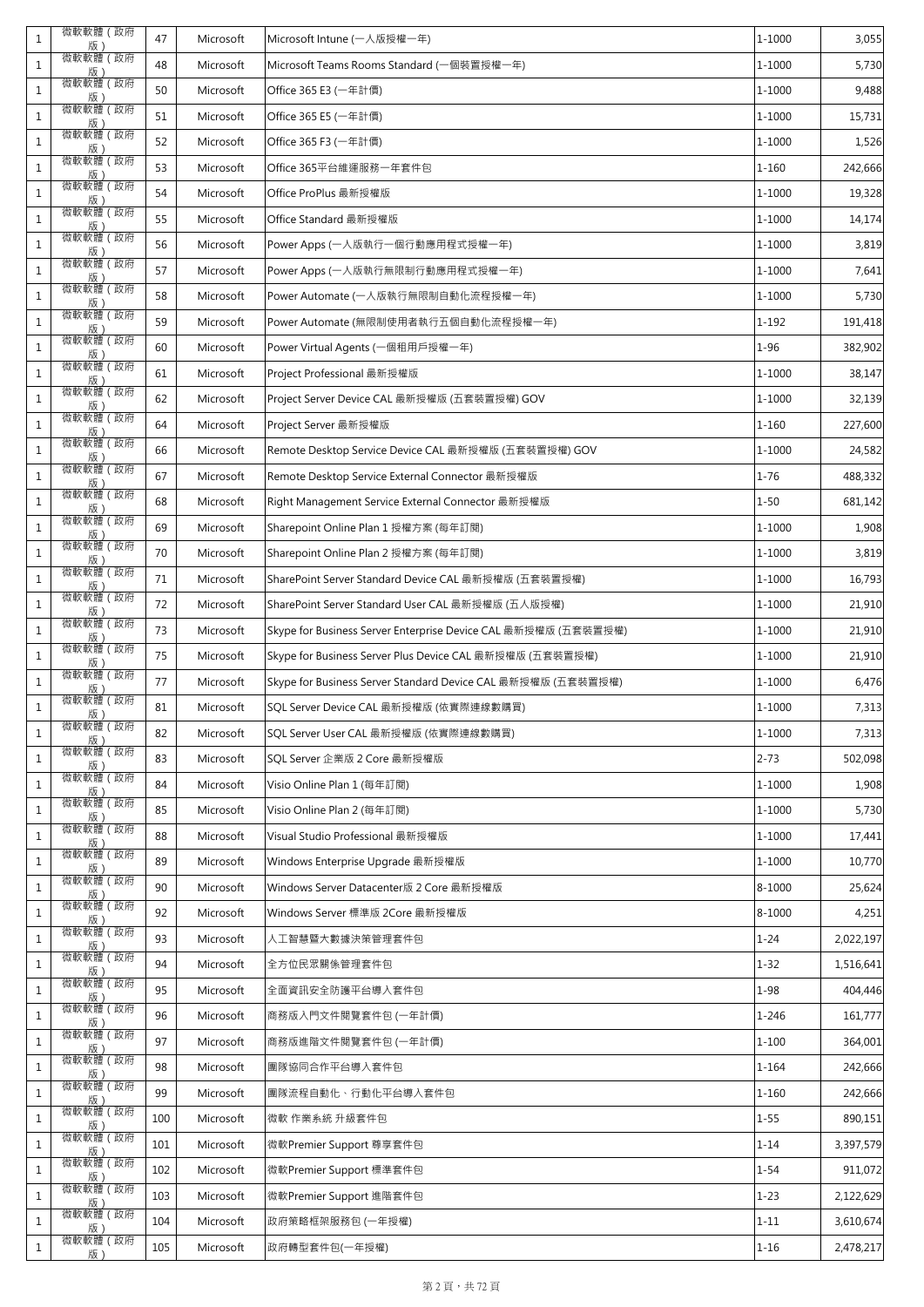| 1 | 微軟軟體(政府版) | 47 | Microsoft | Microsoft Intune (一人版授權一年) | 1-1000 | 3,055 |
|---|---|---|---|---|---|---|
| 1 | 微軟軟體(政府版) | 48 | Microsoft | Microsoft Teams Rooms Standard (一個裝置授權一年) | 1-1000 | 5,730 |
| 1 | 微軟軟體(政府版) | 50 | Microsoft | Office 365 E3 (一年計價) | 1-1000 | 9,488 |
| 1 | 微軟軟體(政府版) | 51 | Microsoft | Office 365 E5 (一年計價) | 1-1000 | 15,731 |
| 1 | 微軟軟體(政府版) | 52 | Microsoft | Office 365 F3 (一年計價) | 1-1000 | 1,526 |
| 1 | 微軟軟體(政府版) | 53 | Microsoft | Office 365平台維運服務一年套件包 | 1-160 | 242,666 |
| 1 | 微軟軟體(政府版) | 54 | Microsoft | Office ProPlus 最新授權版 | 1-1000 | 19,328 |
| 1 | 微軟軟體(政府版) | 55 | Microsoft | Office Standard 最新授權版 | 1-1000 | 14,174 |
| 1 | 微軟軟體(政府版) | 56 | Microsoft | Power Apps (一人版執行一個行動應用程式授權一年) | 1-1000 | 3,819 |
| 1 | 微軟軟體(政府版) | 57 | Microsoft | Power Apps (一人版執行無限制行動應用程式授權一年) | 1-1000 | 7,641 |
| 1 | 微軟軟體(政府版) | 58 | Microsoft | Power Automate (一人版執行無限制自動化流程授權一年) | 1-1000 | 5,730 |
| 1 | 微軟軟體(政府版) | 59 | Microsoft | Power Automate (無限制使用者執行五個自動化流程授權一年) | 1-192 | 191,418 |
| 1 | 微軟軟體(政府版) | 60 | Microsoft | Power Virtual Agents (一個租用戶授權一年) | 1-96 | 382,902 |
| 1 | 微軟軟體(政府版) | 61 | Microsoft | Project Professional 最新授權版 | 1-1000 | 38,147 |
| 1 | 微軟軟體(政府版) | 62 | Microsoft | Project Server Device CAL 最新授權版 (五套裝置授權) GOV | 1-1000 | 32,139 |
| 1 | 微軟軟體(政府版) | 64 | Microsoft | Project Server 最新授權版 | 1-160 | 227,600 |
| 1 | 微軟軟體(政府版) | 66 | Microsoft | Remote Desktop Service Device CAL 最新授權版 (五套裝置授權) GOV | 1-1000 | 24,582 |
| 1 | 微軟軟體(政府版) | 67 | Microsoft | Remote Desktop Service External Connector 最新授權版 | 1-76 | 488,332 |
| 1 | 微軟軟體(政府版) | 68 | Microsoft | Right Management Service External Connector 最新授權版 | 1-50 | 681,142 |
| 1 | 微軟軟體(政府版) | 69 | Microsoft | Sharepoint Online Plan 1 授權方案 (每年訂閱) | 1-1000 | 1,908 |
| 1 | 微軟軟體(政府版) | 70 | Microsoft | Sharepoint Online Plan 2 授權方案 (每年訂閱) | 1-1000 | 3,819 |
| 1 | 微軟軟體(政府版) | 71 | Microsoft | SharePoint Server Standard Device CAL 最新授權版 (五套裝置授權) | 1-1000 | 16,793 |
| 1 | 微軟軟體(政府版) | 72 | Microsoft | SharePoint Server Standard User CAL 最新授權版 (五人版授權) | 1-1000 | 21,910 |
| 1 | 微軟軟體(政府版) | 73 | Microsoft | Skype for Business Server Enterprise Device CAL 最新授權版 (五套裝置授權) | 1-1000 | 21,910 |
| 1 | 微軟軟體(政府版) | 75 | Microsoft | Skype for Business Server Plus Device CAL 最新授權版 (五套裝置授權) | 1-1000 | 21,910 |
| 1 | 微軟軟體(政府版) | 77 | Microsoft | Skype for Business Server Standard Device CAL 最新授權版 (五套裝置授權) | 1-1000 | 6,476 |
| 1 | 微軟軟體(政府版) | 81 | Microsoft | SQL Server Device CAL 最新授權版 (依實際連線數購買) | 1-1000 | 7,313 |
| 1 | 微軟軟體(政府版) | 82 | Microsoft | SQL Server User CAL 最新授權版 (依實際連線數購買) | 1-1000 | 7,313 |
| 1 | 微軟軟體(政府版) | 83 | Microsoft | SQL Server 企業版 2 Core 最新授權版 | 2-73 | 502,098 |
| 1 | 微軟軟體(政府版) | 84 | Microsoft | Visio Online Plan 1 (每年訂閱) | 1-1000 | 1,908 |
| 1 | 微軟軟體(政府版) | 85 | Microsoft | Visio Online Plan 2 (每年訂閱) | 1-1000 | 5,730 |
| 1 | 微軟軟體(政府版) | 88 | Microsoft | Visual Studio Professional 最新授權版 | 1-1000 | 17,441 |
| 1 | 微軟軟體(政府版) | 89 | Microsoft | Windows Enterprise Upgrade 最新授權版 | 1-1000 | 10,770 |
| 1 | 微軟軟體(政府版) | 90 | Microsoft | Windows Server Datacenter版 2 Core 最新授權版 | 8-1000 | 25,624 |
| 1 | 微軟軟體(政府版) | 92 | Microsoft | Windows Server 標準版 2Core 最新授權版 | 8-1000 | 4,251 |
| 1 | 微軟軟體(政府版) | 93 | Microsoft | 人工智慧暨大數據決策管理套件包 | 1-24 | 2,022,197 |
| 1 | 微軟軟體(政府版) | 94 | Microsoft | 全方位民眾關係管理套件包 | 1-32 | 1,516,641 |
| 1 | 微軟軟體(政府版) | 95 | Microsoft | 全面資訊安全防護平台導入套件包 | 1-98 | 404,446 |
| 1 | 微軟軟體(政府版) | 96 | Microsoft | 商務版入門文件閱覽套件包 (一年計價) | 1-246 | 161,777 |
| 1 | 微軟軟體(政府版) | 97 | Microsoft | 商務版進階文件閱覽套件包 (一年計價) | 1-100 | 364,001 |
| 1 | 微軟軟體(政府版) | 98 | Microsoft | 團隊協同合作平台導入套件包 | 1-164 | 242,666 |
| 1 | 微軟軟體(政府版) | 99 | Microsoft | 團隊流程自動化、行動化平台導入套件包 | 1-160 | 242,666 |
| 1 | 微軟軟體(政府版) | 100 | Microsoft | 微軟 作業系統 升級套件包 | 1-55 | 890,151 |
| 1 | 微軟軟體(政府版) | 101 | Microsoft | 微軟Premier Support 尊享套件包 | 1-14 | 3,397,579 |
| 1 | 微軟軟體(政府版) | 102 | Microsoft | 微軟Premier Support 標準套件包 | 1-54 | 911,072 |
| 1 | 微軟軟體(政府版) | 103 | Microsoft | 微軟Premier Support 進階套件包 | 1-23 | 2,122,629 |
| 1 | 微軟軟體(政府版) | 104 | Microsoft | 政府策略框架服務包 (一年授權) | 1-11 | 3,610,674 |
| 1 | 微軟軟體(政府版) | 105 | Microsoft | 政府轉型套件包(一年授權) | 1-16 | 2,478,217 |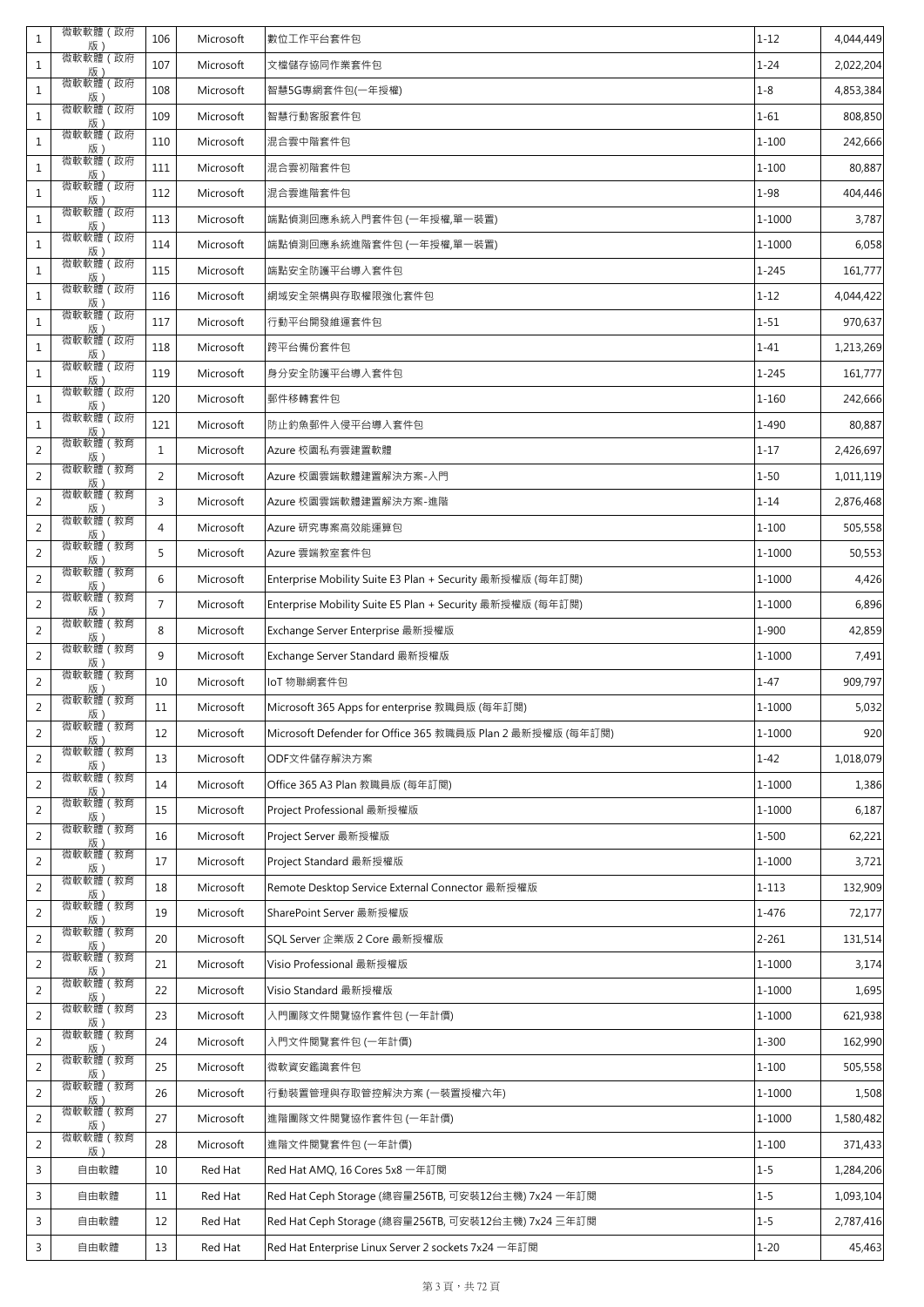| 1 | 微軟軟體(政府版) | 106 | Microsoft | 數位工作平台套件包 | 1-12 | 4,044,449 |
|---|---|---|---|---|---|---|
| 1 | 微軟軟體(政府版) | 107 | Microsoft | 文檔儲存協同作業套件包 | 1-24 | 2,022,204 |
| 1 | 微軟軟體(政府版) | 108 | Microsoft | 智慧5G專網套件包(一年授權) | 1-8 | 4,853,384 |
| 1 | 微軟軟體(政府版) | 109 | Microsoft | 智慧行動客服套件包 | 1-61 | 808,850 |
| 1 | 微軟軟體(政府版) | 110 | Microsoft | 混合雲中階套件包 | 1-100 | 242,666 |
| 1 | 微軟軟體(政府版) | 111 | Microsoft | 混合雲初階套件包 | 1-100 | 80,887 |
| 1 | 微軟軟體(政府版) | 112 | Microsoft | 混合雲進階套件包 | 1-98 | 404,446 |
| 1 | 微軟軟體(政府版) | 113 | Microsoft | 端點偵測回應系統入門套件包 (一年授權,單一裝置) | 1-1000 | 3,787 |
| 1 | 微軟軟體(政府版) | 114 | Microsoft | 端點偵測回應系統進階套件包 (一年授權,單一裝置) | 1-1000 | 6,058 |
| 1 | 微軟軟體(政府版) | 115 | Microsoft | 端點安全防護平台導入套件包 | 1-245 | 161,777 |
| 1 | 微軟軟體(政府版) | 116 | Microsoft | 網域安全架構與存取權限強化套件包 | 1-12 | 4,044,422 |
| 1 | 微軟軟體(政府版) | 117 | Microsoft | 行動平台開發維運套件包 | 1-51 | 970,637 |
| 1 | 微軟軟體(政府版) | 118 | Microsoft | 跨平台備份套件包 | 1-41 | 1,213,269 |
| 1 | 微軟軟體(政府版) | 119 | Microsoft | 身分安全防護平台導入套件包 | 1-245 | 161,777 |
| 1 | 微軟軟體(政府版) | 120 | Microsoft | 郵件移轉套件包 | 1-160 | 242,666 |
| 1 | 微軟軟體(政府版) | 121 | Microsoft | 防止釣魚郵件入侵平台導入套件包 | 1-490 | 80,887 |
| 2 | 微軟軟體(教育版) | 1 | Microsoft | Azure 校園私有雲建置軟體 | 1-17 | 2,426,697 |
| 2 | 微軟軟體(教育版) | 2 | Microsoft | Azure 校園雲端軟體建置解決方案-入門 | 1-50 | 1,011,119 |
| 2 | 微軟軟體(教育版) | 3 | Microsoft | Azure 校園雲端軟體建置解決方案-進階 | 1-14 | 2,876,468 |
| 2 | 微軟軟體(教育版) | 4 | Microsoft | Azure 研究專案高效能運算包 | 1-100 | 505,558 |
| 2 | 微軟軟體(教育版) | 5 | Microsoft | Azure 雲端教室套件包 | 1-1000 | 50,553 |
| 2 | 微軟軟體(教育版) | 6 | Microsoft | Enterprise Mobility Suite E3 Plan + Security 最新授權版 (每年訂閱) | 1-1000 | 4,426 |
| 2 | 微軟軟體(教育版) | 7 | Microsoft | Enterprise Mobility Suite E5 Plan + Security 最新授權版 (每年訂閱) | 1-1000 | 6,896 |
| 2 | 微軟軟體(教育版) | 8 | Microsoft | Exchange Server Enterprise 最新授權版 | 1-900 | 42,859 |
| 2 | 微軟軟體(教育版) | 9 | Microsoft | Exchange Server Standard 最新授權版 | 1-1000 | 7,491 |
| 2 | 微軟軟體(教育版) | 10 | Microsoft | IoT 物聯網套件包 | 1-47 | 909,797 |
| 2 | 微軟軟體(教育版) | 11 | Microsoft | Microsoft 365 Apps for enterprise 教職員版 (每年訂閱) | 1-1000 | 5,032 |
| 2 | 微軟軟體(教育版) | 12 | Microsoft | Microsoft Defender for Office 365 教職員版 Plan 2 最新授權版 (每年訂閱) | 1-1000 | 920 |
| 2 | 微軟軟體(教育版) | 13 | Microsoft | ODF文件儲存解決方案 | 1-42 | 1,018,079 |
| 2 | 微軟軟體(教育版) | 14 | Microsoft | Office 365 A3 Plan 教職員版 (每年訂閱) | 1-1000 | 1,386 |
| 2 | 微軟軟體(教育版) | 15 | Microsoft | Project Professional 最新授權版 | 1-1000 | 6,187 |
| 2 | 微軟軟體(教育版) | 16 | Microsoft | Project Server 最新授權版 | 1-500 | 62,221 |
| 2 | 微軟軟體(教育版) | 17 | Microsoft | Project Standard 最新授權版 | 1-1000 | 3,721 |
| 2 | 微軟軟體(教育版) | 18 | Microsoft | Remote Desktop Service External Connector 最新授權版 | 1-113 | 132,909 |
| 2 | 微軟軟體(教育版) | 19 | Microsoft | SharePoint Server 最新授權版 | 1-476 | 72,177 |
| 2 | 微軟軟體(教育版) | 20 | Microsoft | SQL Server 企業版 2 Core 最新授權版 | 2-261 | 131,514 |
| 2 | 微軟軟體(教育版) | 21 | Microsoft | Visio Professional 最新授權版 | 1-1000 | 3,174 |
| 2 | 微軟軟體(教育版) | 22 | Microsoft | Visio Standard 最新授權版 | 1-1000 | 1,695 |
| 2 | 微軟軟體(教育版) | 23 | Microsoft | 入門團隊文件閱覽協作套件包 (一年計價) | 1-1000 | 621,938 |
| 2 | 微軟軟體(教育版) | 24 | Microsoft | 入門文件閱覽套件包 (一年計價) | 1-300 | 162,990 |
| 2 | 微軟軟體(教育版) | 25 | Microsoft | 微軟資安鑑識套件包 | 1-100 | 505,558 |
| 2 | 微軟軟體(教育版) | 26 | Microsoft | 行動裝置管理與存取管控解決方案 (一裝置授權六年) | 1-1000 | 1,508 |
| 2 | 微軟軟體(教育版) | 27 | Microsoft | 進階團隊文件閱覽協作套件包 (一年計價) | 1-1000 | 1,580,482 |
| 2 | 微軟軟體(教育版) | 28 | Microsoft | 進階文件閱覽套件包 (一年計價) | 1-100 | 371,433 |
| 3 | 自由軟體 | 10 | Red Hat | Red Hat AMQ, 16 Cores 5x8 一年訂閱 | 1-5 | 1,284,206 |
| 3 | 自由軟體 | 11 | Red Hat | Red Hat Ceph Storage (總容量256TB, 可安裝12台主機) 7x24 一年訂閱 | 1-5 | 1,093,104 |
| 3 | 自由軟體 | 12 | Red Hat | Red Hat Ceph Storage (總容量256TB, 可安裝12台主機) 7x24 三年訂閱 | 1-5 | 2,787,416 |
| 3 | 自由軟體 | 13 | Red Hat | Red Hat Enterprise Linux Server 2 sockets 7x24 一年訂閱 | 1-20 | 45,463 |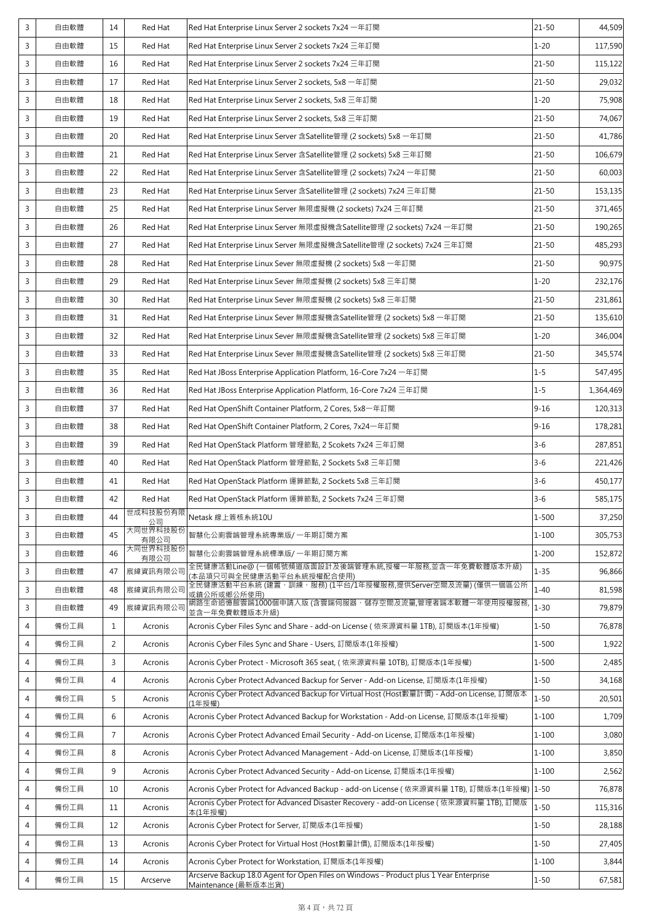| 3 | 自由軟體 | 14 | Red Hat | Red Hat Enterprise Linux Server 2 sockets 7x24 一年訂閱 | 21-50 | 44,509 |
|---|---|---|---|---|---|---|
| 3 | 自由軟體 | 15 | Red Hat | Red Hat Enterprise Linux Server 2 sockets 7x24 三年訂閱 | 1-20 | 117,590 |
| 3 | 自由軟體 | 16 | Red Hat | Red Hat Enterprise Linux Server 2 sockets 7x24 三年訂閱 | 21-50 | 115,122 |
| 3 | 自由軟體 | 17 | Red Hat | Red Hat Enterprise Linux Server 2 sockets, 5x8 一年訂閱 | 21-50 | 29,032 |
| 3 | 自由軟體 | 18 | Red Hat | Red Hat Enterprise Linux Server 2 sockets, 5x8 三年訂閱 | 1-20 | 75,908 |
| 3 | 自由軟體 | 19 | Red Hat | Red Hat Enterprise Linux Server 2 sockets, 5x8 三年訂閱 | 21-50 | 74,067 |
| 3 | 自由軟體 | 20 | Red Hat | Red Hat Enterprise Linux Server 含Satellite管理 (2 sockets) 5x8 一年訂閱 | 21-50 | 41,786 |
| 3 | 自由軟體 | 21 | Red Hat | Red Hat Enterprise Linux Server 含Satellite管理 (2 sockets) 5x8 三年訂閱 | 21-50 | 106,679 |
| 3 | 自由軟體 | 22 | Red Hat | Red Hat Enterprise Linux Server 含Satellite管理 (2 sockets) 7x24 一年訂閱 | 21-50 | 60,003 |
| 3 | 自由軟體 | 23 | Red Hat | Red Hat Enterprise Linux Server 含Satellite管理 (2 sockets) 7x24 三年訂閱 | 21-50 | 153,135 |
| 3 | 自由軟體 | 25 | Red Hat | Red Hat Enterprise Linux Server 無限虛擬機 (2 sockets) 7x24 三年訂閱 | 21-50 | 371,465 |
| 3 | 自由軟體 | 26 | Red Hat | Red Hat Enterprise Linux Server 無限虛擬機含Satellite管理 (2 sockets) 7x24 一年訂閱 | 21-50 | 190,265 |
| 3 | 自由軟體 | 27 | Red Hat | Red Hat Enterprise Linux Server 無限虛擬機含Satellite管理 (2 sockets) 7x24 三年訂閱 | 21-50 | 485,293 |
| 3 | 自由軟體 | 28 | Red Hat | Red Hat Enterprise Linux Sever 無限虛擬機 (2 sockets) 5x8 一年訂閱 | 21-50 | 90,975 |
| 3 | 自由軟體 | 29 | Red Hat | Red Hat Enterprise Linux Sever 無限虛擬機 (2 sockets) 5x8 三年訂閱 | 1-20 | 232,176 |
| 3 | 自由軟體 | 30 | Red Hat | Red Hat Enterprise Linux Sever 無限虛擬機 (2 sockets) 5x8 三年訂閱 | 21-50 | 231,861 |
| 3 | 自由軟體 | 31 | Red Hat | Red Hat Enterprise Linux Sever 無限虛擬機含Satellite管理 (2 sockets) 5x8 一年訂閱 | 21-50 | 135,610 |
| 3 | 自由軟體 | 32 | Red Hat | Red Hat Enterprise Linux Sever 無限虛擬機含Satellite管理 (2 sockets) 5x8 三年訂閱 | 1-20 | 346,004 |
| 3 | 自由軟體 | 33 | Red Hat | Red Hat Enterprise Linux Sever 無限虛擬機含Satellite管理 (2 sockets) 5x8 三年訂閱 | 21-50 | 345,574 |
| 3 | 自由軟體 | 35 | Red Hat | Red Hat JBoss Enterprise Application Platform, 16-Core 7x24 一年訂閱 | 1-5 | 547,495 |
| 3 | 自由軟體 | 36 | Red Hat | Red Hat JBoss Enterprise Application Platform, 16-Core 7x24 三年訂閱 | 1-5 | 1,364,469 |
| 3 | 自由軟體 | 37 | Red Hat | Red Hat OpenShift Container Platform, 2 Cores, 5x8一年訂閱 | 9-16 | 120,313 |
| 3 | 自由軟體 | 38 | Red Hat | Red Hat OpenShift Container Platform, 2 Cores, 7x24一年訂閱 | 9-16 | 178,281 |
| 3 | 自由軟體 | 39 | Red Hat | Red Hat OpenStack Platform 管理節點, 2 Scokets 7x24 三年訂閱 | 3-6 | 287,851 |
| 3 | 自由軟體 | 40 | Red Hat | Red Hat OpenStack Platform 管理節點, 2 Sockets 5x8 三年訂閱 | 3-6 | 221,426 |
| 3 | 自由軟體 | 41 | Red Hat | Red Hat OpenStack Platform 運算節點, 2 Sockets 5x8 三年訂閱 | 3-6 | 450,177 |
| 3 | 自由軟體 | 42 | Red Hat | Red Hat OpenStack Platform 運算節點, 2 Sockets 7x24 三年訂閱 | 3-6 | 585,175 |
| 3 | 自由軟體 | 44 | 世成科技股份有限公司 | Netask 線上簽核系統10U | 1-500 | 37,250 |
| 3 | 自由軟體 | 45 | 大同世界科技股份有限公司 | 智慧化公廁雲端管理系統專業版/ 一年期訂閱方案 | 1-100 | 305,753 |
| 3 | 自由軟體 | 46 | 大同世界科技股份有限公司 | 智慧化公廁雲端管理系統標準版/ 一年期訂閱方案 | 1-200 | 152,872 |
| 3 | 自由軟體 | 47 | 宸緯資訊有限公司 | 全民健康活動Line@ (一個帳號頻道版面設計及後端管理系統,授權一年服務,並含一年免費軟體版本升級) (本品項只可與全民健康活動平台系統授權配合使用) | 1-35 | 96,866 |
| 3 | 自由軟體 | 48 | 宸緯資訊有限公司 | 全民健康活動平台系統 (建置、訓練、服務) (1平台/1年授權服務,提供Server空間及流量) (僅供一個區公所或鎮公所或鄉公所使用) | 1-40 | 81,598 |
| 3 | 自由軟體 | 49 | 宸緯資訊有限公司 | 網路生命追憶館雲端1000個申請人版 (含雲端伺服器、儲存空間及流量,管理者端本軟體一年使用授權服務,並含一年免費軟體版本升級) | 1-30 | 79,879 |
| 4 | 備份工具 | 1 | Acronis | Acronis Cyber Files Sync and Share - add-on License ( 依來源資料量 1TB), 訂閱版本(1年授權) | 1-50 | 76,878 |
| 4 | 備份工具 | 2 | Acronis | Acronis Cyber Files Sync and Share - Users, 訂閱版本(1年授權) | 1-500 | 1,922 |
| 4 | 備份工具 | 3 | Acronis | Acronis Cyber Protect - Microsoft 365 seat, ( 依來源資料量 10TB), 訂閱版本(1年授權) | 1-500 | 2,485 |
| 4 | 備份工具 | 4 | Acronis | Acronis Cyber Protect Advanced Backup for Server - Add-on License, 訂閱版本(1年授權) | 1-50 | 34,168 |
| 4 | 備份工具 | 5 | Acronis | Acronis Cyber Protect Advanced Backup for Virtual Host (Host數量計價) - Add-on License, 訂閱版本(1年授權) | 1-50 | 20,501 |
| 4 | 備份工具 | 6 | Acronis | Acronis Cyber Protect Advanced Backup for Workstation - Add-on License, 訂閱版本(1年授權) | 1-100 | 1,709 |
| 4 | 備份工具 | 7 | Acronis | Acronis Cyber Protect Advanced Email Security - Add-on License, 訂閱版本(1年授權) | 1-100 | 3,080 |
| 4 | 備份工具 | 8 | Acronis | Acronis Cyber Protect Advanced Management - Add-on License, 訂閱版本(1年授權) | 1-100 | 3,850 |
| 4 | 備份工具 | 9 | Acronis | Acronis Cyber Protect Advanced Security - Add-on License, 訂閱版本(1年授權) | 1-100 | 2,562 |
| 4 | 備份工具 | 10 | Acronis | Acronis Cyber Protect for Advanced Backup - add-on License ( 依來源資料量 1TB), 訂閱版本(1年授權) | 1-50 | 76,878 |
| 4 | 備份工具 | 11 | Acronis | Acronis Cyber Protect for Advanced Disaster Recovery - add-on License ( 依來源資料量 1TB), 訂閱版本(1年授權) | 1-50 | 115,316 |
| 4 | 備份工具 | 12 | Acronis | Acronis Cyber Protect for Server, 訂閱版本(1年授權) | 1-50 | 28,188 |
| 4 | 備份工具 | 13 | Acronis | Acronis Cyber Protect for Virtual Host (Host數量計價), 訂閱版本(1年授權) | 1-50 | 27,405 |
| 4 | 備份工具 | 14 | Acronis | Acronis Cyber Protect for Workstation, 訂閱版本(1年授權) | 1-100 | 3,844 |
| 4 | 備份工具 | 15 | Arcserve | Arcserve Backup 18.0 Agent for Open Files on Windows - Product plus 1 Year Enterprise Maintenance (最新版本出貨) | 1-50 | 67,581 |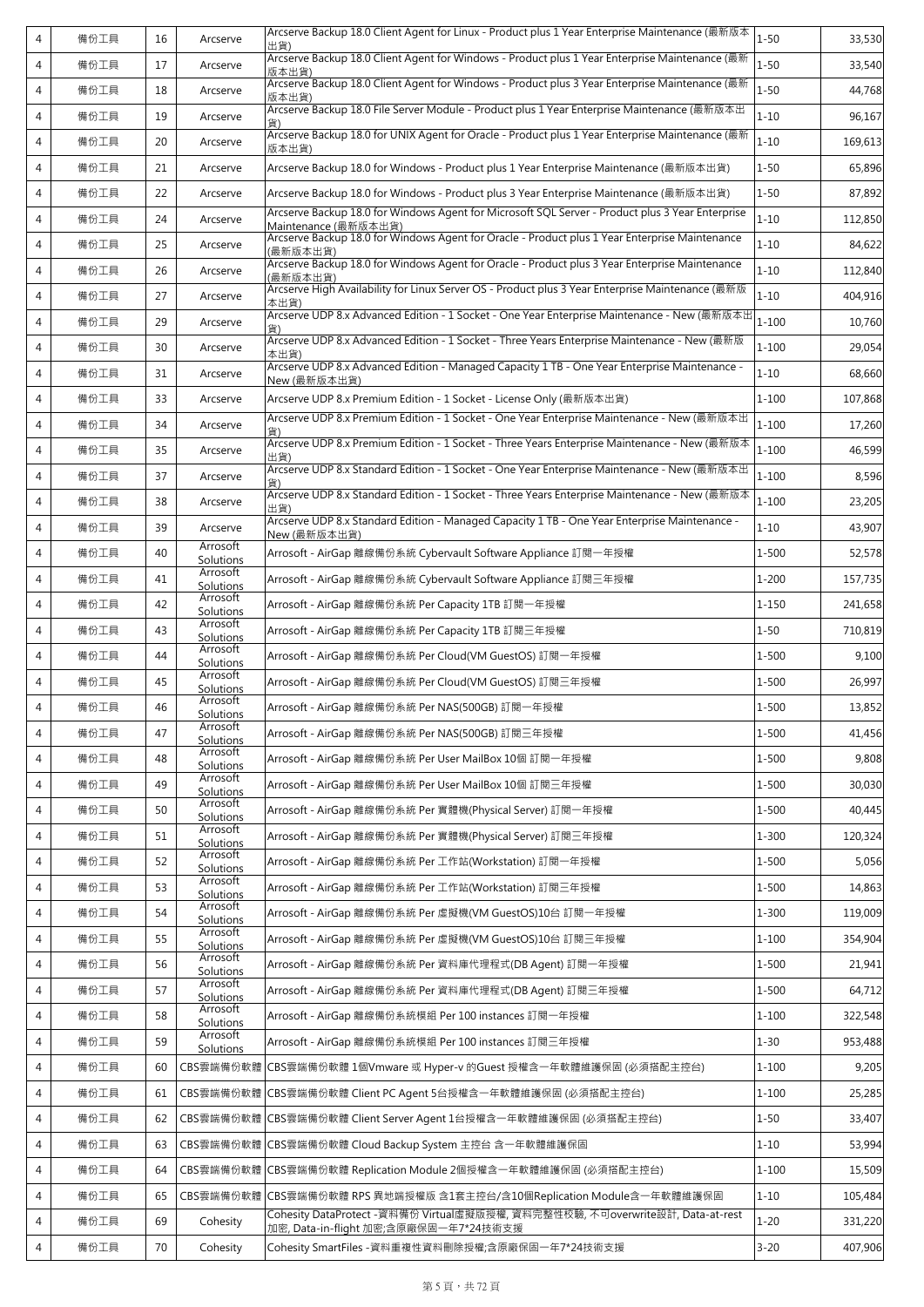| | | | | | | |
|---|---|---|---|---|---|---|
| 4 | 備份工具 | 16 | Arcserve | Arcserve Backup 18.0 Client Agent for Linux - Product plus 1 Year Enterprise Maintenance (最新版本出貨) | 1-50 | 33,530 |
| 4 | 備份工具 | 17 | Arcserve | Arcserve Backup 18.0 Client Agent for Windows - Product plus 1 Year Enterprise Maintenance (最新版本出貨) | 1-50 | 33,540 |
| 4 | 備份工具 | 18 | Arcserve | Arcserve Backup 18.0 Client Agent for Windows - Product plus 3 Year Enterprise Maintenance (最新版本出貨) | 1-50 | 44,768 |
| 4 | 備份工具 | 19 | Arcserve | Arcserve Backup 18.0 File Server Module - Product plus 1 Year Enterprise Maintenance (最新版本出貨) | 1-10 | 96,167 |
| 4 | 備份工具 | 20 | Arcserve | Arcserve Backup 18.0 for UNIX Agent for Oracle - Product plus 1 Year Enterprise Maintenance (最新版本出貨) | 1-10 | 169,613 |
| 4 | 備份工具 | 21 | Arcserve | Arcserve Backup 18.0 for Windows - Product plus 1 Year Enterprise Maintenance (最新版本出貨) | 1-50 | 65,896 |
| 4 | 備份工具 | 22 | Arcserve | Arcserve Backup 18.0 for Windows - Product plus 3 Year Enterprise Maintenance (最新版本出貨) | 1-50 | 87,892 |
| 4 | 備份工具 | 24 | Arcserve | Arcserve Backup 18.0 for Windows Agent for Microsoft SQL Server - Product plus 3 Year Enterprise Maintenance (最新版本出貨) | 1-10 | 112,850 |
| 4 | 備份工具 | 25 | Arcserve | Arcserve Backup 18.0 for Windows Agent for Oracle - Product plus 1 Year Enterprise Maintenance (最新版本出貨) | 1-10 | 84,622 |
| 4 | 備份工具 | 26 | Arcserve | Arcserve Backup 18.0 for Windows Agent for Oracle - Product plus 3 Year Enterprise Maintenance (最新版本出貨) | 1-10 | 112,840 |
| 4 | 備份工具 | 27 | Arcserve | Arcserve High Availability for Linux Server OS - Product plus 3 Year Enterprise Maintenance (最新版本出貨) | 1-10 | 404,916 |
| 4 | 備份工具 | 29 | Arcserve | Arcserve UDP 8.x Advanced Edition - 1 Socket - One Year Enterprise Maintenance - New (最新版本出貨) | 1-100 | 10,760 |
| 4 | 備份工具 | 30 | Arcserve | Arcserve UDP 8.x Advanced Edition - 1 Socket - Three Years Enterprise Maintenance - New (最新版本出貨) | 1-100 | 29,054 |
| 4 | 備份工具 | 31 | Arcserve | Arcserve UDP 8.x Advanced Edition - Managed Capacity 1 TB - One Year Enterprise Maintenance - New (最新版本出貨) | 1-10 | 68,660 |
| 4 | 備份工具 | 33 | Arcserve | Arcserve UDP 8.x Premium Edition - 1 Socket - License Only (最新版本出貨) | 1-100 | 107,868 |
| 4 | 備份工具 | 34 | Arcserve | Arcserve UDP 8.x Premium Edition - 1 Socket - One Year Enterprise Maintenance - New (最新版本出貨) | 1-100 | 17,260 |
| 4 | 備份工具 | 35 | Arcserve | Arcserve UDP 8.x Premium Edition - 1 Socket - Three Years Enterprise Maintenance - New (最新版本出貨) | 1-100 | 46,599 |
| 4 | 備份工具 | 37 | Arcserve | Arcserve UDP 8.x Standard Edition - 1 Socket - One Year Enterprise Maintenance - New (最新版本出貨) | 1-100 | 8,596 |
| 4 | 備份工具 | 38 | Arcserve | Arcserve UDP 8.x Standard Edition - 1 Socket - Three Years Enterprise Maintenance - New (最新版本出貨) | 1-100 | 23,205 |
| 4 | 備份工具 | 39 | Arcserve | Arcserve UDP 8.x Standard Edition - Managed Capacity 1 TB - One Year Enterprise Maintenance - New (最新版本出貨) | 1-10 | 43,907 |
| 4 | 備份工具 | 40 | Arrosoft Solutions | Arrosoft - AirGap 離線備份系統 Cybervault Software Appliance 訂閱一年授權 | 1-500 | 52,578 |
| 4 | 備份工具 | 41 | Arrosoft Solutions | Arrosoft - AirGap 離線備份系統 Cybervault Software Appliance 訂閱三年授權 | 1-200 | 157,735 |
| 4 | 備份工具 | 42 | Arrosoft Solutions | Arrosoft - AirGap 離線備份系統 Per Capacity 1TB 訂閱一年授權 | 1-150 | 241,658 |
| 4 | 備份工具 | 43 | Arrosoft Solutions | Arrosoft - AirGap 離線備份系統 Per Capacity 1TB 訂閱三年授權 | 1-50 | 710,819 |
| 4 | 備份工具 | 44 | Arrosoft Solutions | Arrosoft - AirGap 離線備份系統 Per Cloud(VM GuestOS) 訂閱一年授權 | 1-500 | 9,100 |
| 4 | 備份工具 | 45 | Arrosoft Solutions | Arrosoft - AirGap 離線備份系統 Per Cloud(VM GuestOS) 訂閱三年授權 | 1-500 | 26,997 |
| 4 | 備份工具 | 46 | Arrosoft Solutions | Arrosoft - AirGap 離線備份系統 Per NAS(500GB) 訂閱一年授權 | 1-500 | 13,852 |
| 4 | 備份工具 | 47 | Arrosoft Solutions | Arrosoft - AirGap 離線備份系統 Per NAS(500GB) 訂閱三年授權 | 1-500 | 41,456 |
| 4 | 備份工具 | 48 | Arrosoft Solutions | Arrosoft - AirGap 離線備份系統 Per User MailBox 10個 訂閱一年授權 | 1-500 | 9,808 |
| 4 | 備份工具 | 49 | Arrosoft Solutions | Arrosoft - AirGap 離線備份系統 Per User MailBox 10個 訂閱三年授權 | 1-500 | 30,030 |
| 4 | 備份工具 | 50 | Arrosoft Solutions | Arrosoft - AirGap 離線備份系統 Per 實體機(Physical Server) 訂閱一年授權 | 1-500 | 40,445 |
| 4 | 備份工具 | 51 | Arrosoft Solutions | Arrosoft - AirGap 離線備份系統 Per 實體機(Physical Server) 訂閱三年授權 | 1-300 | 120,324 |
| 4 | 備份工具 | 52 | Arrosoft Solutions | Arrosoft - AirGap 離線備份系統 Per 工作站(Workstation) 訂閱一年授權 | 1-500 | 5,056 |
| 4 | 備份工具 | 53 | Arrosoft Solutions | Arrosoft - AirGap 離線備份系統 Per 工作站(Workstation) 訂閱三年授權 | 1-500 | 14,863 |
| 4 | 備份工具 | 54 | Arrosoft Solutions | Arrosoft - AirGap 離線備份系統 Per 虛擬機(VM GuestOS)10台 訂閱一年授權 | 1-300 | 119,009 |
| 4 | 備份工具 | 55 | Arrosoft Solutions | Arrosoft - AirGap 離線備份系統 Per 虛擬機(VM GuestOS)10台 訂閱三年授權 | 1-100 | 354,904 |
| 4 | 備份工具 | 56 | Arrosoft Solutions | Arrosoft - AirGap 離線備份系統 Per 資料庫代理程式(DB Agent) 訂閱一年授權 | 1-500 | 21,941 |
| 4 | 備份工具 | 57 | Arrosoft Solutions | Arrosoft - AirGap 離線備份系統 Per 資料庫代理程式(DB Agent) 訂閱三年授權 | 1-500 | 64,712 |
| 4 | 備份工具 | 58 | Arrosoft Solutions | Arrosoft - AirGap 離線備份系統模組 Per 100 instances 訂閱一年授權 | 1-100 | 322,548 |
| 4 | 備份工具 | 59 | Arrosoft Solutions | Arrosoft - AirGap 離線備份系統模組 Per 100 instances 訂閱三年授權 | 1-30 | 953,488 |
| 4 | 備份工具 | 60 | CBS雲端備份軟體 | CBS雲端備份軟體 1個Vmware 或 Hyper-v 的Guest 授權含一年軟體維護保固 (必須搭配主控台) | 1-100 | 9,205 |
| 4 | 備份工具 | 61 | CBS雲端備份軟體 | CBS雲端備份軟體 Client PC Agent 5台授權含一年軟體維護保固 (必須搭配主控台) | 1-100 | 25,285 |
| 4 | 備份工具 | 62 | CBS雲端備份軟體 | CBS雲端備份軟體 Client Server Agent 1台授權含一年軟體維護保固 (必須搭配主控台) | 1-50 | 33,407 |
| 4 | 備份工具 | 63 | CBS雲端備份軟體 | CBS雲端備份軟體 Cloud Backup System 主控台 含一年軟體維護保固 | 1-10 | 53,994 |
| 4 | 備份工具 | 64 | CBS雲端備份軟體 | CBS雲端備份軟體 Replication Module 2個授權含一年軟體維護保固 (必須搭配主控台) | 1-100 | 15,509 |
| 4 | 備份工具 | 65 | CBS雲端備份軟體 | CBS雲端備份軟體 RPS 異地端授權版 含1套主控台/含10個Replication Module含一年軟體維護保固 | 1-10 | 105,484 |
| 4 | 備份工具 | 69 | Cohesity | Cohesity DataProtect -資料備份 Virtual虛擬版授權, 資料完整性校驗, 不可overwrite設計, Data-at-rest 加密, Data-in-flight 加密;含原廠保固一年7*24技術支援 | 1-20 | 331,220 |
| 4 | 備份工具 | 70 | Cohesity | Cohesity SmartFiles -資料重複性資料刪除授權;含原廠保固一年7*24技術支援 | 3-20 | 407,906 |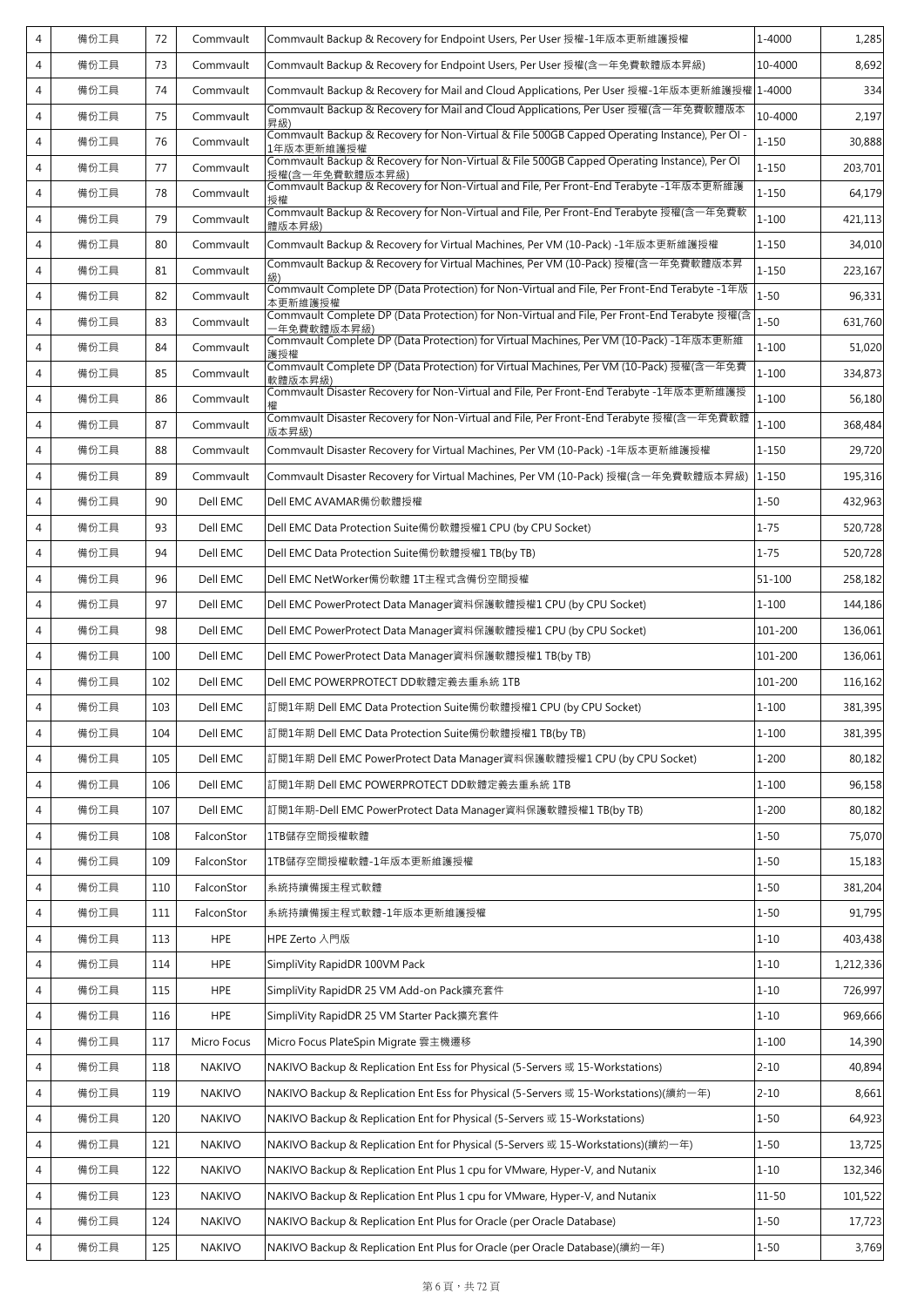| 4 | 備份工具 | 72 | Commvault | Commvault Backup & Recovery for Endpoint Users, Per User 授權-1年版本更新維護授權 | 1-4000 | 1,285 |
|---|---|---|---|---|---|---|
| 4 | 備份工具 | 73 | Commvault | Commvault Backup & Recovery for Endpoint Users, Per User 授權(含一年免費軟體版本昇級) | 10-4000 | 8,692 |
| 4 | 備份工具 | 74 | Commvault | Commvault Backup & Recovery for Mail and Cloud Applications, Per User 授權-1年版本更新維護授權 | 1-4000 | 334 |
| 4 | 備份工具 | 75 | Commvault | Commvault Backup & Recovery for Mail and Cloud Applications, Per User 授權(含一年免費軟體版本昇級) | 10-4000 | 2,197 |
| 4 | 備份工具 | 76 | Commvault | Commvault Backup & Recovery for Non-Virtual & File 500GB Capped Operating Instance), Per OI - 1年版本更新維護授權 | 1-150 | 30,888 |
| 4 | 備份工具 | 77 | Commvault | Commvault Backup & Recovery for Non-Virtual & File 500GB Capped Operating Instance), Per OI 授權(含一年免費軟體版本昇級) | 1-150 | 203,701 |
| 4 | 備份工具 | 78 | Commvault | Commvault Backup & Recovery for Non-Virtual and File, Per Front-End Terabyte -1年版本更新維護授權 | 1-150 | 64,179 |
| 4 | 備份工具 | 79 | Commvault | Commvault Backup & Recovery for Non-Virtual and File, Per Front-End Terabyte 授權(含一年免費軟體版本昇級) | 1-100 | 421,113 |
| 4 | 備份工具 | 80 | Commvault | Commvault Backup & Recovery for Virtual Machines, Per VM (10-Pack) -1年版本更新維護授權 | 1-150 | 34,010 |
| 4 | 備份工具 | 81 | Commvault | Commvault Backup & Recovery for Virtual Machines, Per VM (10-Pack) 授權(含一年免費軟體版本昇級) | 1-150 | 223,167 |
| 4 | 備份工具 | 82 | Commvault | Commvault Complete DP (Data Protection) for Non-Virtual and File, Per Front-End Terabyte -1年版本更新維護授權 | 1-50 | 96,331 |
| 4 | 備份工具 | 83 | Commvault | Commvault Complete DP (Data Protection) for Non-Virtual and File, Per Front-End Terabyte 授權(含一年免費軟體版本昇級) | 1-50 | 631,760 |
| 4 | 備份工具 | 84 | Commvault | Commvault Complete DP (Data Protection) for Virtual Machines, Per VM (10-Pack) -1年版本更新維護授權 | 1-100 | 51,020 |
| 4 | 備份工具 | 85 | Commvault | Commvault Complete DP (Data Protection) for Virtual Machines, Per VM (10-Pack) 授權(含一年免費軟體版本昇級) | 1-100 | 334,873 |
| 4 | 備份工具 | 86 | Commvault | Commvault Disaster Recovery for Non-Virtual and File, Per Front-End Terabyte -1年版本更新維護授權 | 1-100 | 56,180 |
| 4 | 備份工具 | 87 | Commvault | Commvault Disaster Recovery for Non-Virtual and File, Per Front-End Terabyte 授權(含一年免費軟體版本昇級) | 1-100 | 368,484 |
| 4 | 備份工具 | 88 | Commvault | Commvault Disaster Recovery for Virtual Machines, Per VM (10-Pack) -1年版本更新維護授權 | 1-150 | 29,720 |
| 4 | 備份工具 | 89 | Commvault | Commvault Disaster Recovery for Virtual Machines, Per VM (10-Pack) 授權(含一年免費軟體版本昇級) | 1-150 | 195,316 |
| 4 | 備份工具 | 90 | Dell EMC | Dell EMC AVAMAR備份軟體授權 | 1-50 | 432,963 |
| 4 | 備份工具 | 93 | Dell EMC | Dell EMC Data Protection Suite備份軟體授權1 CPU (by CPU Socket) | 1-75 | 520,728 |
| 4 | 備份工具 | 94 | Dell EMC | Dell EMC Data Protection Suite備份軟體授權1 TB(by TB) | 1-75 | 520,728 |
| 4 | 備份工具 | 96 | Dell EMC | Dell EMC NetWorker備份軟體 1T主程式含備份空間授權 | 51-100 | 258,182 |
| 4 | 備份工具 | 97 | Dell EMC | Dell EMC PowerProtect Data Manager資料保護軟體授權1 CPU (by CPU Socket) | 1-100 | 144,186 |
| 4 | 備份工具 | 98 | Dell EMC | Dell EMC PowerProtect Data Manager資料保護軟體授權1 CPU (by CPU Socket) | 101-200 | 136,061 |
| 4 | 備份工具 | 100 | Dell EMC | Dell EMC PowerProtect Data Manager資料保護軟體授權1 TB(by TB) | 101-200 | 136,061 |
| 4 | 備份工具 | 102 | Dell EMC | Dell EMC POWERPROTECT DD軟體定義去重系統 1TB | 101-200 | 116,162 |
| 4 | 備份工具 | 103 | Dell EMC | 訂閱1年期 Dell EMC Data Protection Suite備份軟體授權1 CPU (by CPU Socket) | 1-100 | 381,395 |
| 4 | 備份工具 | 104 | Dell EMC | 訂閱1年期 Dell EMC Data Protection Suite備份軟體授權1 TB(by TB) | 1-100 | 381,395 |
| 4 | 備份工具 | 105 | Dell EMC | 訂閱1年期 Dell EMC PowerProtect Data Manager資料保護軟體授權1 CPU (by CPU Socket) | 1-200 | 80,182 |
| 4 | 備份工具 | 106 | Dell EMC | 訂閱1年期 Dell EMC POWERPROTECT DD軟體定義去重系統 1TB | 1-100 | 96,158 |
| 4 | 備份工具 | 107 | Dell EMC | 訂閱1年期-Dell EMC PowerProtect Data Manager資料保護軟體授權1 TB(by TB) | 1-200 | 80,182 |
| 4 | 備份工具 | 108 | FalconStor | 1TB儲存空間授權軟體 | 1-50 | 75,070 |
| 4 | 備份工具 | 109 | FalconStor | 1TB儲存空間授權軟體-1年版本更新維護授權 | 1-50 | 15,183 |
| 4 | 備份工具 | 110 | FalconStor | 系統持續備援主程式軟體 | 1-50 | 381,204 |
| 4 | 備份工具 | 111 | FalconStor | 系統持續備援主程式軟體-1年版本更新維護授權 | 1-50 | 91,795 |
| 4 | 備份工具 | 113 | HPE | HPE Zerto 入門版 | 1-10 | 403,438 |
| 4 | 備份工具 | 114 | HPE | SimpliVity RapidDR 100VM Pack | 1-10 | 1,212,336 |
| 4 | 備份工具 | 115 | HPE | SimpliVity RapidDR 25 VM Add-on Pack擴充套件 | 1-10 | 726,997 |
| 4 | 備份工具 | 116 | HPE | SimpliVity RapidDR 25 VM Starter Pack擴充套件 | 1-10 | 969,666 |
| 4 | 備份工具 | 117 | Micro Focus | Micro Focus PlateSpin Migrate 雲主機遷移 | 1-100 | 14,390 |
| 4 | 備份工具 | 118 | NAKIVO | NAKIVO Backup & Replication Ent Ess for Physical (5-Servers 或 15-Workstations) | 2-10 | 40,894 |
| 4 | 備份工具 | 119 | NAKIVO | NAKIVO Backup & Replication Ent Ess for Physical (5-Servers 或 15-Workstations)(續約一年) | 2-10 | 8,661 |
| 4 | 備份工具 | 120 | NAKIVO | NAKIVO Backup & Replication Ent for Physical (5-Servers 或 15-Workstations) | 1-50 | 64,923 |
| 4 | 備份工具 | 121 | NAKIVO | NAKIVO Backup & Replication Ent for Physical (5-Servers 或 15-Workstations)(續約一年) | 1-50 | 13,725 |
| 4 | 備份工具 | 122 | NAKIVO | NAKIVO Backup & Replication Ent Plus 1 cpu for VMware, Hyper-V, and Nutanix | 1-10 | 132,346 |
| 4 | 備份工具 | 123 | NAKIVO | NAKIVO Backup & Replication Ent Plus 1 cpu for VMware, Hyper-V, and Nutanix | 11-50 | 101,522 |
| 4 | 備份工具 | 124 | NAKIVO | NAKIVO Backup & Replication Ent Plus for Oracle (per Oracle Database) | 1-50 | 17,723 |
| 4 | 備份工具 | 125 | NAKIVO | NAKIVO Backup & Replication Ent Plus for Oracle (per Oracle Database)(續約一年) | 1-50 | 3,769 |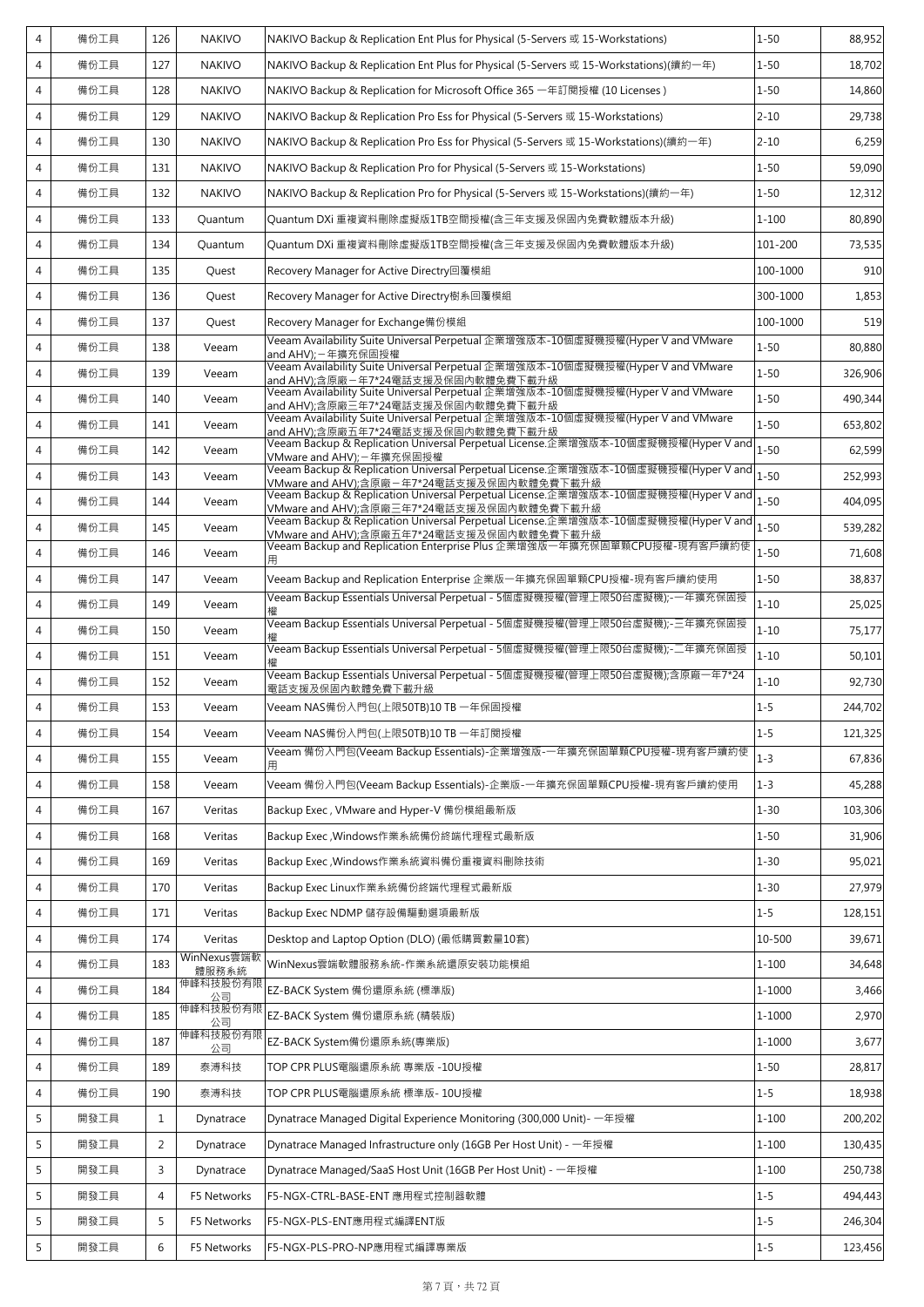| | | | | | | |
|---|---|---|---|---|---|---|
| 4 | 備份工具 | 126 | NAKIVO | NAKIVO Backup & Replication Ent Plus for Physical (5-Servers 或 15-Workstations) | 1-50 | 88,952 |
| 4 | 備份工具 | 127 | NAKIVO | NAKIVO Backup & Replication Ent Plus for Physical (5-Servers 或 15-Workstations)(續約一年) | 1-50 | 18,702 |
| 4 | 備份工具 | 128 | NAKIVO | NAKIVO Backup & Replication for Microsoft Office 365 一年訂閱授權 (10 Licenses ) | 1-50 | 14,860 |
| 4 | 備份工具 | 129 | NAKIVO | NAKIVO Backup & Replication Pro Ess for Physical (5-Servers 或 15-Workstations) | 2-10 | 29,738 |
| 4 | 備份工具 | 130 | NAKIVO | NAKIVO Backup & Replication Pro Ess for Physical (5-Servers 或 15-Workstations)(續約一年) | 2-10 | 6,259 |
| 4 | 備份工具 | 131 | NAKIVO | NAKIVO Backup & Replication Pro for Physical (5-Servers 或 15-Workstations) | 1-50 | 59,090 |
| 4 | 備份工具 | 132 | NAKIVO | NAKIVO Backup & Replication Pro for Physical (5-Servers 或 15-Workstations)(續約一年) | 1-50 | 12,312 |
| 4 | 備份工具 | 133 | Quantum | Quantum DXi 重複資料刪除虛擬版1TB空間授權(含三年支援及保固內免費軟體版本升級) | 1-100 | 80,890 |
| 4 | 備份工具 | 134 | Quantum | Quantum DXi 重複資料刪除虛擬版1TB空間授權(含三年支援及保固內免費軟體版本升級) | 101-200 | 73,535 |
| 4 | 備份工具 | 135 | Quest | Recovery Manager for Active Directry回覆模組 | 100-1000 | 910 |
| 4 | 備份工具 | 136 | Quest | Recovery Manager for Active Directry樹系回覆模組 | 300-1000 | 1,853 |
| 4 | 備份工具 | 137 | Quest | Recovery Manager for Exchange備份模組 | 100-1000 | 519 |
| 4 | 備份工具 | 138 | Veeam | Veeam Availability Suite Universal Perpetual 企業增強版本-10個虛擬機授權(Hyper V and VMware and AHV);一年擴充保固授權 | 1-50 | 80,880 |
| 4 | 備份工具 | 139 | Veeam | Veeam Availability Suite Universal Perpetual 企業增強版本-10個虛擬機授權(Hyper V and VMware and AHV);含原廠一年7*24電話支援及保固內軟體免費下載升級 | 1-50 | 326,906 |
| 4 | 備份工具 | 140 | Veeam | Veeam Availability Suite Universal Perpetual 企業增強版本-10個虛擬機授權(Hyper V and VMware and AHV);含原廠三年7*24電話支援及保固內軟體免費下載升級 | 1-50 | 490,344 |
| 4 | 備份工具 | 141 | Veeam | Veeam Availability Suite Universal Perpetual 企業增強版本-10個虛擬機授權(Hyper V and VMware and AHV);含原廠五年7*24電話支援及保固內軟體免費下載升級 | 1-50 | 653,802 |
| 4 | 備份工具 | 142 | Veeam | Veeam Backup & Replication Universal Perpetual License.企業增強版本-10個虛擬機授權(Hyper V and VMware and AHV);一年擴充保固授權 | 1-50 | 62,599 |
| 4 | 備份工具 | 143 | Veeam | Veeam Backup & Replication Universal Perpetual License.企業增強版本-10個虛擬機授權(Hyper V and VMware and AHV);含原廠一年7*24電話支援及保固內軟體免費下載升級 | 1-50 | 252,993 |
| 4 | 備份工具 | 144 | Veeam | Veeam Backup & Replication Universal Perpetual License.企業增強版本-10個虛擬機授權(Hyper V and VMware and AHV);含原廠三年7*24電話支援及保固內軟體免費下載升級 | 1-50 | 404,095 |
| 4 | 備份工具 | 145 | Veeam | Veeam Backup & Replication Universal Perpetual License.企業增強版本-10個虛擬機授權(Hyper V and VMware and AHV);含原廠五年7*24電話支援及保固內軟體免費下載升級 | 1-50 | 539,282 |
| 4 | 備份工具 | 146 | Veeam | Veeam Backup and Replication Enterprise Plus 企業增強版一年擴充保固單顆CPU授權-現有客戶續約使用 | 1-50 | 71,608 |
| 4 | 備份工具 | 147 | Veeam | Veeam Backup and Replication Enterprise 企業版一年擴充保固單顆CPU授權-現有客戶續約使用 | 1-50 | 38,837 |
| 4 | 備份工具 | 149 | Veeam | Veeam Backup Essentials Universal Perpetual - 5個虛擬機授權(管理上限50台虛擬機);-一年擴充保固授權 | 1-10 | 25,025 |
| 4 | 備份工具 | 150 | Veeam | Veeam Backup Essentials Universal Perpetual - 5個虛擬機授權(管理上限50台虛擬機);-三年擴充保固授權 | 1-10 | 75,177 |
| 4 | 備份工具 | 151 | Veeam | Veeam Backup Essentials Universal Perpetual - 5個虛擬機授權(管理上限50台虛擬機);-二年擴充保固授權 | 1-10 | 50,101 |
| 4 | 備份工具 | 152 | Veeam | Veeam Backup Essentials Universal Perpetual - 5個虛擬機授權(管理上限50台虛擬機);含原廠一年7*24電話支援及保固內軟體免費下載升級 | 1-10 | 92,730 |
| 4 | 備份工具 | 153 | Veeam | Veeam NAS備份入門包(上限50TB)10 TB 一年保固授權 | 1-5 | 244,702 |
| 4 | 備份工具 | 154 | Veeam | Veeam NAS備份入門包(上限50TB)10 TB 一年訂閱授權 | 1-5 | 121,325 |
| 4 | 備份工具 | 155 | Veeam | Veeam 備份入門包(Veeam Backup Essentials)-企業增強版-一年擴充保固單顆CPU授權-現有客戶續約使用 | 1-3 | 67,836 |
| 4 | 備份工具 | 158 | Veeam | Veeam 備份入門包(Veeam Backup Essentials)-企業版-一年擴充保固單顆CPU授權-現有客戶續約使用 | 1-3 | 45,288 |
| 4 | 備份工具 | 167 | Veritas | Backup Exec , VMware and Hyper-V 備份模組最新版 | 1-30 | 103,306 |
| 4 | 備份工具 | 168 | Veritas | Backup Exec ,Windows作業系統備份終端代理程式最新版 | 1-50 | 31,906 |
| 4 | 備份工具 | 169 | Veritas | Backup Exec ,Windows作業系統資料備份重複資料刪除技術 | 1-30 | 95,021 |
| 4 | 備份工具 | 170 | Veritas | Backup Exec Linux作業系統備份終端代理程式最新版 | 1-30 | 27,979 |
| 4 | 備份工具 | 171 | Veritas | Backup Exec NDMP 儲存設備驅動選項最新版 | 1-5 | 128,151 |
| 4 | 備份工具 | 174 | Veritas | Desktop and Laptop Option (DLO) (最低購買數量10套) | 10-500 | 39,671 |
| 4 | 備份工具 | 183 | WinNexus雲端軟體服務系統 | WinNexus雲端軟體服務系統-作業系統還原安裝功能模組 | 1-100 | 34,648 |
| 4 | 備份工具 | 184 | 伸峰科技股份有限公司 | EZ-BACK System 備份還原系統 (標準版) | 1-1000 | 3,466 |
| 4 | 備份工具 | 185 | 伸峰科技股份有限公司 | EZ-BACK System 備份還原系統 (精裝版) | 1-1000 | 2,970 |
| 4 | 備份工具 | 187 | 伸峰科技股份有限公司 | EZ-BACK System備份還原系統(專業版) | 1-1000 | 3,677 |
| 4 | 備份工具 | 189 | 泰溥科技 | TOP CPR PLUS電腦還原系統 專業版 -10U授權 | 1-50 | 28,817 |
| 4 | 備份工具 | 190 | 泰溥科技 | TOP CPR PLUS電腦還原系統 標準版- 10U授權 | 1-5 | 18,938 |
| 5 | 開發工具 | 1 | Dynatrace | Dynatrace Managed Digital Experience Monitoring (300,000 Unit)- 一年授權 | 1-100 | 200,202 |
| 5 | 開發工具 | 2 | Dynatrace | Dynatrace Managed Infrastructure only (16GB Per Host Unit) - 一年授權 | 1-100 | 130,435 |
| 5 | 開發工具 | 3 | Dynatrace | Dynatrace Managed/SaaS Host Unit (16GB Per Host Unit) - 一年授權 | 1-100 | 250,738 |
| 5 | 開發工具 | 4 | F5 Networks | F5-NGX-CTRL-BASE-ENT 應用程式控制器軟體 | 1-5 | 494,443 |
| 5 | 開發工具 | 5 | F5 Networks | F5-NGX-PLS-ENT應用程式編譯ENT版 | 1-5 | 246,304 |
| 5 | 開發工具 | 6 | F5 Networks | F5-NGX-PLS-PRO-NP應用程式編譯專業版 | 1-5 | 123,456 |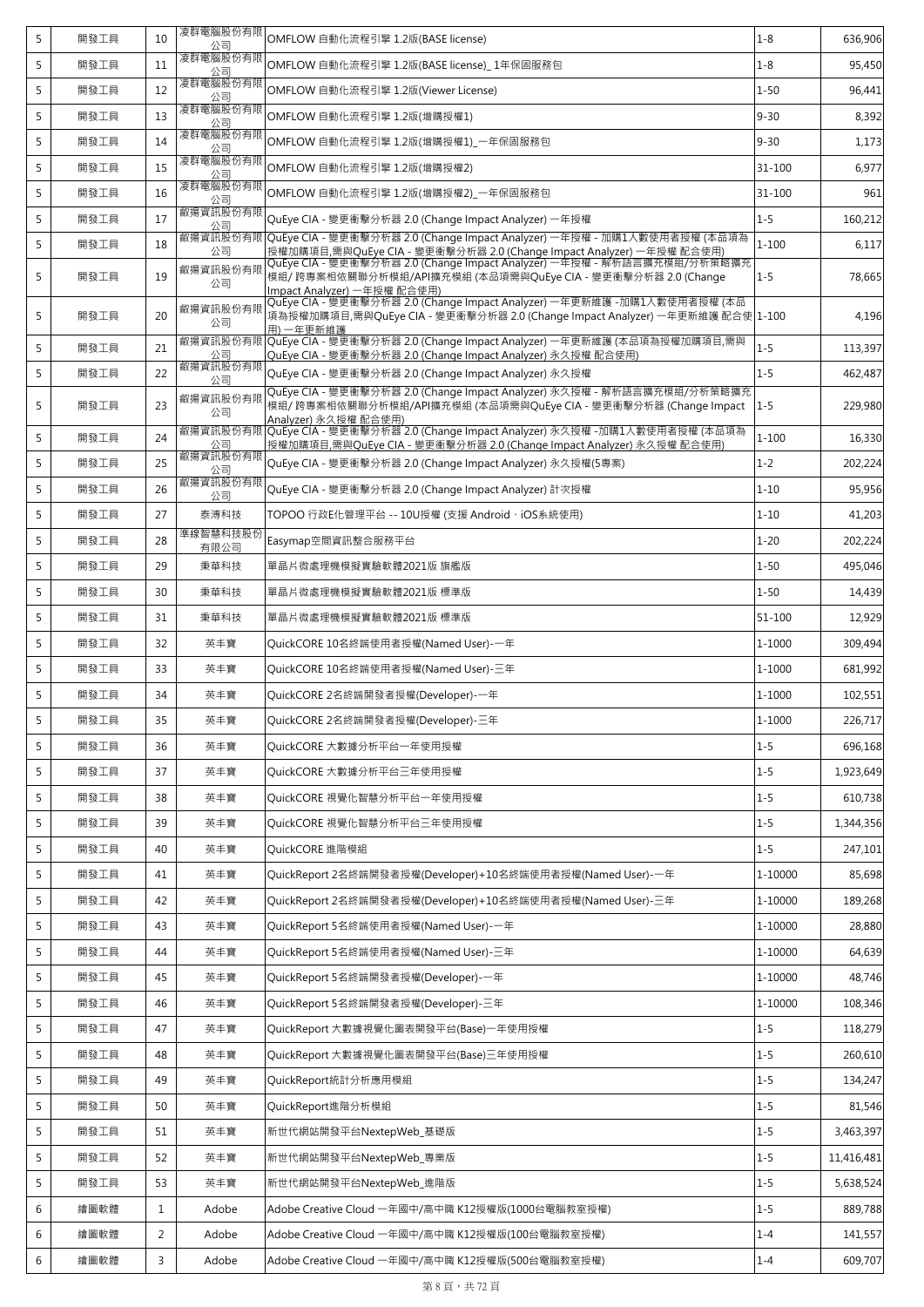| 5 | 開發工具 | 10 | 凌群電腦股份有限公司 | OMFLOW 自動化流程引擎 1.2版(BASE license) | 1-8 | 636,906 |
|---|---|---|---|---|---|---|
| 5 | 開發工具 | 11 | 凌群電腦股份有限公司 | OMFLOW 自動化流程引擎 1.2版(BASE license)_ 1年保固服務包 | 1-8 | 95,450 |
| 5 | 開發工具 | 12 | 凌群電腦股份有限公司 | OMFLOW 自動化流程引擎 1.2版(Viewer License) | 1-50 | 96,441 |
| 5 | 開發工具 | 13 | 凌群電腦股份有限公司 | OMFLOW 自動化流程引擎 1.2版(增購授權1) | 9-30 | 8,392 |
| 5 | 開發工具 | 14 | 凌群電腦股份有限公司 | OMFLOW 自動化流程引擎 1.2版(增購授權1)_一年保固服務包 | 9-30 | 1,173 |
| 5 | 開發工具 | 15 | 凌群電腦股份有限公司 | OMFLOW 自動化流程引擎 1.2版(增購授權2) | 31-100 | 6,977 |
| 5 | 開發工具 | 16 | 凌群電腦股份有限公司 | OMFLOW 自動化流程引擎 1.2版(增購授權2)_一年保固服務包 | 31-100 | 961 |
| 5 | 開發工具 | 17 | 叡揚資訊股份有限公司 | QuEye CIA - 變更衝擊分析器 2.0 (Change Impact Analyzer) 一年授權 | 1-5 | 160,212 |
| 5 | 開發工具 | 18 | 叡揚資訊股份有限公司 | QuEye CIA - 變更衝擊分析器 2.0 (Change Impact Analyzer) 一年授權 - 加購1人數使用者授權 (本品項為授權加購項目,需與QuEye CIA - 變更衝擊分析器 2.0 (Change Impact Analyzer) 一年授權 配合使用) | 1-100 | 6,117 |
| 5 | 開發工具 | 19 | 叡揚資訊股份有限公司 | QuEye CIA - 變更衝擊分析器 2.0 (Change Impact Analyzer) 一年授權 - 解析語言擴充模組/分析策略擴充模組/ 跨專案相依關聯分析模組/API擴充模組 (本品項需與QuEye CIA - 變更衝擊分析器 2.0 (Change Impact Analyzer) 一年授權 配合使用) | 1-5 | 78,665 |
| 5 | 開發工具 | 20 | 叡揚資訊股份有限公司 | QuEye CIA - 變更衝擊分析器 2.0 (Change Impact Analyzer) 一年更新維護 -加購1人數使用者授權 (本品項為授權加購項目,需與QuEye CIA - 變更衝擊分析器 2.0 (Change Impact Analyzer) 一年更新維護 配合使用) 一年更新維護 | 1-100 | 4,196 |
| 5 | 開發工具 | 21 | 叡揚資訊股份有限公司 | QuEye CIA - 變更衝擊分析器 2.0 (Change Impact Analyzer) 一年更新維護 (本品項為授權加購項目,需與QuEye CIA - 變更衝擊分析器 2.0 (Change Impact Analyzer) 永久授權 配合使用) | 1-5 | 113,397 |
| 5 | 開發工具 | 22 | 叡揚資訊股份有限公司 | QuEye CIA - 變更衝擊分析器 2.0 (Change Impact Analyzer) 永久授權 | 1-5 | 462,487 |
| 5 | 開發工具 | 23 | 叡揚資訊股份有限公司 | QuEye CIA - 變更衝擊分析器 2.0 (Change Impact Analyzer) 永久授權 - 解析語言擴充模組/分析策略擴充模組/ 跨專案相依關聯分析模組/API擴充模組 (本品項需與QuEye CIA - 變更衝擊分析器 (Change Impact Analyzer) 永久授權 配合使用) | 1-5 | 229,980 |
| 5 | 開發工具 | 24 | 叡揚資訊股份有限公司 | QuEye CIA - 變更衝擊分析器 2.0 (Change Impact Analyzer) 永久授權 -加購1人數使用者授權 (本品項為授權加購項目,需與QuEye CIA - 變更衝擊分析器 2.0 (Change Impact Analyzer) 永久授權 配合使用) | 1-100 | 16,330 |
| 5 | 開發工具 | 25 | 叡揚資訊股份有限公司 | QuEye CIA - 變更衝擊分析器 2.0 (Change Impact Analyzer) 永久授權(5專案) | 1-2 | 202,224 |
| 5 | 開發工具 | 26 | 叡揚資訊股份有限公司 | QuEye CIA - 變更衝擊分析器 2.0 (Change Impact Analyzer) 計次授權 | 1-10 | 95,956 |
| 5 | 開發工具 | 27 | 泰溥科技 | TOPOO 行政E化管理平台 -- 10U授權 (支援 Android、iOS系統使用) | 1-10 | 41,203 |
| 5 | 開發工具 | 28 | 準線智慧科技股份有限公司 | Easymap空間資訊整合服務平台 | 1-20 | 202,224 |
| 5 | 開發工具 | 29 | 秉華科技 | 單晶片微處理機模擬實驗軟體2021版 旗艦版 | 1-50 | 495,046 |
| 5 | 開發工具 | 30 | 秉華科技 | 單晶片微處理機模擬實驗軟體2021版 標準版 | 1-50 | 14,439 |
| 5 | 開發工具 | 31 | 秉華科技 | 單晶片微處理機模擬實驗軟體2021版 標準版 | 51-100 | 12,929 |
| 5 | 開發工具 | 32 | 英丰寶 | QuickCORE 10名終端使用者授權(Named User)-一年 | 1-1000 | 309,494 |
| 5 | 開發工具 | 33 | 英丰寶 | QuickCORE 10名終端使用者授權(Named User)-三年 | 1-1000 | 681,992 |
| 5 | 開發工具 | 34 | 英丰寶 | QuickCORE 2名終端開發者授權(Developer)-一年 | 1-1000 | 102,551 |
| 5 | 開發工具 | 35 | 英丰寶 | QuickCORE 2名終端開發者授權(Developer)-三年 | 1-1000 | 226,717 |
| 5 | 開發工具 | 36 | 英丰寶 | QuickCORE 大數據分析平台一年使用授權 | 1-5 | 696,168 |
| 5 | 開發工具 | 37 | 英丰寶 | QuickCORE 大數據分析平台三年使用授權 | 1-5 | 1,923,649 |
| 5 | 開發工具 | 38 | 英丰寶 | QuickCORE 視覺化智慧分析平台一年使用授權 | 1-5 | 610,738 |
| 5 | 開發工具 | 39 | 英丰寶 | QuickCORE 視覺化智慧分析平台三年使用授權 | 1-5 | 1,344,356 |
| 5 | 開發工具 | 40 | 英丰寶 | QuickCORE 進階模組 | 1-5 | 247,101 |
| 5 | 開發工具 | 41 | 英丰寶 | QuickReport 2名終端開發者授權(Developer)+10名終端使用者授權(Named User)-一年 | 1-10000 | 85,698 |
| 5 | 開發工具 | 42 | 英丰寶 | QuickReport 2名終端開發者授權(Developer)+10名終端使用者授權(Named User)-三年 | 1-10000 | 189,268 |
| 5 | 開發工具 | 43 | 英丰寶 | QuickReport 5名終端使用者授權(Named User)-一年 | 1-10000 | 28,880 |
| 5 | 開發工具 | 44 | 英丰寶 | QuickReport 5名終端使用者授權(Named User)-三年 | 1-10000 | 64,639 |
| 5 | 開發工具 | 45 | 英丰寶 | QuickReport 5名終端開發者授權(Developer)-一年 | 1-10000 | 48,746 |
| 5 | 開發工具 | 46 | 英丰寶 | QuickReport 5名終端開發者授權(Developer)-三年 | 1-10000 | 108,346 |
| 5 | 開發工具 | 47 | 英丰寶 | QuickReport 大數據視覺化圖表開發平台(Base)一年使用授權 | 1-5 | 118,279 |
| 5 | 開發工具 | 48 | 英丰寶 | QuickReport 大數據視覺化圖表開發平台(Base)三年使用授權 | 1-5 | 260,610 |
| 5 | 開發工具 | 49 | 英丰寶 | QuickReport統計分析應用模組 | 1-5 | 134,247 |
| 5 | 開發工具 | 50 | 英丰寶 | QuickReport進階分析模組 | 1-5 | 81,546 |
| 5 | 開發工具 | 51 | 英丰寶 | 新世代網站開發平台NextepWeb_基礎版 | 1-5 | 3,463,397 |
| 5 | 開發工具 | 52 | 英丰寶 | 新世代網站開發平台NextepWeb_專業版 | 1-5 | 11,416,481 |
| 5 | 開發工具 | 53 | 英丰寶 | 新世代網站開發平台NextepWeb_進階版 | 1-5 | 5,638,524 |
| 6 | 繪圖軟體 | 1 | Adobe | Adobe Creative Cloud 一年國中/高中職 K12授權版(1000台電腦教室授權) | 1-5 | 889,788 |
| 6 | 繪圖軟體 | 2 | Adobe | Adobe Creative Cloud 一年國中/高中職 K12授權版(100台電腦教室授權) | 1-4 | 141,557 |
| 6 | 繪圖軟體 | 3 | Adobe | Adobe Creative Cloud 一年國中/高中職 K12授權版(500台電腦教室授權) | 1-4 | 609,707 |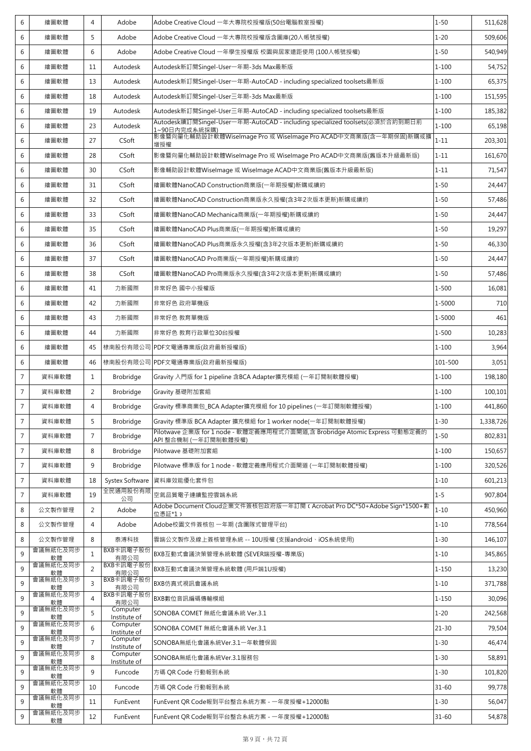| 6 | 繪圖軟體 | 4 | Adobe | Adobe Creative Cloud 一年大專院校授權版(50台電腦教室授權) | 1-50 | 511,628 |
|---|---|---|---|---|---|---|
| 6 | 繪圖軟體 | 5 | Adobe | Adobe Creative Cloud 一年大專院校授權版含圖庫(20人帳號授權) | 1-20 | 509,606 |
| 6 | 繪圖軟體 | 6 | Adobe | Adobe Creative Cloud 一年學生授權版 校園與居家遠距使用 (100人帳號授權) | 1-50 | 540,949 |
| 6 | 繪圖軟體 | 11 | Autodesk | Autodesk新訂閱Singel-User一年期-3ds Max最新版 | 1-100 | 54,752 |
| 6 | 繪圖軟體 | 13 | Autodesk | Autodesk新訂閱Singel-User一年期-AutoCAD - including specialized toolsets最新版 | 1-100 | 65,375 |
| 6 | 繪圖軟體 | 18 | Autodesk | Autodesk新訂閱Singel-User三年期-3ds Max最新版 | 1-100 | 151,595 |
| 6 | 繪圖軟體 | 19 | Autodesk | Autodesk新訂閱Singel-User三年期-AutoCAD - including specialized toolsets最新版 | 1-100 | 185,382 |
| 6 | 繪圖軟體 | 23 | Autodesk | Autodesk續訂閱Singel-User一年期-AutoCAD - including specialized toolsets(必須於合約到期日前1~90日內完成系統採購) | 1-100 | 65,198 |
| 6 | 繪圖軟體 | 27 | CSoft | 影像暨向量化輔助設計軟體WiseImage Pro 或 WiseImage Pro ACAD中文商業版(含一年期保固)新購或擴增授權 | 1-11 | 203,301 |
| 6 | 繪圖軟體 | 28 | CSoft | 影像暨向量化輔助設計軟體WiseImage Pro 或 WiseImage Pro ACAD中文商業版(舊版本升級最新版) | 1-11 | 161,670 |
| 6 | 繪圖軟體 | 30 | CSoft | 影像輔助設計軟體WiseImage 或 WiseImage ACAD中文商業版(舊版本升級最新版) | 1-11 | 71,547 |
| 6 | 繪圖軟體 | 31 | CSoft | 繪圖軟體NanoCAD Construction商業版(一年期授權)新購或續約 | 1-50 | 24,447 |
| 6 | 繪圖軟體 | 32 | CSoft | 繪圖軟體NanoCAD Construction商業版永久授權(含3年2次版本更新)新購或續約 | 1-50 | 57,486 |
| 6 | 繪圖軟體 | 33 | CSoft | 繪圖軟體NanoCAD Mechanica商業版(一年期授權)新購或續約 | 1-50 | 24,447 |
| 6 | 繪圖軟體 | 35 | CSoft | 繪圖軟體NanoCAD Plus商業版(一年期授權)新購或續約 | 1-50 | 19,297 |
| 6 | 繪圖軟體 | 36 | CSoft | 繪圖軟體NanoCAD Plus商業版永久授權(含3年2次版本更新)新購或續約 | 1-50 | 46,330 |
| 6 | 繪圖軟體 | 37 | CSoft | 繪圖軟體NanoCAD Pro商業版(一年期授權)新購或續約 | 1-50 | 24,447 |
| 6 | 繪圖軟體 | 38 | CSoft | 繪圖軟體NanoCAD Pro商業版永久授權(含3年2次版本更新)新購或續約 | 1-50 | 57,486 |
| 6 | 繪圖軟體 | 41 | 力新國際 | 非常好色 國中小授權版 | 1-500 | 16,081 |
| 6 | 繪圖軟體 | 42 | 力新國際 | 非常好色 政府單機版 | 1-5000 | 710 |
| 6 | 繪圖軟體 | 43 | 力新國際 | 非常好色 教育單機版 | 1-5000 | 461 |
| 6 | 繪圖軟體 | 44 | 力新國際 | 非常好色 教育行政單位30台授權 | 1-500 | 10,283 |
| 6 | 繪圖軟體 | 45 | 棣南股份有限公司 | PDF文電通專業版(政府最新授權版) | 1-100 | 3,964 |
| 6 | 繪圖軟體 | 46 | 棣南股份有限公司 | PDF文電通專業版(政府最新授權版) | 101-500 | 3,051 |
| 7 | 資料庫軟體 | 1 | Brobridge | Gravity 入門版 for 1 pipeline 含BCA Adapter擴充模組 (一年訂閱制軟體授權) | 1-100 | 198,180 |
| 7 | 資料庫軟體 | 2 | Brobridge | Gravity 基礎附加套組 | 1-100 | 100,101 |
| 7 | 資料庫軟體 | 4 | Brobridge | Gravity 標準商業包_BCA Adapter擴充模組 for 10 pipelines (一年訂閱制軟體授權) | 1-100 | 441,860 |
| 7 | 資料庫軟體 | 5 | Brobridge | Gravity 標準版 BCA Adapter 擴充模組 for 1 worker node(一年訂閱制軟體授權) | 1-30 | 1,338,726 |
| 7 | 資料庫軟體 | 7 | Brobridge | Pilotwave 企業版 for 1 node - 軟體定義應用程式介面閘道,含 Brobridge Atomic Express 可動態定義的API 整合機制 (一年訂閱制軟體授權) | 1-50 | 802,831 |
| 7 | 資料庫軟體 | 8 | Brobridge | Pilotwave 基礎附加套組 | 1-100 | 150,657 |
| 7 | 資料庫軟體 | 9 | Brobridge | Pilotwave 標準版 for 1 node - 軟體定義應用程式介面閘道 (一年訂閱制軟體授權) | 1-100 | 320,526 |
| 7 | 資料庫軟體 | 18 | Systex Software | 資料庫效能優化套件包 | 1-10 | 601,213 |
| 7 | 資料庫軟體 | 19 | 全民通用股份有限公司 | 空氣品質電子連續監控雲端系統 | 1-5 | 907,804 |
| 8 | 公文製作管理 | 2 | Adobe | Adobe Document Cloud企業文件簽核包政府版一年訂閱『Acrobat Pro DC*50+Adobe Sign*1500+數位憑証*1』 | 1-10 | 450,960 |
| 8 | 公文製作管理 | 4 | Adobe | Adobe校園文件簽核包 一年期 (含團隊式管理平台) | 1-10 | 778,564 |
| 8 | 公文製作管理 | 8 | 泰溥科技 | 雲端公文製作及線上簽核管理系統 -- 10U授權 (支援android、iOS系統使用) | 1-30 | 146,107 |
| 9 | 會議無紙化及同步軟體 | 1 | BXB卡訊電子股份有限公司 | BXB互動式會議決策管理系統軟體 (SEVER端授權-專業版) | 1-10 | 345,865 |
| 9 | 會議無紙化及同步軟體 | 2 | BXB卡訊電子股份有限公司 | BXB互動式會議決策管理系統軟體 (用戶端1U授權) | 1-150 | 13,230 |
| 9 | 會議無紙化及同步軟體 | 3 | BXB卡訊電子股份有限公司 | BXB仿真式視訊會議系統 | 1-10 | 371,788 |
| 9 | 會議無紙化及同步軟體 | 4 | BXB卡訊電子股份有限公司 | BXB數位音訊編碼傳輸模組 | 1-150 | 30,096 |
| 9 | 會議無紙化及同步軟體 | 5 | Computer Institute of | SONOBA COMET 無紙化會議系統 Ver.3.1 | 1-20 | 242,568 |
| 9 | 會議無紙化及同步軟體 | 6 | Computer Institute of | SONOBA COMET 無紙化會議系統 Ver.3.1 | 21-30 | 79,504 |
| 9 | 會議無紙化及同步軟體 | 7 | Computer Institute of | SONOBA無紙化會議系統Ver.3.1一年軟體保固 | 1-30 | 46,474 |
| 9 | 會議無紙化及同步軟體 | 8 | Computer Institute of | SONOBA無紙化會議系統Ver.3.1服務包 | 1-30 | 58,891 |
| 9 | 會議無紙化及同步軟體 | 9 | Funcode | 方碼 QR Code 行動報到系統 | 1-30 | 101,820 |
| 9 | 會議無紙化及同步軟體 | 10 | Funcode | 方碼 QR Code 行動報到系統 | 31-60 | 99,778 |
| 9 | 會議無紙化及同步軟體 | 11 | FunEvent | FunEvent QR Code報到平台整合系統方案 - 一年度授權+12000點 | 1-30 | 56,047 |
| 9 | 會議無紙化及同步軟體 | 12 | FunEvent | FunEvent QR Code報到平台整合系統方案 - 一年度授權+12000點 | 31-60 | 54,878 |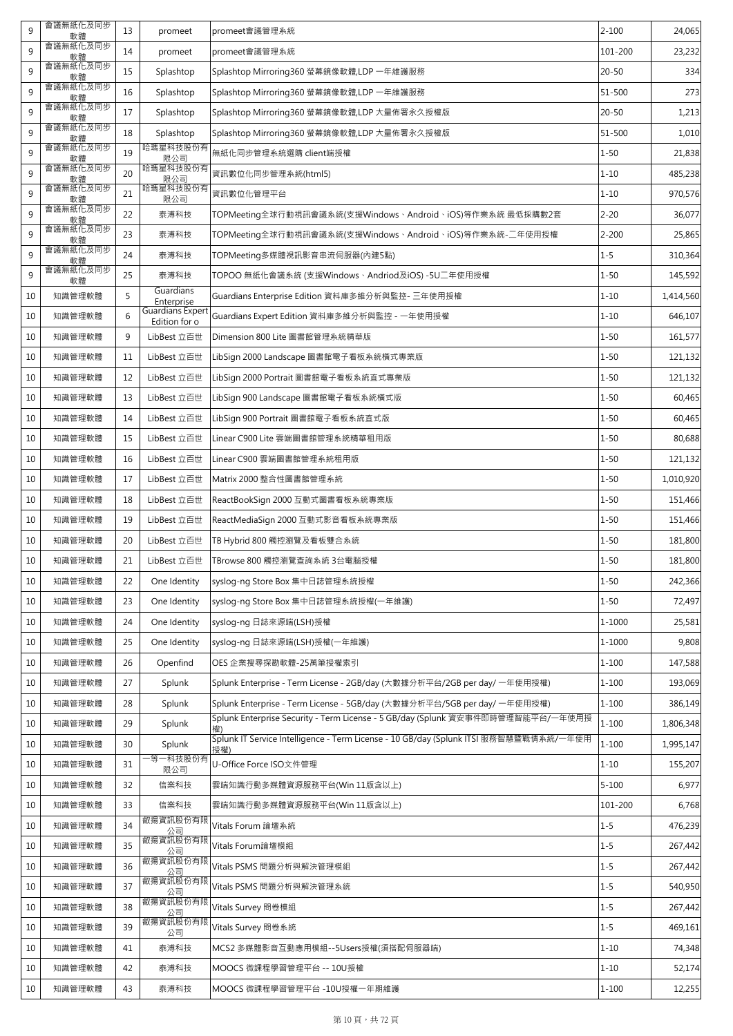| 9 | 會議無紙化及同步軟體 | 13 | promeet | promeet會議管理系統 | 2-100 | 24,065 |
|---|---|---|---|---|---|---|
| 9 | 會議無紙化及同步軟體 | 14 | promeet | promeet會議管理系統 | 101-200 | 23,232 |
| 9 | 會議無紙化及同步軟體 | 15 | Splashtop | Splashtop Mirroring360 螢幕鏡像軟體,LDP 一年維護服務 | 20-50 | 334 |
| 9 | 會議無紙化及同步軟體 | 16 | Splashtop | Splashtop Mirroring360 螢幕鏡像軟體,LDP 一年維護服務 | 51-500 | 273 |
| 9 | 會議無紙化及同步軟體 | 17 | Splashtop | Splashtop Mirroring360 螢幕鏡像軟體,LDP 大量佈署永久授權版 | 20-50 | 1,213 |
| 9 | 會議無紙化及同步軟體 | 18 | Splashtop | Splashtop Mirroring360 螢幕鏡像軟體,LDP 大量佈署永久授權版 | 51-500 | 1,010 |
| 9 | 會議無紙化及同步軟體 | 19 | 哈瑪星科技股份有限公司 | 無紙化同步管理系統選購 client端授權 | 1-50 | 21,838 |
| 9 | 會議無紙化及同步軟體 | 20 | 哈瑪星科技股份有限公司 | 資訊數位化同步管理系統(html5) | 1-10 | 485,238 |
| 9 | 會議無紙化及同步軟體 | 21 | 哈瑪星科技股份有限公司 | 資訊數位化管理平台 | 1-10 | 970,576 |
| 9 | 會議無紙化及同步軟體 | 22 | 泰溥科技 | TOPMeeting全球行動視訊會議系統(支援Windows、Android、iOS)等作業系統 最低採購數2套 | 2-20 | 36,077 |
| 9 | 會議無紙化及同步軟體 | 23 | 泰溥科技 | TOPMeeting全球行動視訊會議系統(支援Windows、Android、iOS)等作業系統-二年使用授權 | 2-200 | 25,865 |
| 9 | 會議無紙化及同步軟體 | 24 | 泰溥科技 | TOPMeeting多媒體視訊影音串流伺服器(內建5點) | 1-5 | 310,364 |
| 9 | 會議無紙化及同步軟體 | 25 | 泰溥科技 | TOPOO 無紙化會議系統 (支援Windows、Andriod及iOS) -5U二年使用授權 | 1-50 | 145,592 |
| 10 | 知識管理軟體 | 5 | Guardians Enterprise | Guardians Enterprise Edition 資料庫多維分析與監控- 三年使用授權 | 1-10 | 1,414,560 |
| 10 | 知識管理軟體 | 6 | Guardians Expert Edition for o | Guardians Expert Edition 資料庫多維分析與監控 - 一年使用授權 | 1-10 | 646,107 |
| 10 | 知識管理軟體 | 9 | LibBest 立百世 | Dimension 800 Lite 圖書館管理系統精華版 | 1-50 | 161,577 |
| 10 | 知識管理軟體 | 11 | LibBest 立百世 | LibSign 2000 Landscape 圖書館電子看板系統橫式專業版 | 1-50 | 121,132 |
| 10 | 知識管理軟體 | 12 | LibBest 立百世 | LibSign 2000 Portrait 圖書館電子看板系統直式專業版 | 1-50 | 121,132 |
| 10 | 知識管理軟體 | 13 | LibBest 立百世 | LibSign 900 Landscape 圖書館電子看板系統橫式版 | 1-50 | 60,465 |
| 10 | 知識管理軟體 | 14 | LibBest 立百世 | LibSign 900 Portrait 圖書館電子看板系統直式版 | 1-50 | 60,465 |
| 10 | 知識管理軟體 | 15 | LibBest 立百世 | Linear C900 Lite 雲端圖書館管理系統精華租用版 | 1-50 | 80,688 |
| 10 | 知識管理軟體 | 16 | LibBest 立百世 | Linear C900 雲端圖書館管理系統租用版 | 1-50 | 121,132 |
| 10 | 知識管理軟體 | 17 | LibBest 立百世 | Matrix 2000 整合性圖書館管理系統 | 1-50 | 1,010,920 |
| 10 | 知識管理軟體 | 18 | LibBest 立百世 | ReactBookSign 2000 互動式圖書看板系統專業版 | 1-50 | 151,466 |
| 10 | 知識管理軟體 | 19 | LibBest 立百世 | ReactMediaSign 2000 互動式影音看板系統專業版 | 1-50 | 151,466 |
| 10 | 知識管理軟體 | 20 | LibBest 立百世 | TB Hybrid 800 觸控瀏覽及看板雙合系統 | 1-50 | 181,800 |
| 10 | 知識管理軟體 | 21 | LibBest 立百世 | TBrowse 800 觸控瀏覽查詢系統 3台電腦授權 | 1-50 | 181,800 |
| 10 | 知識管理軟體 | 22 | One Identity | syslog-ng Store Box 集中日誌管理系統授權 | 1-50 | 242,366 |
| 10 | 知識管理軟體 | 23 | One Identity | syslog-ng Store Box 集中日誌管理系統授權(一年維護) | 1-50 | 72,497 |
| 10 | 知識管理軟體 | 24 | One Identity | syslog-ng 日誌來源端(LSH)授權 | 1-1000 | 25,581 |
| 10 | 知識管理軟體 | 25 | One Identity | syslog-ng 日誌來源端(LSH)授權(一年維護) | 1-1000 | 9,808 |
| 10 | 知識管理軟體 | 26 | Openfind | OES 企業搜尋探勘軟體-25萬筆授權索引 | 1-100 | 147,588 |
| 10 | 知識管理軟體 | 27 | Splunk | Splunk Enterprise - Term License - 2GB/day (大數據分析平台/2GB per day/ 一年使用授權) | 1-100 | 193,069 |
| 10 | 知識管理軟體 | 28 | Splunk | Splunk Enterprise - Term License - 5GB/day (大數據分析平台/5GB per day/ 一年使用授權) | 1-100 | 386,149 |
| 10 | 知識管理軟體 | 29 | Splunk | Splunk Enterprise Security - Term License - 5 GB/day (Splunk 資安事件即時管理智能平台/一年使用授權) | 1-100 | 1,806,348 |
| 10 | 知識管理軟體 | 30 | Splunk | Splunk IT Service Intelligence - Term License - 10 GB/day (Splunk ITSI 服務智慧暨戰情系統/一年使用授權) | 1-100 | 1,995,147 |
| 10 | 知識管理軟體 | 31 | 一等一科技股份有限公司 | U-Office Force ISO文件管理 | 1-10 | 155,207 |
| 10 | 知識管理軟體 | 32 | 信業科技 | 雲端知識行動多媒體資源服務平台(Win 11版含以上) | 5-100 | 6,977 |
| 10 | 知識管理軟體 | 33 | 信業科技 | 雲端知識行動多媒體資源服務平台(Win 11版含以上) | 101-200 | 6,768 |
| 10 | 知識管理軟體 | 34 | 叡揚資訊股份有限公司 | Vitals Forum 論壇系統 | 1-5 | 476,239 |
| 10 | 知識管理軟體 | 35 | 叡揚資訊股份有限公司 | Vitals Forum論壇模組 | 1-5 | 267,442 |
| 10 | 知識管理軟體 | 36 | 叡揚資訊股份有限公司 | Vitals PSMS 問題分析與解決管理模組 | 1-5 | 267,442 |
| 10 | 知識管理軟體 | 37 | 叡揚資訊股份有限公司 | Vitals PSMS 問題分析與解決管理系統 | 1-5 | 540,950 |
| 10 | 知識管理軟體 | 38 | 叡揚資訊股份有限公司 | Vitals Survey 問卷模組 | 1-5 | 267,442 |
| 10 | 知識管理軟體 | 39 | 叡揚資訊股份有限公司 | Vitals Survey 問卷系統 | 1-5 | 469,161 |
| 10 | 知識管理軟體 | 41 | 泰溥科技 | MCS2 多媒體影音互動應用模組--5Users授權(須搭配伺服器端) | 1-10 | 74,348 |
| 10 | 知識管理軟體 | 42 | 泰溥科技 | MOOCS 微課程學習管理平台 -- 10U授權 | 1-10 | 52,174 |
| 10 | 知識管理軟體 | 43 | 泰溥科技 | MOOCS 微課程學習管理平台 -10U授權一年期維護 | 1-100 | 12,255 |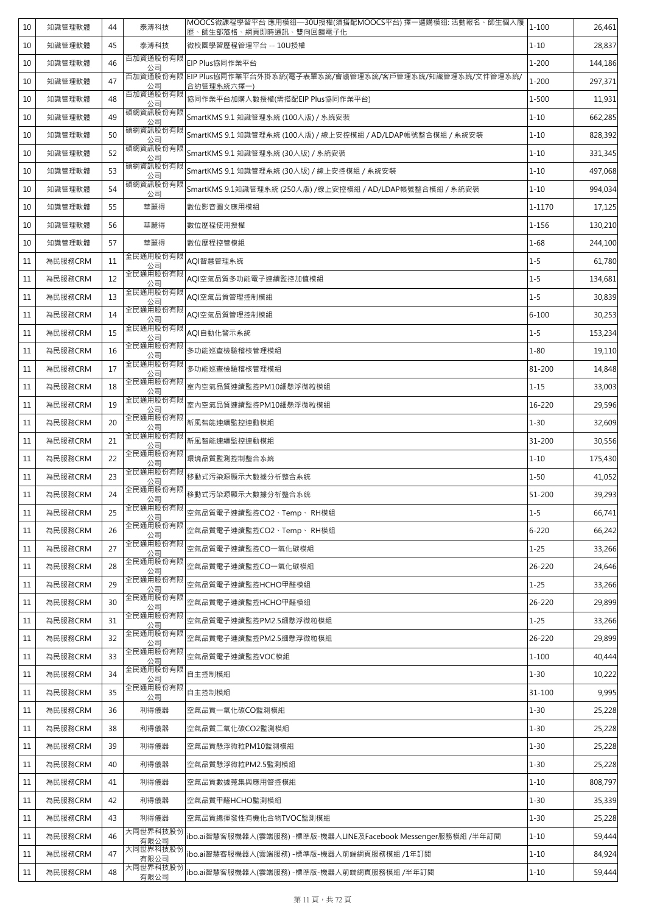| 10 | 知識管理軟體 | 44 | 泰溥科技 | MOOCS微課程學習平台 應用模組—30U授權(須搭配MOOCS平台) 擇一選購模組: 活動報名、師生個人履歷、師生部落格、網頁即時通訊、雙向回饋電子化 | 1-100 | 26,461 |
|---|---|---|---|---|---|---|
| 10 | 知識管理軟體 | 45 | 泰溥科技 | 微校園學習歷程管理平台 -- 10U授權 | 1-10 | 28,837 |
| 10 | 知識管理軟體 | 46 | 百加資通股份有限公司 | EIP Plus協同作業平台 | 1-200 | 144,186 |
| 10 | 知識管理軟體 | 47 | 百加資通股份有限公司 | EIP Plus協同作業平台外掛系統(電子表單系統/會議管理系統/客戶管理系統/知識管理系統/文件管理系統/合約管理系統六擇一) | 1-200 | 297,371 |
| 10 | 知識管理軟體 | 48 | 百加資通股份有限公司 | 協同作業平台加購人數授權(需搭配EIP Plus協同作業平台) | 1-500 | 11,931 |
| 10 | 知識管理軟體 | 49 | 碩網資訊股份有限公司 | SmartKMS 9.1 知識管理系統 (100人版) / 系統安裝 | 1-10 | 662,285 |
| 10 | 知識管理軟體 | 50 | 碩網資訊股份有限公司 | SmartKMS 9.1 知識管理系統 (100人版) / 線上安控模組 / AD/LDAP帳號整合模組 / 系統安裝 | 1-10 | 828,392 |
| 10 | 知識管理軟體 | 52 | 碩網資訊股份有限公司 | SmartKMS 9.1 知識管理系統 (30人版) / 系統安裝 | 1-10 | 331,345 |
| 10 | 知識管理軟體 | 53 | 碩網資訊股份有限公司 | SmartKMS 9.1 知識管理系統 (30人版) / 線上安控模組 / 系統安裝 | 1-10 | 497,068 |
| 10 | 知識管理軟體 | 54 | 碩網資訊股份有限公司 | SmartKMS 9.1知識管理系統 (250人版) /線上安控模組 / AD/LDAP帳號整合模組 / 系統安裝 | 1-10 | 994,034 |
| 10 | 知識管理軟體 | 55 | 華麗得 | 數位影音圖文應用模組 | 1-1170 | 17,125 |
| 10 | 知識管理軟體 | 56 | 華麗得 | 數位歷程使用授權 | 1-156 | 130,210 |
| 10 | 知識管理軟體 | 57 | 華麗得 | 數位歷程控管模組 | 1-68 | 244,100 |
| 11 | 為民服務CRM | 11 | 全民通用股份有限公司 | AQI智慧管理系統 | 1-5 | 61,780 |
| 11 | 為民服務CRM | 12 | 全民通用股份有限公司 | AQI空氣品質多功能電子連續監控加值模組 | 1-5 | 134,681 |
| 11 | 為民服務CRM | 13 | 全民通用股份有限公司 | AQI空氣品質管理控制模組 | 1-5 | 30,839 |
| 11 | 為民服務CRM | 14 | 全民通用股份有限公司 | AQI空氣品質管理控制模組 | 6-100 | 30,253 |
| 11 | 為民服務CRM | 15 | 全民通用股份有限公司 | AQI自動化警示系統 | 1-5 | 153,234 |
| 11 | 為民服務CRM | 16 | 全民通用股份有限公司 | 多功能巡查檢驗稽核管理模組 | 1-80 | 19,110 |
| 11 | 為民服務CRM | 17 | 全民通用股份有限公司 | 多功能巡查檢驗稽核管理模組 | 81-200 | 14,848 |
| 11 | 為民服務CRM | 18 | 全民通用股份有限公司 | 室內空氣品質連續監控PM10細懸浮微粒模組 | 1-15 | 33,003 |
| 11 | 為民服務CRM | 19 | 全民通用股份有限公司 | 室內空氣品質連續監控PM10細懸浮微粒模組 | 16-220 | 29,596 |
| 11 | 為民服務CRM | 20 | 全民通用股份有限公司 | 新風智能連續監控連動模組 | 1-30 | 32,609 |
| 11 | 為民服務CRM | 21 | 全民通用股份有限公司 | 新風智能連續監控連動模組 | 31-200 | 30,556 |
| 11 | 為民服務CRM | 22 | 全民通用股份有限公司 | 環境品質監測控制整合系統 | 1-10 | 175,430 |
| 11 | 為民服務CRM | 23 | 全民通用股份有限公司 | 移動式污染源顯示大數據分析整合系統 | 1-50 | 41,052 |
| 11 | 為民服務CRM | 24 | 全民通用股份有限公司 | 移動式污染源顯示大數據分析整合系統 | 51-200 | 39,293 |
| 11 | 為民服務CRM | 25 | 全民通用股份有限公司 | 空氣品質電子連續監控CO2、Temp、 RH模組 | 1-5 | 66,741 |
| 11 | 為民服務CRM | 26 | 全民通用股份有限公司 | 空氣品質電子連續監控CO2、Temp、 RH模組 | 6-220 | 66,242 |
| 11 | 為民服務CRM | 27 | 全民通用股份有限公司 | 空氣品質電子連續監控CO一氧化碳模組 | 1-25 | 33,266 |
| 11 | 為民服務CRM | 28 | 全民通用股份有限公司 | 空氣品質電子連續監控CO一氧化碳模組 | 26-220 | 24,646 |
| 11 | 為民服務CRM | 29 | 全民通用股份有限公司 | 空氣品質電子連續監控HCHO甲醛模組 | 1-25 | 33,266 |
| 11 | 為民服務CRM | 30 | 全民通用股份有限公司 | 空氣品質電子連續監控HCHO甲醛模組 | 26-220 | 29,899 |
| 11 | 為民服務CRM | 31 | 全民通用股份有限公司 | 空氣品質電子連續監控PM2.5細懸浮微粒模組 | 1-25 | 33,266 |
| 11 | 為民服務CRM | 32 | 全民通用股份有限公司 | 空氣品質電子連續監控PM2.5細懸浮微粒模組 | 26-220 | 29,899 |
| 11 | 為民服務CRM | 33 | 全民通用股份有限公司 | 空氣品質電子連續監控VOC模組 | 1-100 | 40,444 |
| 11 | 為民服務CRM | 34 | 全民通用股份有限公司 | 自主控制模組 | 1-30 | 10,222 |
| 11 | 為民服務CRM | 35 | 全民通用股份有限公司 | 自主控制模組 | 31-100 | 9,995 |
| 11 | 為民服務CRM | 36 | 利得儀器 | 空氣品質一氧化碳CO監測模組 | 1-30 | 25,228 |
| 11 | 為民服務CRM | 38 | 利得儀器 | 空氣品質二氧化碳CO2監測模組 | 1-30 | 25,228 |
| 11 | 為民服務CRM | 39 | 利得儀器 | 空氣品質懸浮微粒PM10監測模組 | 1-30 | 25,228 |
| 11 | 為民服務CRM | 40 | 利得儀器 | 空氣品質懸浮微粒PM2.5監測模組 | 1-30 | 25,228 |
| 11 | 為民服務CRM | 41 | 利得儀器 | 空氣品質數據蒐集與應用管控模組 | 1-10 | 808,797 |
| 11 | 為民服務CRM | 42 | 利得儀器 | 空氣品質甲醛HCHO監測模組 | 1-30 | 35,339 |
| 11 | 為民服務CRM | 43 | 利得儀器 | 空氣品質總揮發性有機化合物TVOC監測模組 | 1-30 | 25,228 |
| 11 | 為民服務CRM | 46 | 大同世界科技股份有限公司 | ibo.ai智慧客服機器人(雲端服務) -標準版-機器人LINE及Facebook Messenger服務模組 /半年訂閱 | 1-10 | 59,444 |
| 11 | 為民服務CRM | 47 | 大同世界科技股份有限公司 | ibo.ai智慧客服機器人(雲端服務) -標準版-機器人前端網頁服務模組 /1年訂閱 | 1-10 | 84,924 |
| 11 | 為民服務CRM | 48 | 大同世界科技股份有限公司 | ibo.ai智慧客服機器人(雲端服務) -標準版-機器人前端網頁服務模組 /半年訂閱 | 1-10 | 59,444 |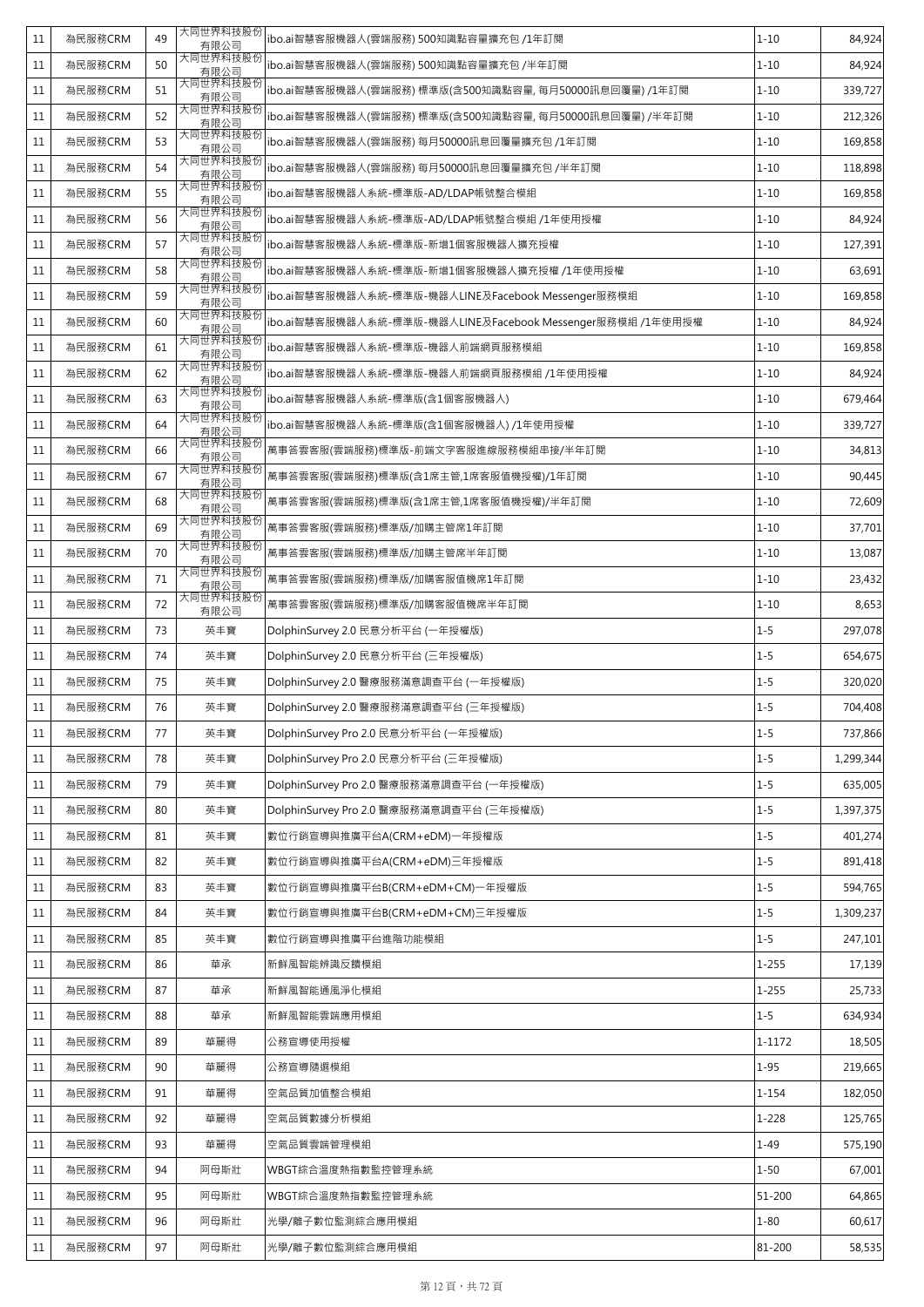| 11 | 為民服務CRM | 49 | 大同世界科技股份有限公司 | ibo.ai智慧客服機器人(雲端服務) 500知識點容量擴充包 /1年訂閱 | 1-10 | 84,924 |
|---|---|---|---|---|---|---|
| 11 | 為民服務CRM | 50 | 大同世界科技股份有限公司 | ibo.ai智慧客服機器人(雲端服務) 500知識點容量擴充包 /半年訂閱 | 1-10 | 84,924 |
| 11 | 為民服務CRM | 51 | 大同世界科技股份有限公司 | ibo.ai智慧客服機器人(雲端服務) 標準版(含500知識點容量, 每月50000訊息回覆量) /1年訂閱 | 1-10 | 339,727 |
| 11 | 為民服務CRM | 52 | 大同世界科技股份有限公司 | ibo.ai智慧客服機器人(雲端服務) 標準版(含500知識點容量, 每月50000訊息回覆量) /半年訂閱 | 1-10 | 212,326 |
| 11 | 為民服務CRM | 53 | 大同世界科技股份有限公司 | ibo.ai智慧客服機器人(雲端服務) 每月50000訊息回覆量擴充包 /1年訂閱 | 1-10 | 169,858 |
| 11 | 為民服務CRM | 54 | 大同世界科技股份有限公司 | ibo.ai智慧客服機器人(雲端服務) 每月50000訊息回覆量擴充包 /半年訂閱 | 1-10 | 118,898 |
| 11 | 為民服務CRM | 55 | 大同世界科技股份有限公司 | ibo.ai智慧客服機器人系統-標準版-AD/LDAP帳號整合模組 | 1-10 | 169,858 |
| 11 | 為民服務CRM | 56 | 大同世界科技股份有限公司 | ibo.ai智慧客服機器人系統-標準版-AD/LDAP帳號整合模組 /1年使用授權 | 1-10 | 84,924 |
| 11 | 為民服務CRM | 57 | 大同世界科技股份有限公司 | ibo.ai智慧客服機器人系統-標準版-新增1個客服機器人擴充授權 | 1-10 | 127,391 |
| 11 | 為民服務CRM | 58 | 大同世界科技股份有限公司 | ibo.ai智慧客服機器人系統-標準版-新增1個客服機器人擴充授權 /1年使用授權 | 1-10 | 63,691 |
| 11 | 為民服務CRM | 59 | 大同世界科技股份有限公司 | ibo.ai智慧客服機器人系統-標準版-機器人LINE及Facebook Messenger服務模組 | 1-10 | 169,858 |
| 11 | 為民服務CRM | 60 | 大同世界科技股份有限公司 | ibo.ai智慧客服機器人系統-標準版-機器人LINE及Facebook Messenger服務模組 /1年使用授權 | 1-10 | 84,924 |
| 11 | 為民服務CRM | 61 | 大同世界科技股份有限公司 | ibo.ai智慧客服機器人系統-標準版-機器人前端網頁服務模組 | 1-10 | 169,858 |
| 11 | 為民服務CRM | 62 | 大同世界科技股份有限公司 | ibo.ai智慧客服機器人系統-標準版-機器人前端網頁服務模組 /1年使用授權 | 1-10 | 84,924 |
| 11 | 為民服務CRM | 63 | 大同世界科技股份有限公司 | ibo.ai智慧客服機器人系統-標準版(含1個客服機器人) | 1-10 | 679,464 |
| 11 | 為民服務CRM | 64 | 大同世界科技股份有限公司 | ibo.ai智慧客服機器人系統-標準版(含1個客服機器人) /1年使用授權 | 1-10 | 339,727 |
| 11 | 為民服務CRM | 66 | 大同世界科技股份有限公司 | 萬事答雲客服(雲端服務)標準版-前端文字客服進線服務模組串接/半年訂閱 | 1-10 | 34,813 |
| 11 | 為民服務CRM | 67 | 大同世界科技股份有限公司 | 萬事答雲客服(雲端服務)標準版(含1席主管,1席客服值機授權)/1年訂閱 | 1-10 | 90,445 |
| 11 | 為民服務CRM | 68 | 大同世界科技股份有限公司 | 萬事答雲客服(雲端服務)標準版(含1席主管,1席客服值機授權)/半年訂閱 | 1-10 | 72,609 |
| 11 | 為民服務CRM | 69 | 大同世界科技股份有限公司 | 萬事答雲客服(雲端服務)標準版/加購主管席1年訂閱 | 1-10 | 37,701 |
| 11 | 為民服務CRM | 70 | 大同世界科技股份有限公司 | 萬事答雲客服(雲端服務)標準版/加購主管席半年訂閱 | 1-10 | 13,087 |
| 11 | 為民服務CRM | 71 | 大同世界科技股份有限公司 | 萬事答雲客服(雲端服務)標準版/加購客服值機席1年訂閱 | 1-10 | 23,432 |
| 11 | 為民服務CRM | 72 | 大同世界科技股份有限公司 | 萬事答雲客服(雲端服務)標準版/加購客服值機席半年訂閱 | 1-10 | 8,653 |
| 11 | 為民服務CRM | 73 | 英丰寶 | DolphinSurvey 2.0 民意分析平台 (一年授權版) | 1-5 | 297,078 |
| 11 | 為民服務CRM | 74 | 英丰寶 | DolphinSurvey 2.0 民意分析平台 (三年授權版) | 1-5 | 654,675 |
| 11 | 為民服務CRM | 75 | 英丰寶 | DolphinSurvey 2.0 醫療服務滿意調查平台 (一年授權版) | 1-5 | 320,020 |
| 11 | 為民服務CRM | 76 | 英丰寶 | DolphinSurvey 2.0 醫療服務滿意調查平台 (三年授權版) | 1-5 | 704,408 |
| 11 | 為民服務CRM | 77 | 英丰寶 | DolphinSurvey Pro 2.0 民意分析平台 (一年授權版) | 1-5 | 737,866 |
| 11 | 為民服務CRM | 78 | 英丰寶 | DolphinSurvey Pro 2.0 民意分析平台 (三年授權版) | 1-5 | 1,299,344 |
| 11 | 為民服務CRM | 79 | 英丰寶 | DolphinSurvey Pro 2.0 醫療服務滿意調查平台 (一年授權版) | 1-5 | 635,005 |
| 11 | 為民服務CRM | 80 | 英丰寶 | DolphinSurvey Pro 2.0 醫療服務滿意調查平台 (三年授權版) | 1-5 | 1,397,375 |
| 11 | 為民服務CRM | 81 | 英丰寶 | 數位行銷宣導與推廣平台A(CRM+eDM)一年授權版 | 1-5 | 401,274 |
| 11 | 為民服務CRM | 82 | 英丰寶 | 數位行銷宣導與推廣平台A(CRM+eDM)三年授權版 | 1-5 | 891,418 |
| 11 | 為民服務CRM | 83 | 英丰寶 | 數位行銷宣導與推廣平台B(CRM+eDM+CM)一年授權版 | 1-5 | 594,765 |
| 11 | 為民服務CRM | 84 | 英丰寶 | 數位行銷宣導與推廣平台B(CRM+eDM+CM)三年授權版 | 1-5 | 1,309,237 |
| 11 | 為民服務CRM | 85 | 英丰寶 | 數位行銷宣導與推廣平台進階功能模組 | 1-5 | 247,101 |
| 11 | 為民服務CRM | 86 | 華承 | 新鮮風智能辨識反饋模組 | 1-255 | 17,139 |
| 11 | 為民服務CRM | 87 | 華承 | 新鮮風智能通風淨化模組 | 1-255 | 25,733 |
| 11 | 為民服務CRM | 88 | 華承 | 新鮮風智能雲端應用模組 | 1-5 | 634,934 |
| 11 | 為民服務CRM | 89 | 華麗得 | 公務宣導使用授權 | 1-1172 | 18,505 |
| 11 | 為民服務CRM | 90 | 華麗得 | 公務宣導隨選模組 | 1-95 | 219,665 |
| 11 | 為民服務CRM | 91 | 華麗得 | 空氣品質加值整合模組 | 1-154 | 182,050 |
| 11 | 為民服務CRM | 92 | 華麗得 | 空氣品質數據分析模組 | 1-228 | 125,765 |
| 11 | 為民服務CRM | 93 | 華麗得 | 空氣品質雲端管理模組 | 1-49 | 575,190 |
| 11 | 為民服務CRM | 94 | 阿母斯壯 | WBGT綜合溫度熱指數監控管理系統 | 1-50 | 67,001 |
| 11 | 為民服務CRM | 95 | 阿母斯壯 | WBGT綜合溫度熱指數監控管理系統 | 51-200 | 64,865 |
| 11 | 為民服務CRM | 96 | 阿母斯壯 | 光學/離子數位監測綜合應用模組 | 1-80 | 60,617 |
| 11 | 為民服務CRM | 97 | 阿母斯壯 | 光學/離子數位監測綜合應用模組 | 81-200 | 58,535 |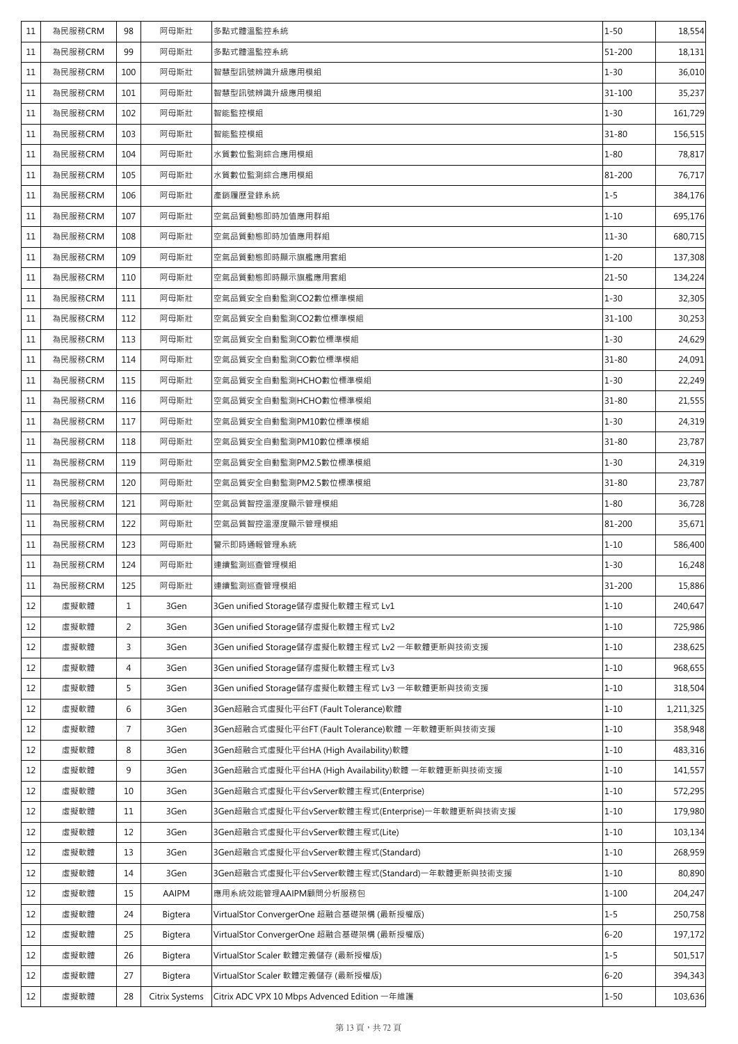| 11 | 為民服務CRM | 98 | 阿母斯壯 | 多點式體溫監控系統 | 1-50 | 18,554 |
|---|---|---|---|---|---|---|
| 11 | 為民服務CRM | 99 | 阿母斯壯 | 多點式體溫監控系統 | 51-200 | 18,131 |
| 11 | 為民服務CRM | 100 | 阿母斯壯 | 智慧型訊號辨識升級應用模組 | 1-30 | 36,010 |
| 11 | 為民服務CRM | 101 | 阿母斯壯 | 智慧型訊號辨識升級應用模組 | 31-100 | 35,237 |
| 11 | 為民服務CRM | 102 | 阿母斯壯 | 智能監控模組 | 1-30 | 161,729 |
| 11 | 為民服務CRM | 103 | 阿母斯壯 | 智能監控模組 | 31-80 | 156,515 |
| 11 | 為民服務CRM | 104 | 阿母斯壯 | 水質數位監測綜合應用模組 | 1-80 | 78,817 |
| 11 | 為民服務CRM | 105 | 阿母斯壯 | 水質數位監測綜合應用模組 | 81-200 | 76,717 |
| 11 | 為民服務CRM | 106 | 阿母斯壯 | 產銷履歷登錄系統 | 1-5 | 384,176 |
| 11 | 為民服務CRM | 107 | 阿母斯壯 | 空氣品質動態即時加值應用群組 | 1-10 | 695,176 |
| 11 | 為民服務CRM | 108 | 阿母斯壯 | 空氣品質動態即時加值應用群組 | 11-30 | 680,715 |
| 11 | 為民服務CRM | 109 | 阿母斯壯 | 空氣品質動態即時顯示旗艦應用套組 | 1-20 | 137,308 |
| 11 | 為民服務CRM | 110 | 阿母斯壯 | 空氣品質動態即時顯示旗艦應用套組 | 21-50 | 134,224 |
| 11 | 為民服務CRM | 111 | 阿母斯壯 | 空氣品質安全自動監測CO2數位標準模組 | 1-30 | 32,305 |
| 11 | 為民服務CRM | 112 | 阿母斯壯 | 空氣品質安全自動監測CO2數位標準模組 | 31-100 | 30,253 |
| 11 | 為民服務CRM | 113 | 阿母斯壯 | 空氣品質安全自動監測CO數位標準模組 | 1-30 | 24,629 |
| 11 | 為民服務CRM | 114 | 阿母斯壯 | 空氣品質安全自動監測CO數位標準模組 | 31-80 | 24,091 |
| 11 | 為民服務CRM | 115 | 阿母斯壯 | 空氣品質安全自動監測HCHO數位標準模組 | 1-30 | 22,249 |
| 11 | 為民服務CRM | 116 | 阿母斯壯 | 空氣品質安全自動監測HCHO數位標準模組 | 31-80 | 21,555 |
| 11 | 為民服務CRM | 117 | 阿母斯壯 | 空氣品質安全自動監測PM10數位標準模組 | 1-30 | 24,319 |
| 11 | 為民服務CRM | 118 | 阿母斯壯 | 空氣品質安全自動監測PM10數位標準模組 | 31-80 | 23,787 |
| 11 | 為民服務CRM | 119 | 阿母斯壯 | 空氣品質安全自動監測PM2.5數位標準模組 | 1-30 | 24,319 |
| 11 | 為民服務CRM | 120 | 阿母斯壯 | 空氣品質安全自動監測PM2.5數位標準模組 | 31-80 | 23,787 |
| 11 | 為民服務CRM | 121 | 阿母斯壯 | 空氣品質智控溫溼度顯示管理模組 | 1-80 | 36,728 |
| 11 | 為民服務CRM | 122 | 阿母斯壯 | 空氣品質智控溫溼度顯示管理模組 | 81-200 | 35,671 |
| 11 | 為民服務CRM | 123 | 阿母斯壯 | 警示即時通報管理系統 | 1-10 | 586,400 |
| 11 | 為民服務CRM | 124 | 阿母斯壯 | 連續監測巡查管理模組 | 1-30 | 16,248 |
| 11 | 為民服務CRM | 125 | 阿母斯壯 | 連續監測巡查管理模組 | 31-200 | 15,886 |
| 12 | 虛擬軟體 | 1 | 3Gen | 3Gen unified Storage儲存虛擬化軟體主程式 Lv1 | 1-10 | 240,647 |
| 12 | 虛擬軟體 | 2 | 3Gen | 3Gen unified Storage儲存虛擬化軟體主程式 Lv2 | 1-10 | 725,986 |
| 12 | 虛擬軟體 | 3 | 3Gen | 3Gen unified Storage儲存虛擬化軟體主程式 Lv2 一年軟體更新與技術支援 | 1-10 | 238,625 |
| 12 | 虛擬軟體 | 4 | 3Gen | 3Gen unified Storage儲存虛擬化軟體主程式 Lv3 | 1-10 | 968,655 |
| 12 | 虛擬軟體 | 5 | 3Gen | 3Gen unified Storage儲存虛擬化軟體主程式 Lv3 一年軟體更新與技術支援 | 1-10 | 318,504 |
| 12 | 虛擬軟體 | 6 | 3Gen | 3Gen超融合式虛擬化平台FT (Fault Tolerance)軟體 | 1-10 | 1,211,325 |
| 12 | 虛擬軟體 | 7 | 3Gen | 3Gen超融合式虛擬化平台FT (Fault Tolerance)軟體 一年軟體更新與技術支援 | 1-10 | 358,948 |
| 12 | 虛擬軟體 | 8 | 3Gen | 3Gen超融合式虛擬化平台HA (High Availability)軟體 | 1-10 | 483,316 |
| 12 | 虛擬軟體 | 9 | 3Gen | 3Gen超融合式虛擬化平台HA (High Availability)軟體 一年軟體更新與技術支援 | 1-10 | 141,557 |
| 12 | 虛擬軟體 | 10 | 3Gen | 3Gen超融合式虛擬化平台vServer軟體主程式(Enterprise) | 1-10 | 572,295 |
| 12 | 虛擬軟體 | 11 | 3Gen | 3Gen超融合式虛擬化平台vServer軟體主程式(Enterprise)一年軟體更新與技術支援 | 1-10 | 179,980 |
| 12 | 虛擬軟體 | 12 | 3Gen | 3Gen超融合式虛擬化平台vServer軟體主程式(Lite) | 1-10 | 103,134 |
| 12 | 虛擬軟體 | 13 | 3Gen | 3Gen超融合式虛擬化平台vServer軟體主程式(Standard) | 1-10 | 268,959 |
| 12 | 虛擬軟體 | 14 | 3Gen | 3Gen超融合式虛擬化平台vServer軟體主程式(Standard)一年軟體更新與技術支援 | 1-10 | 80,890 |
| 12 | 虛擬軟體 | 15 | AAIPM | 應用系統效能管理AAIPM顧問分析服務包 | 1-100 | 204,247 |
| 12 | 虛擬軟體 | 24 | Bigtera | VirtualStor ConvergerOne 超融合基礎架構 (最新授權版) | 1-5 | 250,758 |
| 12 | 虛擬軟體 | 25 | Bigtera | VirtualStor ConvergerOne 超融合基礎架構 (最新授權版) | 6-20 | 197,172 |
| 12 | 虛擬軟體 | 26 | Bigtera | VirtualStor Scaler 軟體定義儲存 (最新授權版) | 1-5 | 501,517 |
| 12 | 虛擬軟體 | 27 | Bigtera | VirtualStor Scaler 軟體定義儲存 (最新授權版) | 6-20 | 394,343 |
| 12 | 虛擬軟體 | 28 | Citrix Systems | Citrix ADC VPX 10 Mbps Advenced Edition 一年維護 | 1-50 | 103,636 |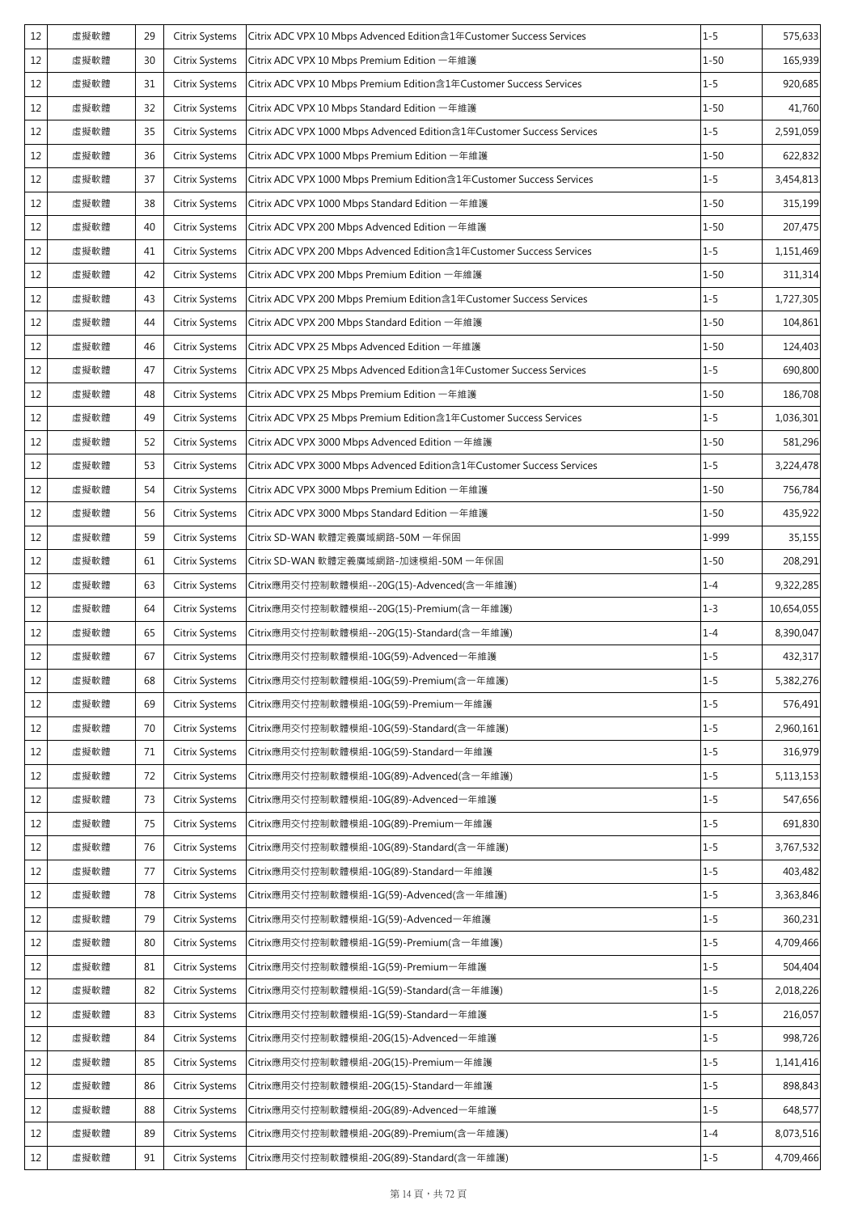| 12 | 虛擬軟體 | 29 | Citrix Systems | Citrix ADC VPX 10 Mbps Advenced Edition含1年Customer Success Services | 1-5 | 575,633 |
|---|---|---|---|---|---|---|
| 12 | 虛擬軟體 | 30 | Citrix Systems | Citrix ADC VPX 10 Mbps Premium Edition 一年維護 | 1-50 | 165,939 |
| 12 | 虛擬軟體 | 31 | Citrix Systems | Citrix ADC VPX 10 Mbps Premium Edition含1年Customer Success Services | 1-5 | 920,685 |
| 12 | 虛擬軟體 | 32 | Citrix Systems | Citrix ADC VPX 10 Mbps Standard Edition 一年維護 | 1-50 | 41,760 |
| 12 | 虛擬軟體 | 35 | Citrix Systems | Citrix ADC VPX 1000 Mbps Advenced Edition含1年Customer Success Services | 1-5 | 2,591,059 |
| 12 | 虛擬軟體 | 36 | Citrix Systems | Citrix ADC VPX 1000 Mbps Premium Edition 一年維護 | 1-50 | 622,832 |
| 12 | 虛擬軟體 | 37 | Citrix Systems | Citrix ADC VPX 1000 Mbps Premium Edition含1年Customer Success Services | 1-5 | 3,454,813 |
| 12 | 虛擬軟體 | 38 | Citrix Systems | Citrix ADC VPX 1000 Mbps Standard Edition 一年維護 | 1-50 | 315,199 |
| 12 | 虛擬軟體 | 40 | Citrix Systems | Citrix ADC VPX 200 Mbps Advenced Edition 一年維護 | 1-50 | 207,475 |
| 12 | 虛擬軟體 | 41 | Citrix Systems | Citrix ADC VPX 200 Mbps Advenced Edition含1年Customer Success Services | 1-5 | 1,151,469 |
| 12 | 虛擬軟體 | 42 | Citrix Systems | Citrix ADC VPX 200 Mbps Premium Edition 一年維護 | 1-50 | 311,314 |
| 12 | 虛擬軟體 | 43 | Citrix Systems | Citrix ADC VPX 200 Mbps Premium Edition含1年Customer Success Services | 1-5 | 1,727,305 |
| 12 | 虛擬軟體 | 44 | Citrix Systems | Citrix ADC VPX 200 Mbps Standard Edition 一年維護 | 1-50 | 104,861 |
| 12 | 虛擬軟體 | 46 | Citrix Systems | Citrix ADC VPX 25 Mbps Advenced Edition 一年維護 | 1-50 | 124,403 |
| 12 | 虛擬軟體 | 47 | Citrix Systems | Citrix ADC VPX 25 Mbps Advenced Edition含1年Customer Success Services | 1-5 | 690,800 |
| 12 | 虛擬軟體 | 48 | Citrix Systems | Citrix ADC VPX 25 Mbps Premium Edition 一年維護 | 1-50 | 186,708 |
| 12 | 虛擬軟體 | 49 | Citrix Systems | Citrix ADC VPX 25 Mbps Premium Edition含1年Customer Success Services | 1-5 | 1,036,301 |
| 12 | 虛擬軟體 | 52 | Citrix Systems | Citrix ADC VPX 3000 Mbps Advenced Edition 一年維護 | 1-50 | 581,296 |
| 12 | 虛擬軟體 | 53 | Citrix Systems | Citrix ADC VPX 3000 Mbps Advenced Edition含1年Customer Success Services | 1-5 | 3,224,478 |
| 12 | 虛擬軟體 | 54 | Citrix Systems | Citrix ADC VPX 3000 Mbps Premium Edition 一年維護 | 1-50 | 756,784 |
| 12 | 虛擬軟體 | 56 | Citrix Systems | Citrix ADC VPX 3000 Mbps Standard Edition 一年維護 | 1-50 | 435,922 |
| 12 | 虛擬軟體 | 59 | Citrix Systems | Citrix SD-WAN 軟體定義廣域網路-50M 一年保固 | 1-999 | 35,155 |
| 12 | 虛擬軟體 | 61 | Citrix Systems | Citrix SD-WAN 軟體定義廣域網路-加速模組-50M 一年保固 | 1-50 | 208,291 |
| 12 | 虛擬軟體 | 63 | Citrix Systems | Citrix應用交付控制軟體模組--20G(15)-Advenced(含一年維護) | 1-4 | 9,322,285 |
| 12 | 虛擬軟體 | 64 | Citrix Systems | Citrix應用交付控制軟體模組--20G(15)-Premium(含一年維護) | 1-3 | 10,654,055 |
| 12 | 虛擬軟體 | 65 | Citrix Systems | Citrix應用交付控制軟體模組--20G(15)-Standard(含一年維護) | 1-4 | 8,390,047 |
| 12 | 虛擬軟體 | 67 | Citrix Systems | Citrix應用交付控制軟體模組-10G(59)-Advenced一年維護 | 1-5 | 432,317 |
| 12 | 虛擬軟體 | 68 | Citrix Systems | Citrix應用交付控制軟體模組-10G(59)-Premium(含一年維護) | 1-5 | 5,382,276 |
| 12 | 虛擬軟體 | 69 | Citrix Systems | Citrix應用交付控制軟體模組-10G(59)-Premium一年維護 | 1-5 | 576,491 |
| 12 | 虛擬軟體 | 70 | Citrix Systems | Citrix應用交付控制軟體模組-10G(59)-Standard(含一年維護) | 1-5 | 2,960,161 |
| 12 | 虛擬軟體 | 71 | Citrix Systems | Citrix應用交付控制軟體模組-10G(59)-Standard一年維護 | 1-5 | 316,979 |
| 12 | 虛擬軟體 | 72 | Citrix Systems | Citrix應用交付控制軟體模組-10G(89)-Advenced(含一年維護) | 1-5 | 5,113,153 |
| 12 | 虛擬軟體 | 73 | Citrix Systems | Citrix應用交付控制軟體模組-10G(89)-Advenced一年維護 | 1-5 | 547,656 |
| 12 | 虛擬軟體 | 75 | Citrix Systems | Citrix應用交付控制軟體模組-10G(89)-Premium一年維護 | 1-5 | 691,830 |
| 12 | 虛擬軟體 | 76 | Citrix Systems | Citrix應用交付控制軟體模組-10G(89)-Standard(含一年維護) | 1-5 | 3,767,532 |
| 12 | 虛擬軟體 | 77 | Citrix Systems | Citrix應用交付控制軟體模組-10G(89)-Standard一年維護 | 1-5 | 403,482 |
| 12 | 虛擬軟體 | 78 | Citrix Systems | Citrix應用交付控制軟體模組-1G(59)-Advenced(含一年維護) | 1-5 | 3,363,846 |
| 12 | 虛擬軟體 | 79 | Citrix Systems | Citrix應用交付控制軟體模組-1G(59)-Advenced一年維護 | 1-5 | 360,231 |
| 12 | 虛擬軟體 | 80 | Citrix Systems | Citrix應用交付控制軟體模組-1G(59)-Premium(含一年維護) | 1-5 | 4,709,466 |
| 12 | 虛擬軟體 | 81 | Citrix Systems | Citrix應用交付控制軟體模組-1G(59)-Premium一年維護 | 1-5 | 504,404 |
| 12 | 虛擬軟體 | 82 | Citrix Systems | Citrix應用交付控制軟體模組-1G(59)-Standard(含一年維護) | 1-5 | 2,018,226 |
| 12 | 虛擬軟體 | 83 | Citrix Systems | Citrix應用交付控制軟體模組-1G(59)-Standard一年維護 | 1-5 | 216,057 |
| 12 | 虛擬軟體 | 84 | Citrix Systems | Citrix應用交付控制軟體模組-20G(15)-Advenced一年維護 | 1-5 | 998,726 |
| 12 | 虛擬軟體 | 85 | Citrix Systems | Citrix應用交付控制軟體模組-20G(15)-Premium一年維護 | 1-5 | 1,141,416 |
| 12 | 虛擬軟體 | 86 | Citrix Systems | Citrix應用交付控制軟體模組-20G(15)-Standard一年維護 | 1-5 | 898,843 |
| 12 | 虛擬軟體 | 88 | Citrix Systems | Citrix應用交付控制軟體模組-20G(89)-Advenced一年維護 | 1-5 | 648,577 |
| 12 | 虛擬軟體 | 89 | Citrix Systems | Citrix應用交付控制軟體模組-20G(89)-Premium(含一年維護) | 1-4 | 8,073,516 |
| 12 | 虛擬軟體 | 91 | Citrix Systems | Citrix應用交付控制軟體模組-20G(89)-Standard(含一年維護) | 1-5 | 4,709,466 |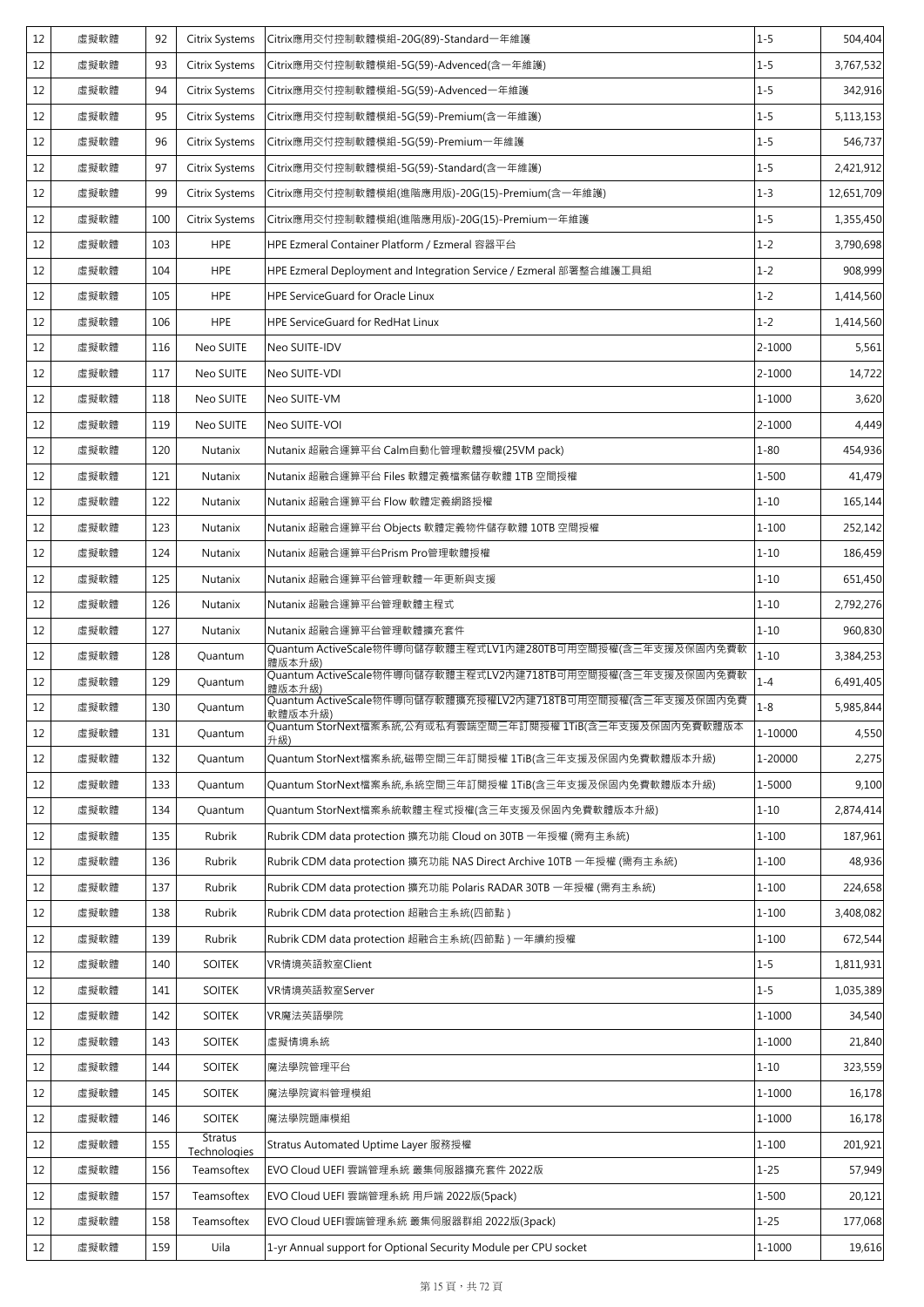| 12 | 虛擬軟體 | 92 | Citrix Systems | Citrix應用交付控制軟體模組-20G(89)-Standard一年維護 | 1-5 | 504,404 |
|---|---|---|---|---|---|---|
| 12 | 虛擬軟體 | 93 | Citrix Systems | Citrix應用交付控制軟體模組-5G(59)-Advenced(含一年維護) | 1-5 | 3,767,532 |
| 12 | 虛擬軟體 | 94 | Citrix Systems | Citrix應用交付控制軟體模組-5G(59)-Advenced一年維護 | 1-5 | 342,916 |
| 12 | 虛擬軟體 | 95 | Citrix Systems | Citrix應用交付控制軟體模組-5G(59)-Premium(含一年維護) | 1-5 | 5,113,153 |
| 12 | 虛擬軟體 | 96 | Citrix Systems | Citrix應用交付控制軟體模組-5G(59)-Premium一年維護 | 1-5 | 546,737 |
| 12 | 虛擬軟體 | 97 | Citrix Systems | Citrix應用交付控制軟體模組-5G(59)-Standard(含一年維護) | 1-5 | 2,421,912 |
| 12 | 虛擬軟體 | 99 | Citrix Systems | Citrix應用交付控制軟體模組(進階應用版)-20G(15)-Premium(含一年維護) | 1-3 | 12,651,709 |
| 12 | 虛擬軟體 | 100 | Citrix Systems | Citrix應用交付控制軟體模組(進階應用版)-20G(15)-Premium一年維護 | 1-5 | 1,355,450 |
| 12 | 虛擬軟體 | 103 | HPE | HPE Ezmeral Container Platform / Ezmeral 容器平台 | 1-2 | 3,790,698 |
| 12 | 虛擬軟體 | 104 | HPE | HPE Ezmeral Deployment and Integration Service / Ezmeral 部署整合維護工具組 | 1-2 | 908,999 |
| 12 | 虛擬軟體 | 105 | HPE | HPE ServiceGuard for Oracle Linux | 1-2 | 1,414,560 |
| 12 | 虛擬軟體 | 106 | HPE | HPE ServiceGuard for RedHat Linux | 1-2 | 1,414,560 |
| 12 | 虛擬軟體 | 116 | Neo SUITE | Neo SUITE-IDV | 2-1000 | 5,561 |
| 12 | 虛擬軟體 | 117 | Neo SUITE | Neo SUITE-VDI | 2-1000 | 14,722 |
| 12 | 虛擬軟體 | 118 | Neo SUITE | Neo SUITE-VM | 1-1000 | 3,620 |
| 12 | 虛擬軟體 | 119 | Neo SUITE | Neo SUITE-VOI | 2-1000 | 4,449 |
| 12 | 虛擬軟體 | 120 | Nutanix | Nutanix 超融合運算平台 Calm自動化管理軟體授權(25VM pack) | 1-80 | 454,936 |
| 12 | 虛擬軟體 | 121 | Nutanix | Nutanix 超融合運算平台 Files 軟體定義檔案儲存軟體 1TB 空間授權 | 1-500 | 41,479 |
| 12 | 虛擬軟體 | 122 | Nutanix | Nutanix 超融合運算平台 Flow 軟體定義網路授權 | 1-10 | 165,144 |
| 12 | 虛擬軟體 | 123 | Nutanix | Nutanix 超融合運算平台 Objects 軟體定義物件儲存軟體 10TB 空間授權 | 1-100 | 252,142 |
| 12 | 虛擬軟體 | 124 | Nutanix | Nutanix 超融合運算平台Prism Pro管理軟體授權 | 1-10 | 186,459 |
| 12 | 虛擬軟體 | 125 | Nutanix | Nutanix 超融合運算平台管理軟體一年更新與支援 | 1-10 | 651,450 |
| 12 | 虛擬軟體 | 126 | Nutanix | Nutanix 超融合運算平台管理軟體主程式 | 1-10 | 2,792,276 |
| 12 | 虛擬軟體 | 127 | Nutanix | Nutanix 超融合運算平台管理軟體擴充套件 | 1-10 | 960,830 |
| 12 | 虛擬軟體 | 128 | Quantum | Quantum ActiveScale物件導向儲存軟體主程式LV1內建280TB可用空間授權(含三年支援及保固內免費軟體版本升級) | 1-10 | 3,384,253 |
| 12 | 虛擬軟體 | 129 | Quantum | Quantum ActiveScale物件導向儲存軟體主程式LV2內建718TB可用空間授權(含三年支援及保固內免費軟體版本升級) | 1-4 | 6,491,405 |
| 12 | 虛擬軟體 | 130 | Quantum | Quantum ActiveScale物件導向儲存軟體擴充授權LV2內建718TB可用空間授權(含三年支援及保固內免費軟體版本升級) | 1-8 | 5,985,844 |
| 12 | 虛擬軟體 | 131 | Quantum | Quantum StorNext檔案系統,公有或私有雲端空間三年訂閱授權 1TiB(含三年支援及保固內免費軟體版本升級) | 1-10000 | 4,550 |
| 12 | 虛擬軟體 | 132 | Quantum | Quantum StorNext檔案系統,磁帶空間三年訂閱授權 1TiB(含三年支援及保固內免費軟體版本升級) | 1-20000 | 2,275 |
| 12 | 虛擬軟體 | 133 | Quantum | Quantum StorNext檔案系統,系統空間三年訂閱授權 1TiB(含三年支援及保固內免費軟體版本升級) | 1-5000 | 9,100 |
| 12 | 虛擬軟體 | 134 | Quantum | Quantum StorNext檔案系統軟體主程式授權(含三年支援及保固內免費軟體版本升級) | 1-10 | 2,874,414 |
| 12 | 虛擬軟體 | 135 | Rubrik | Rubrik CDM data protection 擴充功能 Cloud on 30TB 一年授權 (需有主系統) | 1-100 | 187,961 |
| 12 | 虛擬軟體 | 136 | Rubrik | Rubrik CDM data protection 擴充功能 NAS Direct Archive 10TB 一年授權 (需有主系統) | 1-100 | 48,936 |
| 12 | 虛擬軟體 | 137 | Rubrik | Rubrik CDM data protection 擴充功能 Polaris RADAR 30TB 一年授權 (需有主系統) | 1-100 | 224,658 |
| 12 | 虛擬軟體 | 138 | Rubrik | Rubrik CDM data protection 超融合主系統(四節點) | 1-100 | 3,408,082 |
| 12 | 虛擬軟體 | 139 | Rubrik | Rubrik CDM data protection 超融合主系統(四節點)一年續約授權 | 1-100 | 672,544 |
| 12 | 虛擬軟體 | 140 | SOITEK | VR情境英語教室Client | 1-5 | 1,811,931 |
| 12 | 虛擬軟體 | 141 | SOITEK | VR情境英語教室Server | 1-5 | 1,035,389 |
| 12 | 虛擬軟體 | 142 | SOITEK | VR魔法英語學院 | 1-1000 | 34,540 |
| 12 | 虛擬軟體 | 143 | SOITEK | 虛擬情境系統 | 1-1000 | 21,840 |
| 12 | 虛擬軟體 | 144 | SOITEK | 魔法學院管理平台 | 1-10 | 323,559 |
| 12 | 虛擬軟體 | 145 | SOITEK | 魔法學院資料管理模組 | 1-1000 | 16,178 |
| 12 | 虛擬軟體 | 146 | SOITEK | 魔法學院題庫模組 | 1-1000 | 16,178 |
| 12 | 虛擬軟體 | 155 | Stratus Technologies | Stratus Automated Uptime Layer 服務授權 | 1-100 | 201,921 |
| 12 | 虛擬軟體 | 156 | Teamsoftex | EVO Cloud UEFI 雲端管理系統 叢集伺服器擴充套件 2022版 | 1-25 | 57,949 |
| 12 | 虛擬軟體 | 157 | Teamsoftex | EVO Cloud UEFI 雲端管理系統 用戶端 2022版(5pack) | 1-500 | 20,121 |
| 12 | 虛擬軟體 | 158 | Teamsoftex | EVO Cloud UEFI雲端管理系統 叢集伺服器群組 2022版(3pack) | 1-25 | 177,068 |
| 12 | 虛擬軟體 | 159 | Uila | 1-yr Annual support for Optional Security Module per CPU socket | 1-1000 | 19,616 |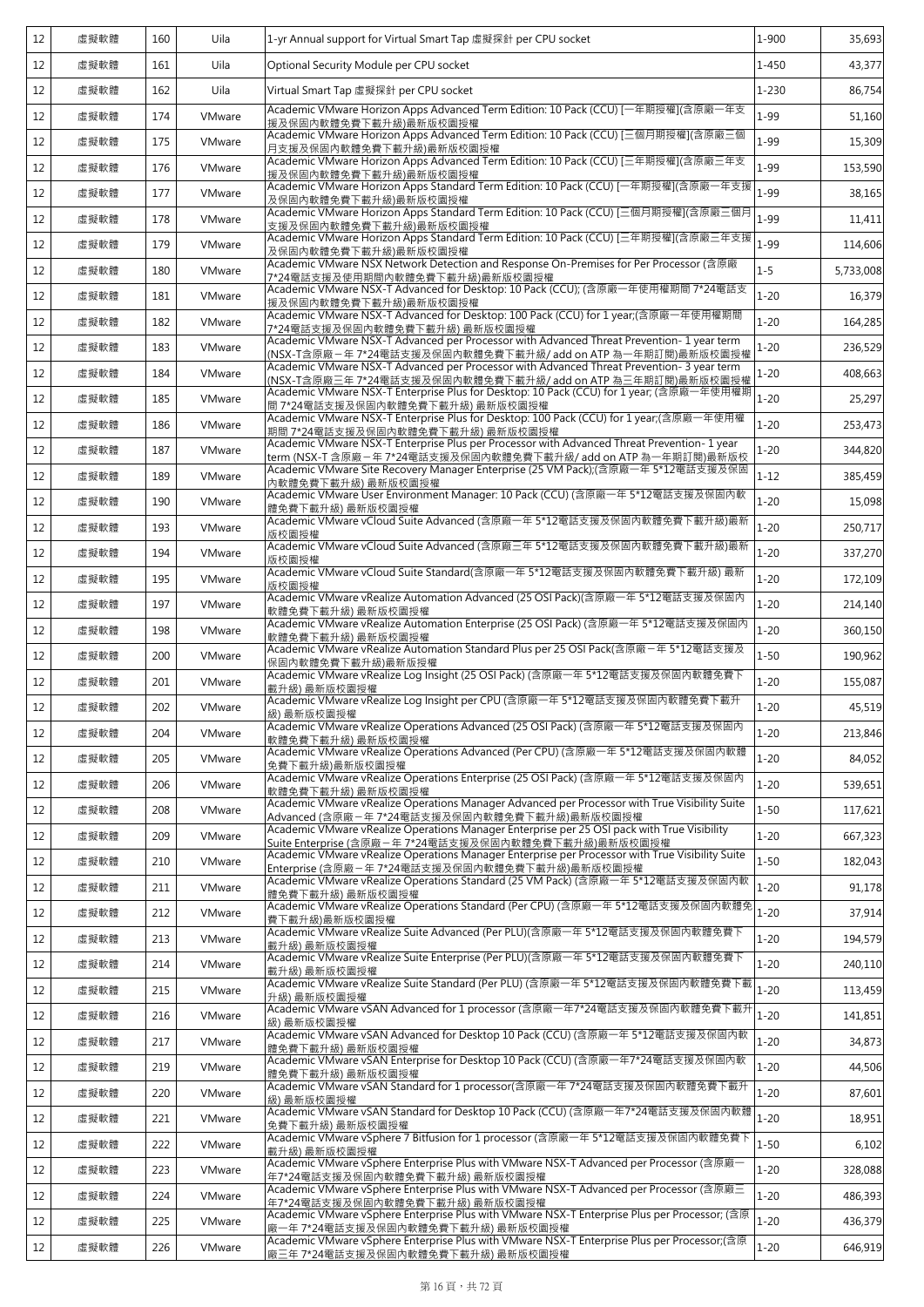| 12 | 虛擬軟體 | 160 | Uila | 1-yr Annual support for Virtual Smart Tap 虛擬探針 per CPU socket | 1-900 | 35,693 |
|---|---|---|---|---|---|---|
| 12 | 虛擬軟體 | 161 | Uila | Optional Security Module per CPU socket | 1-450 | 43,377 |
| 12 | 虛擬軟體 | 162 | Uila | Virtual Smart Tap 虛擬探針 per CPU socket | 1-230 | 86,754 |
| 12 | 虛擬軟體 | 174 | VMware | Academic VMware Horizon Apps Advanced Term Edition: 10 Pack (CCU) [一年期授權](含原廠一年支援及保固內軟體免費下載升級)最新版校園授權 | 1-99 | 51,160 |
| 12 | 虛擬軟體 | 175 | VMware | Academic VMware Horizon Apps Advanced Term Edition: 10 Pack (CCU) [三個月期授權](含原廠三個月支援及保固內軟體免費下載升級)最新版校園授權 | 1-99 | 15,309 |
| 12 | 虛擬軟體 | 176 | VMware | Academic VMware Horizon Apps Advanced Term Edition: 10 Pack (CCU) [三年期授權](含原廠三年支援及保固內軟體免費下載升級)最新版校園授權 | 1-99 | 153,590 |
| 12 | 虛擬軟體 | 177 | VMware | Academic VMware Horizon Apps Standard Term Edition: 10 Pack (CCU) [一年期授權](含原廠一年支援及保固內軟體免費下載升級)最新版校園授權 | 1-99 | 38,165 |
| 12 | 虛擬軟體 | 178 | VMware | Academic VMware Horizon Apps Standard Term Edition: 10 Pack (CCU) [三個月期授權](含原廠三個月支援及保固內軟體免費下載升級)最新版校園授權 | 1-99 | 11,411 |
| 12 | 虛擬軟體 | 179 | VMware | Academic VMware Horizon Apps Standard Term Edition: 10 Pack (CCU) [三年期授權](含原廠三年支援及保固內軟體免費下載升級)最新版校園授權 | 1-99 | 114,606 |
| 12 | 虛擬軟體 | 180 | VMware | Academic VMware NSX Network Detection and Response On-Premises for Per Processor (含原廠7*24電話支援及使用期間內軟體免費下載升級)最新版校園授權 | 1-5 | 5,733,008 |
| 12 | 虛擬軟體 | 181 | VMware | Academic VMware NSX-T Advanced for Desktop: 10 Pack (CCU); (含原廠一年使用權期間 7*24電話支援及保固內軟體免費下載升級)最新版校園授權 | 1-20 | 16,379 |
| 12 | 虛擬軟體 | 182 | VMware | Academic VMware NSX-T Advanced for Desktop: 100 Pack (CCU) for 1 year;(含原廠一年使用權期間7*24電話支援及保固內軟體免費下載升級) 最新版校園授權 | 1-20 | 164,285 |
| 12 | 虛擬軟體 | 183 | VMware | Academic VMware NSX-T Advanced per Processor with Advanced Threat Prevention- 1 year term (NSX-T含原廠一年 7*24電話支援及保固內軟體免費下載升級/ add on ATP 為一年期訂閱)最新版校園授權 | 1-20 | 236,529 |
| 12 | 虛擬軟體 | 184 | VMware | Academic VMware NSX-T Advanced per Processor with Advanced Threat Prevention- 3 year term (NSX-T含原廠三年 7*24電話支援及保固內軟體免費下載升級/ add on ATP 為三年期訂閱)最新版校園授權 | 1-20 | 408,663 |
| 12 | 虛擬軟體 | 185 | VMware | Academic VMware NSX-T Enterprise Plus for Desktop: 10 Pack (CCU) for 1 year; (含原廠一年使用權期間 7*24電話支援及保固內軟體免費下載升級) 最新版校園授權 | 1-20 | 25,297 |
| 12 | 虛擬軟體 | 186 | VMware | Academic VMware NSX-T Enterprise Plus for Desktop: 100 Pack (CCU) for 1 year;(含原廠一年使用權期間 7*24電話支援及保固內軟體免費下載升級) 最新版校園授權 | 1-20 | 253,473 |
| 12 | 虛擬軟體 | 187 | VMware | Academic VMware NSX-T Enterprise Plus per Processor with Advanced Threat Prevention- 1 year term (NSX-T 含原廠一年 7*24電話支援及保固內軟體免費下載升級/ add on ATP 為一年期訂閱)最新版校 | 1-20 | 344,820 |
| 12 | 虛擬軟體 | 189 | VMware | Academic VMware Site Recovery Manager Enterprise (25 VM Pack);(含原廠一年 5*12電話支援及保固內軟體免費下載升級) 最新版校園授權 | 1-12 | 385,459 |
| 12 | 虛擬軟體 | 190 | VMware | Academic VMware User Environment Manager: 10 Pack (CCU) (含原廠一年 5*12電話支援及保固內軟體免費下載升級) 最新版校園授權 | 1-20 | 15,098 |
| 12 | 虛擬軟體 | 193 | VMware | Academic VMware vCloud Suite Advanced (含原廠一年 5*12電話支援及保固內軟體免費下載升級)最新版校園授權 | 1-20 | 250,717 |
| 12 | 虛擬軟體 | 194 | VMware | Academic VMware vCloud Suite Advanced (含原廠三年 5*12電話支援及保固內軟體免費下載升級)最新版校園授權 | 1-20 | 337,270 |
| 12 | 虛擬軟體 | 195 | VMware | Academic VMware vCloud Suite Standard(含原廠一年 5*12電話支援及保固內軟體免費下載升級) 最新版校園授權 | 1-20 | 172,109 |
| 12 | 虛擬軟體 | 197 | VMware | Academic VMware vRealize Automation Advanced (25 OSI Pack)(含原廠一年 5*12電話支援及保固內軟體免費下載升級) 最新版校園授權 | 1-20 | 214,140 |
| 12 | 虛擬軟體 | 198 | VMware | Academic VMware vRealize Automation Enterprise (25 OSI Pack) (含原廠一年 5*12電話支援及保固內軟體免費下載升級) 最新版校園授權 | 1-20 | 360,150 |
| 12 | 虛擬軟體 | 200 | VMware | Academic VMware vRealize Automation Standard Plus per 25 OSI Pack(含原廠一年 5*12電話支援及保固內軟體免費下載升級)最新版授權 | 1-50 | 190,962 |
| 12 | 虛擬軟體 | 201 | VMware | Academic VMware vRealize Log Insight (25 OSI Pack) (含原廠一年 5*12電話支援及保固內軟體免費下載升級) 最新版校園授權 | 1-20 | 155,087 |
| 12 | 虛擬軟體 | 202 | VMware | Academic VMware vRealize Log Insight per CPU (含原廠一年 5*12電話支援及保固內軟體免費下載升級) 最新版校園授權 | 1-20 | 45,519 |
| 12 | 虛擬軟體 | 204 | VMware | Academic VMware vRealize Operations Advanced (25 OSI Pack) (含原廠一年 5*12電話支援及保固內軟體免費下載升級) 最新版校園授權 | 1-20 | 213,846 |
| 12 | 虛擬軟體 | 205 | VMware | Academic VMware vRealize Operations Advanced (Per CPU) (含原廠一年 5*12電話支援及保固內軟體免費下載升級)最新版校園授權 | 1-20 | 84,052 |
| 12 | 虛擬軟體 | 206 | VMware | Academic VMware vRealize Operations Enterprise (25 OSI Pack) (含原廠一年 5*12電話支援及保固內軟體免費下載升級) 最新版校園授權 | 1-20 | 539,651 |
| 12 | 虛擬軟體 | 208 | VMware | Academic VMware vRealize Operations Manager Advanced per Processor with True Visibility Suite Advanced (含原廠一年 7*24電話支援及保固內軟體免費下載升級)最新版校園授權 | 1-50 | 117,621 |
| 12 | 虛擬軟體 | 209 | VMware | Academic VMware vRealize Operations Manager Enterprise per 25 OSI pack with True Visibility Suite Enterprise (含原廠一年 7*24電話支援及保固內軟體免費下載升級)最新版校園授權 | 1-20 | 667,323 |
| 12 | 虛擬軟體 | 210 | VMware | Academic VMware vRealize Operations Manager Enterprise per Processor with True Visibility Suite Enterprise (含原廠一年 7*24電話支援及保固內軟體免費下載升級)最新版校園授權 | 1-50 | 182,043 |
| 12 | 虛擬軟體 | 211 | VMware | Academic VMware vRealize Operations Standard (25 VM Pack) (含原廠一年 5*12電話支援及保固內軟體免費下載升級) 最新版校園授權 | 1-20 | 91,178 |
| 12 | 虛擬軟體 | 212 | VMware | Academic VMware vRealize Operations Standard (Per CPU) (含原廠一年 5*12電話支援及保固內軟體免費下載升級)最新版校園授權 | 1-20 | 37,914 |
| 12 | 虛擬軟體 | 213 | VMware | Academic VMware vRealize Suite Advanced (Per PLU)(含原廠一年 5*12電話支援及保固內軟體免費下載升級) 最新版校園授權 | 1-20 | 194,579 |
| 12 | 虛擬軟體 | 214 | VMware | Academic VMware vRealize Suite Enterprise (Per PLU)(含原廠一年 5*12電話支援及保固內軟體免費下載升級) 最新版校園授權 | 1-20 | 240,110 |
| 12 | 虛擬軟體 | 215 | VMware | Academic VMware vRealize Suite Standard (Per PLU) (含原廠一年 5*12電話支援及保固內軟體免費下載升級) 最新版校園授權 | 1-20 | 113,459 |
| 12 | 虛擬軟體 | 216 | VMware | Academic VMware vSAN Advanced for 1 processor (含原廠一年7*24電話支援及保固內軟體免費下載升級) 最新版校園授權 | 1-20 | 141,851 |
| 12 | 虛擬軟體 | 217 | VMware | Academic VMware vSAN Advanced for Desktop 10 Pack (CCU) (含原廠一年 5*12電話支援及保固內軟體免費下載升級) 最新版校園授權 | 1-20 | 34,873 |
| 12 | 虛擬軟體 | 219 | VMware | Academic VMware vSAN Enterprise for Desktop 10 Pack (CCU) (含原廠一年7*24電話支援及保固內軟體免費下載升級) 最新版校園授權 | 1-20 | 44,506 |
| 12 | 虛擬軟體 | 220 | VMware | Academic VMware vSAN Standard for 1 processor(含原廠一年 7*24電話支援及保固內軟體免費下載升級) 最新版校園授權 | 1-20 | 87,601 |
| 12 | 虛擬軟體 | 221 | VMware | Academic VMware vSAN Standard for Desktop 10 Pack (CCU) (含原廠一年7*24電話支援及保固內軟體免費下載升級) 最新版校園授權 | 1-20 | 18,951 |
| 12 | 虛擬軟體 | 222 | VMware | Academic VMware vSphere 7 Bitfusion for 1 processor (含原廠一年 5*12電話支援及保固內軟體免費下載升級) 最新版校園授權 | 1-50 | 6,102 |
| 12 | 虛擬軟體 | 223 | VMware | Academic VMware vSphere Enterprise Plus with VMware NSX-T Advanced per Processor (含原廠一年7*24電話支援及保固內軟體免費下載升級) 最新版校園授權 | 1-20 | 328,088 |
| 12 | 虛擬軟體 | 224 | VMware | Academic VMware vSphere Enterprise Plus with VMware NSX-T Advanced per Processor (含原廠三年7*24電話支援及保固內軟體免費下載升級) 最新版校園授權 | 1-20 | 486,393 |
| 12 | 虛擬軟體 | 225 | VMware | Academic VMware vSphere Enterprise Plus with VMware NSX-T Enterprise Plus per Processor; (含原廠一年 7*24電話支援及保固內軟體免費下載升級) 最新版校園授權 | 1-20 | 436,379 |
| 12 | 虛擬軟體 | 226 | VMware | Academic VMware vSphere Enterprise Plus with VMware NSX-T Enterprise Plus per Processor;(含原廠三年 7*24電話支援及保固內軟體免費下載升級) 最新版校園授權 | 1-20 | 646,919 |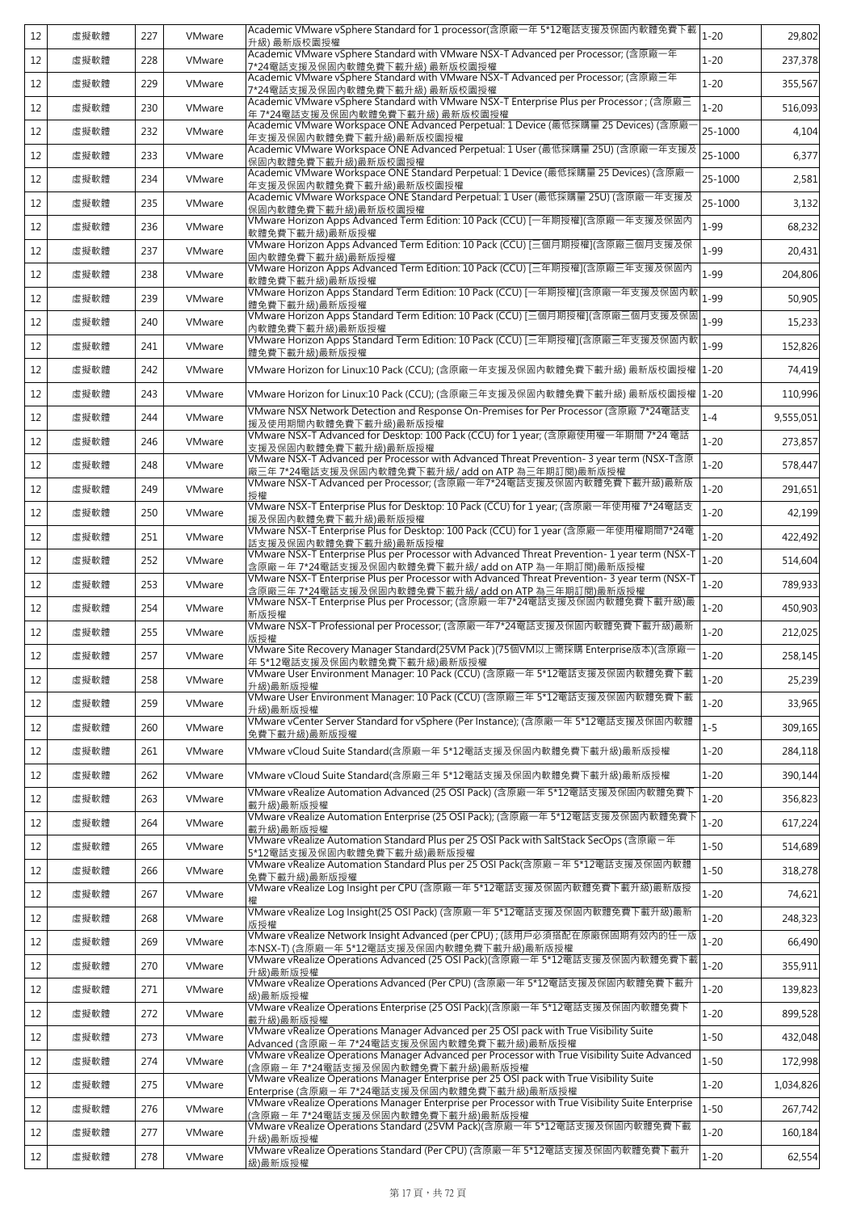| 12 | 虛擬軟體 | 227 | VMware | Academic VMware vSphere Standard for 1 processor(含原廠一年 5*12電話支援及保固內軟體免費下載升級) 最新版校園授權 | 1-20 | 29,802 |
|---|---|---|---|---|---|---|
| 12 | 虛擬軟體 | 228 | VMware | Academic VMware vSphere Standard with VMware NSX-T Advanced per Processor; (含原廠一年 7*24電話支援及保固內軟體免費下載升級) 最新版校園授權 | 1-20 | 237,378 |
| 12 | 虛擬軟體 | 229 | VMware | Academic VMware vSphere Standard with VMware NSX-T Advanced per Processor; (含原廠三年 7*24電話支援及保固內軟體免費下載升級) 最新版校園授權 | 1-20 | 355,567 |
| 12 | 虛擬軟體 | 230 | VMware | Academic VMware vSphere Standard with VMware NSX-T Enterprise Plus per Processor ; (含原廠三年 7*24電話支援及保固內軟體免費下載升級) 最新版校園授權 | 1-20 | 516,093 |
| 12 | 虛擬軟體 | 232 | VMware | Academic VMware Workspace ONE Advanced Perpetual: 1 Device (最低採購量 25 Devices) (含原廠一年支援及保固內軟體免費下載升級)最新版校園授權 | 25-1000 | 4,104 |
| 12 | 虛擬軟體 | 233 | VMware | Academic VMware Workspace ONE Advanced Perpetual: 1 User (最低採購量 25U) (含原廠一年支援及保固內軟體免費下載升級)最新版校園授權 | 25-1000 | 6,377 |
| 12 | 虛擬軟體 | 234 | VMware | Academic VMware Workspace ONE Standard Perpetual: 1 Device (最低採購量 25 Devices) (含原廠一年支援及保固內軟體免費下載升級)最新版校園授權 | 25-1000 | 2,581 |
| 12 | 虛擬軟體 | 235 | VMware | Academic VMware Workspace ONE Standard Perpetual: 1 User (最低採購量 25U) (含原廠一年支援及保固內軟體免費下載升級)最新版校園授權 | 25-1000 | 3,132 |
| 12 | 虛擬軟體 | 236 | VMware | VMware Horizon Apps Advanced Term Edition: 10 Pack (CCU) [一年期授權](含原廠一年支援及保固內軟體免費下載升級)最新版授權 | 1-99 | 68,232 |
| 12 | 虛擬軟體 | 237 | VMware | VMware Horizon Apps Advanced Term Edition: 10 Pack (CCU) [三個月期授權](含原廠三個月支援及保固內軟體免費下載升級)最新版授權 | 1-99 | 20,431 |
| 12 | 虛擬軟體 | 238 | VMware | VMware Horizon Apps Advanced Term Edition: 10 Pack (CCU) [三年期授權](含原廠三年支援及保固內軟體免費下載升級)最新版授權 | 1-99 | 204,806 |
| 12 | 虛擬軟體 | 239 | VMware | VMware Horizon Apps Standard Term Edition: 10 Pack (CCU) [一年期授權](含原廠一年支援及保固內軟體免費下載升級)最新版授權 | 1-99 | 50,905 |
| 12 | 虛擬軟體 | 240 | VMware | VMware Horizon Apps Standard Term Edition: 10 Pack (CCU) [三個月期授權](含原廠三個月支援及保固內軟體免費下載升級)最新版授權 | 1-99 | 15,233 |
| 12 | 虛擬軟體 | 241 | VMware | VMware Horizon Apps Standard Term Edition: 10 Pack (CCU) [三年期授權](含原廠三年支援及保固內軟體免費下載升級)最新版授權 | 1-99 | 152,826 |
| 12 | 虛擬軟體 | 242 | VMware | VMware Horizon for Linux:10 Pack (CCU); (含原廠一年支援及保固內軟體免費下載升級) 最新版校園授權 | 1-20 | 74,419 |
| 12 | 虛擬軟體 | 243 | VMware | VMware Horizon for Linux:10 Pack (CCU); (含原廠三年支援及保固內軟體免費下載升級) 最新版校園授權 | 1-20 | 110,996 |
| 12 | 虛擬軟體 | 244 | VMware | VMware NSX Network Detection and Response On-Premises for Per Processor (含原廠 7*24電話支援及使用期間內軟體免費下載升級)最新版授權 | 1-4 | 9,555,051 |
| 12 | 虛擬軟體 | 246 | VMware | VMware NSX-T Advanced for Desktop: 100 Pack (CCU) for 1 year; (含原廠使用權一年期間 7*24 電話支援及保固內軟體免費下載升級)最新版授權 | 1-20 | 273,857 |
| 12 | 虛擬軟體 | 248 | VMware | VMware NSX-T Advanced per Processor with Advanced Threat Prevention- 3 year term (NSX-T含原廠三年 7*24電話支援及保固內軟體免費下載升級/ add on ATP 為三年期訂閱)最新版授權 | 1-20 | 578,447 |
| 12 | 虛擬軟體 | 249 | VMware | VMware NSX-T Advanced per Processor; (含原廠一年7*24電話支援及保固內軟體免費下載升級)最新版授權 | 1-20 | 291,651 |
| 12 | 虛擬軟體 | 250 | VMware | VMware NSX-T Enterprise Plus for Desktop: 10 Pack (CCU) for 1 year; (含原廠一年使用權 7*24電話支援及保固內軟體免費下載升級)最新版授權 | 1-20 | 42,199 |
| 12 | 虛擬軟體 | 251 | VMware | VMware NSX-T Enterprise Plus for Desktop: 100 Pack (CCU) for 1 year (含原廠一年使用權期間7*24電話支援及保固內軟體免費下載升級)最新版授權 | 1-20 | 422,492 |
| 12 | 虛擬軟體 | 252 | VMware | VMware NSX-T Enterprise Plus per Processor with Advanced Threat Prevention- 1 year term (NSX-T含原廠一年 7*24電話支援及保固內軟體免費下載升級/ add on ATP 為一年期訂閱)最新版授權 | 1-20 | 514,604 |
| 12 | 虛擬軟體 | 253 | VMware | VMware NSX-T Enterprise Plus per Processor with Advanced Threat Prevention- 3 year term (NSX-T含原廠三年 7*24電話支援及保固內軟體免費下載升級/ add on ATP 為三年期訂閱)最新版授權 | 1-20 | 789,933 |
| 12 | 虛擬軟體 | 254 | VMware | VMware NSX-T Enterprise Plus per Processor; (含原廠一年7*24電話支援及保固內軟體免費下載升級)最新版授權 | 1-20 | 450,903 |
| 12 | 虛擬軟體 | 255 | VMware | VMware NSX-T Professional per Processor; (含原廠一年7*24電話支援及保固內軟體免費下載升級)最新版授權 | 1-20 | 212,025 |
| 12 | 虛擬軟體 | 257 | VMware | VMware Site Recovery Manager Standard(25VM Pack )(75個VM以上需採購 Enterprise版本)(含原廠一年 5*12電話支援及保固內軟體免費下載升級)最新版授權 | 1-20 | 258,145 |
| 12 | 虛擬軟體 | 258 | VMware | VMware User Environment Manager: 10 Pack (CCU) (含原廠一年 5*12電話支援及保固內軟體免費下載升級)最新版授權 | 1-20 | 25,239 |
| 12 | 虛擬軟體 | 259 | VMware | VMware User Environment Manager: 10 Pack (CCU) (含原廠三年 5*12電話支援及保固內軟體免費下載升級)最新版授權 | 1-20 | 33,965 |
| 12 | 虛擬軟體 | 260 | VMware | VMware vCenter Server Standard for vSphere (Per Instance); (含原廠一年 5*12電話支援及保固內軟體免費下載升級)最新版授權 | 1-5 | 309,165 |
| 12 | 虛擬軟體 | 261 | VMware | VMware vCloud Suite Standard(含原廠一年 5*12電話支援及保固內軟體免費下載升級)最新版授權 | 1-20 | 284,118 |
| 12 | 虛擬軟體 | 262 | VMware | VMware vCloud Suite Standard(含原廠三年 5*12電話支援及保固內軟體免費下載升級)最新版授權 | 1-20 | 390,144 |
| 12 | 虛擬軟體 | 263 | VMware | VMware vRealize Automation Advanced (25 OSI Pack) (含原廠一年 5*12電話支援及保固內軟體免費下載升級)最新版授權 | 1-20 | 356,823 |
| 12 | 虛擬軟體 | 264 | VMware | VMware vRealize Automation Enterprise (25 OSI Pack); (含原廠一年 5*12電話支援及保固內軟體免費下載升級)最新版授權 | 1-20 | 617,224 |
| 12 | 虛擬軟體 | 265 | VMware | VMware vRealize Automation Standard Plus per 25 OSI Pack with SaltStack SecOps (含原廠一年 5*12電話支援及保固內軟體免費下載升級)最新版授權 | 1-50 | 514,689 |
| 12 | 虛擬軟體 | 266 | VMware | VMware vRealize Automation Standard Plus per 25 OSI Pack(含原廠一年 5*12電話支援及保固內軟體免費下載升級)最新版授權 | 1-50 | 318,278 |
| 12 | 虛擬軟體 | 267 | VMware | VMware vRealize Log Insight per CPU (含原廠一年 5*12電話支援及保固內軟體免費下載升級)最新版授權 | 1-20 | 74,621 |
| 12 | 虛擬軟體 | 268 | VMware | VMware vRealize Log Insight(25 OSI Pack) (含原廠一年 5*12電話支援及保固內軟體免費下載升級)最新版授權 | 1-20 | 248,323 |
| 12 | 虛擬軟體 | 269 | VMware | VMware vRealize Network Insight Advanced (per CPU) ; (該用戶必須搭配在原廠保固期有效內的任一版本NSX-T) (含原廠一年 5*12電話支援及保固內軟體免費下載升級)最新版授權 | 1-20 | 66,490 |
| 12 | 虛擬軟體 | 270 | VMware | VMware vRealize Operations Advanced (25 OSI Pack)(含原廠一年 5*12電話支援及保固內軟體免費下載升級)最新版授權 | 1-20 | 355,911 |
| 12 | 虛擬軟體 | 271 | VMware | VMware vRealize Operations Advanced (Per CPU) (含原廠一年 5*12電話支援及保固內軟體免費下載升級)最新版授權 | 1-20 | 139,823 |
| 12 | 虛擬軟體 | 272 | VMware | VMware vRealize Operations Enterprise (25 OSI Pack)(含原廠一年 5*12電話支援及保固內軟體免費下載升級)最新版授權 | 1-20 | 899,528 |
| 12 | 虛擬軟體 | 273 | VMware | VMware vRealize Operations Manager Advanced per 25 OSI pack with True Visibility Suite Advanced (含原廠一年 7*24電話支援及保固內軟體免費下載升級)最新版授權 | 1-50 | 432,048 |
| 12 | 虛擬軟體 | 274 | VMware | VMware vRealize Operations Manager Advanced per Processor with True Visibility Suite Advanced (含原廠一年 7*24電話支援及保固內軟體免費下載升級)最新版授權 | 1-50 | 172,998 |
| 12 | 虛擬軟體 | 275 | VMware | VMware vRealize Operations Manager Enterprise per 25 OSI pack with True Visibility Suite Enterprise (含原廠一年 7*24電話支援及保固內軟體免費下載升級)最新版授權 | 1-20 | 1,034,826 |
| 12 | 虛擬軟體 | 276 | VMware | VMware vRealize Operations Manager Enterprise per Processor with True Visibility Suite Enterprise (含原廠一年 7*24電話支援及保固內軟體免費下載升級)最新版授權 | 1-50 | 267,742 |
| 12 | 虛擬軟體 | 277 | VMware | VMware vRealize Operations Standard (25VM Pack)(含原廠一年 5*12電話支援及保固內軟體免費下載升級)最新版授權 | 1-20 | 160,184 |
| 12 | 虛擬軟體 | 278 | VMware | VMware vRealize Operations Standard (Per CPU) (含原廠一年 5*12電話支援及保固內軟體免費下載升級)最新版授權 | 1-20 | 62,554 |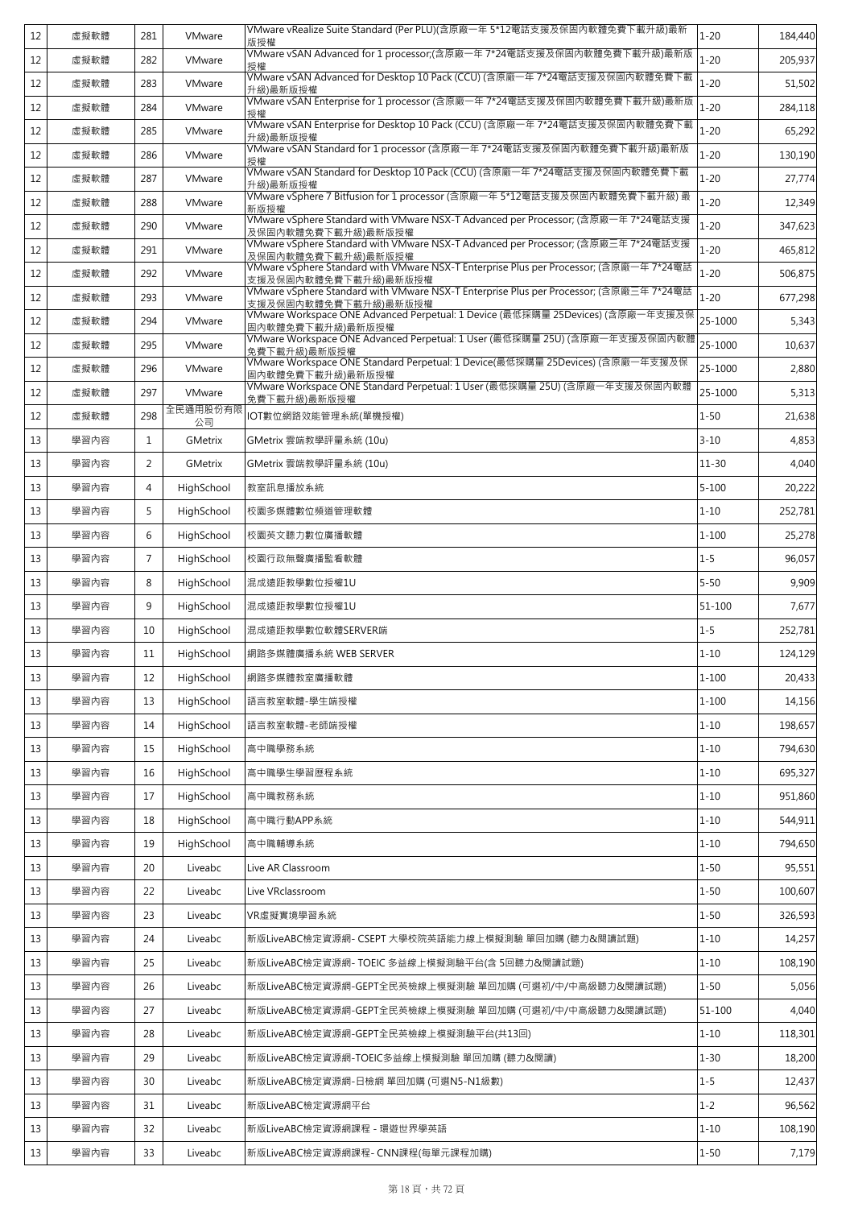| 12 | 虛擬軟體 | 281 | VMware | VMware vRealize Suite Standard (Per PLU)(含原廠一年 5*12電話支援及保固內軟體免費下載升級)最新版授權 | 1-20 | 184,440 |
|---|---|---|---|---|---|---|
| 12 | 虛擬軟體 | 282 | VMware | VMware vSAN Advanced for 1 processor;(含原廠一年 7*24電話支援及保固內軟體免費下載升級)最新版授權 | 1-20 | 205,937 |
| 12 | 虛擬軟體 | 283 | VMware | VMware vSAN Advanced for Desktop 10 Pack (CCU) (含原廠一年 7*24電話支援及保固內軟體免費下載升級)最新版授權 | 1-20 | 51,502 |
| 12 | 虛擬軟體 | 284 | VMware | VMware vSAN Enterprise for 1 processor (含原廠一年 7*24電話支援及保固內軟體免費下載升級)最新版授權 | 1-20 | 284,118 |
| 12 | 虛擬軟體 | 285 | VMware | VMware vSAN Enterprise for Desktop 10 Pack (CCU) (含原廠一年 7*24電話支援及保固內軟體免費下載升級)最新版授權 | 1-20 | 65,292 |
| 12 | 虛擬軟體 | 286 | VMware | VMware vSAN Standard for 1 processor (含原廠一年 7*24電話支援及保固內軟體免費下載升級)最新版授權 | 1-20 | 130,190 |
| 12 | 虛擬軟體 | 287 | VMware | VMware vSAN Standard for Desktop 10 Pack (CCU) (含原廠一年 7*24電話支援及保固內軟體免費下載升級)最新版授權 | 1-20 | 27,774 |
| 12 | 虛擬軟體 | 288 | VMware | VMware vSphere 7 Bitfusion for 1 processor (含原廠一年 5*12電話支援及保固內軟體免費下載升級) 最新版授權 | 1-20 | 12,349 |
| 12 | 虛擬軟體 | 290 | VMware | VMware vSphere Standard with VMware NSX-T Advanced per Processor; (含原廠一年 7*24電話支援及保固內軟體免費下載升級)最新版授權 | 1-20 | 347,623 |
| 12 | 虛擬軟體 | 291 | VMware | VMware vSphere Standard with VMware NSX-T Advanced per Processor; (含原廠三年 7*24電話支援及保固內軟體免費下載升級)最新版授權 | 1-20 | 465,812 |
| 12 | 虛擬軟體 | 292 | VMware | VMware vSphere Standard with VMware NSX-T Enterprise Plus per Processor; (含原廠一年 7*24電話支援及保固內軟體免費下載升級)最新版授權 | 1-20 | 506,875 |
| 12 | 虛擬軟體 | 293 | VMware | VMware vSphere Standard with VMware NSX-T Enterprise Plus per Processor; (含原廠三年 7*24電話支援及保固內軟體免費下載升級)最新版授權 | 1-20 | 677,298 |
| 12 | 虛擬軟體 | 294 | VMware | VMware Workspace ONE Advanced Perpetual: 1 Device (最低採購量 25Devices) (含原廠一年支援及保固內軟體免費下載升級)最新版授權 | 25-1000 | 5,343 |
| 12 | 虛擬軟體 | 295 | VMware | VMware Workspace ONE Advanced Perpetual: 1 User (最低採購量 25U) (含原廠一年支援及保固內軟體免費下載升級)最新版授權 | 25-1000 | 10,637 |
| 12 | 虛擬軟體 | 296 | VMware | VMware Workspace ONE Standard Perpetual: 1 Device(最低採購量 25Devices) (含原廠一年支援及保固內軟體免費下載升級)最新版授權 | 25-1000 | 2,880 |
| 12 | 虛擬軟體 | 297 | VMware | VMware Workspace ONE Standard Perpetual: 1 User (最低採購量 25U) (含原廠一年支援及保固內軟體免費下載升級)最新版授權 | 25-1000 | 5,313 |
| 12 | 虛擬軟體 | 298 | 全民通用股份有限公司 | IOT數位網路效能管理系統(單機授權) | 1-50 | 21,638 |
| 13 | 學習內容 | 1 | GMetrix | GMetrix 雲端教學評量系統 (10u) | 3-10 | 4,853 |
| 13 | 學習內容 | 2 | GMetrix | GMetrix 雲端教學評量系統 (10u) | 11-30 | 4,040 |
| 13 | 學習內容 | 4 | HighSchool | 教室訊息播放系統 | 5-100 | 20,222 |
| 13 | 學習內容 | 5 | HighSchool | 校園多媒體數位頻道管理軟體 | 1-10 | 252,781 |
| 13 | 學習內容 | 6 | HighSchool | 校園英文聽力數位廣播軟體 | 1-100 | 25,278 |
| 13 | 學習內容 | 7 | HighSchool | 校園行政無聲廣播監看軟體 | 1-5 | 96,057 |
| 13 | 學習內容 | 8 | HighSchool | 混成遠距教學數位授權1U | 5-50 | 9,909 |
| 13 | 學習內容 | 9 | HighSchool | 混成遠距教學數位授權1U | 51-100 | 7,677 |
| 13 | 學習內容 | 10 | HighSchool | 混成遠距教學數位軟體SERVER端 | 1-5 | 252,781 |
| 13 | 學習內容 | 11 | HighSchool | 網路多媒體廣播系統 WEB SERVER | 1-10 | 124,129 |
| 13 | 學習內容 | 12 | HighSchool | 網路多媒體教室廣播軟體 | 1-100 | 20,433 |
| 13 | 學習內容 | 13 | HighSchool | 語言教室軟體-學生端授權 | 1-100 | 14,156 |
| 13 | 學習內容 | 14 | HighSchool | 語言教室軟體-老師端授權 | 1-10 | 198,657 |
| 13 | 學習內容 | 15 | HighSchool | 高中職學務系統 | 1-10 | 794,630 |
| 13 | 學習內容 | 16 | HighSchool | 高中職學生學習歷程系統 | 1-10 | 695,327 |
| 13 | 學習內容 | 17 | HighSchool | 高中職教務系統 | 1-10 | 951,860 |
| 13 | 學習內容 | 18 | HighSchool | 高中職行動APP系統 | 1-10 | 544,911 |
| 13 | 學習內容 | 19 | HighSchool | 高中職輔導系統 | 1-10 | 794,650 |
| 13 | 學習內容 | 20 | Liveabc | Live AR Classroom | 1-50 | 95,551 |
| 13 | 學習內容 | 22 | Liveabc | Live VRclassroom | 1-50 | 100,607 |
| 13 | 學習內容 | 23 | Liveabc | VR虛擬實境學習系統 | 1-50 | 326,593 |
| 13 | 學習內容 | 24 | Liveabc | 新版LiveABC檢定資源網- CSEPT 大學校院英語能力線上模擬測驗 單回加購 (聽力&閱讀試題) | 1-10 | 14,257 |
| 13 | 學習內容 | 25 | Liveabc | 新版LiveABC檢定資源網- TOEIC 多益線上模擬測驗平台(含 5回聽力&閱讀試題) | 1-10 | 108,190 |
| 13 | 學習內容 | 26 | Liveabc | 新版LiveABC檢定資源網-GEPT全民英檢線上模擬測驗 單回加購 (可選初/中/中高級聽力&閱讀試題) | 1-50 | 5,056 |
| 13 | 學習內容 | 27 | Liveabc | 新版LiveABC檢定資源網-GEPT全民英檢線上模擬測驗 單回加購 (可選初/中/中高級聽力&閱讀試題) | 51-100 | 4,040 |
| 13 | 學習內容 | 28 | Liveabc | 新版LiveABC檢定資源網-GEPT全民英檢線上模擬測驗平台(共13回) | 1-10 | 118,301 |
| 13 | 學習內容 | 29 | Liveabc | 新版LiveABC檢定資源網-TOEIC多益線上模擬測驗 單回加購 (聽力&閱讀) | 1-30 | 18,200 |
| 13 | 學習內容 | 30 | Liveabc | 新版LiveABC檢定資源網-日檢網 單回加購 (可選N5-N1級數) | 1-5 | 12,437 |
| 13 | 學習內容 | 31 | Liveabc | 新版LiveABC檢定資源網平台 | 1-2 | 96,562 |
| 13 | 學習內容 | 32 | Liveabc | 新版LiveABC檢定資源網課程 - 環遊世界學英語 | 1-10 | 108,190 |
| 13 | 學習內容 | 33 | Liveabc | 新版LiveABC檢定資源網課程- CNN課程(每單元課程加購) | 1-50 | 7,179 |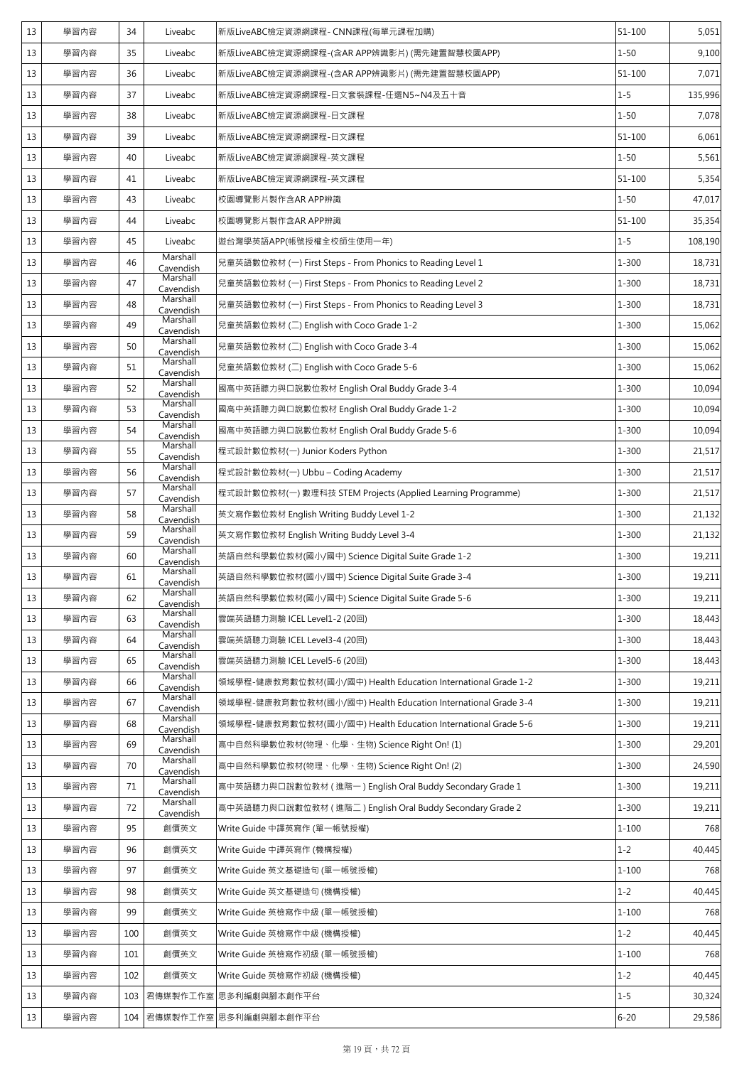| 13 | 學習內容 | 34 | Liveabc | 新版LiveABC檢定資源網課程- CNN課程(每單元課程加購) | 51-100 | 5,051 |
|---|---|---|---|---|---|---|
| 13 | 學習內容 | 35 | Liveabc | 新版LiveABC檢定資源網課程-(含AR APP辨識影片) (需先建置智慧校園APP) | 1-50 | 9,100 |
| 13 | 學習內容 | 36 | Liveabc | 新版LiveABC檢定資源網課程-(含AR APP辨識影片) (需先建置智慧校園APP) | 51-100 | 7,071 |
| 13 | 學習內容 | 37 | Liveabc | 新版LiveABC檢定資源網課程-日文套裝課程-任選N5~N4及五十音 | 1-5 | 135,996 |
| 13 | 學習內容 | 38 | Liveabc | 新版LiveABC檢定資源網課程-日文課程 | 1-50 | 7,078 |
| 13 | 學習內容 | 39 | Liveabc | 新版LiveABC檢定資源網課程-日文課程 | 51-100 | 6,061 |
| 13 | 學習內容 | 40 | Liveabc | 新版LiveABC檢定資源網課程-英文課程 | 1-50 | 5,561 |
| 13 | 學習內容 | 41 | Liveabc | 新版LiveABC檢定資源網課程-英文課程 | 51-100 | 5,354 |
| 13 | 學習內容 | 43 | Liveabc | 校園導覽影片製作含AR APP辨識 | 1-50 | 47,017 |
| 13 | 學習內容 | 44 | Liveabc | 校園導覽影片製作含AR APP辨識 | 51-100 | 35,354 |
| 13 | 學習內容 | 45 | Liveabc | 遊台灣學英語APP(帳號授權全校師生使用一年) | 1-5 | 108,190 |
| 13 | 學習內容 | 46 | Marshall Cavendish | 兒童英語數位教材 (一) First Steps - From Phonics to Reading Level 1 | 1-300 | 18,731 |
| 13 | 學習內容 | 47 | Marshall Cavendish | 兒童英語數位教材 (一) First Steps - From Phonics to Reading Level 2 | 1-300 | 18,731 |
| 13 | 學習內容 | 48 | Marshall Cavendish | 兒童英語數位教材 (一) First Steps - From Phonics to Reading Level 3 | 1-300 | 18,731 |
| 13 | 學習內容 | 49 | Marshall Cavendish | 兒童英語數位教材 (二) English with Coco Grade 1-2 | 1-300 | 15,062 |
| 13 | 學習內容 | 50 | Marshall Cavendish | 兒童英語數位教材 (二) English with Coco Grade 3-4 | 1-300 | 15,062 |
| 13 | 學習內容 | 51 | Marshall Cavendish | 兒童英語數位教材 (二) English with Coco Grade 5-6 | 1-300 | 15,062 |
| 13 | 學習內容 | 52 | Marshall Cavendish | 國高中英語聽力與口說數位教材 English Oral Buddy Grade 3-4 | 1-300 | 10,094 |
| 13 | 學習內容 | 53 | Marshall Cavendish | 國高中英語聽力與口說數位教材 English Oral Buddy Grade 1-2 | 1-300 | 10,094 |
| 13 | 學習內容 | 54 | Marshall Cavendish | 國高中英語聽力與口說數位教材 English Oral Buddy Grade 5-6 | 1-300 | 10,094 |
| 13 | 學習內容 | 55 | Marshall Cavendish | 程式設計數位教材(一) Junior Koders Python | 1-300 | 21,517 |
| 13 | 學習內容 | 56 | Marshall Cavendish | 程式設計數位教材(一) Ubbu – Coding Academy | 1-300 | 21,517 |
| 13 | 學習內容 | 57 | Marshall Cavendish | 程式設計數位教材(一) 數理科技 STEM Projects (Applied Learning Programme) | 1-300 | 21,517 |
| 13 | 學習內容 | 58 | Marshall Cavendish | 英文寫作數位教材 English Writing Buddy Level 1-2 | 1-300 | 21,132 |
| 13 | 學習內容 | 59 | Marshall Cavendish | 英文寫作數位教材 English Writing Buddy Level 3-4 | 1-300 | 21,132 |
| 13 | 學習內容 | 60 | Marshall Cavendish | 英語自然科學數位教材(國小/國中) Science Digital Suite Grade 1-2 | 1-300 | 19,211 |
| 13 | 學習內容 | 61 | Marshall Cavendish | 英語自然科學數位教材(國小/國中) Science Digital Suite Grade 3-4 | 1-300 | 19,211 |
| 13 | 學習內容 | 62 | Marshall Cavendish | 英語自然科學數位教材(國小/國中) Science Digital Suite Grade 5-6 | 1-300 | 19,211 |
| 13 | 學習內容 | 63 | Marshall Cavendish | 雲端英語聽力測驗 ICEL Level1-2 (20回) | 1-300 | 18,443 |
| 13 | 學習內容 | 64 | Marshall Cavendish | 雲端英語聽力測驗 ICEL Level3-4 (20回) | 1-300 | 18,443 |
| 13 | 學習內容 | 65 | Marshall Cavendish | 雲端英語聽力測驗 ICEL Level5-6 (20回) | 1-300 | 18,443 |
| 13 | 學習內容 | 66 | Marshall Cavendish | 領域學程-健康教育數位教材(國小/國中) Health Education International Grade 1-2 | 1-300 | 19,211 |
| 13 | 學習內容 | 67 | Marshall Cavendish | 領域學程-健康教育數位教材(國小/國中) Health Education International Grade 3-4 | 1-300 | 19,211 |
| 13 | 學習內容 | 68 | Marshall Cavendish | 領域學程-健康教育數位教材(國小/國中) Health Education International Grade 5-6 | 1-300 | 19,211 |
| 13 | 學習內容 | 69 | Marshall Cavendish | 高中自然科學數位教材(物理、化學、生物) Science Right On! (1) | 1-300 | 29,201 |
| 13 | 學習內容 | 70 | Marshall Cavendish | 高中自然科學數位教材(物理、化學、生物) Science Right On! (2) | 1-300 | 24,590 |
| 13 | 學習內容 | 71 | Marshall Cavendish | 高中英語聽力與口說數位教材 ( 進階一 ) English Oral Buddy Secondary Grade 1 | 1-300 | 19,211 |
| 13 | 學習內容 | 72 | Marshall Cavendish | 高中英語聽力與口說數位教材 ( 進階二 ) English Oral Buddy Secondary Grade 2 | 1-300 | 19,211 |
| 13 | 學習內容 | 95 | 創價英文 | Write Guide 中譯英寫作 (單一帳號授權) | 1-100 | 768 |
| 13 | 學習內容 | 96 | 創價英文 | Write Guide 中譯英寫作 (機構授權) | 1-2 | 40,445 |
| 13 | 學習內容 | 97 | 創價英文 | Write Guide 英文基礎造句 (單一帳號授權) | 1-100 | 768 |
| 13 | 學習內容 | 98 | 創價英文 | Write Guide 英文基礎造句 (機構授權) | 1-2 | 40,445 |
| 13 | 學習內容 | 99 | 創價英文 | Write Guide 英檢寫作中級 (單一帳號授權) | 1-100 | 768 |
| 13 | 學習內容 | 100 | 創價英文 | Write Guide 英檢寫作中級 (機構授權) | 1-2 | 40,445 |
| 13 | 學習內容 | 101 | 創價英文 | Write Guide 英檢寫作初級 (單一帳號授權) | 1-100 | 768 |
| 13 | 學習內容 | 102 | 創價英文 | Write Guide 英檢寫作初級 (機構授權) | 1-2 | 40,445 |
| 13 | 學習內容 | 103 | 君傳媒製作工作室 | 思多利編劇與腳本創作平台 | 1-5 | 30,324 |
| 13 | 學習內容 | 104 | 君傳媒製作工作室 | 思多利編劇與腳本創作平台 | 6-20 | 29,586 |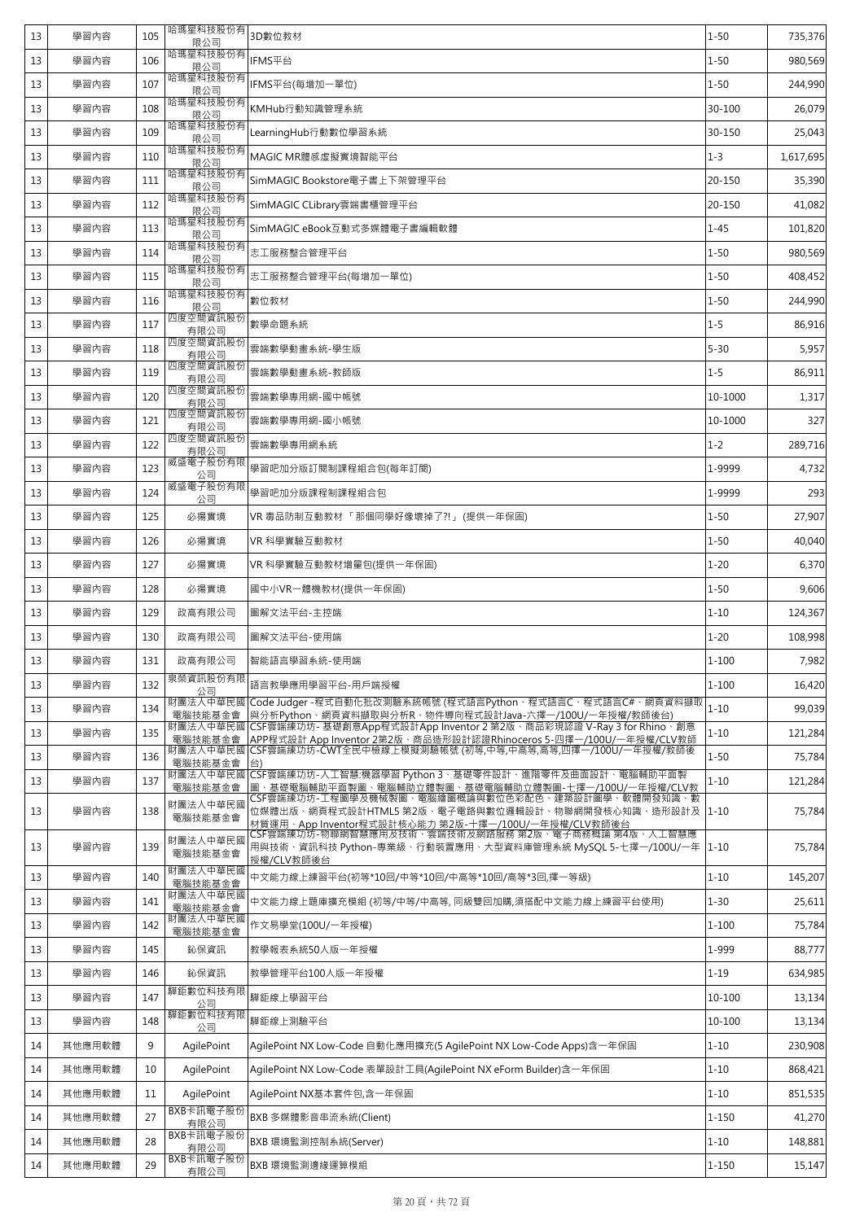| 13 | 學習內容 | 105 | 哈瑪星科技股份有限公司 | 3D數位教材 | 1-50 | 735,376 |
|---|---|---|---|---|---|---|
| 13 | 學習內容 | 106 | 哈瑪星科技股份有限公司 | IFMS平台 | 1-50 | 980,569 |
| 13 | 學習內容 | 107 | 哈瑪星科技股份有限公司 | IFMS平台(每增加一單位) | 1-50 | 244,990 |
| 13 | 學習內容 | 108 | 哈瑪星科技股份有限公司 | KMHub行動知識管理系統 | 30-100 | 26,079 |
| 13 | 學習內容 | 109 | 哈瑪星科技股份有限公司 | LearningHub行動數位學習系統 | 30-150 | 25,043 |
| 13 | 學習內容 | 110 | 哈瑪星科技股份有限公司 | MAGIC MR體感虛擬實境智能平台 | 1-3 | 1,617,695 |
| 13 | 學習內容 | 111 | 哈瑪星科技股份有限公司 | SimMAGIC Bookstore電子書上下架管理平台 | 20-150 | 35,390 |
| 13 | 學習內容 | 112 | 哈瑪星科技股份有限公司 | SimMAGIC CLibrary雲端書櫃管理平台 | 20-150 | 41,082 |
| 13 | 學習內容 | 113 | 哈瑪星科技股份有限公司 | SimMAGIC eBook互動式多媒體電子書編輯軟體 | 1-45 | 101,820 |
| 13 | 學習內容 | 114 | 哈瑪星科技股份有限公司 | 志工服務整合管理平台 | 1-50 | 980,569 |
| 13 | 學習內容 | 115 | 哈瑪星科技股份有限公司 | 志工服務整合管理平台(每增加一單位) | 1-50 | 408,452 |
| 13 | 學習內容 | 116 | 哈瑪星科技股份有限公司 | 數位教材 | 1-50 | 244,990 |
| 13 | 學習內容 | 117 | 四度空間資訊股份有限公司 | 數學命題系統 | 1-5 | 86,916 |
| 13 | 學習內容 | 118 | 四度空間資訊股份有限公司 | 雲端數學動畫系統-學生版 | 5-30 | 5,957 |
| 13 | 學習內容 | 119 | 四度空間資訊股份有限公司 | 雲端數學動畫系統-教師版 | 1-5 | 86,911 |
| 13 | 學習內容 | 120 | 四度空間資訊股份有限公司 | 雲端數學專用網-國中帳號 | 10-1000 | 1,317 |
| 13 | 學習內容 | 121 | 四度空間資訊股份有限公司 | 雲端數學專用網-國小帳號 | 10-1000 | 327 |
| 13 | 學習內容 | 122 | 四度空間資訊股份有限公司 | 雲端數學專用網系統 | 1-2 | 289,716 |
| 13 | 學習內容 | 123 | 威盛電子股份有限公司 | 學習吧加分版訂閱制課程組合包(每年訂閱) | 1-9999 | 4,732 |
| 13 | 學習內容 | 124 | 威盛電子股份有限公司 | 學習吧加分版課程制課程組合包 | 1-9999 | 293 |
| 13 | 學習內容 | 125 | 必揚實境 | VR 毒品防制互動教材 「那個同學好像壞掉了?!」 (提供一年保固) | 1-50 | 27,907 |
| 13 | 學習內容 | 126 | 必揚實境 | VR 科學實驗互動教材 | 1-50 | 40,040 |
| 13 | 學習內容 | 127 | 必揚實境 | VR 科學實驗互動教材增量包(提供一年保固) | 1-20 | 6,370 |
| 13 | 學習內容 | 128 | 必揚實境 | 國中小VR一體機教材(提供一年保固) | 1-50 | 9,606 |
| 13 | 學習內容 | 129 | 政高有限公司 | 圖解文法平台-主控端 | 1-10 | 124,367 |
| 13 | 學習內容 | 130 | 政高有限公司 | 圖解文法平台-使用端 | 1-20 | 108,998 |
| 13 | 學習內容 | 131 | 政高有限公司 | 智能語言學習系統-使用端 | 1-100 | 7,982 |
| 13 | 學習內容 | 132 | 泉槩資訊股份有限公司 | 語言教學應用學習平台-用戶端授權 | 1-100 | 16,420 |
| 13 | 學習內容 | 134 | 財團法人中華民國電腦技能基金會 | Code Judger -程式自動化批改測驗系統帳號 (程式語言Python、程式語言C、程式語言C#、網頁資料擷取與分析Python、網頁資料擷取與分析R、物件導向程式設計Java-六擇一/100U/一年授權/教師後台) | 1-10 | 99,039 |
| 13 | 學習內容 | 135 | 財團法人中華民國電腦技能基金會 | CSF雲端練功坊- 基礎創意App程式設計App Inventor 2 第2版、商品彩現認證 V-Ray 3 for Rhino、創意APP程式設計 App Inventor 2第2版、商品造形設計認證Rhinoceros 5-四擇一/100U/一年授權/CLV教師 | 1-10 | 121,284 |
| 13 | 學習內容 | 136 | 財團法人中華民國電腦技能基金會 | CSF雲端練功坊-CWT全民中檢線上模擬測驗帳號 (初等,中等,中高等,高等,四擇一/100U/一年授權/教師後台) | 1-50 | 75,784 |
| 13 | 學習內容 | 137 | 財團法人中華民國電腦技能基金會 | CSF雲端練功坊-人工智慧:機器學習 Python 3、基礎零件設計、進階零件及曲面設計、電腦輔助平面製圖、基礎電腦輔助平面製圖、電腦輔助立體製圖、基礎電腦輔助立體製圖-七擇一/100U/一年授權/CLV教 | 1-10 | 121,284 |
| 13 | 學習內容 | 138 | 財團法人中華民國電腦技能基金會 | CSF雲端練功坊-工程圖學及機械製圖、電腦繪圖概論與數位色彩配色、建築設計圖學、軟體開發知識、數位媒體出版、網頁程式設計HTML5 第2版、電子電路與數位邏輯設計、物聯網開發核心知識、造形設計及材質運用、App Inventor程式設計核心能力 第2版-十擇一/100U/一年授權/CLV教師後台 | 1-10 | 75,784 |
| 13 | 學習內容 | 139 | 財團法人中華民國電腦技能基金會 | CSF雲端練功坊-物聯網智慧應用及技術、雲端技術及網路服務 第2版、電子商務概論 第4版、人工智慧應用與技術、資訊科技 Python-專業級、行動裝置應用、大型資料庫管理系統 MySQL 5-七擇一/100U/一年授權/CLV教師後台 | 1-10 | 75,784 |
| 13 | 學習內容 | 140 | 財團法人中華民國電腦技能基金會 | 中文能力線上練習平台(初等*10回/中等*10回/中高等*10回/高等*3回,擇一等級) | 1-10 | 145,207 |
| 13 | 學習內容 | 141 | 財團法人中華民國電腦技能基金會 | 中文能力線上題庫擴充模組 (初等/中等/中高等, 同級雙回加購,須搭配中文能力線上練習平台使用) | 1-30 | 25,611 |
| 13 | 學習內容 | 142 | 財團法人中華民國電腦技能基金會 | 作文易學堂(100U/一年授權) | 1-100 | 75,784 |
| 13 | 學習內容 | 145 | 鈊保資訊 | 教學報表系統50人版一年授權 | 1-999 | 88,777 |
| 13 | 學習內容 | 146 | 鈊保資訊 | 教學管理平台100人版一年授權 | 1-19 | 634,985 |
| 13 | 學習內容 | 147 | 驊鉅數位科技有限公司 | 驊鉅線上學習平台 | 10-100 | 13,134 |
| 13 | 學習內容 | 148 | 驊鉅數位科技有限公司 | 驊鉅線上測驗平台 | 10-100 | 13,134 |
| 14 | 其他應用軟體 | 9 | AgilePoint | AgilePoint NX Low-Code 自動化應用擴充(5 AgilePoint NX Low-Code Apps)含一年保固 | 1-10 | 230,908 |
| 14 | 其他應用軟體 | 10 | AgilePoint | AgilePoint NX Low-Code 表單設計工具(AgilePoint NX eForm Builder)含一年保固 | 1-10 | 868,421 |
| 14 | 其他應用軟體 | 11 | AgilePoint | AgilePoint NX基本套件包,含一年保固 | 1-10 | 851,535 |
| 14 | 其他應用軟體 | 27 | BXB卡訊電子股份有限公司 | BXB 多媒體影音串流系統(Client) | 1-150 | 41,270 |
| 14 | 其他應用軟體 | 28 | BXB卡訊電子股份有限公司 | BXB 環境監測控制系統(Server) | 1-10 | 148,881 |
| 14 | 其他應用軟體 | 29 | BXB卡訊電子股份有限公司 | BXB 環境監測邊緣運算模組 | 1-150 | 15,147 |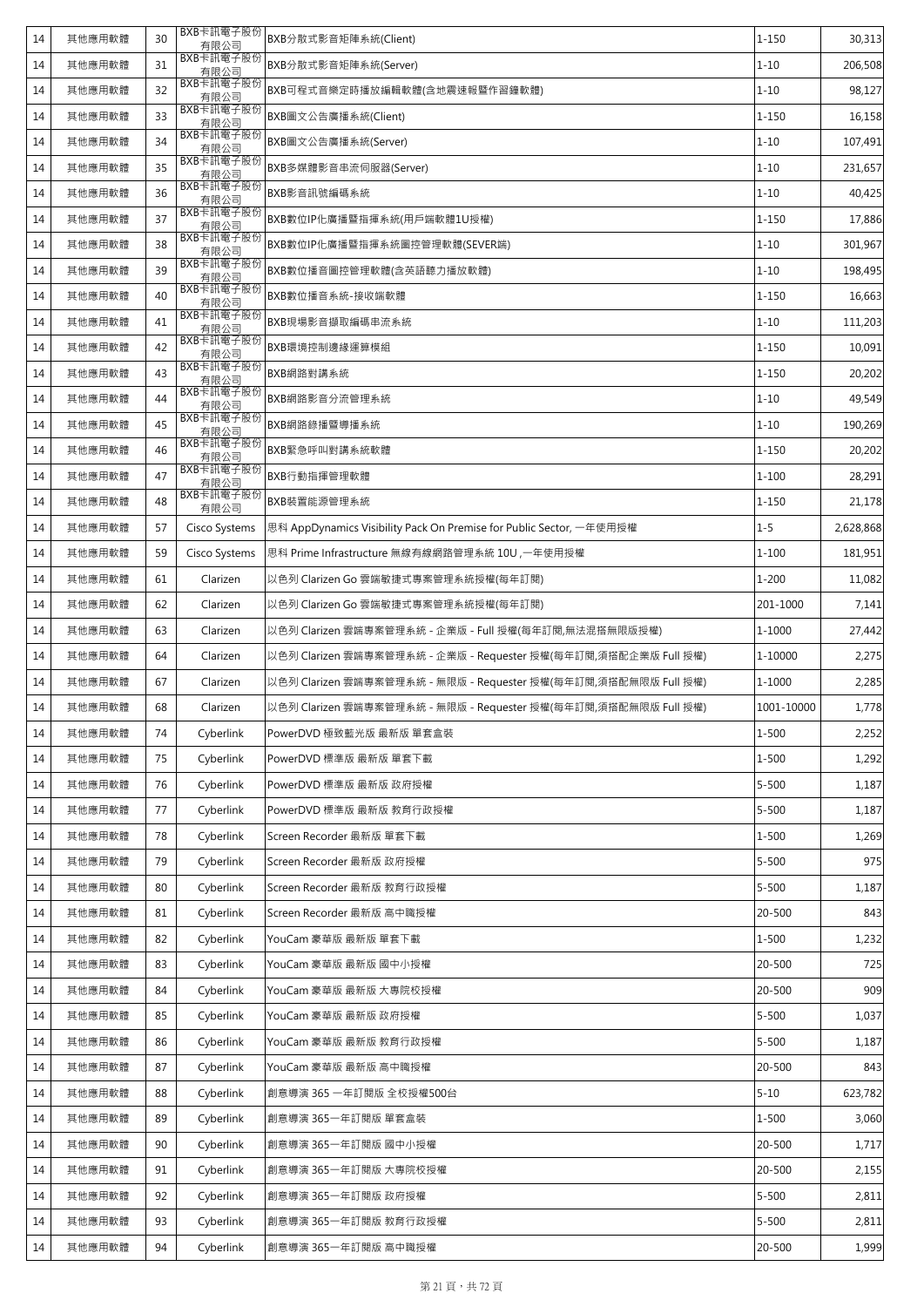| 14 | 其他應用軟體 | 30 | BXB卡訊電子股份有限公司 | BXB分散式影音矩陣系統(Client) | 1-150 | 30,313 |
|---|---|---|---|---|---|---|
| 14 | 其他應用軟體 | 31 | BXB卡訊電子股份有限公司 | BXB分散式影音矩陣系統(Server) | 1-10 | 206,508 |
| 14 | 其他應用軟體 | 32 | BXB卡訊電子股份有限公司 | BXB可程式音樂定時播放編輯軟體(含地震速報暨作習鐘軟體) | 1-10 | 98,127 |
| 14 | 其他應用軟體 | 33 | BXB卡訊電子股份有限公司 | BXB圖文公告廣播系統(Client) | 1-150 | 16,158 |
| 14 | 其他應用軟體 | 34 | BXB卡訊電子股份有限公司 | BXB圖文公告廣播系統(Server) | 1-10 | 107,491 |
| 14 | 其他應用軟體 | 35 | BXB卡訊電子股份有限公司 | BXB多媒體影音串流伺服器(Server) | 1-10 | 231,657 |
| 14 | 其他應用軟體 | 36 | BXB卡訊電子股份有限公司 | BXB影音訊號編碼系統 | 1-10 | 40,425 |
| 14 | 其他應用軟體 | 37 | BXB卡訊電子股份有限公司 | BXB數位IP化廣播暨指揮系統(用戶端軟體1U授權) | 1-150 | 17,886 |
| 14 | 其他應用軟體 | 38 | BXB卡訊電子股份有限公司 | BXB數位IP化廣播暨指揮系統圖控管理軟體(SEVER端) | 1-10 | 301,967 |
| 14 | 其他應用軟體 | 39 | BXB卡訊電子股份有限公司 | BXB數位播音圖控管理軟體(含英語聽力播放軟體) | 1-10 | 198,495 |
| 14 | 其他應用軟體 | 40 | BXB卡訊電子股份有限公司 | BXB數位播音系統-接收端軟體 | 1-150 | 16,663 |
| 14 | 其他應用軟體 | 41 | BXB卡訊電子股份有限公司 | BXB現場影音擷取編碼串流系統 | 1-10 | 111,203 |
| 14 | 其他應用軟體 | 42 | BXB卡訊電子股份有限公司 | BXB環境控制邊緣運算模組 | 1-150 | 10,091 |
| 14 | 其他應用軟體 | 43 | BXB卡訊電子股份有限公司 | BXB網路對講系統 | 1-150 | 20,202 |
| 14 | 其他應用軟體 | 44 | BXB卡訊電子股份有限公司 | BXB網路影音分流管理系統 | 1-10 | 49,549 |
| 14 | 其他應用軟體 | 45 | BXB卡訊電子股份有限公司 | BXB網路錄播暨導播系統 | 1-10 | 190,269 |
| 14 | 其他應用軟體 | 46 | BXB卡訊電子股份有限公司 | BXB緊急呼叫對講系統軟體 | 1-150 | 20,202 |
| 14 | 其他應用軟體 | 47 | BXB卡訊電子股份有限公司 | BXB行動指揮管理軟體 | 1-100 | 28,291 |
| 14 | 其他應用軟體 | 48 | BXB卡訊電子股份有限公司 | BXB裝置能源管理系統 | 1-150 | 21,178 |
| 14 | 其他應用軟體 | 57 | Cisco Systems | 思科 AppDynamics Visibility Pack On Premise for Public Sector, 一年使用授權 | 1-5 | 2,628,868 |
| 14 | 其他應用軟體 | 59 | Cisco Systems | 思科 Prime Infrastructure 無線有線網路管理系統 10U ,一年使用授權 | 1-100 | 181,951 |
| 14 | 其他應用軟體 | 61 | Clarizen | 以色列 Clarizen Go 雲端敏捷式專案管理系統授權(每年訂閱) | 1-200 | 11,082 |
| 14 | 其他應用軟體 | 62 | Clarizen | 以色列 Clarizen Go 雲端敏捷式專案管理系統授權(每年訂閱) | 201-1000 | 7,141 |
| 14 | 其他應用軟體 | 63 | Clarizen | 以色列 Clarizen 雲端專案管理系統 - 企業版 - Full 授權(每年訂閱,無法混搭無限版授權) | 1-1000 | 27,442 |
| 14 | 其他應用軟體 | 64 | Clarizen | 以色列 Clarizen 雲端專案管理系統 - 企業版 - Requester 授權(每年訂閱,須搭配企業版 Full 授權) | 1-10000 | 2,275 |
| 14 | 其他應用軟體 | 67 | Clarizen | 以色列 Clarizen 雲端專案管理系統 - 無限版 - Requester 授權(每年訂閱,須搭配無限版 Full 授權) | 1-1000 | 2,285 |
| 14 | 其他應用軟體 | 68 | Clarizen | 以色列 Clarizen 雲端專案管理系統 - 無限版 - Requester 授權(每年訂閱,須搭配無限版 Full 授權) | 1001-10000 | 1,778 |
| 14 | 其他應用軟體 | 74 | Cyberlink | PowerDVD 極致藍光版 最新版 單套盒裝 | 1-500 | 2,252 |
| 14 | 其他應用軟體 | 75 | Cyberlink | PowerDVD 標準版 最新版 單套下載 | 1-500 | 1,292 |
| 14 | 其他應用軟體 | 76 | Cyberlink | PowerDVD 標準版 最新版 政府授權 | 5-500 | 1,187 |
| 14 | 其他應用軟體 | 77 | Cyberlink | PowerDVD 標準版 最新版 教育行政授權 | 5-500 | 1,187 |
| 14 | 其他應用軟體 | 78 | Cyberlink | Screen Recorder 最新版 單套下載 | 1-500 | 1,269 |
| 14 | 其他應用軟體 | 79 | Cyberlink | Screen Recorder 最新版 政府授權 | 5-500 | 975 |
| 14 | 其他應用軟體 | 80 | Cyberlink | Screen Recorder 最新版 教育行政授權 | 5-500 | 1,187 |
| 14 | 其他應用軟體 | 81 | Cyberlink | Screen Recorder 最新版 高中職授權 | 20-500 | 843 |
| 14 | 其他應用軟體 | 82 | Cyberlink | YouCam 豪華版 最新版 單套下載 | 1-500 | 1,232 |
| 14 | 其他應用軟體 | 83 | Cyberlink | YouCam 豪華版 最新版 國中小授權 | 20-500 | 725 |
| 14 | 其他應用軟體 | 84 | Cyberlink | YouCam 豪華版 最新版 大專院校授權 | 20-500 | 909 |
| 14 | 其他應用軟體 | 85 | Cyberlink | YouCam 豪華版 最新版 政府授權 | 5-500 | 1,037 |
| 14 | 其他應用軟體 | 86 | Cyberlink | YouCam 豪華版 最新版 教育行政授權 | 5-500 | 1,187 |
| 14 | 其他應用軟體 | 87 | Cyberlink | YouCam 豪華版 最新版 高中職授權 | 20-500 | 843 |
| 14 | 其他應用軟體 | 88 | Cyberlink | 創意導演 365 一年訂閱版 全校授權500台 | 5-10 | 623,782 |
| 14 | 其他應用軟體 | 89 | Cyberlink | 創意導演 365一年訂閱版 單套盒裝 | 1-500 | 3,060 |
| 14 | 其他應用軟體 | 90 | Cyberlink | 創意導演 365一年訂閱版 國中小授權 | 20-500 | 1,717 |
| 14 | 其他應用軟體 | 91 | Cyberlink | 創意導演 365一年訂閱版 大專院校授權 | 20-500 | 2,155 |
| 14 | 其他應用軟體 | 92 | Cyberlink | 創意導演 365一年訂閱版 政府授權 | 5-500 | 2,811 |
| 14 | 其他應用軟體 | 93 | Cyberlink | 創意導演 365一年訂閱版 教育行政授權 | 5-500 | 2,811 |
| 14 | 其他應用軟體 | 94 | Cyberlink | 創意導演 365一年訂閱版 高中職授權 | 20-500 | 1,999 |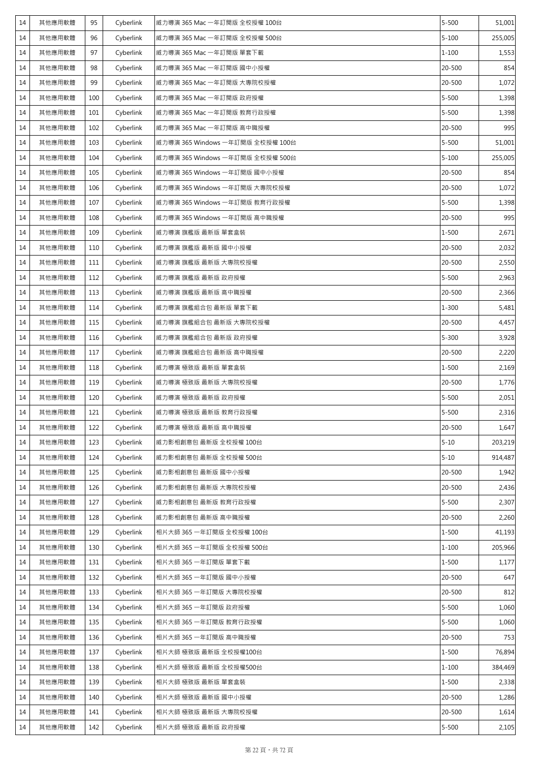| 14 | 其他應用軟體 | 95 | Cyberlink | 威力導演 365 Mac 一年訂閱版 全校授權 100台 | 5-500 | 51,001 |
|---|---|---|---|---|---|---|
| 14 | 其他應用軟體 | 96 | Cyberlink | 威力導演 365 Mac 一年訂閱版 全校授權 500台 | 5-100 | 255,005 |
| 14 | 其他應用軟體 | 97 | Cyberlink | 威力導演 365 Mac 一年訂閱版 單套下載 | 1-100 | 1,553 |
| 14 | 其他應用軟體 | 98 | Cyberlink | 威力導演 365 Mac 一年訂閱版 國中小授權 | 20-500 | 854 |
| 14 | 其他應用軟體 | 99 | Cyberlink | 威力導演 365 Mac 一年訂閱版 大專院校授權 | 20-500 | 1,072 |
| 14 | 其他應用軟體 | 100 | Cyberlink | 威力導演 365 Mac 一年訂閱版 政府授權 | 5-500 | 1,398 |
| 14 | 其他應用軟體 | 101 | Cyberlink | 威力導演 365 Mac 一年訂閱版 教育行政授權 | 5-500 | 1,398 |
| 14 | 其他應用軟體 | 102 | Cyberlink | 威力導演 365 Mac 一年訂閱版 高中職授權 | 20-500 | 995 |
| 14 | 其他應用軟體 | 103 | Cyberlink | 威力導演 365 Windows 一年訂閱版 全校授權 100台 | 5-500 | 51,001 |
| 14 | 其他應用軟體 | 104 | Cyberlink | 威力導演 365 Windows 一年訂閱版 全校授權 500台 | 5-100 | 255,005 |
| 14 | 其他應用軟體 | 105 | Cyberlink | 威力導演 365 Windows 一年訂閱版 國中小授權 | 20-500 | 854 |
| 14 | 其他應用軟體 | 106 | Cyberlink | 威力導演 365 Windows 一年訂閱版 大專院校授權 | 20-500 | 1,072 |
| 14 | 其他應用軟體 | 107 | Cyberlink | 威力導演 365 Windows 一年訂閱版 教育行政授權 | 5-500 | 1,398 |
| 14 | 其他應用軟體 | 108 | Cyberlink | 威力導演 365 Windows 一年訂閱版 高中職授權 | 20-500 | 995 |
| 14 | 其他應用軟體 | 109 | Cyberlink | 威力導演 旗艦版 最新版 單套盒裝 | 1-500 | 2,671 |
| 14 | 其他應用軟體 | 110 | Cyberlink | 威力導演 旗艦版 最新版 國中小授權 | 20-500 | 2,032 |
| 14 | 其他應用軟體 | 111 | Cyberlink | 威力導演 旗艦版 最新版 大專院校授權 | 20-500 | 2,550 |
| 14 | 其他應用軟體 | 112 | Cyberlink | 威力導演 旗艦版 最新版 政府授權 | 5-500 | 2,963 |
| 14 | 其他應用軟體 | 113 | Cyberlink | 威力導演 旗艦版 最新版 高中職授權 | 20-500 | 2,366 |
| 14 | 其他應用軟體 | 114 | Cyberlink | 威力導演 旗艦組合包 最新版 單套下載 | 1-300 | 5,481 |
| 14 | 其他應用軟體 | 115 | Cyberlink | 威力導演 旗艦組合包 最新版 大專院校授權 | 20-500 | 4,457 |
| 14 | 其他應用軟體 | 116 | Cyberlink | 威力導演 旗艦組合包 最新版 政府授權 | 5-300 | 3,928 |
| 14 | 其他應用軟體 | 117 | Cyberlink | 威力導演 旗艦組合包 最新版 高中職授權 | 20-500 | 2,220 |
| 14 | 其他應用軟體 | 118 | Cyberlink | 威力導演 極致版 最新版 單套盒裝 | 1-500 | 2,169 |
| 14 | 其他應用軟體 | 119 | Cyberlink | 威力導演 極致版 最新版 大專院校授權 | 20-500 | 1,776 |
| 14 | 其他應用軟體 | 120 | Cyberlink | 威力導演 極致版 最新版 政府授權 | 5-500 | 2,051 |
| 14 | 其他應用軟體 | 121 | Cyberlink | 威力導演 極致版 最新版 教育行政授權 | 5-500 | 2,316 |
| 14 | 其他應用軟體 | 122 | Cyberlink | 威力導演 極致版 最新版 高中職授權 | 20-500 | 1,647 |
| 14 | 其他應用軟體 | 123 | Cyberlink | 威力影相創意包 最新版 全校授權 100台 | 5-10 | 203,219 |
| 14 | 其他應用軟體 | 124 | Cyberlink | 威力影相創意包 最新版 全校授權 500台 | 5-10 | 914,487 |
| 14 | 其他應用軟體 | 125 | Cyberlink | 威力影相創意包 最新版 國中小授權 | 20-500 | 1,942 |
| 14 | 其他應用軟體 | 126 | Cyberlink | 威力影相創意包 最新版 大專院校授權 | 20-500 | 2,436 |
| 14 | 其他應用軟體 | 127 | Cyberlink | 威力影相創意包 最新版 教育行政授權 | 5-500 | 2,307 |
| 14 | 其他應用軟體 | 128 | Cyberlink | 威力影相創意包 最新版 高中職授權 | 20-500 | 2,260 |
| 14 | 其他應用軟體 | 129 | Cyberlink | 相片大師 365 一年訂閱版 全校授權 100台 | 1-500 | 41,193 |
| 14 | 其他應用軟體 | 130 | Cyberlink | 相片大師 365 一年訂閱版 全校授權 500台 | 1-100 | 205,966 |
| 14 | 其他應用軟體 | 131 | Cyberlink | 相片大師 365 一年訂閱版 單套下載 | 1-500 | 1,177 |
| 14 | 其他應用軟體 | 132 | Cyberlink | 相片大師 365 一年訂閱版 國中小授權 | 20-500 | 647 |
| 14 | 其他應用軟體 | 133 | Cyberlink | 相片大師 365 一年訂閱版 大專院校授權 | 20-500 | 812 |
| 14 | 其他應用軟體 | 134 | Cyberlink | 相片大師 365 一年訂閱版 政府授權 | 5-500 | 1,060 |
| 14 | 其他應用軟體 | 135 | Cyberlink | 相片大師 365 一年訂閱版 教育行政授權 | 5-500 | 1,060 |
| 14 | 其他應用軟體 | 136 | Cyberlink | 相片大師 365 一年訂閱版 高中職授權 | 20-500 | 753 |
| 14 | 其他應用軟體 | 137 | Cyberlink | 相片大師 極致版 最新版 全校授權100台 | 1-500 | 76,894 |
| 14 | 其他應用軟體 | 138 | Cyberlink | 相片大師 極致版 最新版 全校授權500台 | 1-100 | 384,469 |
| 14 | 其他應用軟體 | 139 | Cyberlink | 相片大師 極致版 最新版 單套盒裝 | 1-500 | 2,338 |
| 14 | 其他應用軟體 | 140 | Cyberlink | 相片大師 極致版 最新版 國中小授權 | 20-500 | 1,286 |
| 14 | 其他應用軟體 | 141 | Cyberlink | 相片大師 極致版 最新版 大專院校授權 | 20-500 | 1,614 |
| 14 | 其他應用軟體 | 142 | Cyberlink | 相片大師 極致版 最新版 政府授權 | 5-500 | 2,105 |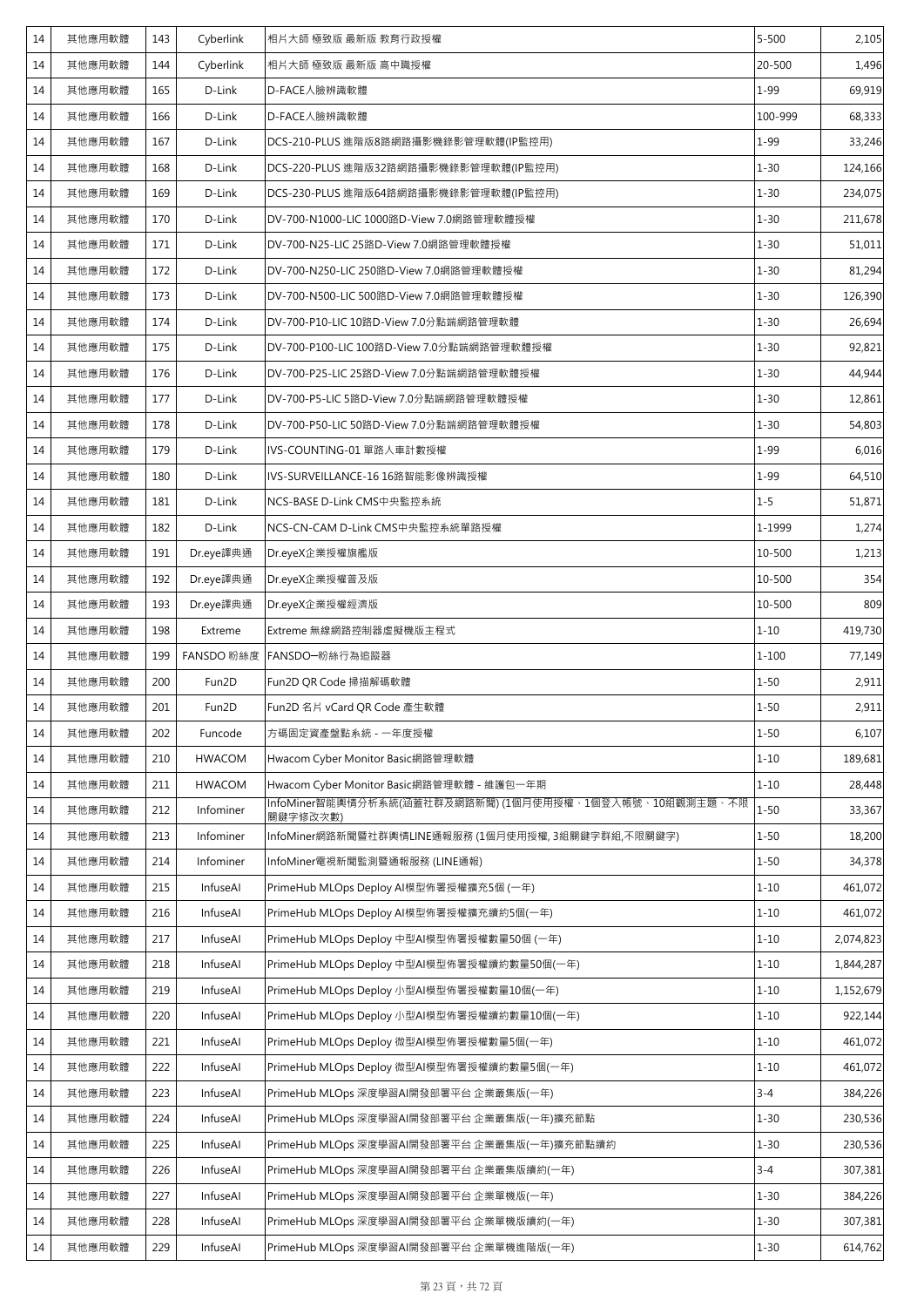| 14 | 其他應用軟體 | 143 | Cyberlink | 相片大師 極致版 最新版 教育行政授權 | 5-500 | 2,105 |
|---|---|---|---|---|---|---|
| 14 | 其他應用軟體 | 144 | Cyberlink | 相片大師 極致版 最新版 高中職授權 | 20-500 | 1,496 |
| 14 | 其他應用軟體 | 165 | D-Link | D-FACE人臉辨識軟體 | 1-99 | 69,919 |
| 14 | 其他應用軟體 | 166 | D-Link | D-FACE人臉辨識軟體 | 100-999 | 68,333 |
| 14 | 其他應用軟體 | 167 | D-Link | DCS-210-PLUS 進階版8路網路攝影機錄影管理軟體(IP監控用) | 1-99 | 33,246 |
| 14 | 其他應用軟體 | 168 | D-Link | DCS-220-PLUS 進階版32路網路攝影機錄影管理軟體(IP監控用) | 1-30 | 124,166 |
| 14 | 其他應用軟體 | 169 | D-Link | DCS-230-PLUS 進階版64路網路攝影機錄影管理軟體(IP監控用) | 1-30 | 234,075 |
| 14 | 其他應用軟體 | 170 | D-Link | DV-700-N1000-LIC 1000路D-View 7.0網路管理軟體授權 | 1-30 | 211,678 |
| 14 | 其他應用軟體 | 171 | D-Link | DV-700-N25-LIC 25路D-View 7.0網路管理軟體授權 | 1-30 | 51,011 |
| 14 | 其他應用軟體 | 172 | D-Link | DV-700-N250-LIC 250路D-View 7.0網路管理軟體授權 | 1-30 | 81,294 |
| 14 | 其他應用軟體 | 173 | D-Link | DV-700-N500-LIC 500路D-View 7.0網路管理軟體授權 | 1-30 | 126,390 |
| 14 | 其他應用軟體 | 174 | D-Link | DV-700-P10-LIC 10路D-View 7.0分點端網路管理軟體 | 1-30 | 26,694 |
| 14 | 其他應用軟體 | 175 | D-Link | DV-700-P100-LIC 100路D-View 7.0分點端網路管理軟體授權 | 1-30 | 92,821 |
| 14 | 其他應用軟體 | 176 | D-Link | DV-700-P25-LIC 25路D-View 7.0分點端網路管理軟體授權 | 1-30 | 44,944 |
| 14 | 其他應用軟體 | 177 | D-Link | DV-700-P5-LIC 5路D-View 7.0分點端網路管理軟體授權 | 1-30 | 12,861 |
| 14 | 其他應用軟體 | 178 | D-Link | DV-700-P50-LIC 50路D-View 7.0分點端網路管理軟體授權 | 1-30 | 54,803 |
| 14 | 其他應用軟體 | 179 | D-Link | IVS-COUNTING-01 單路人車計數授權 | 1-99 | 6,016 |
| 14 | 其他應用軟體 | 180 | D-Link | IVS-SURVEILLANCE-16 16路智能影像辨識授權 | 1-99 | 64,510 |
| 14 | 其他應用軟體 | 181 | D-Link | NCS-BASE D-Link CMS中央監控系統 | 1-5 | 51,871 |
| 14 | 其他應用軟體 | 182 | D-Link | NCS-CN-CAM D-Link CMS中央監控系統單路授權 | 1-1999 | 1,274 |
| 14 | 其他應用軟體 | 191 | Dr.eye譯典通 | Dr.eyeX企業授權旗艦版 | 10-500 | 1,213 |
| 14 | 其他應用軟體 | 192 | Dr.eye譯典通 | Dr.eyeX企業授權普及版 | 10-500 | 354 |
| 14 | 其他應用軟體 | 193 | Dr.eye譯典通 | Dr.eyeX企業授權經濟版 | 10-500 | 809 |
| 14 | 其他應用軟體 | 198 | Extreme | Extreme 無線網路控制器虛擬機版主程式 | 1-10 | 419,730 |
| 14 | 其他應用軟體 | 199 | FANSDO 粉絲度 | FANSDO─粉絲行為追蹤器 | 1-100 | 77,149 |
| 14 | 其他應用軟體 | 200 | Fun2D | Fun2D QR Code 掃描解碼軟體 | 1-50 | 2,911 |
| 14 | 其他應用軟體 | 201 | Fun2D | Fun2D 名片 vCard QR Code 產生軟體 | 1-50 | 2,911 |
| 14 | 其他應用軟體 | 202 | Funcode | 方碼固定資產盤點系統 - 一年度授權 | 1-50 | 6,107 |
| 14 | 其他應用軟體 | 210 | HWACOM | Hwacom Cyber Monitor Basic網路管理軟體 | 1-10 | 189,681 |
| 14 | 其他應用軟體 | 211 | HWACOM | Hwacom Cyber Monitor Basic網路管理軟體 - 維護包一年期 | 1-10 | 28,448 |
| 14 | 其他應用軟體 | 212 | Infominer | InfoMiner智能輿情分析系統(涵蓋社群及網路新聞) (1個月使用授權、1個登入帳號、10組觀測主題、不限關鍵字修改次數) | 1-50 | 33,367 |
| 14 | 其他應用軟體 | 213 | Infominer | InfoMiner網路新聞暨社群輿情LINE通報服務 (1個月使用授權, 3組關鍵字群組,不限關鍵字) | 1-50 | 18,200 |
| 14 | 其他應用軟體 | 214 | Infominer | InfoMiner電視新聞監測暨通報服務 (LINE通報) | 1-50 | 34,378 |
| 14 | 其他應用軟體 | 215 | InfuseAI | PrimeHub MLOps Deploy AI模型佈署授權擴充5個 (一年) | 1-10 | 461,072 |
| 14 | 其他應用軟體 | 216 | InfuseAI | PrimeHub MLOps Deploy AI模型佈署授權擴充續約5個(一年) | 1-10 | 461,072 |
| 14 | 其他應用軟體 | 217 | InfuseAI | PrimeHub MLOps Deploy 中型AI模型佈署授權數量50個 (一年) | 1-10 | 2,074,823 |
| 14 | 其他應用軟體 | 218 | InfuseAI | PrimeHub MLOps Deploy 中型AI模型佈署授權續約數量50個(一年) | 1-10 | 1,844,287 |
| 14 | 其他應用軟體 | 219 | InfuseAI | PrimeHub MLOps Deploy 小型AI模型佈署授權數量10個(一年) | 1-10 | 1,152,679 |
| 14 | 其他應用軟體 | 220 | InfuseAI | PrimeHub MLOps Deploy 小型AI模型佈署授權續約數量10個(一年) | 1-10 | 922,144 |
| 14 | 其他應用軟體 | 221 | InfuseAI | PrimeHub MLOps Deploy 微型AI模型佈署授權數量5個(一年) | 1-10 | 461,072 |
| 14 | 其他應用軟體 | 222 | InfuseAI | PrimeHub MLOps Deploy 微型AI模型佈署授權續約數量5個(一年) | 1-10 | 461,072 |
| 14 | 其他應用軟體 | 223 | InfuseAI | PrimeHub MLOps 深度學習AI開發部署平台 企業叢集版(一年) | 3-4 | 384,226 |
| 14 | 其他應用軟體 | 224 | InfuseAI | PrimeHub MLOps 深度學習AI開發部署平台 企業叢集版(一年)擴充節點 | 1-30 | 230,536 |
| 14 | 其他應用軟體 | 225 | InfuseAI | PrimeHub MLOps 深度學習AI開發部署平台 企業叢集版(一年)擴充節點續約 | 1-30 | 230,536 |
| 14 | 其他應用軟體 | 226 | InfuseAI | PrimeHub MLOps 深度學習AI開發部署平台 企業叢集版續約(一年) | 3-4 | 307,381 |
| 14 | 其他應用軟體 | 227 | InfuseAI | PrimeHub MLOps 深度學習AI開發部署平台 企業單機版(一年) | 1-30 | 384,226 |
| 14 | 其他應用軟體 | 228 | InfuseAI | PrimeHub MLOps 深度學習AI開發部署平台 企業單機版續約(一年) | 1-30 | 307,381 |
| 14 | 其他應用軟體 | 229 | InfuseAI | PrimeHub MLOps 深度學習AI開發部署平台 企業單機進階版(一年) | 1-30 | 614,762 |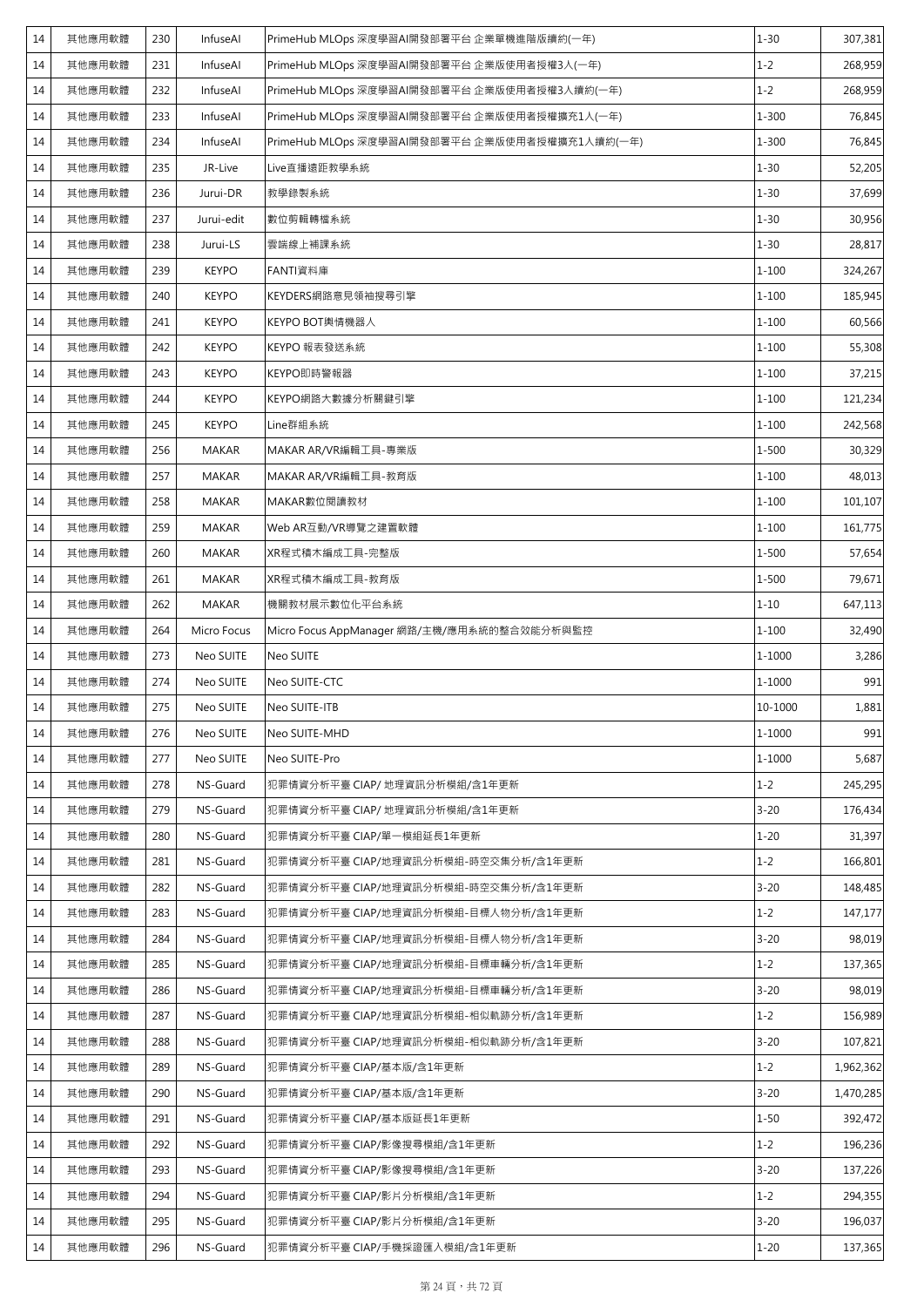| 14 | 其他應用軟體 | 230 | InfuseAI | PrimeHub MLOps 深度學習AI開發部署平台 企業單機進階版續約(一年) | 1-30 | 307,381 |
|---|---|---|---|---|---|---|
| 14 | 其他應用軟體 | 231 | InfuseAI | PrimeHub MLOps 深度學習AI開發部署平台 企業版使用者授權3人(一年) | 1-2 | 268,959 |
| 14 | 其他應用軟體 | 232 | InfuseAI | PrimeHub MLOps 深度學習AI開發部署平台 企業版使用者授權3人續約(一年) | 1-2 | 268,959 |
| 14 | 其他應用軟體 | 233 | InfuseAI | PrimeHub MLOps 深度學習AI開發部署平台 企業版使用者授權擴充1人(一年) | 1-300 | 76,845 |
| 14 | 其他應用軟體 | 234 | InfuseAI | PrimeHub MLOps 深度學習AI開發部署平台 企業版使用者授權擴充1人續約(一年) | 1-300 | 76,845 |
| 14 | 其他應用軟體 | 235 | JR-Live | Live直播遠距教學系統 | 1-30 | 52,205 |
| 14 | 其他應用軟體 | 236 | Jurui-DR | 教學錄製系統 | 1-30 | 37,699 |
| 14 | 其他應用軟體 | 237 | Jurui-edit | 數位剪輯轉檔系統 | 1-30 | 30,956 |
| 14 | 其他應用軟體 | 238 | Jurui-LS | 雲端線上補課系統 | 1-30 | 28,817 |
| 14 | 其他應用軟體 | 239 | KEYPO | FANTI資料庫 | 1-100 | 324,267 |
| 14 | 其他應用軟體 | 240 | KEYPO | KEYDERS網路意見領袖搜尋引擎 | 1-100 | 185,945 |
| 14 | 其他應用軟體 | 241 | KEYPO | KEYPO BOT輿情機器人 | 1-100 | 60,566 |
| 14 | 其他應用軟體 | 242 | KEYPO | KEYPO 報表發送系統 | 1-100 | 55,308 |
| 14 | 其他應用軟體 | 243 | KEYPO | KEYPO即時警報器 | 1-100 | 37,215 |
| 14 | 其他應用軟體 | 244 | KEYPO | KEYPO網路大數據分析關鍵引擎 | 1-100 | 121,234 |
| 14 | 其他應用軟體 | 245 | KEYPO | Line群組系統 | 1-100 | 242,568 |
| 14 | 其他應用軟體 | 256 | MAKAR | MAKAR AR/VR編輯工具-專業版 | 1-500 | 30,329 |
| 14 | 其他應用軟體 | 257 | MAKAR | MAKAR AR/VR編輯工具-教育版 | 1-100 | 48,013 |
| 14 | 其他應用軟體 | 258 | MAKAR | MAKAR數位閱讀教材 | 1-100 | 101,107 |
| 14 | 其他應用軟體 | 259 | MAKAR | Web AR互動/VR導覽之建置軟體 | 1-100 | 161,775 |
| 14 | 其他應用軟體 | 260 | MAKAR | XR程式積木編成工具-完整版 | 1-500 | 57,654 |
| 14 | 其他應用軟體 | 261 | MAKAR | XR程式積木編成工具-教育版 | 1-500 | 79,671 |
| 14 | 其他應用軟體 | 262 | MAKAR | 機關教材展示數位化平台系統 | 1-10 | 647,113 |
| 14 | 其他應用軟體 | 264 | Micro Focus | Micro Focus AppManager 網路/主機/應用系統的整合效能分析與監控 | 1-100 | 32,490 |
| 14 | 其他應用軟體 | 273 | Neo SUITE | Neo SUITE | 1-1000 | 3,286 |
| 14 | 其他應用軟體 | 274 | Neo SUITE | Neo SUITE-CTC | 1-1000 | 991 |
| 14 | 其他應用軟體 | 275 | Neo SUITE | Neo SUITE-ITB | 10-1000 | 1,881 |
| 14 | 其他應用軟體 | 276 | Neo SUITE | Neo SUITE-MHD | 1-1000 | 991 |
| 14 | 其他應用軟體 | 277 | Neo SUITE | Neo SUITE-Pro | 1-1000 | 5,687 |
| 14 | 其他應用軟體 | 278 | NS-Guard | 犯罪情資分析平臺 CIAP/ 地理資訊分析模組/含1年更新 | 1-2 | 245,295 |
| 14 | 其他應用軟體 | 279 | NS-Guard | 犯罪情資分析平臺 CIAP/ 地理資訊分析模組/含1年更新 | 3-20 | 176,434 |
| 14 | 其他應用軟體 | 280 | NS-Guard | 犯罪情資分析平臺 CIAP/單一模組延長1年更新 | 1-20 | 31,397 |
| 14 | 其他應用軟體 | 281 | NS-Guard | 犯罪情資分析平臺 CIAP/地理資訊分析模組-時空交集分析/含1年更新 | 1-2 | 166,801 |
| 14 | 其他應用軟體 | 282 | NS-Guard | 犯罪情資分析平臺 CIAP/地理資訊分析模組-時空交集分析/含1年更新 | 3-20 | 148,485 |
| 14 | 其他應用軟體 | 283 | NS-Guard | 犯罪情資分析平臺 CIAP/地理資訊分析模組-目標人物分析/含1年更新 | 1-2 | 147,177 |
| 14 | 其他應用軟體 | 284 | NS-Guard | 犯罪情資分析平臺 CIAP/地理資訊分析模組-目標人物分析/含1年更新 | 3-20 | 98,019 |
| 14 | 其他應用軟體 | 285 | NS-Guard | 犯罪情資分析平臺 CIAP/地理資訊分析模組-目標車輛分析/含1年更新 | 1-2 | 137,365 |
| 14 | 其他應用軟體 | 286 | NS-Guard | 犯罪情資分析平臺 CIAP/地理資訊分析模組-目標車輛分析/含1年更新 | 3-20 | 98,019 |
| 14 | 其他應用軟體 | 287 | NS-Guard | 犯罪情資分析平臺 CIAP/地理資訊分析模組-相似軌跡分析/含1年更新 | 1-2 | 156,989 |
| 14 | 其他應用軟體 | 288 | NS-Guard | 犯罪情資分析平臺 CIAP/地理資訊分析模組-相似軌跡分析/含1年更新 | 3-20 | 107,821 |
| 14 | 其他應用軟體 | 289 | NS-Guard | 犯罪情資分析平臺 CIAP/基本版/含1年更新 | 1-2 | 1,962,362 |
| 14 | 其他應用軟體 | 290 | NS-Guard | 犯罪情資分析平臺 CIAP/基本版/含1年更新 | 3-20 | 1,470,285 |
| 14 | 其他應用軟體 | 291 | NS-Guard | 犯罪情資分析平臺 CIAP/基本版延長1年更新 | 1-50 | 392,472 |
| 14 | 其他應用軟體 | 292 | NS-Guard | 犯罪情資分析平臺 CIAP/影像搜尋模組/含1年更新 | 1-2 | 196,236 |
| 14 | 其他應用軟體 | 293 | NS-Guard | 犯罪情資分析平臺 CIAP/影像搜尋模組/含1年更新 | 3-20 | 137,226 |
| 14 | 其他應用軟體 | 294 | NS-Guard | 犯罪情資分析平臺 CIAP/影片分析模組/含1年更新 | 1-2 | 294,355 |
| 14 | 其他應用軟體 | 295 | NS-Guard | 犯罪情資分析平臺 CIAP/影片分析模組/含1年更新 | 3-20 | 196,037 |
| 14 | 其他應用軟體 | 296 | NS-Guard | 犯罪情資分析平臺 CIAP/手機採證匯入模組/含1年更新 | 1-20 | 137,365 |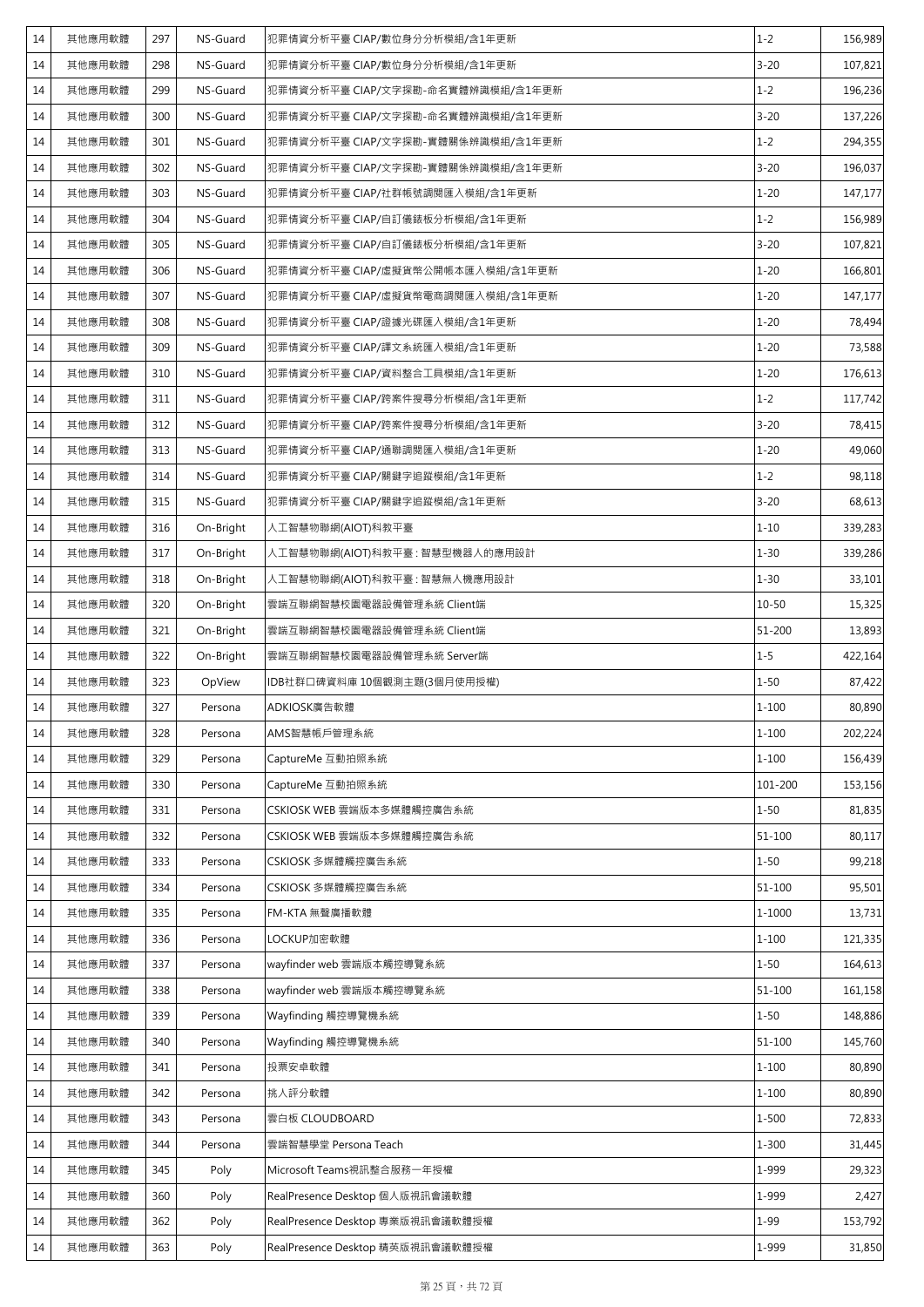| 14 | 其他應用軟體 | 297 | NS-Guard | 犯罪情資分析平臺 CIAP/數位身分分析模組/含1年更新 | 1-2 | 156,989 |
|---|---|---|---|---|---|---|
| 14 | 其他應用軟體 | 298 | NS-Guard | 犯罪情資分析平臺 CIAP/數位身分分析模組/含1年更新 | 3-20 | 107,821 |
| 14 | 其他應用軟體 | 299 | NS-Guard | 犯罪情資分析平臺 CIAP/文字探勘-命名實體辨識模組/含1年更新 | 1-2 | 196,236 |
| 14 | 其他應用軟體 | 300 | NS-Guard | 犯罪情資分析平臺 CIAP/文字探勘-命名實體辨識模組/含1年更新 | 3-20 | 137,226 |
| 14 | 其他應用軟體 | 301 | NS-Guard | 犯罪情資分析平臺 CIAP/文字探勘-實體關係辨識模組/含1年更新 | 1-2 | 294,355 |
| 14 | 其他應用軟體 | 302 | NS-Guard | 犯罪情資分析平臺 CIAP/文字探勘-實體關係辨識模組/含1年更新 | 3-20 | 196,037 |
| 14 | 其他應用軟體 | 303 | NS-Guard | 犯罪情資分析平臺 CIAP/社群帳號調閱匯入模組/含1年更新 | 1-20 | 147,177 |
| 14 | 其他應用軟體 | 304 | NS-Guard | 犯罪情資分析平臺 CIAP/自訂儀錶板分析模組/含1年更新 | 1-2 | 156,989 |
| 14 | 其他應用軟體 | 305 | NS-Guard | 犯罪情資分析平臺 CIAP/自訂儀錶板分析模組/含1年更新 | 3-20 | 107,821 |
| 14 | 其他應用軟體 | 306 | NS-Guard | 犯罪情資分析平臺 CIAP/虛擬貨幣公開帳本匯入模組/含1年更新 | 1-20 | 166,801 |
| 14 | 其他應用軟體 | 307 | NS-Guard | 犯罪情資分析平臺 CIAP/虛擬貨幣電商調閱匯入模組/含1年更新 | 1-20 | 147,177 |
| 14 | 其他應用軟體 | 308 | NS-Guard | 犯罪情資分析平臺 CIAP/證據光碟匯入模組/含1年更新 | 1-20 | 78,494 |
| 14 | 其他應用軟體 | 309 | NS-Guard | 犯罪情資分析平臺 CIAP/譯文系統匯入模組/含1年更新 | 1-20 | 73,588 |
| 14 | 其他應用軟體 | 310 | NS-Guard | 犯罪情資分析平臺 CIAP/資料整合工具模組/含1年更新 | 1-20 | 176,613 |
| 14 | 其他應用軟體 | 311 | NS-Guard | 犯罪情資分析平臺 CIAP/跨案件搜尋分析模組/含1年更新 | 1-2 | 117,742 |
| 14 | 其他應用軟體 | 312 | NS-Guard | 犯罪情資分析平臺 CIAP/跨案件搜尋分析模組/含1年更新 | 3-20 | 78,415 |
| 14 | 其他應用軟體 | 313 | NS-Guard | 犯罪情資分析平臺 CIAP/通聯調閱匯入模組/含1年更新 | 1-20 | 49,060 |
| 14 | 其他應用軟體 | 314 | NS-Guard | 犯罪情資分析平臺 CIAP/關鍵字追蹤模組/含1年更新 | 1-2 | 98,118 |
| 14 | 其他應用軟體 | 315 | NS-Guard | 犯罪情資分析平臺 CIAP/關鍵字追蹤模組/含1年更新 | 3-20 | 68,613 |
| 14 | 其他應用軟體 | 316 | On-Bright | 人工智慧物聯網(AIOT)科教平臺 | 1-10 | 339,283 |
| 14 | 其他應用軟體 | 317 | On-Bright | 人工智慧物聯網(AIOT)科教平臺 : 智慧型機器人的應用設計 | 1-30 | 339,286 |
| 14 | 其他應用軟體 | 318 | On-Bright | 人工智慧物聯網(AIOT)科教平臺 : 智慧無人機應用設計 | 1-30 | 33,101 |
| 14 | 其他應用軟體 | 320 | On-Bright | 雲端互聯網智慧校園電器設備管理系統 Client端 | 10-50 | 15,325 |
| 14 | 其他應用軟體 | 321 | On-Bright | 雲端互聯網智慧校園電器設備管理系統 Client端 | 51-200 | 13,893 |
| 14 | 其他應用軟體 | 322 | On-Bright | 雲端互聯網智慧校園電器設備管理系統 Server端 | 1-5 | 422,164 |
| 14 | 其他應用軟體 | 323 | OpView | IDB社群口碑資料庫 10個觀測主題(3個月使用授權) | 1-50 | 87,422 |
| 14 | 其他應用軟體 | 327 | Persona | ADKIOSK廣告軟體 | 1-100 | 80,890 |
| 14 | 其他應用軟體 | 328 | Persona | AMS智慧帳戶管理系統 | 1-100 | 202,224 |
| 14 | 其他應用軟體 | 329 | Persona | CaptureMe 互動拍照系統 | 1-100 | 156,439 |
| 14 | 其他應用軟體 | 330 | Persona | CaptureMe 互動拍照系統 | 101-200 | 153,156 |
| 14 | 其他應用軟體 | 331 | Persona | CSKIOSK WEB 雲端版本多媒體觸控廣告系統 | 1-50 | 81,835 |
| 14 | 其他應用軟體 | 332 | Persona | CSKIOSK WEB 雲端版本多媒體觸控廣告系統 | 51-100 | 80,117 |
| 14 | 其他應用軟體 | 333 | Persona | CSKIOSK 多媒體觸控廣告系統 | 1-50 | 99,218 |
| 14 | 其他應用軟體 | 334 | Persona | CSKIOSK 多媒體觸控廣告系統 | 51-100 | 95,501 |
| 14 | 其他應用軟體 | 335 | Persona | FM-KTA 無聲廣播軟體 | 1-1000 | 13,731 |
| 14 | 其他應用軟體 | 336 | Persona | LOCKUP加密軟體 | 1-100 | 121,335 |
| 14 | 其他應用軟體 | 337 | Persona | wayfinder web 雲端版本觸控導覽系統 | 1-50 | 164,613 |
| 14 | 其他應用軟體 | 338 | Persona | wayfinder web 雲端版本觸控導覽系統 | 51-100 | 161,158 |
| 14 | 其他應用軟體 | 339 | Persona | Wayfinding 觸控導覽機系統 | 1-50 | 148,886 |
| 14 | 其他應用軟體 | 340 | Persona | Wayfinding 觸控導覽機系統 | 51-100 | 145,760 |
| 14 | 其他應用軟體 | 341 | Persona | 投票安卓軟體 | 1-100 | 80,890 |
| 14 | 其他應用軟體 | 342 | Persona | 挑人評分軟體 | 1-100 | 80,890 |
| 14 | 其他應用軟體 | 343 | Persona | 雲白板 CLOUDBOARD | 1-500 | 72,833 |
| 14 | 其他應用軟體 | 344 | Persona | 雲端智慧學堂 Persona Teach | 1-300 | 31,445 |
| 14 | 其他應用軟體 | 345 | Poly | Microsoft Teams視訊整合服務一年授權 | 1-999 | 29,323 |
| 14 | 其他應用軟體 | 360 | Poly | RealPresence Desktop 個人版視訊會議軟體 | 1-999 | 2,427 |
| 14 | 其他應用軟體 | 362 | Poly | RealPresence Desktop 專業版視訊會議軟體授權 | 1-99 | 153,792 |
| 14 | 其他應用軟體 | 363 | Poly | RealPresence Desktop 精英版視訊會議軟體授權 | 1-999 | 31,850 |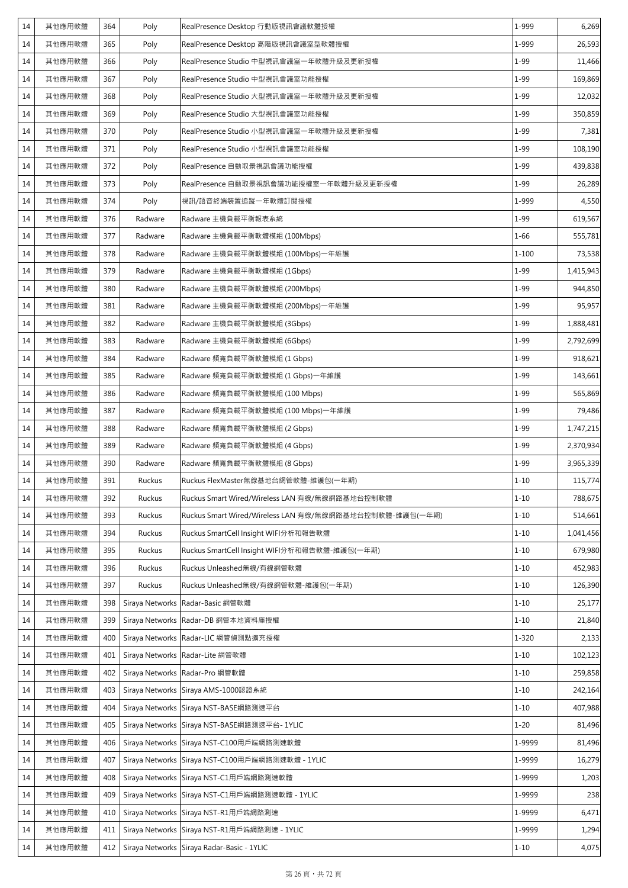| 14 | 其他應用軟體 | 364 | Poly | RealPresence Desktop 行動版視訊會議軟體授權 | 1-999 | 6,269 |
|---|---|---|---|---|---|---|
| 14 | 其他應用軟體 | 365 | Poly | RealPresence Desktop 高階版視訊會議室型軟體授權 | 1-999 | 26,593 |
| 14 | 其他應用軟體 | 366 | Poly | RealPresence Studio 中型視訊會議室一年軟體升級及更新授權 | 1-99 | 11,466 |
| 14 | 其他應用軟體 | 367 | Poly | RealPresence Studio 中型視訊會議室功能授權 | 1-99 | 169,869 |
| 14 | 其他應用軟體 | 368 | Poly | RealPresence Studio 大型視訊會議室一年軟體升級及更新授權 | 1-99 | 12,032 |
| 14 | 其他應用軟體 | 369 | Poly | RealPresence Studio 大型視訊會議室功能授權 | 1-99 | 350,859 |
| 14 | 其他應用軟體 | 370 | Poly | RealPresence Studio 小型視訊會議室一年軟體升級及更新授權 | 1-99 | 7,381 |
| 14 | 其他應用軟體 | 371 | Poly | RealPresence Studio 小型視訊會議室功能授權 | 1-99 | 108,190 |
| 14 | 其他應用軟體 | 372 | Poly | RealPresence 自動取景視訊會議功能授權 | 1-99 | 439,838 |
| 14 | 其他應用軟體 | 373 | Poly | RealPresence 自動取景視訊會議功能授權室一年軟體升級及更新授權 | 1-99 | 26,289 |
| 14 | 其他應用軟體 | 374 | Poly | 視訊/語音終端裝置追蹤一年軟體訂閱授權 | 1-999 | 4,550 |
| 14 | 其他應用軟體 | 376 | Radware | Radware 主機負載平衡報表系統 | 1-99 | 619,567 |
| 14 | 其他應用軟體 | 377 | Radware | Radware 主機負載平衡軟體模組 (100Mbps) | 1-66 | 555,781 |
| 14 | 其他應用軟體 | 378 | Radware | Radware 主機負載平衡軟體模組 (100Mbps)一年維護 | 1-100 | 73,538 |
| 14 | 其他應用軟體 | 379 | Radware | Radware 主機負載平衡軟體模組 (1Gbps) | 1-99 | 1,415,943 |
| 14 | 其他應用軟體 | 380 | Radware | Radware 主機負載平衡軟體模組 (200Mbps) | 1-99 | 944,850 |
| 14 | 其他應用軟體 | 381 | Radware | Radware 主機負載平衡軟體模組 (200Mbps)一年維護 | 1-99 | 95,957 |
| 14 | 其他應用軟體 | 382 | Radware | Radware 主機負載平衡軟體模組 (3Gbps) | 1-99 | 1,888,481 |
| 14 | 其他應用軟體 | 383 | Radware | Radware 主機負載平衡軟體模組 (6Gbps) | 1-99 | 2,792,699 |
| 14 | 其他應用軟體 | 384 | Radware | Radware 頻寬負載平衡軟體模組 (1 Gbps) | 1-99 | 918,621 |
| 14 | 其他應用軟體 | 385 | Radware | Radware 頻寬負載平衡軟體模組 (1 Gbps)一年維護 | 1-99 | 143,661 |
| 14 | 其他應用軟體 | 386 | Radware | Radware 頻寬負載平衡軟體模組 (100 Mbps) | 1-99 | 565,869 |
| 14 | 其他應用軟體 | 387 | Radware | Radware 頻寬負載平衡軟體模組 (100 Mbps)一年維護 | 1-99 | 79,486 |
| 14 | 其他應用軟體 | 388 | Radware | Radware 頻寬負載平衡軟體模組 (2 Gbps) | 1-99 | 1,747,215 |
| 14 | 其他應用軟體 | 389 | Radware | Radware 頻寬負載平衡軟體模組 (4 Gbps) | 1-99 | 2,370,934 |
| 14 | 其他應用軟體 | 390 | Radware | Radware 頻寬負載平衡軟體模組 (8 Gbps) | 1-99 | 3,965,339 |
| 14 | 其他應用軟體 | 391 | Ruckus | Ruckus FlexMaster無線基地台網管軟體-維護包(一年期) | 1-10 | 115,774 |
| 14 | 其他應用軟體 | 392 | Ruckus | Ruckus Smart Wired/Wireless LAN 有線/無線網路基地台控制軟體 | 1-10 | 788,675 |
| 14 | 其他應用軟體 | 393 | Ruckus | Ruckus Smart Wired/Wireless LAN 有線/無線網路基地台控制軟體-維護包(一年期) | 1-10 | 514,661 |
| 14 | 其他應用軟體 | 394 | Ruckus | Ruckus SmartCell Insight WIFI分析和報告軟體 | 1-10 | 1,041,456 |
| 14 | 其他應用軟體 | 395 | Ruckus | Ruckus SmartCell Insight WIFI分析和報告軟體-維護包(一年期) | 1-10 | 679,980 |
| 14 | 其他應用軟體 | 396 | Ruckus | Ruckus Unleashed無線/有線網管軟體 | 1-10 | 452,983 |
| 14 | 其他應用軟體 | 397 | Ruckus | Ruckus Unleashed無線/有線網管軟體-維護包(一年期) | 1-10 | 126,390 |
| 14 | 其他應用軟體 | 398 | Siraya Networks | Radar-Basic 網管軟體 | 1-10 | 25,177 |
| 14 | 其他應用軟體 | 399 | Siraya Networks | Radar-DB 網管本地資料庫授權 | 1-10 | 21,840 |
| 14 | 其他應用軟體 | 400 | Siraya Networks | Radar-LIC 網管偵測點擴充授權 | 1-320 | 2,133 |
| 14 | 其他應用軟體 | 401 | Siraya Networks | Radar-Lite 網管軟體 | 1-10 | 102,123 |
| 14 | 其他應用軟體 | 402 | Siraya Networks | Radar-Pro 網管軟體 | 1-10 | 259,858 |
| 14 | 其他應用軟體 | 403 | Siraya Networks | Siraya AMS-1000認證系統 | 1-10 | 242,164 |
| 14 | 其他應用軟體 | 404 | Siraya Networks | Siraya NST-BASE網路測速平台 | 1-10 | 407,988 |
| 14 | 其他應用軟體 | 405 | Siraya Networks | Siraya NST-BASE網路測速平台- 1YLIC | 1-20 | 81,496 |
| 14 | 其他應用軟體 | 406 | Siraya Networks | Siraya NST-C100用戶端網路測速軟體 | 1-9999 | 81,496 |
| 14 | 其他應用軟體 | 407 | Siraya Networks | Siraya NST-C100用戶端網路測速軟體 - 1YLIC | 1-9999 | 16,279 |
| 14 | 其他應用軟體 | 408 | Siraya Networks | Siraya NST-C1用戶端網路測速軟體 | 1-9999 | 1,203 |
| 14 | 其他應用軟體 | 409 | Siraya Networks | Siraya NST-C1用戶端網路測速軟體 - 1YLIC | 1-9999 | 238 |
| 14 | 其他應用軟體 | 410 | Siraya Networks | Siraya NST-R1用戶端網路測速 | 1-9999 | 6,471 |
| 14 | 其他應用軟體 | 411 | Siraya Networks | Siraya NST-R1用戶端網路測速 - 1YLIC | 1-9999 | 1,294 |
| 14 | 其他應用軟體 | 412 | Siraya Networks | Siraya Radar-Basic - 1YLIC | 1-10 | 4,075 |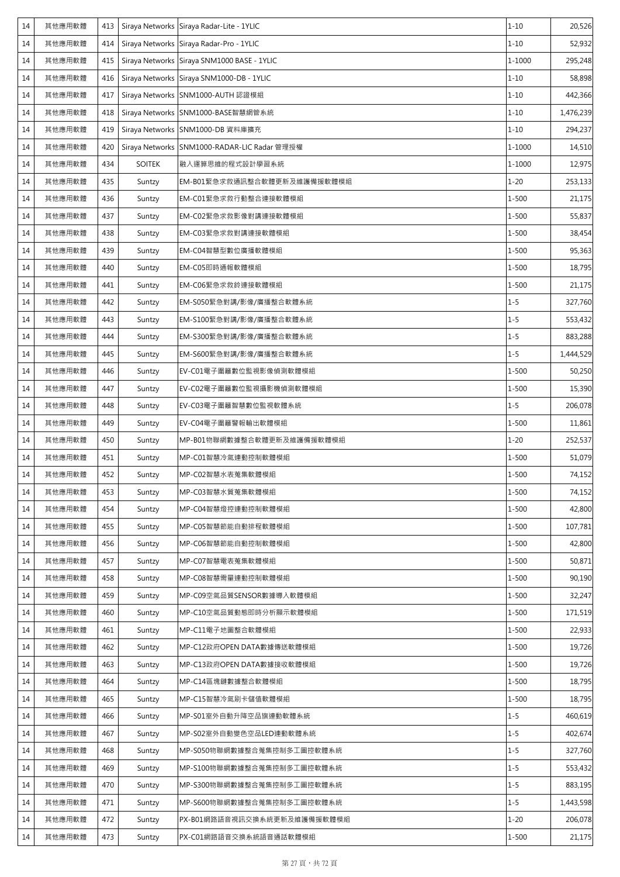| 14 | 其他應用軟體 | 413 | Siraya Networks | Siraya Radar-Lite - 1YLIC | 1-10 | 20,526 |
|---|---|---|---|---|---|---|
| 14 | 其他應用軟體 | 414 | Siraya Networks | Siraya Radar-Pro - 1YLIC | 1-10 | 52,932 |
| 14 | 其他應用軟體 | 415 | Siraya Networks | Siraya SNM1000 BASE - 1YLIC | 1-1000 | 295,248 |
| 14 | 其他應用軟體 | 416 | Siraya Networks | Siraya SNM1000-DB - 1YLIC | 1-10 | 58,898 |
| 14 | 其他應用軟體 | 417 | Siraya Networks | SNM1000-AUTH 認證模組 | 1-10 | 442,366 |
| 14 | 其他應用軟體 | 418 | Siraya Networks | SNM1000-BASE智慧網管系統 | 1-10 | 1,476,239 |
| 14 | 其他應用軟體 | 419 | Siraya Networks | SNM1000-DB 資料庫擴充 | 1-10 | 294,237 |
| 14 | 其他應用軟體 | 420 | Siraya Networks | SNM1000-RADAR-LIC Radar 管理授權 | 1-1000 | 14,510 |
| 14 | 其他應用軟體 | 434 | SOITEK | 融入運算思維的程式設計學習系統 | 1-1000 | 12,975 |
| 14 | 其他應用軟體 | 435 | Suntzy | EM-B01緊急求救通訊整合軟體更新及維護備援軟體模組 | 1-20 | 253,133 |
| 14 | 其他應用軟體 | 436 | Suntzy | EM-C01緊急求救行動整合連接軟體模組 | 1-500 | 21,175 |
| 14 | 其他應用軟體 | 437 | Suntzy | EM-C02緊急求救影像對講連接軟體模組 | 1-500 | 55,837 |
| 14 | 其他應用軟體 | 438 | Suntzy | EM-C03緊急求救對講連接軟體模組 | 1-500 | 38,454 |
| 14 | 其他應用軟體 | 439 | Suntzy | EM-C04智慧型數位廣播軟體模組 | 1-500 | 95,363 |
| 14 | 其他應用軟體 | 440 | Suntzy | EM-C05即時通報軟體模組 | 1-500 | 18,795 |
| 14 | 其他應用軟體 | 441 | Suntzy | EM-C06緊急求救鈴連接軟體模組 | 1-500 | 21,175 |
| 14 | 其他應用軟體 | 442 | Suntzy | EM-S050緊急對講/影像/廣播整合軟體系統 | 1-5 | 327,760 |
| 14 | 其他應用軟體 | 443 | Suntzy | EM-S100緊急對講/影像/廣播整合軟體系統 | 1-5 | 553,432 |
| 14 | 其他應用軟體 | 444 | Suntzy | EM-S300緊急對講/影像/廣播整合軟體系統 | 1-5 | 883,288 |
| 14 | 其他應用軟體 | 445 | Suntzy | EM-S600緊急對講/影像/廣播整合軟體系統 | 1-5 | 1,444,529 |
| 14 | 其他應用軟體 | 446 | Suntzy | EV-C01電子圍籬數位監視影像偵測軟體模組 | 1-500 | 50,250 |
| 14 | 其他應用軟體 | 447 | Suntzy | EV-C02電子圍籬數位監視攝影機偵測軟體模組 | 1-500 | 15,390 |
| 14 | 其他應用軟體 | 448 | Suntzy | EV-C03電子圍籬智慧數位監視軟體系統 | 1-5 | 206,078 |
| 14 | 其他應用軟體 | 449 | Suntzy | EV-C04電子圍籬警報輸出軟體模組 | 1-500 | 11,861 |
| 14 | 其他應用軟體 | 450 | Suntzy | MP-B01物聯網數據整合軟體更新及維護備援軟體模組 | 1-20 | 252,537 |
| 14 | 其他應用軟體 | 451 | Suntzy | MP-C01智慧冷氣連動控制軟體模組 | 1-500 | 51,079 |
| 14 | 其他應用軟體 | 452 | Suntzy | MP-C02智慧水表蒐集軟體模組 | 1-500 | 74,152 |
| 14 | 其他應用軟體 | 453 | Suntzy | MP-C03智慧水質蒐集軟體模組 | 1-500 | 74,152 |
| 14 | 其他應用軟體 | 454 | Suntzy | MP-C04智慧燈控連動控制軟體模組 | 1-500 | 42,800 |
| 14 | 其他應用軟體 | 455 | Suntzy | MP-C05智慧節能自動排程軟體模組 | 1-500 | 107,781 |
| 14 | 其他應用軟體 | 456 | Suntzy | MP-C06智慧節能自動控制軟體模組 | 1-500 | 42,800 |
| 14 | 其他應用軟體 | 457 | Suntzy | MP-C07智慧電表蒐集軟體模組 | 1-500 | 50,871 |
| 14 | 其他應用軟體 | 458 | Suntzy | MP-C08智慧需量連動控制軟體模組 | 1-500 | 90,190 |
| 14 | 其他應用軟體 | 459 | Suntzy | MP-C09空氣品質SENSOR數據導入軟體模組 | 1-500 | 32,247 |
| 14 | 其他應用軟體 | 460 | Suntzy | MP-C10空氣品質動態即時分析顯示軟體模組 | 1-500 | 171,519 |
| 14 | 其他應用軟體 | 461 | Suntzy | MP-C11電子地圖整合軟體模組 | 1-500 | 22,933 |
| 14 | 其他應用軟體 | 462 | Suntzy | MP-C12政府OPEN DATA數據傳送軟體模組 | 1-500 | 19,726 |
| 14 | 其他應用軟體 | 463 | Suntzy | MP-C13政府OPEN DATA數據接收軟體模組 | 1-500 | 19,726 |
| 14 | 其他應用軟體 | 464 | Suntzy | MP-C14區塊鏈數據整合軟體模組 | 1-500 | 18,795 |
| 14 | 其他應用軟體 | 465 | Suntzy | MP-C15智慧冷氣刷卡儲值軟體模組 | 1-500 | 18,795 |
| 14 | 其他應用軟體 | 466 | Suntzy | MP-S01室外自動升降空品旗連動軟體系統 | 1-5 | 460,619 |
| 14 | 其他應用軟體 | 467 | Suntzy | MP-S02室外自動變色空品LED連動軟體系統 | 1-5 | 402,674 |
| 14 | 其他應用軟體 | 468 | Suntzy | MP-S050物聯網數據整合蒐集控制多工圖控軟體系統 | 1-5 | 327,760 |
| 14 | 其他應用軟體 | 469 | Suntzy | MP-S100物聯網數據整合蒐集控制多工圖控軟體系統 | 1-5 | 553,432 |
| 14 | 其他應用軟體 | 470 | Suntzy | MP-S300物聯網數據整合蒐集控制多工圖控軟體系統 | 1-5 | 883,195 |
| 14 | 其他應用軟體 | 471 | Suntzy | MP-S600物聯網數據整合蒐集控制多工圖控軟體系統 | 1-5 | 1,443,598 |
| 14 | 其他應用軟體 | 472 | Suntzy | PX-B01網路語音視訊交換系統更新及維護備援軟體模組 | 1-20 | 206,078 |
| 14 | 其他應用軟體 | 473 | Suntzy | PX-C01網路語音交換系統語音通話軟體模組 | 1-500 | 21,175 |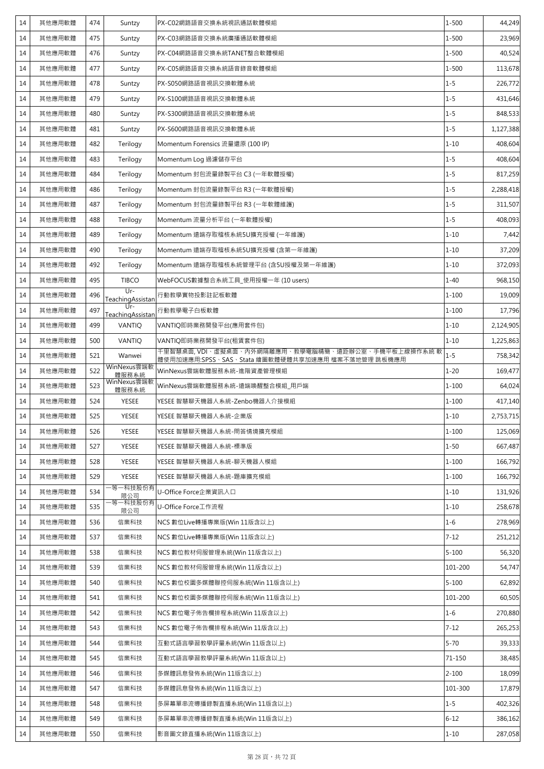| 14 | 其他應用軟體 | 474 | Suntzy | PX-C02網路語音交換系統視訊通話軟體模組 | 1-500 | 44,249 |
|---|---|---|---|---|---|---|
| 14 | 其他應用軟體 | 475 | Suntzy | PX-C03網路語音交換系統廣播通話軟體模組 | 1-500 | 23,969 |
| 14 | 其他應用軟體 | 476 | Suntzy | PX-C04網路語音交換系統TANET整合軟體模組 | 1-500 | 40,524 |
| 14 | 其他應用軟體 | 477 | Suntzy | PX-C05網路語音交換系統語音錄音軟體模組 | 1-500 | 113,678 |
| 14 | 其他應用軟體 | 478 | Suntzy | PX-S050網路語音視訊交換軟體系統 | 1-5 | 226,772 |
| 14 | 其他應用軟體 | 479 | Suntzy | PX-S100網路語音視訊交換軟體系統 | 1-5 | 431,646 |
| 14 | 其他應用軟體 | 480 | Suntzy | PX-S300網路語音視訊交換軟體系統 | 1-5 | 848,533 |
| 14 | 其他應用軟體 | 481 | Suntzy | PX-S600網路語音視訊交換軟體系統 | 1-5 | 1,127,388 |
| 14 | 其他應用軟體 | 482 | Terilogy | Momentum Forensics 流量還原 (100 IP) | 1-10 | 408,604 |
| 14 | 其他應用軟體 | 483 | Terilogy | Momentum Log 過濾儲存平台 | 1-5 | 408,604 |
| 14 | 其他應用軟體 | 484 | Terilogy | Momentum 封包流量錄製平台 C3 (一年軟體授權) | 1-5 | 817,259 |
| 14 | 其他應用軟體 | 486 | Terilogy | Momentum 封包流量錄製平台 R3 (一年軟體授權) | 1-5 | 2,288,418 |
| 14 | 其他應用軟體 | 487 | Terilogy | Momentum 封包流量錄製平台 R3 (一年軟體維護) | 1-5 | 311,507 |
| 14 | 其他應用軟體 | 488 | Terilogy | Momentum 流量分析平台 (一年軟體授權) | 1-5 | 408,093 |
| 14 | 其他應用軟體 | 489 | Terilogy | Momentum 遠端存取稽核系統5U擴充授權 (一年維護) | 1-10 | 7,442 |
| 14 | 其他應用軟體 | 490 | Terilogy | Momentum 遠端存取稽核系統5U擴充授權 (含第一年維護) | 1-10 | 37,209 |
| 14 | 其他應用軟體 | 492 | Terilogy | Momentum 遠端存取稽核系統管理平台 (含5U授權及第一年維護) | 1-10 | 372,093 |
| 14 | 其他應用軟體 | 495 | TIBCO | WebFOCUS數據整合系統工具_使用授權一年 (10 users) | 1-40 | 968,150 |
| 14 | 其他應用軟體 | 496 | Ur-TeachingAssistan | 行動教學實物投影註記板軟體 | 1-100 | 19,009 |
| 14 | 其他應用軟體 | 497 | Ur-TeachingAssistan | 行動教學電子白板軟體 | 1-100 | 17,796 |
| 14 | 其他應用軟體 | 499 | VANTIQ | VANTIQ即時業務開發平台(應用套件包) | 1-10 | 2,124,905 |
| 14 | 其他應用軟體 | 500 | VANTIQ | VANTIQ即時業務開發平台(租賃套件包) | 1-10 | 1,225,863 |
| 14 | 其他應用軟體 | 521 | Wanwei | 千里智慧桌面, VDI、虛擬桌面、內外網隔離應用、教學電腦精簡、遠距辦公室、手機平板上線操作系統 軟體使用加速應用:SPSS、SAS、Stata 繪圖軟體硬體共享加速應用 檔案不落地管理 跳板機應用 | 1-5 | 758,342 |
| 14 | 其他應用軟體 | 522 | WinNexus雲端軟體服務系統 | WinNexus雲端軟體服務系統-進階資產管理模組 | 1-20 | 169,477 |
| 14 | 其他應用軟體 | 523 | WinNexus雲端軟體服務系統 | WinNexus雲端軟體服務系統-遠端喚醒整合模組_用戶端 | 1-100 | 64,024 |
| 14 | 其他應用軟體 | 524 | YESEE | YESEE 智慧聊天機器人系統-Zenbo機器人介接模組 | 1-100 | 417,140 |
| 14 | 其他應用軟體 | 525 | YESEE | YESEE 智慧聊天機器人系統-企業版 | 1-10 | 2,753,715 |
| 14 | 其他應用軟體 | 526 | YESEE | YESEE 智慧聊天機器人系統-問答情境擴充模組 | 1-100 | 125,069 |
| 14 | 其他應用軟體 | 527 | YESEE | YESEE 智慧聊天機器人系統-標準版 | 1-50 | 667,487 |
| 14 | 其他應用軟體 | 528 | YESEE | YESEE 智慧聊天機器人系統-聊天機器人模組 | 1-100 | 166,792 |
| 14 | 其他應用軟體 | 529 | YESEE | YESEE 智慧聊天機器人系統-題庫擴充模組 | 1-100 | 166,792 |
| 14 | 其他應用軟體 | 534 | 一等一科技股份有限公司 | U-Office Force企業資訊入口 | 1-10 | 131,926 |
| 14 | 其他應用軟體 | 535 | 一等一科技股份有限公司 | U-Office Force工作流程 | 1-10 | 258,678 |
| 14 | 其他應用軟體 | 536 | 信業科技 | NCS 數位Live轉播專業版(Win 11版含以上) | 1-6 | 278,969 |
| 14 | 其他應用軟體 | 537 | 信業科技 | NCS 數位Live轉播專業版(Win 11版含以上) | 7-12 | 251,212 |
| 14 | 其他應用軟體 | 538 | 信業科技 | NCS 數位教材伺服管理系統(Win 11版含以上) | 5-100 | 56,320 |
| 14 | 其他應用軟體 | 539 | 信業科技 | NCS 數位教材伺服管理系統(Win 11版含以上) | 101-200 | 54,747 |
| 14 | 其他應用軟體 | 540 | 信業科技 | NCS 數位校園多媒體聯控伺服系統(Win 11版含以上) | 5-100 | 62,892 |
| 14 | 其他應用軟體 | 541 | 信業科技 | NCS 數位校園多媒體聯控伺服系統(Win 11版含以上) | 101-200 | 60,505 |
| 14 | 其他應用軟體 | 542 | 信業科技 | NCS 數位電子佈告欄排程系統(Win 11版含以上) | 1-6 | 270,880 |
| 14 | 其他應用軟體 | 543 | 信業科技 | NCS 數位電子佈告欄排程系統(Win 11版含以上) | 7-12 | 265,253 |
| 14 | 其他應用軟體 | 544 | 信業科技 | 互動式語言學習教學評量系統(Win 11版含以上) | 5-70 | 39,333 |
| 14 | 其他應用軟體 | 545 | 信業科技 | 互動式語言學習教學評量系統(Win 11版含以上) | 71-150 | 38,485 |
| 14 | 其他應用軟體 | 546 | 信業科技 | 多媒體訊息發佈系統(Win 11版含以上) | 2-100 | 18,099 |
| 14 | 其他應用軟體 | 547 | 信業科技 | 多媒體訊息發佈系統(Win 11版含以上) | 101-300 | 17,879 |
| 14 | 其他應用軟體 | 548 | 信業科技 | 多屏幕單串流導播錄製直播系統(Win 11版含以上) | 1-5 | 402,326 |
| 14 | 其他應用軟體 | 549 | 信業科技 | 多屏幕單串流導播錄製直播系統(Win 11版含以上) | 6-12 | 386,162 |
| 14 | 其他應用軟體 | 550 | 信業科技 | 影音圖文錄直播系統(Win 11版含以上) | 1-10 | 287,058 |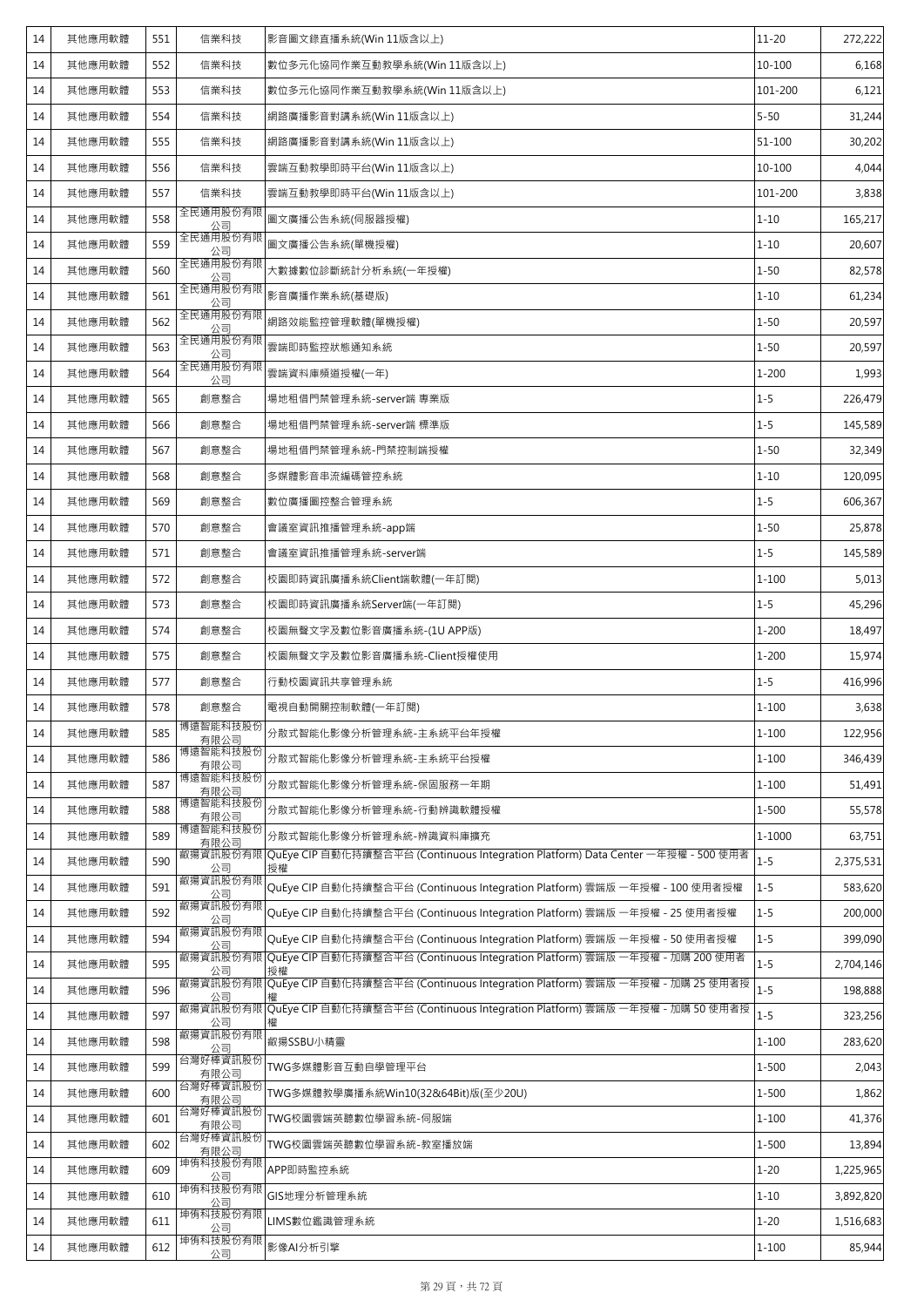| 14 | 其他應用軟體 | 551 | 信業科技 | 影音圖文錄直播系統(Win 11版含以上) | 11-20 | 272,222 |
|---|---|---|---|---|---|---|
| 14 | 其他應用軟體 | 552 | 信業科技 | 數位多元化協同作業互動教學系統(Win 11版含以上) | 10-100 | 6,168 |
| 14 | 其他應用軟體 | 553 | 信業科技 | 數位多元化協同作業互動教學系統(Win 11版含以上) | 101-200 | 6,121 |
| 14 | 其他應用軟體 | 554 | 信業科技 | 網路廣播影音對講系統(Win 11版含以上) | 5-50 | 31,244 |
| 14 | 其他應用軟體 | 555 | 信業科技 | 網路廣播影音對講系統(Win 11版含以上) | 51-100 | 30,202 |
| 14 | 其他應用軟體 | 556 | 信業科技 | 雲端互動教學即時平台(Win 11版含以上) | 10-100 | 4,044 |
| 14 | 其他應用軟體 | 557 | 信業科技 | 雲端互動教學即時平台(Win 11版含以上) | 101-200 | 3,838 |
| 14 | 其他應用軟體 | 558 | 全民通用股份有限公司 | 圖文廣播公告系統(伺服器授權) | 1-10 | 165,217 |
| 14 | 其他應用軟體 | 559 | 全民通用股份有限公司 | 圖文廣播公告系統(單機授權) | 1-10 | 20,607 |
| 14 | 其他應用軟體 | 560 | 全民通用股份有限公司 | 大數據數位診斷統計分析系統(一年授權) | 1-50 | 82,578 |
| 14 | 其他應用軟體 | 561 | 全民通用股份有限公司 | 影音廣播作業系統(基礎版) | 1-10 | 61,234 |
| 14 | 其他應用軟體 | 562 | 全民通用股份有限公司 | 網路效能監控管理軟體(單機授權) | 1-50 | 20,597 |
| 14 | 其他應用軟體 | 563 | 全民通用股份有限公司 | 雲端即時監控狀態通知系統 | 1-50 | 20,597 |
| 14 | 其他應用軟體 | 564 | 全民通用股份有限公司 | 雲端資料庫頻道授權(一年) | 1-200 | 1,993 |
| 14 | 其他應用軟體 | 565 | 創意整合 | 場地租借門禁管理系統-server端 專業版 | 1-5 | 226,479 |
| 14 | 其他應用軟體 | 566 | 創意整合 | 場地租借門禁管理系統-server端 標準版 | 1-5 | 145,589 |
| 14 | 其他應用軟體 | 567 | 創意整合 | 場地租借門禁管理系統-門禁控制端授權 | 1-50 | 32,349 |
| 14 | 其他應用軟體 | 568 | 創意整合 | 多媒體影音串流編碼管控系統 | 1-10 | 120,095 |
| 14 | 其他應用軟體 | 569 | 創意整合 | 數位廣播圖控整合管理系統 | 1-5 | 606,367 |
| 14 | 其他應用軟體 | 570 | 創意整合 | 會議室資訊推播管理系統-app端 | 1-50 | 25,878 |
| 14 | 其他應用軟體 | 571 | 創意整合 | 會議室資訊推播管理系統-server端 | 1-5 | 145,589 |
| 14 | 其他應用軟體 | 572 | 創意整合 | 校園即時資訊廣播系統Client端軟體(一年訂閱) | 1-100 | 5,013 |
| 14 | 其他應用軟體 | 573 | 創意整合 | 校園即時資訊廣播系統Server端(一年訂閱) | 1-5 | 45,296 |
| 14 | 其他應用軟體 | 574 | 創意整合 | 校園無聲文字及數位影音廣播系統-(1U APP版) | 1-200 | 18,497 |
| 14 | 其他應用軟體 | 575 | 創意整合 | 校園無聲文字及數位影音廣播系統-Client授權使用 | 1-200 | 15,974 |
| 14 | 其他應用軟體 | 577 | 創意整合 | 行動校園資訊共享管理系統 | 1-5 | 416,996 |
| 14 | 其他應用軟體 | 578 | 創意整合 | 電視自動開關控制軟體(一年訂閱) | 1-100 | 3,638 |
| 14 | 其他應用軟體 | 585 | 博遠智能科技股份有限公司 | 分散式智能化影像分析管理系統-主系統平台年授權 | 1-100 | 122,956 |
| 14 | 其他應用軟體 | 586 | 博遠智能科技股份有限公司 | 分散式智能化影像分析管理系統-主系統平台授權 | 1-100 | 346,439 |
| 14 | 其他應用軟體 | 587 | 博遠智能科技股份有限公司 | 分散式智能化影像分析管理系統-保固服務一年期 | 1-100 | 51,491 |
| 14 | 其他應用軟體 | 588 | 博遠智能科技股份有限公司 | 分散式智能化影像分析管理系統-行動辨識軟體授權 | 1-500 | 55,578 |
| 14 | 其他應用軟體 | 589 | 博遠智能科技股份有限公司 | 分散式智能化影像分析管理系統-辨識資料庫擴充 | 1-1000 | 63,751 |
| 14 | 其他應用軟體 | 590 | 叡揚資訊股份有限公司 | QuEye CIP 自動化持續整合平台 (Continuous Integration Platform) Data Center 一年授權 - 500 使用者授權 | 1-5 | 2,375,531 |
| 14 | 其他應用軟體 | 591 | 叡揚資訊股份有限公司 | QuEye CIP 自動化持續整合平台 (Continuous Integration Platform) 雲端版 一年授權 - 100 使用者授權 | 1-5 | 583,620 |
| 14 | 其他應用軟體 | 592 | 叡揚資訊股份有限公司 | QuEye CIP 自動化持續整合平台 (Continuous Integration Platform) 雲端版 一年授權 - 25 使用者授權 | 1-5 | 200,000 |
| 14 | 其他應用軟體 | 594 | 叡揚資訊股份有限公司 | QuEye CIP 自動化持續整合平台 (Continuous Integration Platform) 雲端版 一年授權 - 50 使用者授權 | 1-5 | 399,090 |
| 14 | 其他應用軟體 | 595 | 叡揚資訊股份有限公司 | QuEye CIP 自動化持續整合平台 (Continuous Integration Platform) 雲端版 一年授權 - 加購 200 使用者授權 | 1-5 | 2,704,146 |
| 14 | 其他應用軟體 | 596 | 叡揚資訊股份有限公司 | QuEye CIP 自動化持續整合平台 (Continuous Integration Platform) 雲端版 一年授權 - 加購 25 使用者授權 | 1-5 | 198,888 |
| 14 | 其他應用軟體 | 597 | 叡揚資訊股份有限公司 | QuEye CIP 自動化持續整合平台 (Continuous Integration Platform) 雲端版 一年授權 - 加購 50 使用者授權 | 1-5 | 323,256 |
| 14 | 其他應用軟體 | 598 | 叡揚資訊股份有限公司 | 叡揚SSBU小精靈 | 1-100 | 283,620 |
| 14 | 其他應用軟體 | 599 | 台灣好棒資訊股份有限公司 | TWG多媒體影音互動自學管理平台 | 1-500 | 2,043 |
| 14 | 其他應用軟體 | 600 | 台灣好棒資訊股份有限公司 | TWG多媒體教學廣播系統Win10(32&64Bit)版(至少20U) | 1-500 | 1,862 |
| 14 | 其他應用軟體 | 601 | 台灣好棒資訊股份有限公司 | TWG校園雲端英聽數位學習系統-伺服端 | 1-100 | 41,376 |
| 14 | 其他應用軟體 | 602 | 台灣好棒資訊股份有限公司 | TWG校園雲端英聽數位學習系統-教室播放端 | 1-500 | 13,894 |
| 14 | 其他應用軟體 | 609 | 坤侑科技股份有限公司 | APP即時監控系統 | 1-20 | 1,225,965 |
| 14 | 其他應用軟體 | 610 | 坤侑科技股份有限公司 | GIS地理分析管理系統 | 1-10 | 3,892,820 |
| 14 | 其他應用軟體 | 611 | 坤侑科技股份有限公司 | LIMS數位鑑識管理系統 | 1-20 | 1,516,683 |
| 14 | 其他應用軟體 | 612 | 坤侑科技股份有限公司 | 影像AI分析引擎 | 1-100 | 85,944 |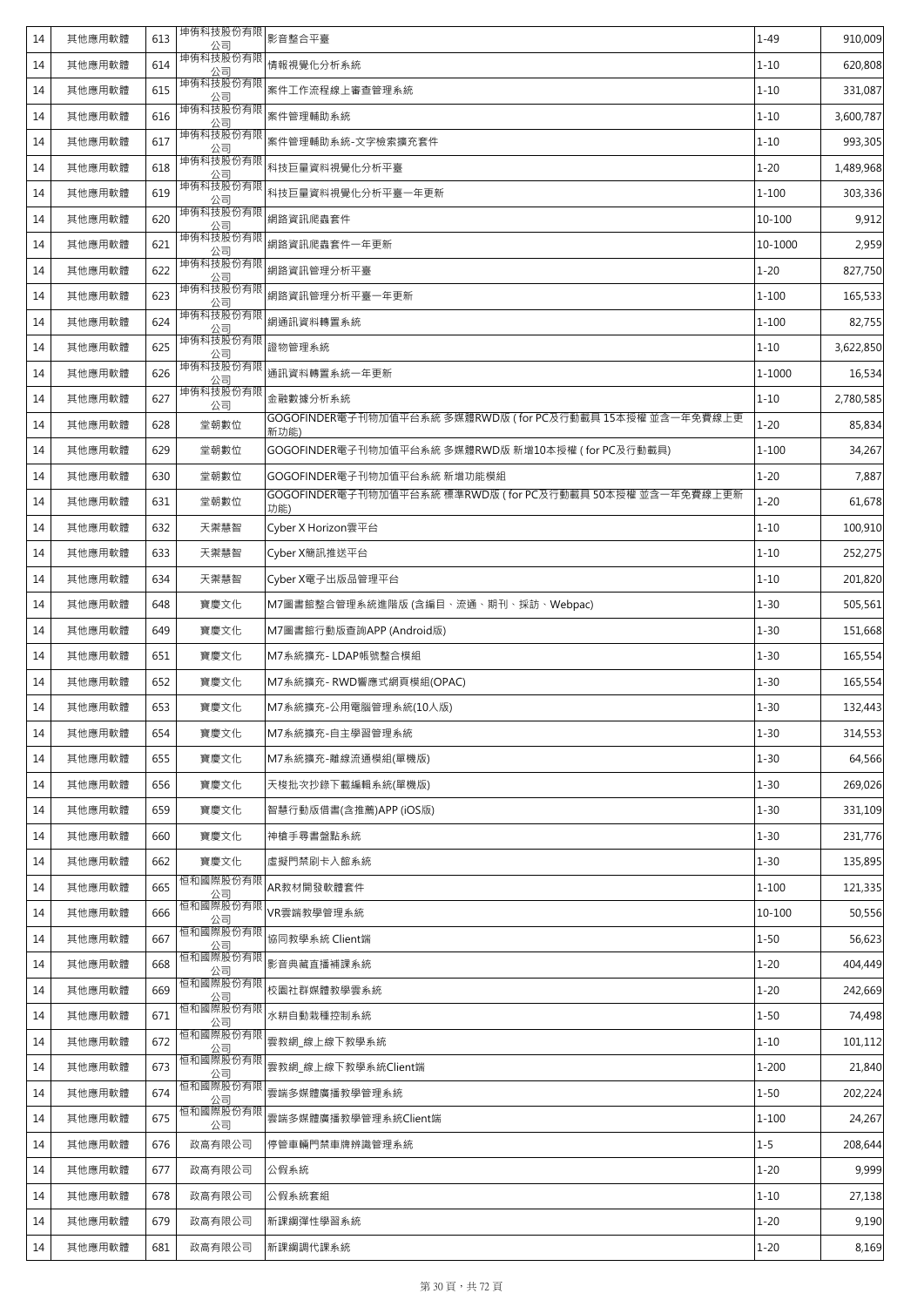| 14 | 其他應用軟體 | 613 | 坤侑科技股份有限公司 | 影音整合平臺 | 1-49 | 910,009 |
|---|---|---|---|---|---|---|
| 14 | 其他應用軟體 | 614 | 坤侑科技股份有限公司 | 情報視覺化分析系統 | 1-10 | 620,808 |
| 14 | 其他應用軟體 | 615 | 坤侑科技股份有限公司 | 案件工作流程線上審查管理系統 | 1-10 | 331,087 |
| 14 | 其他應用軟體 | 616 | 坤侑科技股份有限公司 | 案件管理輔助系統 | 1-10 | 3,600,787 |
| 14 | 其他應用軟體 | 617 | 坤侑科技股份有限公司 | 案件管理輔助系統-文字檢索擴充套件 | 1-10 | 993,305 |
| 14 | 其他應用軟體 | 618 | 坤侑科技股份有限公司 | 科技巨量資料視覺化分析平臺 | 1-20 | 1,489,968 |
| 14 | 其他應用軟體 | 619 | 坤侑科技股份有限公司 | 科技巨量資料視覺化分析平臺一年更新 | 1-100 | 303,336 |
| 14 | 其他應用軟體 | 620 | 坤侑科技股份有限公司 | 網路資訊爬蟲套件 | 10-100 | 9,912 |
| 14 | 其他應用軟體 | 621 | 坤侑科技股份有限公司 | 網路資訊爬蟲套件一年更新 | 10-1000 | 2,959 |
| 14 | 其他應用軟體 | 622 | 坤侑科技股份有限公司 | 網路資訊管理分析平臺 | 1-20 | 827,750 |
| 14 | 其他應用軟體 | 623 | 坤侑科技股份有限公司 | 網路資訊管理分析平臺一年更新 | 1-100 | 165,533 |
| 14 | 其他應用軟體 | 624 | 坤侑科技股份有限公司 | 網通訊資料轉置系統 | 1-100 | 82,755 |
| 14 | 其他應用軟體 | 625 | 坤侑科技股份有限公司 | 證物管理系統 | 1-10 | 3,622,850 |
| 14 | 其他應用軟體 | 626 | 坤侑科技股份有限公司 | 通訊資料轉置系統一年更新 | 1-1000 | 16,534 |
| 14 | 其他應用軟體 | 627 | 坤侑科技股份有限公司 | 金融數據分析系統 | 1-10 | 2,780,585 |
| 14 | 其他應用軟體 | 628 | 堂朝數位 | GOGOFINDER電子刊物加值平台系統 多媒體RWD版 ( for PC及行動載具 15本授權 並含一年免費線上更新功能) | 1-20 | 85,834 |
| 14 | 其他應用軟體 | 629 | 堂朝數位 | GOGOFINDER電子刊物加值平台系統 多媒體RWD版 新增10本授權 ( for PC及行動載具) | 1-100 | 34,267 |
| 14 | 其他應用軟體 | 630 | 堂朝數位 | GOGOFINDER電子刊物加值平台系統 新增功能模組 | 1-20 | 7,887 |
| 14 | 其他應用軟體 | 631 | 堂朝數位 | GOGOFINDER電子刊物加值平台系統 標準RWD版 ( for PC及行動載具 50本授權 並含一年免費線上更新功能) | 1-20 | 61,678 |
| 14 | 其他應用軟體 | 632 | 天案慧智 | Cyber X Horizon雲平台 | 1-10 | 100,910 |
| 14 | 其他應用軟體 | 633 | 天案慧智 | Cyber X簡訊推送平台 | 1-10 | 252,275 |
| 14 | 其他應用軟體 | 634 | 天案慧智 | Cyber X電子出版品管理平台 | 1-10 | 201,820 |
| 14 | 其他應用軟體 | 648 | 寶慶文化 | M7圖書館整合管理系統進階版 (含編目、流通、期刊、採訪、Webpac) | 1-30 | 505,561 |
| 14 | 其他應用軟體 | 649 | 寶慶文化 | M7圖書館行動版查詢APP (Android版) | 1-30 | 151,668 |
| 14 | 其他應用軟體 | 651 | 寶慶文化 | M7系統擴充- LDAP帳號整合模組 | 1-30 | 165,554 |
| 14 | 其他應用軟體 | 652 | 寶慶文化 | M7系統擴充- RWD響應式網頁模組(OPAC) | 1-30 | 165,554 |
| 14 | 其他應用軟體 | 653 | 寶慶文化 | M7系統擴充-公用電腦管理系統(10人版) | 1-30 | 132,443 |
| 14 | 其他應用軟體 | 654 | 寶慶文化 | M7系統擴充-自主學習管理系統 | 1-30 | 314,553 |
| 14 | 其他應用軟體 | 655 | 寶慶文化 | M7系統擴充-離線流通模組(單機版) | 1-30 | 64,566 |
| 14 | 其他應用軟體 | 656 | 寶慶文化 | 天梭批次抄錄下載編輯系統(單機版) | 1-30 | 269,026 |
| 14 | 其他應用軟體 | 659 | 寶慶文化 | 智慧行動版借書(含推薦)APP (iOS版) | 1-30 | 331,109 |
| 14 | 其他應用軟體 | 660 | 寶慶文化 | 神槍手尋書盤點系統 | 1-30 | 231,776 |
| 14 | 其他應用軟體 | 662 | 寶慶文化 | 虛擬門禁刷卡入館系統 | 1-30 | 135,895 |
| 14 | 其他應用軟體 | 665 | 恒和國際股份有限公司 | AR教材開發軟體套件 | 1-100 | 121,335 |
| 14 | 其他應用軟體 | 666 | 恒和國際股份有限公司 | VR雲端教學管理系統 | 10-100 | 50,556 |
| 14 | 其他應用軟體 | 667 | 恒和國際股份有限公司 | 協同教學系統 Client端 | 1-50 | 56,623 |
| 14 | 其他應用軟體 | 668 | 恒和國際股份有限公司 | 影音典藏直播補課系統 | 1-20 | 404,449 |
| 14 | 其他應用軟體 | 669 | 恒和國際股份有限公司 | 校園社群媒體教學雲系統 | 1-20 | 242,669 |
| 14 | 其他應用軟體 | 671 | 恒和國際股份有限公司 | 水耕自動栽種控制系統 | 1-50 | 74,498 |
| 14 | 其他應用軟體 | 672 | 恒和國際股份有限公司 | 雲教網_線上線下教學系統 | 1-10 | 101,112 |
| 14 | 其他應用軟體 | 673 | 恒和國際股份有限公司 | 雲教網_線上線下教學系統Client端 | 1-200 | 21,840 |
| 14 | 其他應用軟體 | 674 | 恒和國際股份有限公司 | 雲端多媒體廣播教學管理系統 | 1-50 | 202,224 |
| 14 | 其他應用軟體 | 675 | 恒和國際股份有限公司 | 雲端多媒體廣播教學管理系統Client端 | 1-100 | 24,267 |
| 14 | 其他應用軟體 | 676 | 政高有限公司 | 停管車輛門禁車牌辨識管理系統 | 1-5 | 208,644 |
| 14 | 其他應用軟體 | 677 | 政高有限公司 | 公假系統 | 1-20 | 9,999 |
| 14 | 其他應用軟體 | 678 | 政高有限公司 | 公假系統套組 | 1-10 | 27,138 |
| 14 | 其他應用軟體 | 679 | 政高有限公司 | 新課綱彈性學習系統 | 1-20 | 9,190 |
| 14 | 其他應用軟體 | 681 | 政高有限公司 | 新課綱調代課系統 | 1-20 | 8,169 |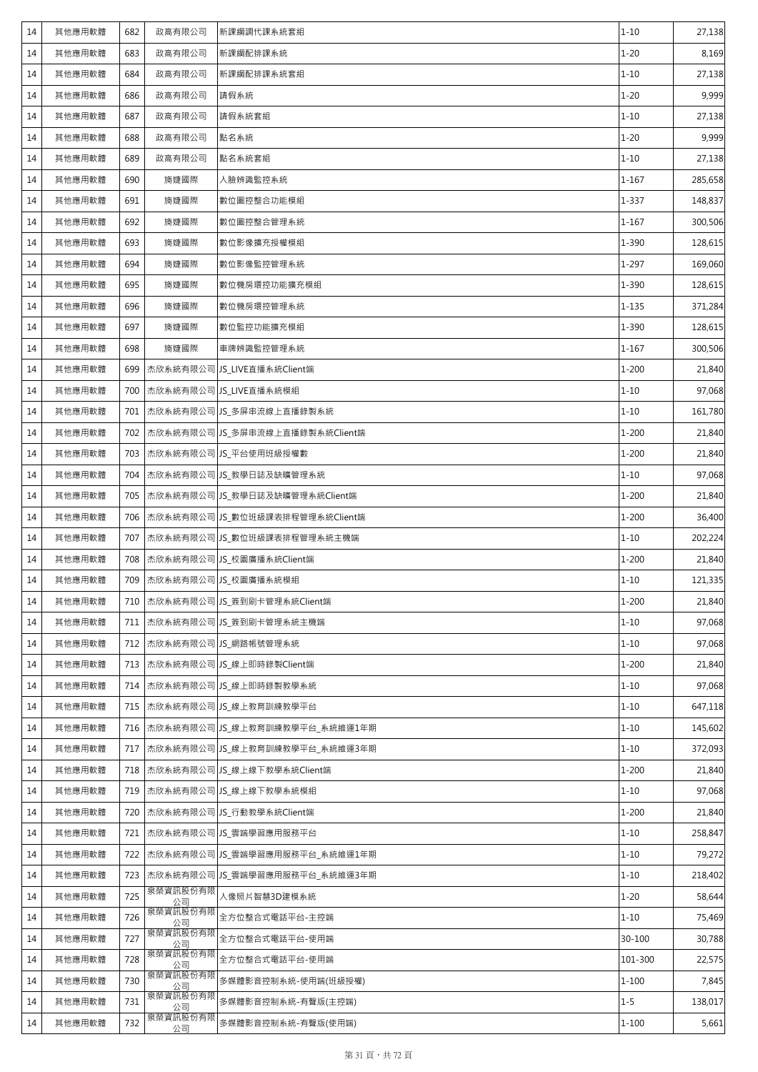| 14 | 其他應用軟體 | 682 | 政高有限公司 | 新課綱調代課系統套組 | 1-10 | 27,138 |
|---|---|---|---|---|---|---|
| 14 | 其他應用軟體 | 683 | 政高有限公司 | 新課綱配排課系統 | 1-20 | 8,169 |
| 14 | 其他應用軟體 | 684 | 政高有限公司 | 新課綱配排課系統套組 | 1-10 | 27,138 |
| 14 | 其他應用軟體 | 686 | 政高有限公司 | 請假系統 | 1-20 | 9,999 |
| 14 | 其他應用軟體 | 687 | 政高有限公司 | 請假系統套組 | 1-10 | 27,138 |
| 14 | 其他應用軟體 | 688 | 政高有限公司 | 點名系統 | 1-20 | 9,999 |
| 14 | 其他應用軟體 | 689 | 政高有限公司 | 點名系統套組 | 1-10 | 27,138 |
| 14 | 其他應用軟體 | 690 | 旖婕國際 | 人臉辨識監控系統 | 1-167 | 285,658 |
| 14 | 其他應用軟體 | 691 | 旖婕國際 | 數位圖控整合功能模組 | 1-337 | 148,837 |
| 14 | 其他應用軟體 | 692 | 旖婕國際 | 數位圖控整合管理系統 | 1-167 | 300,506 |
| 14 | 其他應用軟體 | 693 | 旖婕國際 | 數位影像擴充授權模組 | 1-390 | 128,615 |
| 14 | 其他應用軟體 | 694 | 旖婕國際 | 數位影像監控管理系統 | 1-297 | 169,060 |
| 14 | 其他應用軟體 | 695 | 旖婕國際 | 數位機房環控功能擴充模組 | 1-390 | 128,615 |
| 14 | 其他應用軟體 | 696 | 旖婕國際 | 數位機房環控管理系統 | 1-135 | 371,284 |
| 14 | 其他應用軟體 | 697 | 旖婕國際 | 數位監控功能擴充模組 | 1-390 | 128,615 |
| 14 | 其他應用軟體 | 698 | 旖婕國際 | 車牌辨識監控管理系統 | 1-167 | 300,506 |
| 14 | 其他應用軟體 | 699 | 杰欣系統有限公司 | JS_LIVE直播系統Client端 | 1-200 | 21,840 |
| 14 | 其他應用軟體 | 700 | 杰欣系統有限公司 | JS_LIVE直播系統模組 | 1-10 | 97,068 |
| 14 | 其他應用軟體 | 701 | 杰欣系統有限公司 | JS_多屏串流線上直播錄製系統 | 1-10 | 161,780 |
| 14 | 其他應用軟體 | 702 | 杰欣系統有限公司 | JS_多屏串流線上直播錄製系統Client端 | 1-200 | 21,840 |
| 14 | 其他應用軟體 | 703 | 杰欣系統有限公司 | JS_平台使用班級授權數 | 1-200 | 21,840 |
| 14 | 其他應用軟體 | 704 | 杰欣系統有限公司 | JS_教學日誌及缺曠管理系統 | 1-10 | 97,068 |
| 14 | 其他應用軟體 | 705 | 杰欣系統有限公司 | JS_教學日誌及缺曠管理系統Client端 | 1-200 | 21,840 |
| 14 | 其他應用軟體 | 706 | 杰欣系統有限公司 | JS_數位班級課表排程管理系統Client端 | 1-200 | 36,400 |
| 14 | 其他應用軟體 | 707 | 杰欣系統有限公司 | JS_數位班級課表排程管理系統主機端 | 1-10 | 202,224 |
| 14 | 其他應用軟體 | 708 | 杰欣系統有限公司 | JS_校園廣播系統Client端 | 1-200 | 21,840 |
| 14 | 其他應用軟體 | 709 | 杰欣系統有限公司 | JS_校園廣播系統模組 | 1-10 | 121,335 |
| 14 | 其他應用軟體 | 710 | 杰欣系統有限公司 | JS_簽到刷卡管理系統Client端 | 1-200 | 21,840 |
| 14 | 其他應用軟體 | 711 | 杰欣系統有限公司 | JS_簽到刷卡管理系統主機端 | 1-10 | 97,068 |
| 14 | 其他應用軟體 | 712 | 杰欣系統有限公司 | JS_網路帳號管理系統 | 1-10 | 97,068 |
| 14 | 其他應用軟體 | 713 | 杰欣系統有限公司 | JS_線上即時錄製Client端 | 1-200 | 21,840 |
| 14 | 其他應用軟體 | 714 | 杰欣系統有限公司 | JS_線上即時錄製教學系統 | 1-10 | 97,068 |
| 14 | 其他應用軟體 | 715 | 杰欣系統有限公司 | JS_線上教育訓練教學平台 | 1-10 | 647,118 |
| 14 | 其他應用軟體 | 716 | 杰欣系統有限公司 | JS_線上教育訓練教學平台_系統維運1年期 | 1-10 | 145,602 |
| 14 | 其他應用軟體 | 717 | 杰欣系統有限公司 | JS_線上教育訓練教學平台_系統維運3年期 | 1-10 | 372,093 |
| 14 | 其他應用軟體 | 718 | 杰欣系統有限公司 | JS_線上線下教學系統Client端 | 1-200 | 21,840 |
| 14 | 其他應用軟體 | 719 | 杰欣系統有限公司 | JS_線上線下教學系統模組 | 1-10 | 97,068 |
| 14 | 其他應用軟體 | 720 | 杰欣系統有限公司 | JS_行動教學系統Client端 | 1-200 | 21,840 |
| 14 | 其他應用軟體 | 721 | 杰欣系統有限公司 | JS_雲端學習應用服務平台 | 1-10 | 258,847 |
| 14 | 其他應用軟體 | 722 | 杰欣系統有限公司 | JS_雲端學習應用服務平台_系統維運1年期 | 1-10 | 79,272 |
| 14 | 其他應用軟體 | 723 | 杰欣系統有限公司 | JS_雲端學習應用服務平台_系統維運3年期 | 1-10 | 218,402 |
| 14 | 其他應用軟體 | 725 | 泉榮資訊股份有限公司 | 人像照片智慧3D建模系統 | 1-20 | 58,644 |
| 14 | 其他應用軟體 | 726 | 泉榮資訊股份有限公司 | 全方位整合式電話平台-主控端 | 1-10 | 75,469 |
| 14 | 其他應用軟體 | 727 | 泉榮資訊股份有限公司 | 全方位整合式電話平台-使用端 | 30-100 | 30,788 |
| 14 | 其他應用軟體 | 728 | 泉榮資訊股份有限公司 | 全方位整合式電話平台-使用端 | 101-300 | 22,575 |
| 14 | 其他應用軟體 | 730 | 泉榮資訊股份有限公司 | 多媒體影音控制系統-使用端(班級授權) | 1-100 | 7,845 |
| 14 | 其他應用軟體 | 731 | 泉榮資訊股份有限公司 | 多媒體影音控制系統-有聲版(主控端) | 1-5 | 138,017 |
| 14 | 其他應用軟體 | 732 | 泉榮資訊股份有限公司 | 多媒體影音控制系統-有聲版(使用端) | 1-100 | 5,661 |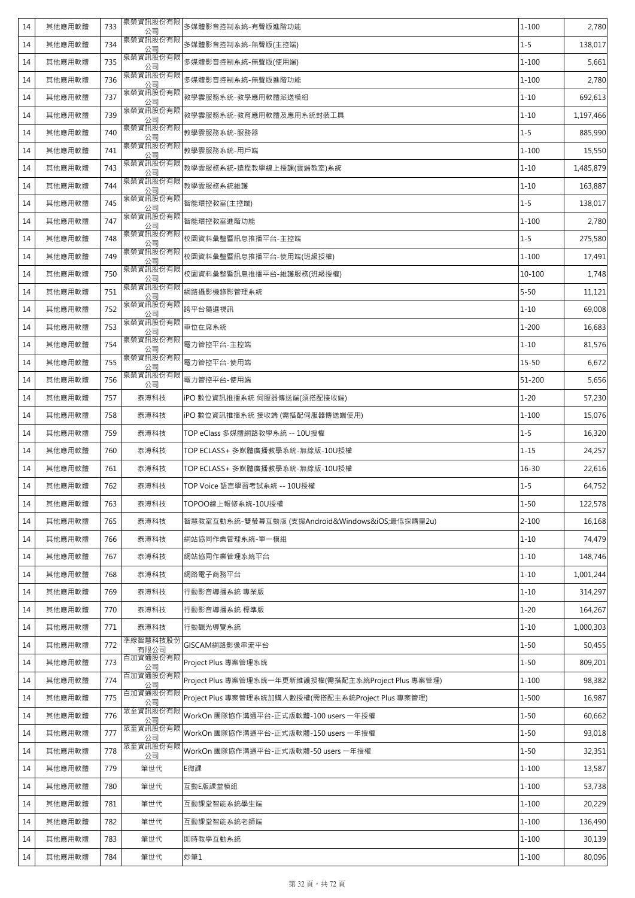| 14 | 其他應用軟體 | 733 | 泉榮資訊股份有限公司 | 多媒體影音控制系統-有聲版進階功能 | 1-100 | 2,780 |
|---|---|---|---|---|---|---|
| 14 | 其他應用軟體 | 734 | 泉榮資訊股份有限公司 | 多媒體影音控制系統-無聲版(主控端) | 1-5 | 138,017 |
| 14 | 其他應用軟體 | 735 | 泉榮資訊股份有限公司 | 多媒體影音控制系統-無聲版(使用端) | 1-100 | 5,661 |
| 14 | 其他應用軟體 | 736 | 泉榮資訊股份有限公司 | 多媒體影音控制系統-無聲版進階功能 | 1-100 | 2,780 |
| 14 | 其他應用軟體 | 737 | 泉榮資訊股份有限公司 | 教學雲服務系統-教學應用軟體派送模組 | 1-10 | 692,613 |
| 14 | 其他應用軟體 | 739 | 泉榮資訊股份有限公司 | 教學雲服務系統-教育應用軟體及應用系統封裝工具 | 1-10 | 1,197,466 |
| 14 | 其他應用軟體 | 740 | 泉榮資訊股份有限公司 | 教學雲服務系統-服務器 | 1-5 | 885,990 |
| 14 | 其他應用軟體 | 741 | 泉榮資訊股份有限公司 | 教學雲服務系統-用戶端 | 1-100 | 15,550 |
| 14 | 其他應用軟體 | 743 | 泉榮資訊股份有限公司 | 教學雲服務系統-遠程教學線上授課(雲端教室)系統 | 1-10 | 1,485,879 |
| 14 | 其他應用軟體 | 744 | 泉榮資訊股份有限公司 | 教學雲服務系統維護 | 1-10 | 163,887 |
| 14 | 其他應用軟體 | 745 | 泉榮資訊股份有限公司 | 智能環控教室(主控端) | 1-5 | 138,017 |
| 14 | 其他應用軟體 | 747 | 泉榮資訊股份有限公司 | 智能環控教室進階功能 | 1-100 | 2,780 |
| 14 | 其他應用軟體 | 748 | 泉榮資訊股份有限公司 | 校園資料彙整暨訊息推播平台-主控端 | 1-5 | 275,580 |
| 14 | 其他應用軟體 | 749 | 泉榮資訊股份有限公司 | 校園資料彙整暨訊息推播平台-使用端(班級授權) | 1-100 | 17,491 |
| 14 | 其他應用軟體 | 750 | 泉榮資訊股份有限公司 | 校園資料彙整暨訊息推播平台-維護服務(班級授權) | 10-100 | 1,748 |
| 14 | 其他應用軟體 | 751 | 泉榮資訊股份有限公司 | 網路攝影機錄影管理系統 | 5-50 | 11,121 |
| 14 | 其他應用軟體 | 752 | 泉榮資訊股份有限公司 | 跨平台隨選視訊 | 1-10 | 69,008 |
| 14 | 其他應用軟體 | 753 | 泉榮資訊股份有限公司 | 車位在席系統 | 1-200 | 16,683 |
| 14 | 其他應用軟體 | 754 | 泉榮資訊股份有限公司 | 電力管控平台-主控端 | 1-10 | 81,576 |
| 14 | 其他應用軟體 | 755 | 泉榮資訊股份有限公司 | 電力管控平台-使用端 | 15-50 | 6,672 |
| 14 | 其他應用軟體 | 756 | 泉榮資訊股份有限公司 | 電力管控平台-使用端 | 51-200 | 5,656 |
| 14 | 其他應用軟體 | 757 | 泰溥科技 | iPO 數位資訊推播系統 伺服器傳送端(須搭配接收端) | 1-20 | 57,230 |
| 14 | 其他應用軟體 | 758 | 泰溥科技 | iPO 數位資訊推播系統 接收端 (需搭配伺服器傳送端使用) | 1-100 | 15,076 |
| 14 | 其他應用軟體 | 759 | 泰溥科技 | TOP eClass 多媒體網路教學系統 -- 10U授權 | 1-5 | 16,320 |
| 14 | 其他應用軟體 | 760 | 泰溥科技 | TOP ECLASS+ 多媒體廣播教學系統-無線版-10U授權 | 1-15 | 24,257 |
| 14 | 其他應用軟體 | 761 | 泰溥科技 | TOP ECLASS+ 多媒體廣播教學系統-無線版-10U授權 | 16-30 | 22,616 |
| 14 | 其他應用軟體 | 762 | 泰溥科技 | TOP Voice 語言學習考試系統 -- 10U授權 | 1-5 | 64,752 |
| 14 | 其他應用軟體 | 763 | 泰溥科技 | TOPOO線上報修系統-10U授權 | 1-50 | 122,578 |
| 14 | 其他應用軟體 | 765 | 泰溥科技 | 智慧教室互動系統-雙螢幕互動版 (支援Android&Windows&iOS;最低採購量2u) | 2-100 | 16,168 |
| 14 | 其他應用軟體 | 766 | 泰溥科技 | 網站協同作業管理系統-單一模組 | 1-10 | 74,479 |
| 14 | 其他應用軟體 | 767 | 泰溥科技 | 網站協同作業管理系統平台 | 1-10 | 148,746 |
| 14 | 其他應用軟體 | 768 | 泰溥科技 | 網路電子商務平台 | 1-10 | 1,001,244 |
| 14 | 其他應用軟體 | 769 | 泰溥科技 | 行動影音導播系統 專業版 | 1-10 | 314,297 |
| 14 | 其他應用軟體 | 770 | 泰溥科技 | 行動影音導播系統 標準版 | 1-20 | 164,267 |
| 14 | 其他應用軟體 | 771 | 泰溥科技 | 行動觀光導覽系統 | 1-10 | 1,000,303 |
| 14 | 其他應用軟體 | 772 | 準線智慧科技股份有限公司 | GISCAM網路影像串流平台 | 1-50 | 50,455 |
| 14 | 其他應用軟體 | 773 | 百加資通股份有限公司 | Project Plus 專案管理系統 | 1-50 | 809,201 |
| 14 | 其他應用軟體 | 774 | 百加資通股份有限公司 | Project Plus 專案管理系統一年更新維護授權(需搭配主系統Project Plus 專案管理) | 1-100 | 98,382 |
| 14 | 其他應用軟體 | 775 | 百加資通股份有限公司 | Project Plus 專案管理系統加購人數授權(需搭配主系統Project Plus 專案管理) | 1-500 | 16,987 |
| 14 | 其他應用軟體 | 776 | 眾至資訊股份有限公司 | WorkOn 團隊協作溝通平台-正式版軟體-100 users 一年授權 | 1-50 | 60,662 |
| 14 | 其他應用軟體 | 777 | 眾至資訊股份有限公司 | WorkOn 團隊協作溝通平台-正式版軟體-150 users 一年授權 | 1-50 | 93,018 |
| 14 | 其他應用軟體 | 778 | 眾至資訊股份有限公司 | WorkOn 團隊協作溝通平台-正式版軟體-50 users 一年授權 | 1-50 | 32,351 |
| 14 | 其他應用軟體 | 779 | 筆世代 | E微課 | 1-100 | 13,587 |
| 14 | 其他應用軟體 | 780 | 筆世代 | 互動E版課堂模組 | 1-100 | 53,738 |
| 14 | 其他應用軟體 | 781 | 筆世代 | 互動課堂智能系統學生端 | 1-100 | 20,229 |
| 14 | 其他應用軟體 | 782 | 筆世代 | 互動課堂智能系統老師端 | 1-100 | 136,490 |
| 14 | 其他應用軟體 | 783 | 筆世代 | 即時教學互動系統 | 1-100 | 30,139 |
| 14 | 其他應用軟體 | 784 | 筆世代 | 妙筆1 | 1-100 | 80,096 |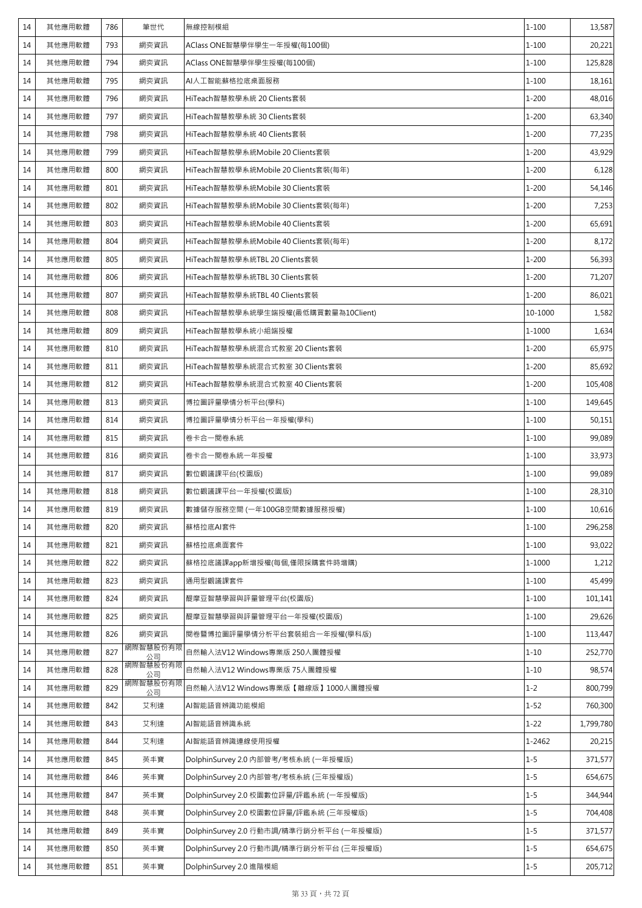| 14 | 其他應用軟體 | 786 | 筆世代 | 無線控制模組 | 1-100 | 13,587 |
|---|---|---|---|---|---|---|
| 14 | 其他應用軟體 | 793 | 網奕資訊 | AClass ONE智慧學伴學生一年授權(每100個) | 1-100 | 20,221 |
| 14 | 其他應用軟體 | 794 | 網奕資訊 | AClass ONE智慧學伴學生授權(每100個) | 1-100 | 125,828 |
| 14 | 其他應用軟體 | 795 | 網奕資訊 | AI人工智能蘇格拉底桌面服務 | 1-100 | 18,161 |
| 14 | 其他應用軟體 | 796 | 網奕資訊 | HiTeach智慧教學系統 20 Clients套裝 | 1-200 | 48,016 |
| 14 | 其他應用軟體 | 797 | 網奕資訊 | HiTeach智慧教學系統 30 Clients套裝 | 1-200 | 63,340 |
| 14 | 其他應用軟體 | 798 | 網奕資訊 | HiTeach智慧教學系統 40 Clients套裝 | 1-200 | 77,235 |
| 14 | 其他應用軟體 | 799 | 網奕資訊 | HiTeach智慧教學系統Mobile 20 Clients套裝 | 1-200 | 43,929 |
| 14 | 其他應用軟體 | 800 | 網奕資訊 | HiTeach智慧教學系統Mobile 20 Clients套裝(每年) | 1-200 | 6,128 |
| 14 | 其他應用軟體 | 801 | 網奕資訊 | HiTeach智慧教學系統Mobile 30 Clients套裝 | 1-200 | 54,146 |
| 14 | 其他應用軟體 | 802 | 網奕資訊 | HiTeach智慧教學系統Mobile 30 Clients套裝(每年) | 1-200 | 7,253 |
| 14 | 其他應用軟體 | 803 | 網奕資訊 | HiTeach智慧教學系統Mobile 40 Clients套裝 | 1-200 | 65,691 |
| 14 | 其他應用軟體 | 804 | 網奕資訊 | HiTeach智慧教學系統Mobile 40 Clients套裝(每年) | 1-200 | 8,172 |
| 14 | 其他應用軟體 | 805 | 網奕資訊 | HiTeach智慧教學系統TBL 20 Clients套裝 | 1-200 | 56,393 |
| 14 | 其他應用軟體 | 806 | 網奕資訊 | HiTeach智慧教學系統TBL 30 Clients套裝 | 1-200 | 71,207 |
| 14 | 其他應用軟體 | 807 | 網奕資訊 | HiTeach智慧教學系統TBL 40 Clients套裝 | 1-200 | 86,021 |
| 14 | 其他應用軟體 | 808 | 網奕資訊 | HiTeach智慧教學系統學生端授權(最低購買數量為10Client) | 10-1000 | 1,582 |
| 14 | 其他應用軟體 | 809 | 網奕資訊 | HiTeach智慧教學系統小組端授權 | 1-1000 | 1,634 |
| 14 | 其他應用軟體 | 810 | 網奕資訊 | HiTeach智慧教學系統混合式教室 20 Clients套裝 | 1-200 | 65,975 |
| 14 | 其他應用軟體 | 811 | 網奕資訊 | HiTeach智慧教學系統混合式教室 30 Clients套裝 | 1-200 | 85,692 |
| 14 | 其他應用軟體 | 812 | 網奕資訊 | HiTeach智慧教學系統混合式教室 40 Clients套裝 | 1-200 | 105,408 |
| 14 | 其他應用軟體 | 813 | 網奕資訊 | 博拉圖評量學情分析平台(學科) | 1-100 | 149,645 |
| 14 | 其他應用軟體 | 814 | 網奕資訊 | 博拉圖評量學情分析平台一年授權(學科) | 1-100 | 50,151 |
| 14 | 其他應用軟體 | 815 | 網奕資訊 | 卷卡合一閱卷系統 | 1-100 | 99,089 |
| 14 | 其他應用軟體 | 816 | 網奕資訊 | 卷卡合一閱卷系統一年授權 | 1-100 | 33,973 |
| 14 | 其他應用軟體 | 817 | 網奕資訊 | 數位觀議課平台(校園版) | 1-100 | 99,089 |
| 14 | 其他應用軟體 | 818 | 網奕資訊 | 數位觀議課平台一年授權(校園版) | 1-100 | 28,310 |
| 14 | 其他應用軟體 | 819 | 網奕資訊 | 數據儲存服務空間 (一年100GB空間數據服務授權) | 1-100 | 10,616 |
| 14 | 其他應用軟體 | 820 | 網奕資訊 | 蘇格拉底AI套件 | 1-100 | 296,258 |
| 14 | 其他應用軟體 | 821 | 網奕資訊 | 蘇格拉底桌面套件 | 1-100 | 93,022 |
| 14 | 其他應用軟體 | 822 | 網奕資訊 | 蘇格拉底議課app新增授權(每個,僅限採購套件時增購) | 1-1000 | 1,212 |
| 14 | 其他應用軟體 | 823 | 網奕資訊 | 通用型觀議課套件 | 1-100 | 45,499 |
| 14 | 其他應用軟體 | 824 | 網奕資訊 | 醍摩豆智慧學習與評量管理平台(校園版) | 1-100 | 101,141 |
| 14 | 其他應用軟體 | 825 | 網奕資訊 | 醍摩豆智慧學習與評量管理平台一年授權(校園版) | 1-100 | 29,626 |
| 14 | 其他應用軟體 | 826 | 網奕資訊 | 閱卷暨博拉圖評量學情分析平台套裝組合一年授權(學科版) | 1-100 | 113,447 |
| 14 | 其他應用軟體 | 827 | 網際智慧股份有限公司 | 自然輸入法V12 Windows專業版 250人團體授權 | 1-10 | 252,770 |
| 14 | 其他應用軟體 | 828 | 網際智慧股份有限公司 | 自然輸入法V12 Windows專業版 75人團體授權 | 1-10 | 98,574 |
| 14 | 其他應用軟體 | 829 | 網際智慧股份有限公司 | 自然輸入法V12 Windows專業版【離線版】1000人團體授權 | 1-2 | 800,799 |
| 14 | 其他應用軟體 | 842 | 艾利達 | AI智能語音辨識功能模組 | 1-52 | 760,300 |
| 14 | 其他應用軟體 | 843 | 艾利達 | AI智能語音辨識系統 | 1-22 | 1,799,780 |
| 14 | 其他應用軟體 | 844 | 艾利達 | AI智能語音辨識連線使用授權 | 1-2462 | 20,215 |
| 14 | 其他應用軟體 | 845 | 英丰寶 | DolphinSurvey 2.0 內部管考/考核系統 (一年授權版) | 1-5 | 371,577 |
| 14 | 其他應用軟體 | 846 | 英丰寶 | DolphinSurvey 2.0 內部管考/考核系統 (三年授權版) | 1-5 | 654,675 |
| 14 | 其他應用軟體 | 847 | 英丰寶 | DolphinSurvey 2.0 校園數位評量/評鑑系統 (一年授權版) | 1-5 | 344,944 |
| 14 | 其他應用軟體 | 848 | 英丰寶 | DolphinSurvey 2.0 校園數位評量/評鑑系統 (三年授權版) | 1-5 | 704,408 |
| 14 | 其他應用軟體 | 849 | 英丰寶 | DolphinSurvey 2.0 行動市調/精準行銷分析平台 (一年授權版) | 1-5 | 371,577 |
| 14 | 其他應用軟體 | 850 | 英丰寶 | DolphinSurvey 2.0 行動市調/精準行銷分析平台 (三年授權版) | 1-5 | 654,675 |
| 14 | 其他應用軟體 | 851 | 英丰寶 | DolphinSurvey 2.0 進階模組 | 1-5 | 205,712 |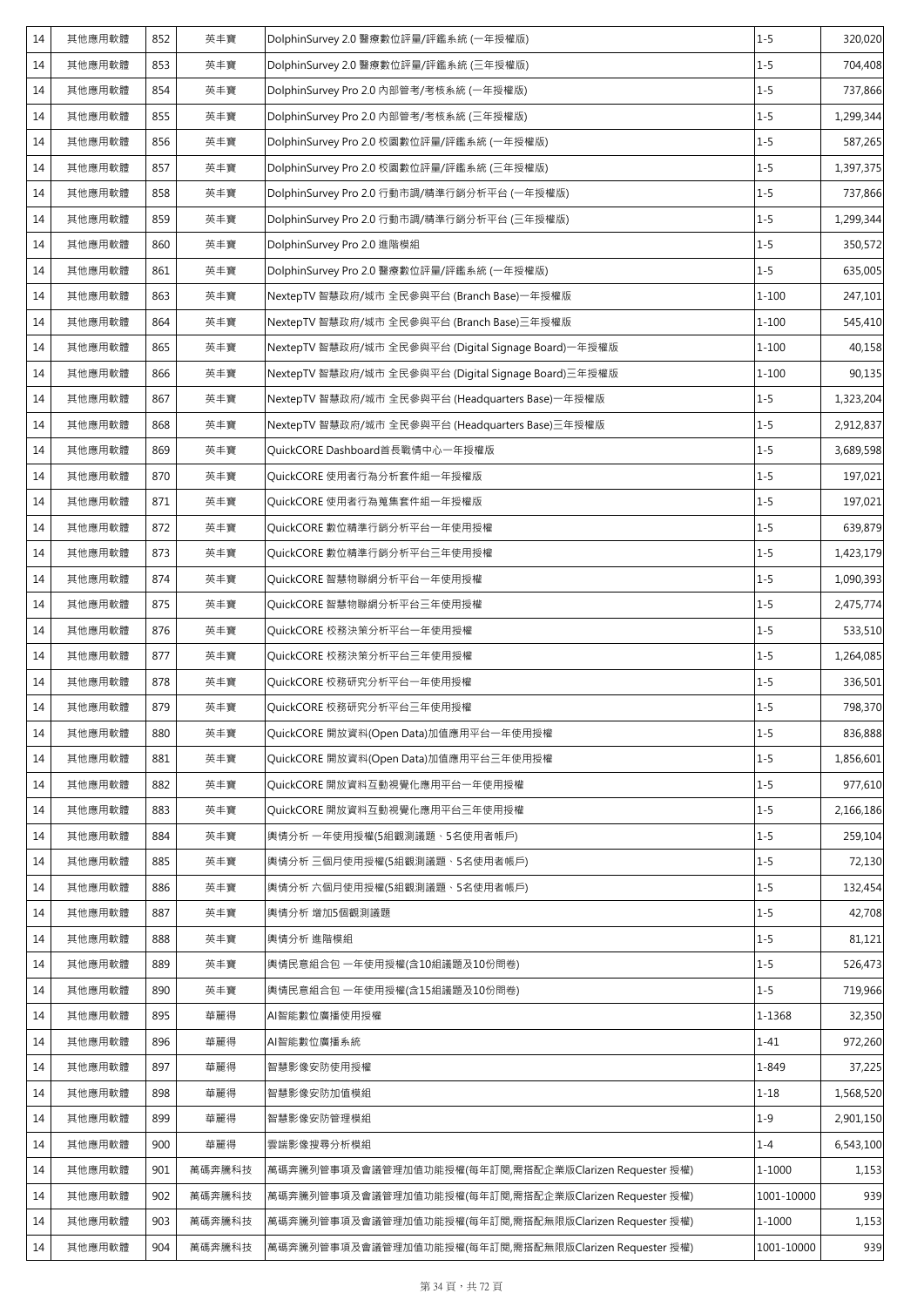| 14 | 其他應用軟體 | 852 | 英丰寶 | DolphinSurvey 2.0 醫療數位評量/評鑑系統 (一年授權版) | 1-5 | 320,020 |
|---|---|---|---|---|---|---|
| 14 | 其他應用軟體 | 853 | 英丰寶 | DolphinSurvey 2.0 醫療數位評量/評鑑系統 (三年授權版) | 1-5 | 704,408 |
| 14 | 其他應用軟體 | 854 | 英丰寶 | DolphinSurvey Pro 2.0 內部管考/考核系統 (一年授權版) | 1-5 | 737,866 |
| 14 | 其他應用軟體 | 855 | 英丰寶 | DolphinSurvey Pro 2.0 內部管考/考核系統 (三年授權版) | 1-5 | 1,299,344 |
| 14 | 其他應用軟體 | 856 | 英丰寶 | DolphinSurvey Pro 2.0 校園數位評量/評鑑系統 (一年授權版) | 1-5 | 587,265 |
| 14 | 其他應用軟體 | 857 | 英丰寶 | DolphinSurvey Pro 2.0 校園數位評量/評鑑系統 (三年授權版) | 1-5 | 1,397,375 |
| 14 | 其他應用軟體 | 858 | 英丰寶 | DolphinSurvey Pro 2.0 行動市調/精準行銷分析平台 (一年授權版) | 1-5 | 737,866 |
| 14 | 其他應用軟體 | 859 | 英丰寶 | DolphinSurvey Pro 2.0 行動市調/精準行銷分析平台 (三年授權版) | 1-5 | 1,299,344 |
| 14 | 其他應用軟體 | 860 | 英丰寶 | DolphinSurvey Pro 2.0 進階模組 | 1-5 | 350,572 |
| 14 | 其他應用軟體 | 861 | 英丰寶 | DolphinSurvey Pro 2.0 醫療數位評量/評鑑系統 (一年授權版) | 1-5 | 635,005 |
| 14 | 其他應用軟體 | 863 | 英丰寶 | NextepTV 智慧政府/城市 全民參與平台 (Branch Base)一年授權版 | 1-100 | 247,101 |
| 14 | 其他應用軟體 | 864 | 英丰寶 | NextepTV 智慧政府/城市 全民參與平台 (Branch Base)三年授權版 | 1-100 | 545,410 |
| 14 | 其他應用軟體 | 865 | 英丰寶 | NextepTV 智慧政府/城市 全民參與平台 (Digital Signage Board)一年授權版 | 1-100 | 40,158 |
| 14 | 其他應用軟體 | 866 | 英丰寶 | NextepTV 智慧政府/城市 全民參與平台 (Digital Signage Board)三年授權版 | 1-100 | 90,135 |
| 14 | 其他應用軟體 | 867 | 英丰寶 | NextepTV 智慧政府/城市 全民參與平台 (Headquarters Base)一年授權版 | 1-5 | 1,323,204 |
| 14 | 其他應用軟體 | 868 | 英丰寶 | NextepTV 智慧政府/城市 全民參與平台 (Headquarters Base)三年授權版 | 1-5 | 2,912,837 |
| 14 | 其他應用軟體 | 869 | 英丰寶 | QuickCORE Dashboard首長戰情中心一年授權版 | 1-5 | 3,689,598 |
| 14 | 其他應用軟體 | 870 | 英丰寶 | QuickCORE 使用者行為分析套件組一年授權版 | 1-5 | 197,021 |
| 14 | 其他應用軟體 | 871 | 英丰寶 | QuickCORE 使用者行為蒐集套件組一年授權版 | 1-5 | 197,021 |
| 14 | 其他應用軟體 | 872 | 英丰寶 | QuickCORE 數位精準行銷分析平台一年使用授權 | 1-5 | 639,879 |
| 14 | 其他應用軟體 | 873 | 英丰寶 | QuickCORE 數位精準行銷分析平台三年使用授權 | 1-5 | 1,423,179 |
| 14 | 其他應用軟體 | 874 | 英丰寶 | QuickCORE 智慧物聯網分析平台一年使用授權 | 1-5 | 1,090,393 |
| 14 | 其他應用軟體 | 875 | 英丰寶 | QuickCORE 智慧物聯網分析平台三年使用授權 | 1-5 | 2,475,774 |
| 14 | 其他應用軟體 | 876 | 英丰寶 | QuickCORE 校務決策分析平台一年使用授權 | 1-5 | 533,510 |
| 14 | 其他應用軟體 | 877 | 英丰寶 | QuickCORE 校務決策分析平台三年使用授權 | 1-5 | 1,264,085 |
| 14 | 其他應用軟體 | 878 | 英丰寶 | QuickCORE 校務研究分析平台一年使用授權 | 1-5 | 336,501 |
| 14 | 其他應用軟體 | 879 | 英丰寶 | QuickCORE 校務研究分析平台三年使用授權 | 1-5 | 798,370 |
| 14 | 其他應用軟體 | 880 | 英丰寶 | QuickCORE 開放資料(Open Data)加值應用平台一年使用授權 | 1-5 | 836,888 |
| 14 | 其他應用軟體 | 881 | 英丰寶 | QuickCORE 開放資料(Open Data)加值應用平台三年使用授權 | 1-5 | 1,856,601 |
| 14 | 其他應用軟體 | 882 | 英丰寶 | QuickCORE 開放資料互動視覺化應用平台一年使用授權 | 1-5 | 977,610 |
| 14 | 其他應用軟體 | 883 | 英丰寶 | QuickCORE 開放資料互動視覺化應用平台三年使用授權 | 1-5 | 2,166,186 |
| 14 | 其他應用軟體 | 884 | 英丰寶 | 輿情分析 一年使用授權(5組觀測議題、5名使用者帳戶) | 1-5 | 259,104 |
| 14 | 其他應用軟體 | 885 | 英丰寶 | 輿情分析 三個月使用授權(5組觀測議題、5名使用者帳戶) | 1-5 | 72,130 |
| 14 | 其他應用軟體 | 886 | 英丰寶 | 輿情分析 六個月使用授權(5組觀測議題、5名使用者帳戶) | 1-5 | 132,454 |
| 14 | 其他應用軟體 | 887 | 英丰寶 | 輿情分析 增加5個觀測議題 | 1-5 | 42,708 |
| 14 | 其他應用軟體 | 888 | 英丰寶 | 輿情分析 進階模組 | 1-5 | 81,121 |
| 14 | 其他應用軟體 | 889 | 英丰寶 | 輿情民意組合包 一年使用授權(含10組議題及10份問卷) | 1-5 | 526,473 |
| 14 | 其他應用軟體 | 890 | 英丰寶 | 輿情民意組合包 一年使用授權(含15組議題及10份問卷) | 1-5 | 719,966 |
| 14 | 其他應用軟體 | 895 | 華麗得 | AI智能數位廣播使用授權 | 1-1368 | 32,350 |
| 14 | 其他應用軟體 | 896 | 華麗得 | AI智能數位廣播系統 | 1-41 | 972,260 |
| 14 | 其他應用軟體 | 897 | 華麗得 | 智慧影像安防使用授權 | 1-849 | 37,225 |
| 14 | 其他應用軟體 | 898 | 華麗得 | 智慧影像安防加值模組 | 1-18 | 1,568,520 |
| 14 | 其他應用軟體 | 899 | 華麗得 | 智慧影像安防管理模組 | 1-9 | 2,901,150 |
| 14 | 其他應用軟體 | 900 | 華麗得 | 雲端影像搜尋分析模組 | 1-4 | 6,543,100 |
| 14 | 其他應用軟體 | 901 | 萬碼奔騰科技 | 萬碼奔騰列管事項及會議管理加值功能授權(每年訂閱,需搭配企業版Clarizen Requester 授權) | 1-1000 | 1,153 |
| 14 | 其他應用軟體 | 902 | 萬碼奔騰科技 | 萬碼奔騰列管事項及會議管理加值功能授權(每年訂閱,需搭配企業版Clarizen Requester 授權) | 1001-10000 | 939 |
| 14 | 其他應用軟體 | 903 | 萬碼奔騰科技 | 萬碼奔騰列管事項及會議管理加值功能授權(每年訂閱,需搭配無限版Clarizen Requester 授權) | 1-1000 | 1,153 |
| 14 | 其他應用軟體 | 904 | 萬碼奔騰科技 | 萬碼奔騰列管事項及會議管理加值功能授權(每年訂閱,需搭配無限版Clarizen Requester 授權) | 1001-10000 | 939 |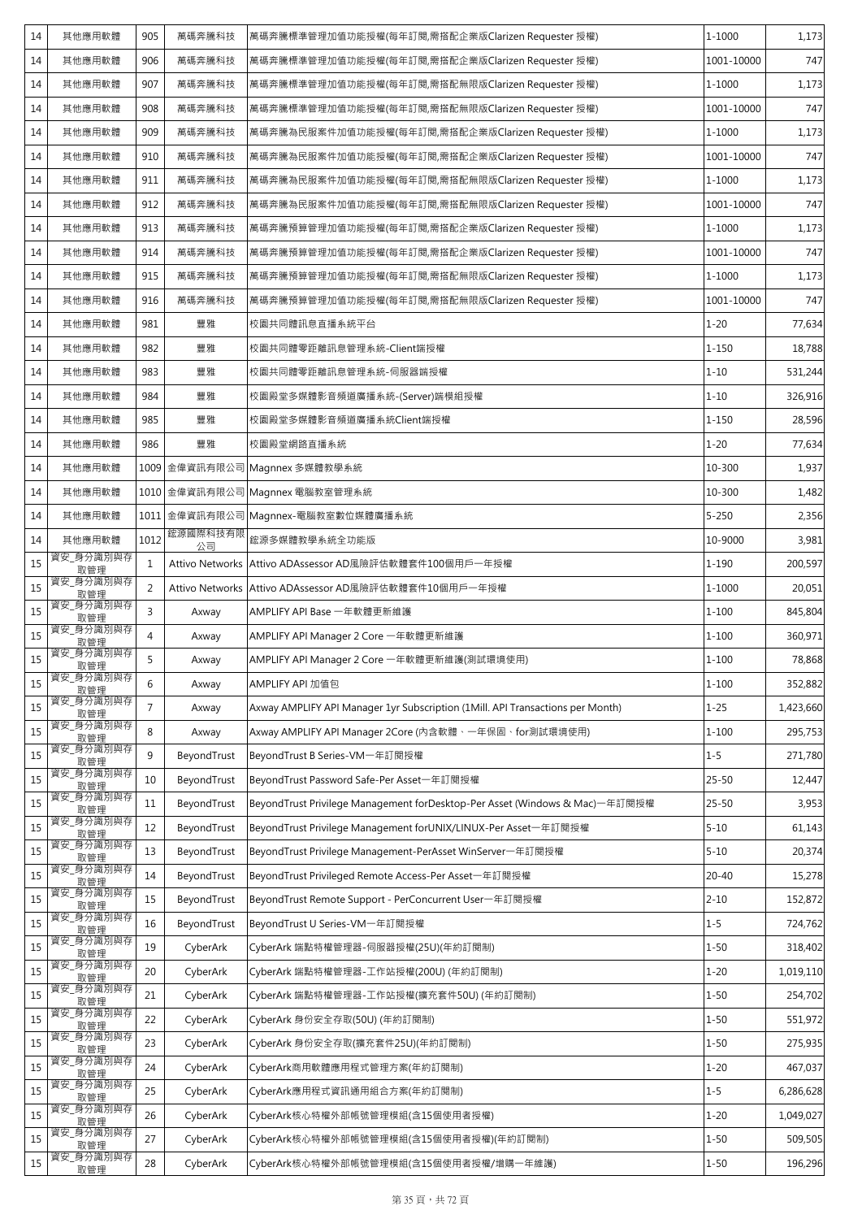| 14 | 其他應用軟體 | 905 | 萬碼奔騰科技 | 萬碼奔騰標準管理加值功能授權(每年訂閱,需搭配企業版Clarizen Requester 授權) | 1-1000 | 1,173 |
|---|---|---|---|---|---|---|
| 14 | 其他應用軟體 | 906 | 萬碼奔騰科技 | 萬碼奔騰標準管理加值功能授權(每年訂閱,需搭配企業版Clarizen Requester 授權) | 1001-10000 | 747 |
| 14 | 其他應用軟體 | 907 | 萬碼奔騰科技 | 萬碼奔騰標準管理加值功能授權(每年訂閱,需搭配無限版Clarizen Requester 授權) | 1-1000 | 1,173 |
| 14 | 其他應用軟體 | 908 | 萬碼奔騰科技 | 萬碼奔騰標準管理加值功能授權(每年訂閱,需搭配無限版Clarizen Requester 授權) | 1001-10000 | 747 |
| 14 | 其他應用軟體 | 909 | 萬碼奔騰科技 | 萬碼奔騰為民服案件加值功能授權(每年訂閱,需搭配企業版Clarizen Requester 授權) | 1-1000 | 1,173 |
| 14 | 其他應用軟體 | 910 | 萬碼奔騰科技 | 萬碼奔騰為民服案件加值功能授權(每年訂閱,需搭配企業版Clarizen Requester 授權) | 1001-10000 | 747 |
| 14 | 其他應用軟體 | 911 | 萬碼奔騰科技 | 萬碼奔騰為民服案件加值功能授權(每年訂閱,需搭配無限版Clarizen Requester 授權) | 1-1000 | 1,173 |
| 14 | 其他應用軟體 | 912 | 萬碼奔騰科技 | 萬碼奔騰為民服案件加值功能授權(每年訂閱,需搭配無限版Clarizen Requester 授權) | 1001-10000 | 747 |
| 14 | 其他應用軟體 | 913 | 萬碼奔騰科技 | 萬碼奔騰預算管理加值功能授權(每年訂閱,需搭配企業版Clarizen Requester 授權) | 1-1000 | 1,173 |
| 14 | 其他應用軟體 | 914 | 萬碼奔騰科技 | 萬碼奔騰預算管理加值功能授權(每年訂閱,需搭配企業版Clarizen Requester 授權) | 1001-10000 | 747 |
| 14 | 其他應用軟體 | 915 | 萬碼奔騰科技 | 萬碼奔騰預算管理加值功能授權(每年訂閱,需搭配無限版Clarizen Requester 授權) | 1-1000 | 1,173 |
| 14 | 其他應用軟體 | 916 | 萬碼奔騰科技 | 萬碼奔騰預算管理加值功能授權(每年訂閱,需搭配無限版Clarizen Requester 授權) | 1001-10000 | 747 |
| 14 | 其他應用軟體 | 981 | 豐雅 | 校園共同體訊息直播系統平台 | 1-20 | 77,634 |
| 14 | 其他應用軟體 | 982 | 豐雅 | 校園共同體零距離訊息管理系統-Client端授權 | 1-150 | 18,788 |
| 14 | 其他應用軟體 | 983 | 豐雅 | 校園共同體零距離訊息管理系統-伺服器端授權 | 1-10 | 531,244 |
| 14 | 其他應用軟體 | 984 | 豐雅 | 校園殿堂多媒體影音頻道廣播系統-(Server)端模組授權 | 1-10 | 326,916 |
| 14 | 其他應用軟體 | 985 | 豐雅 | 校園殿堂多媒體影音頻道廣播系統Client端授權 | 1-150 | 28,596 |
| 14 | 其他應用軟體 | 986 | 豐雅 | 校園殿堂網路直播系統 | 1-20 | 77,634 |
| 14 | 其他應用軟體 | 1009 | 金偉資訊有限公司 | Magnnex 多媒體教學系統 | 10-300 | 1,937 |
| 14 | 其他應用軟體 | 1010 | 金偉資訊有限公司 | Magnnex 電腦教室管理系統 | 10-300 | 1,482 |
| 14 | 其他應用軟體 | 1011 | 金偉資訊有限公司 | Magnnex-電腦教室數位媒體廣播系統 | 5-250 | 2,356 |
| 14 | 其他應用軟體 | 1012 | 鋐源國際科技有限公司 | 鋐源多媒體教學系統全功能版 | 10-9000 | 3,981 |
| 15 | 資安_身分識別與存取管理 | 1 | Attivo Networks | Attivo ADAssessor AD風險評估軟體套件100個用戶一年授權 | 1-190 | 200,597 |
| 15 | 資安_身分識別與存取管理 | 2 | Attivo Networks | Attivo ADAssessor AD風險評估軟體套件10個用戶一年授權 | 1-1000 | 20,051 |
| 15 | 資安_身分識別與存取管理 | 3 | Axway | AMPLIFY API Base 一年軟體更新維護 | 1-100 | 845,804 |
| 15 | 資安_身分識別與存取管理 | 4 | Axway | AMPLIFY API Manager 2 Core 一年軟體更新維護 | 1-100 | 360,971 |
| 15 | 資安_身分識別與存取管理 | 5 | Axway | AMPLIFY API Manager 2 Core 一年軟體更新維護(測試環境使用) | 1-100 | 78,868 |
| 15 | 資安_身分識別與存取管理 | 6 | Axway | AMPLIFY API 加值包 | 1-100 | 352,882 |
| 15 | 資安_身分識別與存取管理 | 7 | Axway | Axway AMPLIFY API Manager 1yr Subscription (1Mill. API Transactions per Month) | 1-25 | 1,423,660 |
| 15 | 資安_身分識別與存取管理 | 8 | Axway | Axway AMPLIFY API Manager 2Core (內含軟體、一年保固、for測試環境使用) | 1-100 | 295,753 |
| 15 | 資安_身分識別與存取管理 | 9 | BeyondTrust | BeyondTrust B Series-VM一年訂閱授權 | 1-5 | 271,780 |
| 15 | 資安_身分識別與存取管理 | 10 | BeyondTrust | BeyondTrust Password Safe-Per Asset一年訂閱授權 | 25-50 | 12,447 |
| 15 | 資安_身分識別與存取管理 | 11 | BeyondTrust | BeyondTrust Privilege Management forDesktop-Per Asset (Windows & Mac)一年訂閱授權 | 25-50 | 3,953 |
| 15 | 資安_身分識別與存取管理 | 12 | BeyondTrust | BeyondTrust Privilege Management forUNIX/LINUX-Per Asset一年訂閱授權 | 5-10 | 61,143 |
| 15 | 資安_身分識別與存取管理 | 13 | BeyondTrust | BeyondTrust Privilege Management-PerAsset WinServer一年訂閱授權 | 5-10 | 20,374 |
| 15 | 資安_身分識別與存取管理 | 14 | BeyondTrust | BeyondTrust Privileged Remote Access-Per Asset一年訂閱授權 | 20-40 | 15,278 |
| 15 | 資安_身分識別與存取管理 | 15 | BeyondTrust | BeyondTrust Remote Support - PerConcurrent User一年訂閱授權 | 2-10 | 152,872 |
| 15 | 資安_身分識別與存取管理 | 16 | BeyondTrust | BeyondTrust U Series-VM一年訂閱授權 | 1-5 | 724,762 |
| 15 | 資安_身分識別與存取管理 | 19 | CyberArk | CyberArk 端點特權管理器-伺服器授權(25U)(年約訂閱制) | 1-50 | 318,402 |
| 15 | 資安_身分識別與存取管理 | 20 | CyberArk | CyberArk 端點特權管理器-工作站授權(200U) (年約訂閱制) | 1-20 | 1,019,110 |
| 15 | 資安_身分識別與存取管理 | 21 | CyberArk | CyberArk 端點特權管理器-工作站授權(擴充套件50U) (年約訂閱制) | 1-50 | 254,702 |
| 15 | 資安_身分識別與存取管理 | 22 | CyberArk | CyberArk 身份安全存取(50U) (年約訂閱制) | 1-50 | 551,972 |
| 15 | 資安_身分識別與存取管理 | 23 | CyberArk | CyberArk 身份安全存取(擴充套件25U)(年約訂閱制) | 1-50 | 275,935 |
| 15 | 資安_身分識別與存取管理 | 24 | CyberArk | CyberArk商用軟體應用程式管理方案(年約訂閱制) | 1-20 | 467,037 |
| 15 | 資安_身分識別與存取管理 | 25 | CyberArk | CyberArk應用程式資訊通用組合方案(年約訂閱制) | 1-5 | 6,286,628 |
| 15 | 資安_身分識別與存取管理 | 26 | CyberArk | CyberArk核心特權外部帳號管理模組(含15個使用者授權) | 1-20 | 1,049,027 |
| 15 | 資安_身分識別與存取管理 | 27 | CyberArk | CyberArk核心特權外部帳號管理模組(含15個使用者授權)(年約訂閱制) | 1-50 | 509,505 |
| 15 | 資安_身分識別與存取管理 | 28 | CyberArk | CyberArk核心特權外部帳號管理模組(含15個使用者授權/增購一年維護) | 1-50 | 196,296 |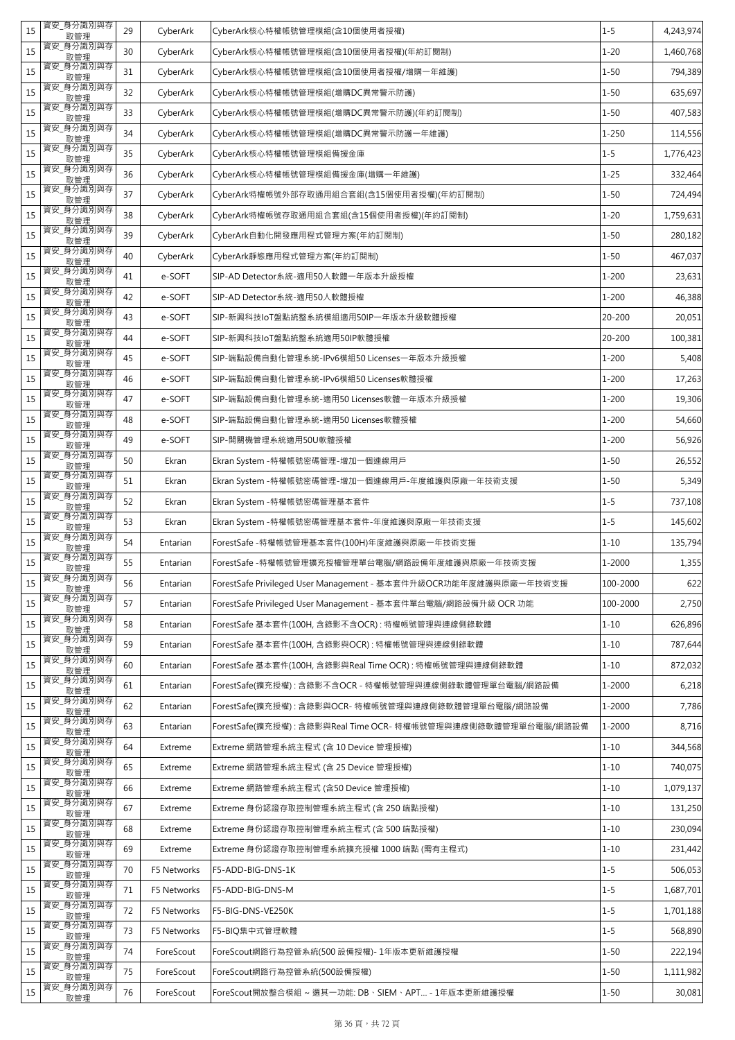| 15 | 資安_身分識別與存取管理 | 29 | CyberArk | CyberArk核心特權帳號管理模組(含10個使用者授權) | 1-5 | 4,243,974 |
|---|---|---|---|---|---|---|
| 15 | 資安_身分識別與存取管理 | 30 | CyberArk | CyberArk核心特權帳號管理模組(含10個使用者授權)(年約訂閱制) | 1-20 | 1,460,768 |
| 15 | 資安_身分識別與存取管理 | 31 | CyberArk | CyberArk核心特權帳號管理模組(含10個使用者授權/增購一年維護) | 1-50 | 794,389 |
| 15 | 資安_身分識別與存取管理 | 32 | CyberArk | CyberArk核心特權帳號管理模組(增購DC異常警示防護) | 1-50 | 635,697 |
| 15 | 資安_身分識別與存取管理 | 33 | CyberArk | CyberArk核心特權帳號管理模組(增購DC異常警示防護)(年約訂閱制) | 1-50 | 407,583 |
| 15 | 資安_身分識別與存取管理 | 34 | CyberArk | CyberArk核心特權帳號管理模組(增購DC異常警示防護一年維護) | 1-250 | 114,556 |
| 15 | 資安_身分識別與存取管理 | 35 | CyberArk | CyberArk核心特權帳號管理模組備援金庫 | 1-5 | 1,776,423 |
| 15 | 資安_身分識別與存取管理 | 36 | CyberArk | CyberArk核心特權帳號管理模組備援金庫(增購一年維護) | 1-25 | 332,464 |
| 15 | 資安_身分識別與存取管理 | 37 | CyberArk | CyberArk特權帳號外部存取通用組合套組(含15個使用者授權)(年約訂閱制) | 1-50 | 724,494 |
| 15 | 資安_身分識別與存取管理 | 38 | CyberArk | CyberArk特權帳號存取通用組合套組(含15個使用者授權)(年約訂閱制) | 1-20 | 1,759,631 |
| 15 | 資安_身分識別與存取管理 | 39 | CyberArk | CyberArk自動化開發應用程式管理方案(年約訂閱制) | 1-50 | 280,182 |
| 15 | 資安_身分識別與存取管理 | 40 | CyberArk | CyberArk靜態應用程式管理方案(年約訂閱制) | 1-50 | 467,037 |
| 15 | 資安_身分識別與存取管理 | 41 | e-SOFT | SIP-AD Detector系統-適用50人軟體一年版本升級授權 | 1-200 | 23,631 |
| 15 | 資安_身分識別與存取管理 | 42 | e-SOFT | SIP-AD Detector系統-適用50人軟體授權 | 1-200 | 46,388 |
| 15 | 資安_身分識別與存取管理 | 43 | e-SOFT | SIP-新興科技IoT盤點統整系統模組適用50IP一年版本升級軟體授權 | 20-200 | 20,051 |
| 15 | 資安_身分識別與存取管理 | 44 | e-SOFT | SIP-新興科技IoT盤點統整系統適用50IP軟體授權 | 20-200 | 100,381 |
| 15 | 資安_身分識別與存取管理 | 45 | e-SOFT | SIP-端點設備自動化管理系統-IPv6模組50 Licenses一年版本升級授權 | 1-200 | 5,408 |
| 15 | 資安_身分識別與存取管理 | 46 | e-SOFT | SIP-端點設備自動化管理系統-IPv6模組50 Licenses軟體授權 | 1-200 | 17,263 |
| 15 | 資安_身分識別與存取管理 | 47 | e-SOFT | SIP-端點設備自動化管理系統-適用50 Licenses軟體一年版本升級授權 | 1-200 | 19,306 |
| 15 | 資安_身分識別與存取管理 | 48 | e-SOFT | SIP-端點設備自動化管理系統-適用50 Licenses軟體授權 | 1-200 | 54,660 |
| 15 | 資安_身分識別與存取管理 | 49 | e-SOFT | SIP-開關機管理系統適用50U軟體授權 | 1-200 | 56,926 |
| 15 | 資安_身分識別與存取管理 | 50 | Ekran | Ekran System -特權帳號密碼管理-增加一個連線用戶 | 1-50 | 26,552 |
| 15 | 資安_身分識別與存取管理 | 51 | Ekran | Ekran System -特權帳號密碼管理-增加一個連線用戶-年度維護與原廠一年技術支援 | 1-50 | 5,349 |
| 15 | 資安_身分識別與存取管理 | 52 | Ekran | Ekran System -特權帳號密碼管理基本套件 | 1-5 | 737,108 |
| 15 | 資安_身分識別與存取管理 | 53 | Ekran | Ekran System -特權帳號密碼管理基本套件-年度維護與原廠一年技術支援 | 1-5 | 145,602 |
| 15 | 資安_身分識別與存取管理 | 54 | Entarian | ForestSafe -特權帳號管理基本套件(100H)年度維護與原廠一年技術支援 | 1-10 | 135,794 |
| 15 | 資安_身分識別與存取管理 | 55 | Entarian | ForestSafe -特權帳號管理擴充授權管理單台電腦/網路設備年度維護與原廠一年技術支援 | 1-2000 | 1,355 |
| 15 | 資安_身分識別與存取管理 | 56 | Entarian | ForestSafe Privileged User Management - 基本套件升級OCR功能年度維護與原廠一年技術支援 | 100-2000 | 622 |
| 15 | 資安_身分識別與存取管理 | 57 | Entarian | ForestSafe Privileged User Management - 基本套件單台電腦/網路設備升級 OCR 功能 | 100-2000 | 2,750 |
| 15 | 資安_身分識別與存取管理 | 58 | Entarian | ForestSafe 基本套件(100H, 含錄影不含OCR) : 特權帳號管理與連線側錄軟體 | 1-10 | 626,896 |
| 15 | 資安_身分識別與存取管理 | 59 | Entarian | ForestSafe 基本套件(100H, 含錄影與OCR) : 特權帳號管理與連線側錄軟體 | 1-10 | 787,644 |
| 15 | 資安_身分識別與存取管理 | 60 | Entarian | ForestSafe 基本套件(100H, 含錄影與Real Time OCR) : 特權帳號管理與連線側錄軟體 | 1-10 | 872,032 |
| 15 | 資安_身分識別與存取管理 | 61 | Entarian | ForestSafe(擴充授權) : 含錄影不含OCR - 特權帳號管理與連線側錄軟體管理單台電腦/網路設備 | 1-2000 | 6,218 |
| 15 | 資安_身分識別與存取管理 | 62 | Entarian | ForestSafe(擴充授權) : 含錄影與OCR- 特權帳號管理與連線側錄軟體管理單台電腦/網路設備 | 1-2000 | 7,786 |
| 15 | 資安_身分識別與存取管理 | 63 | Entarian | ForestSafe(擴充授權) : 含錄影與Real Time OCR- 特權帳號管理與連線側錄軟體管理單台電腦/網路設備 | 1-2000 | 8,716 |
| 15 | 資安_身分識別與存取管理 | 64 | Extreme | Extreme 網路管理系統主程式 (含 10 Device 管理授權) | 1-10 | 344,568 |
| 15 | 資安_身分識別與存取管理 | 65 | Extreme | Extreme 網路管理系統主程式 (含 25 Device 管理授權) | 1-10 | 740,075 |
| 15 | 資安_身分識別與存取管理 | 66 | Extreme | Extreme 網路管理系統主程式 (含50 Device 管理授權) | 1-10 | 1,079,137 |
| 15 | 資安_身分識別與存取管理 | 67 | Extreme | Extreme 身份認證存取控制管理系統主程式 (含 250 端點授權) | 1-10 | 131,250 |
| 15 | 資安_身分識別與存取管理 | 68 | Extreme | Extreme 身份認證存取控制管理系統主程式 (含 500 端點授權) | 1-10 | 230,094 |
| 15 | 資安_身分識別與存取管理 | 69 | Extreme | Extreme 身份認證存取控制管理系統擴充授權 1000 端點 (需有主程式) | 1-10 | 231,442 |
| 15 | 資安_身分識別與存取管理 | 70 | F5 Networks | F5-ADD-BIG-DNS-1K | 1-5 | 506,053 |
| 15 | 資安_身分識別與存取管理 | 71 | F5 Networks | F5-ADD-BIG-DNS-M | 1-5 | 1,687,701 |
| 15 | 資安_身分識別與存取管理 | 72 | F5 Networks | F5-BIG-DNS-VE250K | 1-5 | 1,701,188 |
| 15 | 資安_身分識別與存取管理 | 73 | F5 Networks | F5-BIQ集中式管理軟體 | 1-5 | 568,890 |
| 15 | 資安_身分識別與存取管理 | 74 | ForeScout | ForeScout網路行為控管系統(500 設備授權)- 1年版本更新維護授權 | 1-50 | 222,194 |
| 15 | 資安_身分識別與存取管理 | 75 | ForeScout | ForeScout網路行為控管系統(500設備授權) | 1-50 | 1,111,982 |
| 15 | 資安_身分識別與存取管理 | 76 | ForeScout | ForeScout開放整合模組 ~ 選其一功能: DB、SIEM、APT... - 1年版本更新維護授權 | 1-50 | 30,081 |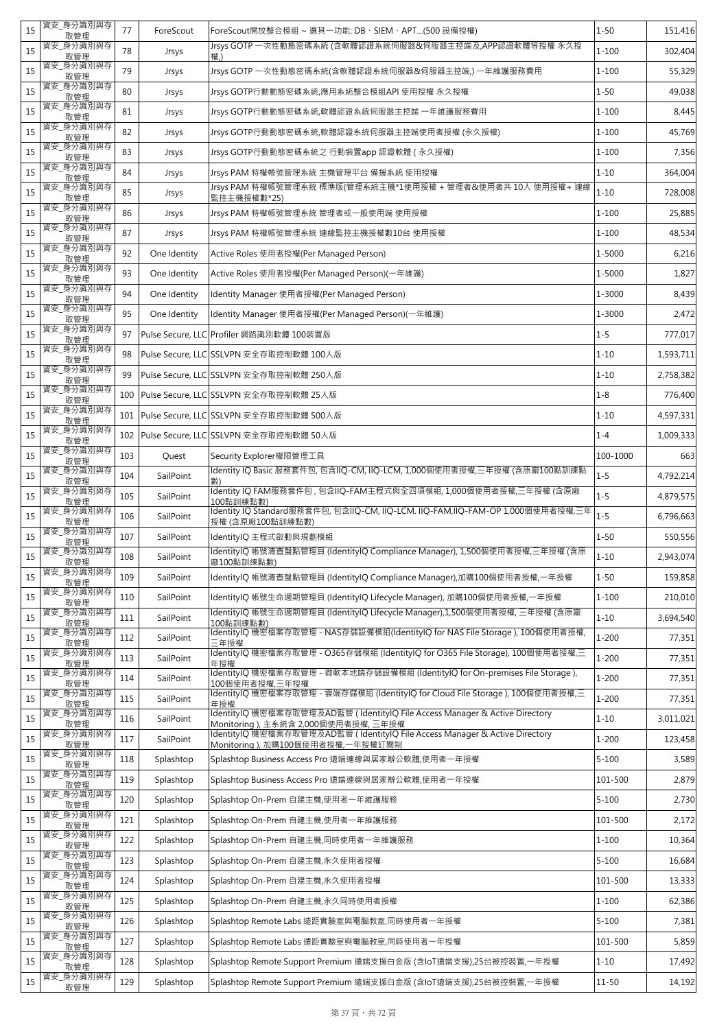| 15 | 資安_身分識別與存取管理 | 77 | ForeScout | ForeScout開放整合模組 ~ 選其一功能: DB、SIEM、APT...(500 設備授權) | 1-50 | 151,416 |
|---|---|---|---|---|---|---|
| 15 | 資安_身分識別與存取管理 | 78 | Jrsys | Jrsys GOTP 一次性動態密碼系統 (含軟體認證系統伺服器&伺服器主控端及,APP認證軟體等授權 永久授權,) | 1-100 | 302,404 |
| 15 | 資安_身分識別與存取管理 | 79 | Jrsys | Jrsys GOTP 一次性動態密碼系統(含軟體認證系統伺服器&伺服器主控端,) 一年維護服務費用 | 1-100 | 55,329 |
| 15 | 資安_身分識別與存取管理 | 80 | Jrsys | Jrsys GOTP行動動態密碼系統,應用系統整合模組API 使用授權 永久授權 | 1-50 | 49,038 |
| 15 | 資安_身分識別與存取管理 | 81 | Jrsys | Jrsys GOTP行動動態密碼系統,軟體認證系統伺服器主控端 一年維護服務費用 | 1-100 | 8,445 |
| 15 | 資安_身分識別與存取管理 | 82 | Jrsys | Jrsys GOTP行動動態密碼系統,軟體認證系統伺服器主控端使用者授權 (永久授權) | 1-100 | 45,769 |
| 15 | 資安_身分識別與存取管理 | 83 | Jrsys | Jrsys GOTP行動動態密碼系統之 行動裝置app 認證軟體 ( 永久授權) | 1-100 | 7,356 |
| 15 | 資安_身分識別與存取管理 | 84 | Jrsys | Jrsys PAM 特權帳號管理系統 主機管理平台 備援系統 使用授權 | 1-10 | 364,004 |
| 15 | 資安_身分識別與存取管理 | 85 | Jrsys | Jrsys PAM 特權帳號管理系統 標準版(管理系統主機*1使用授權 + 管理者&使用者共 10人 使用授權+ 連線監控主機授權數*25) | 1-10 | 728,008 |
| 15 | 資安_身分識別與存取管理 | 86 | Jrsys | Jrsys PAM 特權帳號管理系統 管理者或一般使用端 使用授權 | 1-100 | 25,885 |
| 15 | 資安_身分識別與存取管理 | 87 | Jrsys | Jrsys PAM 特權帳號管理系統 連線監控主機授權數10台 使用授權 | 1-100 | 48,534 |
| 15 | 資安_身分識別與存取管理 | 92 | One Identity | Active Roles 使用者授權(Per Managed Person) | 1-5000 | 6,216 |
| 15 | 資安_身分識別與存取管理 | 93 | One Identity | Active Roles 使用者授權(Per Managed Person)(一年維護) | 1-5000 | 1,827 |
| 15 | 資安_身分識別與存取管理 | 94 | One Identity | Identity Manager 使用者授權(Per Managed Person) | 1-3000 | 8,439 |
| 15 | 資安_身分識別與存取管理 | 95 | One Identity | Identity Manager 使用者授權(Per Managed Person)(一年維護) | 1-3000 | 2,472 |
| 15 | 資安_身分識別與存取管理 | 97 | Pulse Secure, LLC | Profiler 網路識別軟體 100裝置版 | 1-5 | 777,017 |
| 15 | 資安_身分識別與存取管理 | 98 | Pulse Secure, LLC | SSLVPN 安全存取控制軟體 100人版 | 1-10 | 1,593,711 |
| 15 | 資安_身分識別與存取管理 | 99 | Pulse Secure, LLC | SSLVPN 安全存取控制軟體 250人版 | 1-10 | 2,758,382 |
| 15 | 資安_身分識別與存取管理 | 100 | Pulse Secure, LLC | SSLVPN 安全存取控制軟體 25人版 | 1-8 | 776,400 |
| 15 | 資安_身分識別與存取管理 | 101 | Pulse Secure, LLC | SSLVPN 安全存取控制軟體 500人版 | 1-10 | 4,597,331 |
| 15 | 資安_身分識別與存取管理 | 102 | Pulse Secure, LLC | SSLVPN 安全存取控制軟體 50人版 | 1-4 | 1,009,333 |
| 15 | 資安_身分識別與存取管理 | 103 | Quest | Security Explorer權限管理工具 | 100-1000 | 663 |
| 15 | 資安_身分識別與存取管理 | 104 | SailPoint | Identity IQ Basic 服務套件包, 包含IIQ-CM, IIQ-LCM, 1,000個使用者授權,三年授權 (含原廠100點訓練點數) | 1-5 | 4,792,214 |
| 15 | 資安_身分識別與存取管理 | 105 | SailPoint | Identity IQ FAM服務套件包 , 包含IIQ-FAM主程式與全四項模組, 1,000個使用者授權,三年授權 (含原廠100點訓練點數) | 1-5 | 4,879,575 |
| 15 | 資安_身分識別與存取管理 | 106 | SailPoint | Identity IQ Standard服務套件包, 包含IIQ-CM, IIQ-LCM. IIQ-FAM,IIQ-FAM-OP 1,000個使用者授權,三年授權 (含原廠100點訓練點數) | 1-5 | 6,796,663 |
| 15 | 資安_身分識別與存取管理 | 107 | SailPoint | IdentityIQ 主程式啟動與規劃模組 | 1-50 | 550,556 |
| 15 | 資安_身分識別與存取管理 | 108 | SailPoint | IdentityIQ 帳號清查盤點管理員 (IdentityIQ Compliance Manager), 1,500個使用者授權,三年授權 (含原廠100點訓練點數) | 1-10 | 2,943,074 |
| 15 | 資安_身分識別與存取管理 | 109 | SailPoint | IdentityIQ 帳號清查盤點管理員 (IdentityIQ Compliance Manager),加購100個使用者授權,一年授權 | 1-50 | 159,858 |
| 15 | 資安_身分識別與存取管理 | 110 | SailPoint | IdentityIQ 帳號生命週期管理員 (IdentityIQ Lifecycle Manager), 加購100個使用者授權,一年授權 | 1-100 | 210,010 |
| 15 | 資安_身分識別與存取管理 | 111 | SailPoint | IdentityIQ 帳號生命週期管理員 (IdentityIQ Lifecycle Manager),1,500個使用者授權, 三年授權 (含原廠100點訓練點數) | 1-10 | 3,694,540 |
| 15 | 資安_身分識別與存取管理 | 112 | SailPoint | IdentityIQ 機密檔案存取管理 - NAS存儲設備模組(IdentityIQ for NAS File Storage ), 100個使用者授權, 三年授權 | 1-200 | 77,351 |
| 15 | 資安_身分識別與存取管理 | 113 | SailPoint | IdentityIQ 機密檔案存取管理 - O365存儲模組 (IdentityIQ for O365 File Storage), 100個使用者授權,三年授權 | 1-200 | 77,351 |
| 15 | 資安_身分識別與存取管理 | 114 | SailPoint | IdentityIQ 機密檔案存取管理 - 微軟本地端存儲設備模組 (IdentityIQ for On-premises File Storage ), 100個使用者授權,三年授權 | 1-200 | 77,351 |
| 15 | 資安_身分識別與存取管理 | 115 | SailPoint | IdentityIQ 機密檔案存取管理 - 雲端存儲模組 (IdentityIQ for Cloud File Storage ), 100個使用者授權,三年授權 | 1-200 | 77,351 |
| 15 | 資安_身分識別與存取管理 | 116 | SailPoint | IdentityIQ 機密檔案存取管理及AD監管 ( IdentityIQ File Access Manager & Active Directory Monitoring ), 主系統含 2,000個使用者授權, 三年授權 | 1-10 | 3,011,021 |
| 15 | 資安_身分識別與存取管理 | 117 | SailPoint | IdentityIQ 機密檔案存取管理及AD監管 ( IdentityIQ File Access Manager & Active Directory Monitoring ), 加購100個使用者授權,一年授權訂閱制 | 1-200 | 123,458 |
| 15 | 資安_身分識別與存取管理 | 118 | Splashtop | Splashtop Business Access Pro 遠端連線與居家辦公軟體,使用者一年授權 | 5-100 | 3,589 |
| 15 | 資安_身分識別與存取管理 | 119 | Splashtop | Splashtop Business Access Pro 遠端連線與居家辦公軟體,使用者一年授權 | 101-500 | 2,879 |
| 15 | 資安_身分識別與存取管理 | 120 | Splashtop | Splashtop On-Prem 自建主機,使用者一年維護服務 | 5-100 | 2,730 |
| 15 | 資安_身分識別與存取管理 | 121 | Splashtop | Splashtop On-Prem 自建主機,使用者一年維護服務 | 101-500 | 2,172 |
| 15 | 資安_身分識別與存取管理 | 122 | Splashtop | Splashtop On-Prem 自建主機,同時使用者一年維護服務 | 1-100 | 10,364 |
| 15 | 資安_身分識別與存取管理 | 123 | Splashtop | Splashtop On-Prem 自建主機,永久使用者授權 | 5-100 | 16,684 |
| 15 | 資安_身分識別與存取管理 | 124 | Splashtop | Splashtop On-Prem 自建主機,永久使用者授權 | 101-500 | 13,333 |
| 15 | 資安_身分識別與存取管理 | 125 | Splashtop | Splashtop On-Prem 自建主機,永久同時使用者授權 | 1-100 | 62,386 |
| 15 | 資安_身分識別與存取管理 | 126 | Splashtop | Splashtop Remote Labs 遠距實驗室與電腦教室,同時使用者一年授權 | 5-100 | 7,381 |
| 15 | 資安_身分識別與存取管理 | 127 | Splashtop | Splashtop Remote Labs 遠距實驗室與電腦教室,同時使用者一年授權 | 101-500 | 5,859 |
| 15 | 資安_身分識別與存取管理 | 128 | Splashtop | Splashtop Remote Support Premium 遠端支援白金版 (含IoT遠端支援),25台被控裝置,一年授權 | 1-10 | 17,492 |
| 15 | 資安_身分識別與存取管理 | 129 | Splashtop | Splashtop Remote Support Premium 遠端支援白金版 (含IoT遠端支援),25台被控裝置,一年授權 | 11-50 | 14,192 |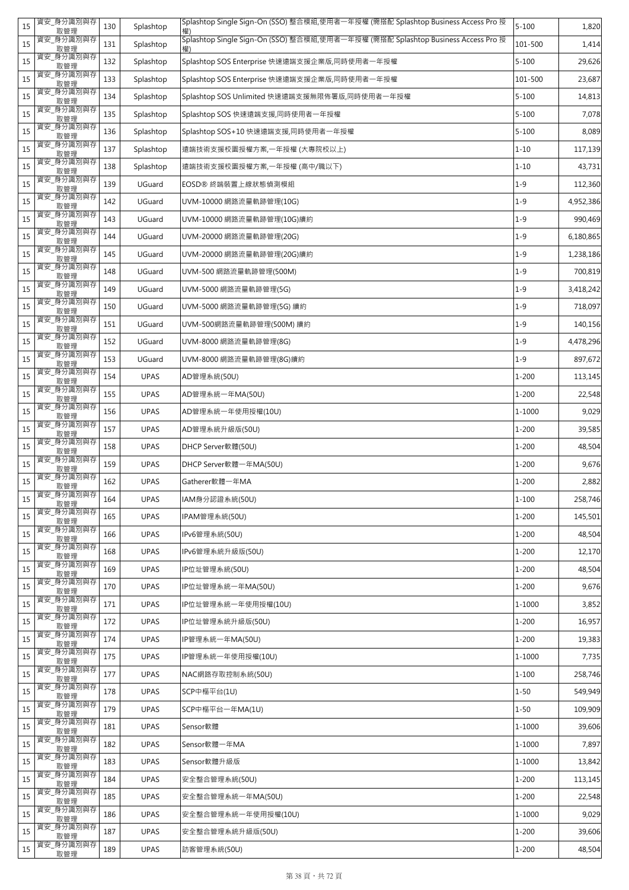| 15 | 資安_身分識別與存取管理 | 130 | Splashtop | Splashtop Single Sign-On (SSO) 整合模組,使用者一年授權 (需搭配 Splashtop Business Access Pro 授權) | 5-100 | 1,820 |
|---|---|---|---|---|---|---|
| 15 | 資安_身分識別與存取管理 | 131 | Splashtop | Splashtop Single Sign-On (SSO) 整合模組,使用者一年授權 (需搭配 Splashtop Business Access Pro 授權) | 101-500 | 1,414 |
| 15 | 資安_身分識別與存取管理 | 132 | Splashtop | Splashtop SOS Enterprise 快速遠端支援企業版,同時使用者一年授權 | 5-100 | 29,626 |
| 15 | 資安_身分識別與存取管理 | 133 | Splashtop | Splashtop SOS Enterprise 快速遠端支援企業版,同時使用者一年授權 | 101-500 | 23,687 |
| 15 | 資安_身分識別與存取管理 | 134 | Splashtop | Splashtop SOS Unlimited 快速遠端支援無限佈署版,同時使用者一年授權 | 5-100 | 14,813 |
| 15 | 資安_身分識別與存取管理 | 135 | Splashtop | Splashtop SOS 快速遠端支援,同時使用者一年授權 | 5-100 | 7,078 |
| 15 | 資安_身分識別與存取管理 | 136 | Splashtop | Splashtop SOS+10 快速遠端支援,同時使用者一年授權 | 5-100 | 8,089 |
| 15 | 資安_身分識別與存取管理 | 137 | Splashtop | 遠端技術支援校園授權方案,一年授權 (大專院校以上) | 1-10 | 117,139 |
| 15 | 資安_身分識別與存取管理 | 138 | Splashtop | 遠端技術支援校園授權方案,一年授權 (高中/職以下) | 1-10 | 43,731 |
| 15 | 資安_身分識別與存取管理 | 139 | UGuard | EOSD® 終端裝置上線狀態偵測模組 | 1-9 | 112,360 |
| 15 | 資安_身分識別與存取管理 | 142 | UGuard | UVM-10000 網路流量軌跡管理(10G) | 1-9 | 4,952,386 |
| 15 | 資安_身分識別與存取管理 | 143 | UGuard | UVM-10000 網路流量軌跡管理(10G)續約 | 1-9 | 990,469 |
| 15 | 資安_身分識別與存取管理 | 144 | UGuard | UVM-20000 網路流量軌跡管理(20G) | 1-9 | 6,180,865 |
| 15 | 資安_身分識別與存取管理 | 145 | UGuard | UVM-20000 網路流量軌跡管理(20G)續約 | 1-9 | 1,238,186 |
| 15 | 資安_身分識別與存取管理 | 148 | UGuard | UVM-500 網路流量軌跡管理(500M) | 1-9 | 700,819 |
| 15 | 資安_身分識別與存取管理 | 149 | UGuard | UVM-5000 網路流量軌跡管理(5G) | 1-9 | 3,418,242 |
| 15 | 資安_身分識別與存取管理 | 150 | UGuard | UVM-5000 網路流量軌跡管理(5G) 續約 | 1-9 | 718,097 |
| 15 | 資安_身分識別與存取管理 | 151 | UGuard | UVM-500網路流量軌跡管理(500M) 續約 | 1-9 | 140,156 |
| 15 | 資安_身分識別與存取管理 | 152 | UGuard | UVM-8000 網路流量軌跡管理(8G) | 1-9 | 4,478,296 |
| 15 | 資安_身分識別與存取管理 | 153 | UGuard | UVM-8000 網路流量軌跡管理(8G)續約 | 1-9 | 897,672 |
| 15 | 資安_身分識別與存取管理 | 154 | UPAS | AD管理系統(50U) | 1-200 | 113,145 |
| 15 | 資安_身分識別與存取管理 | 155 | UPAS | AD管理系統一年MA(50U) | 1-200 | 22,548 |
| 15 | 資安_身分識別與存取管理 | 156 | UPAS | AD管理系統一年使用授權(10U) | 1-1000 | 9,029 |
| 15 | 資安_身分識別與存取管理 | 157 | UPAS | AD管理系統升級版(50U) | 1-200 | 39,585 |
| 15 | 資安_身分識別與存取管理 | 158 | UPAS | DHCP Server軟體(50U) | 1-200 | 48,504 |
| 15 | 資安_身分識別與存取管理 | 159 | UPAS | DHCP Server軟體一年MA(50U) | 1-200 | 9,676 |
| 15 | 資安_身分識別與存取管理 | 162 | UPAS | Gatherer軟體一年MA | 1-200 | 2,882 |
| 15 | 資安_身分識別與存取管理 | 164 | UPAS | IAM身分認證系統(50U) | 1-100 | 258,746 |
| 15 | 資安_身分識別與存取管理 | 165 | UPAS | IPAM管理系統(50U) | 1-200 | 145,501 |
| 15 | 資安_身分識別與存取管理 | 166 | UPAS | IPv6管理系統(50U) | 1-200 | 48,504 |
| 15 | 資安_身分識別與存取管理 | 168 | UPAS | IPv6管理系統升級版(50U) | 1-200 | 12,170 |
| 15 | 資安_身分識別與存取管理 | 169 | UPAS | IP位址管理系統(50U) | 1-200 | 48,504 |
| 15 | 資安_身分識別與存取管理 | 170 | UPAS | IP位址管理系統一年MA(50U) | 1-200 | 9,676 |
| 15 | 資安_身分識別與存取管理 | 171 | UPAS | IP位址管理系統一年使用授權(10U) | 1-1000 | 3,852 |
| 15 | 資安_身分識別與存取管理 | 172 | UPAS | IP位址管理系統升級版(50U) | 1-200 | 16,957 |
| 15 | 資安_身分識別與存取管理 | 174 | UPAS | IP管理系統一年MA(50U) | 1-200 | 19,383 |
| 15 | 資安_身分識別與存取管理 | 175 | UPAS | IP管理系統一年使用授權(10U) | 1-1000 | 7,735 |
| 15 | 資安_身分識別與存取管理 | 177 | UPAS | NAC網路存取控制系統(50U) | 1-100 | 258,746 |
| 15 | 資安_身分識別與存取管理 | 178 | UPAS | SCP中樞平台(1U) | 1-50 | 549,949 |
| 15 | 資安_身分識別與存取管理 | 179 | UPAS | SCP中樞平台一年MA(1U) | 1-50 | 109,909 |
| 15 | 資安_身分識別與存取管理 | 181 | UPAS | Sensor軟體 | 1-1000 | 39,606 |
| 15 | 資安_身分識別與存取管理 | 182 | UPAS | Sensor軟體一年MA | 1-1000 | 7,897 |
| 15 | 資安_身分識別與存取管理 | 183 | UPAS | Sensor軟體升級版 | 1-1000 | 13,842 |
| 15 | 資安_身分識別與存取管理 | 184 | UPAS | 安全整合管理系統(50U) | 1-200 | 113,145 |
| 15 | 資安_身分識別與存取管理 | 185 | UPAS | 安全整合管理系統一年MA(50U) | 1-200 | 22,548 |
| 15 | 資安_身分識別與存取管理 | 186 | UPAS | 安全整合管理系統一年使用授權(10U) | 1-1000 | 9,029 |
| 15 | 資安_身分識別與存取管理 | 187 | UPAS | 安全整合管理系統升級版(50U) | 1-200 | 39,606 |
| 15 | 資安_身分識別與存取管理 | 189 | UPAS | 訪客管理系統(50U) | 1-200 | 48,504 |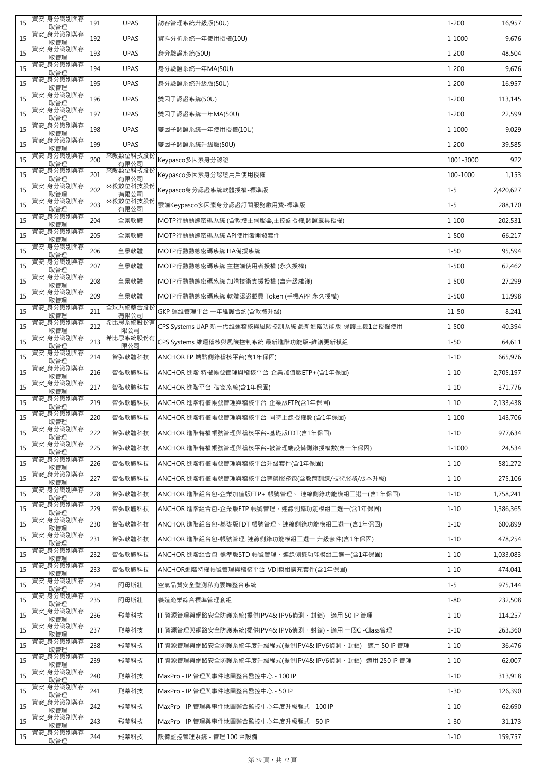| 15 | 資安_身分識別與存取管理 | 191 | UPAS | 訪客管理系統升級版(50U) | 1-200 | 16,957 |
|---|---|---|---|---|---|---|
| 15 | 資安_身分識別與存取管理 | 192 | UPAS | 資料分析系統一年使用授權(10U) | 1-1000 | 9,676 |
| 15 | 資安_身分識別與存取管理 | 193 | UPAS | 身分驗證系統(50U) | 1-200 | 48,504 |
| 15 | 資安_身分識別與存取管理 | 194 | UPAS | 身分驗證系統一年MA(50U) | 1-200 | 9,676 |
| 15 | 資安_身分識別與存取管理 | 195 | UPAS | 身分驗證系統升級版(50U) | 1-200 | 16,957 |
| 15 | 資安_身分識別與存取管理 | 196 | UPAS | 雙因子認證系統(50U) | 1-200 | 113,145 |
| 15 | 資安_身分識別與存取管理 | 197 | UPAS | 雙因子認證系統一年MA(50U) | 1-200 | 22,599 |
| 15 | 資安_身分識別與存取管理 | 198 | UPAS | 雙因子認證系統一年使用授權(10U) | 1-1000 | 9,029 |
| 15 | 資安_身分識別與存取管理 | 199 | UPAS | 雙因子認證系統升級版(50U) | 1-200 | 39,585 |
| 15 | 資安_身分識別與存取管理 | 200 | 來毅數位科技股份有限公司 | Keypasco多因素身分認證 | 1001-3000 | 922 |
| 15 | 資安_身分識別與存取管理 | 201 | 來毅數位科技股份有限公司 | Keypasco多因素身分認證用戶使用授權 | 100-1000 | 1,153 |
| 15 | 資安_身分識別與存取管理 | 202 | 來毅數位科技股份有限公司 | Keypasco身分認證系統軟體授權-標準版 | 1-5 | 2,420,627 |
| 15 | 資安_身分識別與存取管理 | 203 | 來毅數位科技股份有限公司 | 雲端Keypasco多因素身分認證訂閱服務啟用費-標準版 | 1-5 | 288,170 |
| 15 | 資安_身分識別與存取管理 | 204 | 全景軟體 | MOTP行動動態密碼系統 (含軟體主伺服器,主控端授權,認證載具授權) | 1-100 | 202,531 |
| 15 | 資安_身分識別與存取管理 | 205 | 全景軟體 | MOTP行動動態密碼系統 API使用者開發套件 | 1-500 | 66,217 |
| 15 | 資安_身分識別與存取管理 | 206 | 全景軟體 | MOTP行動動態密碼系統 HA備援系統 | 1-50 | 95,594 |
| 15 | 資安_身分識別與存取管理 | 207 | 全景軟體 | MOTP行動動態密碼系統 主控端使用者授權 (永久授權) | 1-500 | 62,462 |
| 15 | 資安_身分識別與存取管理 | 208 | 全景軟體 | MOTP行動動態密碼系統 加購技術支援授權 (含升級維護) | 1-500 | 27,299 |
| 15 | 資安_身分識別與存取管理 | 209 | 全景軟體 | MOTP行動動態密碼系統 軟體認證載具 Token (手機APP 永久授權) | 1-500 | 11,998 |
| 15 | 資安_身分識別與存取管理 | 211 | 全球系統整合股份有限公司 | GKP 運維管理平台 一年維護合約(含軟體升級) | 11-50 | 8,241 |
| 15 | 資安_身分識別與存取管理 | 212 | 希比思系統股份有限公司 | CPS Systems UAP 新一代維運稽核與風險控制系統 最新進階功能版-保護主機1台授權使用 | 1-500 | 40,394 |
| 15 | 資安_身分識別與存取管理 | 213 | 希比思系統股份有限公司 | CPS Systems 維運稽核與風險控制系統 最新進階功能版-維護更新模組 | 1-50 | 64,611 |
| 15 | 資安_身分識別與存取管理 | 214 | 智弘軟體科技 | ANCHOR EP 端點側錄稽核平台(含1年保固) | 1-10 | 665,976 |
| 15 | 資安_身分識別與存取管理 | 216 | 智弘軟體科技 | ANCHOR 進階 特權帳號管理與稽核平台-企業加值版ETP+(含1年保固) | 1-10 | 2,705,197 |
| 15 | 資安_身分識別與存取管理 | 217 | 智弘軟體科技 | ANCHOR 進階平台-破窗系統(含1年保固) | 1-10 | 371,776 |
| 15 | 資安_身分識別與存取管理 | 219 | 智弘軟體科技 | ANCHOR 進階特權帳號管理與稽核平台-企業版ETP(含1年保固) | 1-10 | 2,133,438 |
| 15 | 資安_身分識別與存取管理 | 220 | 智弘軟體科技 | ANCHOR 進階特權帳號管理與稽核平台-同時上線授權數 (含1年保固) | 1-100 | 143,706 |
| 15 | 資安_身分識別與存取管理 | 222 | 智弘軟體科技 | ANCHOR 進階特權帳號管理與稽核平台-基礎版FDT(含1年保固) | 1-10 | 977,634 |
| 15 | 資安_身分識別與存取管理 | 225 | 智弘軟體科技 | ANCHOR 進階特權帳號管理與稽核平台-被管理端設備側錄授權數(含一年保固) | 1-1000 | 24,534 |
| 15 | 資安_身分識別與存取管理 | 226 | 智弘軟體科技 | ANCHOR 進階特權帳號管理與稽核平台升級套件(含1年保固) | 1-10 | 581,272 |
| 15 | 資安_身分識別與存取管理 | 227 | 智弘軟體科技 | ANCHOR 進階特權帳號管理與稽核平台尊榮服務包(含教育訓練/技術服務/版本升級) | 1-10 | 275,106 |
| 15 | 資安_身分識別與存取管理 | 228 | 智弘軟體科技 | ANCHOR 進階組合包-企業加值版ETP+ 帳號管理、 連線側錄功能模組二選一(含1年保固) | 1-10 | 1,758,241 |
| 15 | 資安_身分識別與存取管理 | 229 | 智弘軟體科技 | ANCHOR 進階組合包-企業版ETP 帳號管理、連線側錄功能模組二選一(含1年保固) | 1-10 | 1,386,365 |
| 15 | 資安_身分識別與存取管理 | 230 | 智弘軟體科技 | ANCHOR 進階組合包-基礎版FDT 帳號管理、連線側錄功能模組二選一(含1年保固) | 1-10 | 600,899 |
| 15 | 資安_身分識別與存取管理 | 231 | 智弘軟體科技 | ANCHOR 進階組合包-帳號管理, 連線側錄功能模組二選一 升級套件(含1年保固) | 1-10 | 478,254 |
| 15 | 資安_身分識別與存取管理 | 232 | 智弘軟體科技 | ANCHOR 進階組合包-標準版STD 帳號管理、連線側錄功能模組二選一(含1年保固) | 1-10 | 1,033,083 |
| 15 | 資安_身分識別與存取管理 | 233 | 智弘軟體科技 | ANCHOR進階特權帳號管理與稽核平台-VDI模組擴充套件(含1年保固) | 1-10 | 474,041 |
| 15 | 資安_身分識別與存取管理 | 234 | 阿母斯壯 | 空氣品質安全監測私有雲端整合系統 | 1-5 | 975,144 |
| 15 | 資安_身分識別與存取管理 | 235 | 阿母斯壯 | 養殖漁業綜合標準管理套組 | 1-80 | 232,508 |
| 15 | 資安_身分識別與存取管理 | 236 | 飛幕科技 | IT 資源管理與網路安全防護系統(提供IPV4& IPV6偵測、封鎖) - 適用 50 IP 管理 | 1-10 | 114,257 |
| 15 | 資安_身分識別與存取管理 | 237 | 飛幕科技 | IT 資源管理與網路安全防護系統(提供IPV4& IPV6偵測、封鎖) - 適用 一個C -Class管理 | 1-10 | 263,360 |
| 15 | 資安_身分識別與存取管理 | 238 | 飛幕科技 | IT 資源管理與網路安全防護系統年度升級程式(提供IPV4& IPV6偵測、封鎖) - 適用 50 IP 管理 | 1-10 | 36,476 |
| 15 | 資安_身分識別與存取管理 | 239 | 飛幕科技 | IT 資源管理與網路安全防護系統年度升級程式(提供IPV4& IPV6偵測、封鎖)- 適用 250 IP 管理 | 1-10 | 62,007 |
| 15 | 資安_身分識別與存取管理 | 240 | 飛幕科技 | MaxPro - IP 管理與事件地圖整合監控中心 - 100 IP | 1-10 | 313,918 |
| 15 | 資安_身分識別與存取管理 | 241 | 飛幕科技 | MaxPro - IP 管理與事件地圖整合監控中心 - 50 IP | 1-30 | 126,390 |
| 15 | 資安_身分識別與存取管理 | 242 | 飛幕科技 | MaxPro - IP 管理與事件地圖整合監控中心年度升級程式 - 100 IP | 1-10 | 62,690 |
| 15 | 資安_身分識別與存取管理 | 243 | 飛幕科技 | MaxPro - IP 管理與事件地圖整合監控中心年度升級程式 - 50 IP | 1-30 | 31,173 |
| 15 | 資安_身分識別與存取管理 | 244 | 飛幕科技 | 設備監控管理系統 - 管理 100 台設備 | 1-10 | 159,757 |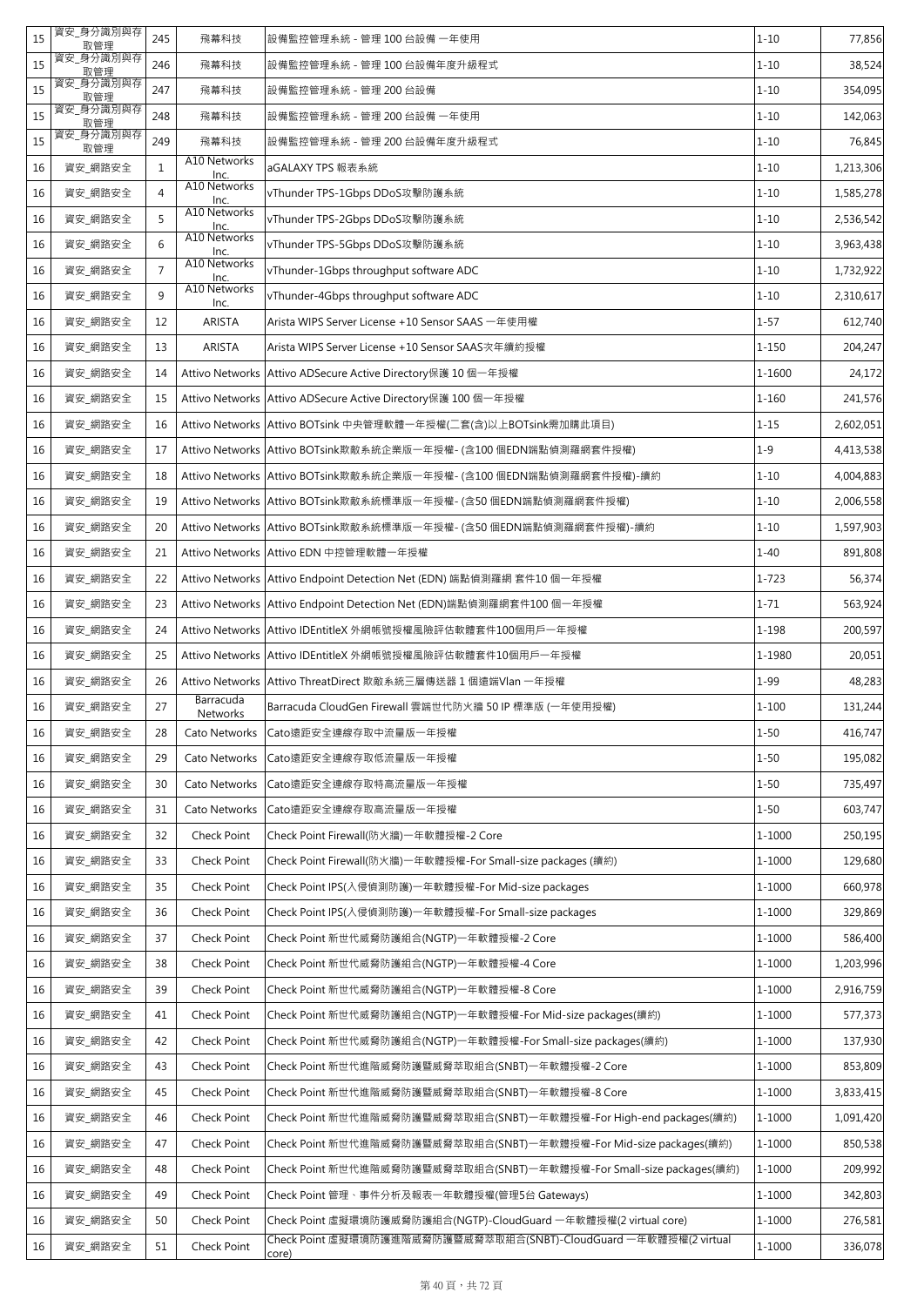| 15 | 資安_身分識別與存取管理 | 245 | 飛幕科技 | 設備監控管理系統 - 管理 100 台設備 一年使用 | 1-10 | 77,856 |
|---|---|---|---|---|---|---|
| 15 | 資安_身分識別與存取管理 | 246 | 飛幕科技 | 設備監控管理系統 - 管理 100 台設備年度升級程式 | 1-10 | 38,524 |
| 15 | 資安_身分識別與存取管理 | 247 | 飛幕科技 | 設備監控管理系統 - 管理 200 台設備 | 1-10 | 354,095 |
| 15 | 資安_身分識別與存取管理 | 248 | 飛幕科技 | 設備監控管理系統 - 管理 200 台設備 一年使用 | 1-10 | 142,063 |
| 15 | 資安_身分識別與存取管理 | 249 | 飛幕科技 | 設備監控管理系統 - 管理 200 台設備年度升級程式 | 1-10 | 76,845 |
| 16 | 資安_網路安全 | 1 | A10 Networks Inc. | aGALAXY TPS 報表系統 | 1-10 | 1,213,306 |
| 16 | 資安_網路安全 | 4 | A10 Networks Inc. | vThunder TPS-1Gbps DDoS攻擊防護系統 | 1-10 | 1,585,278 |
| 16 | 資安_網路安全 | 5 | A10 Networks Inc. | vThunder TPS-2Gbps DDoS攻擊防護系統 | 1-10 | 2,536,542 |
| 16 | 資安_網路安全 | 6 | A10 Networks Inc. | vThunder TPS-5Gbps DDoS攻擊防護系統 | 1-10 | 3,963,438 |
| 16 | 資安_網路安全 | 7 | A10 Networks Inc. | vThunder-1Gbps throughput software ADC | 1-10 | 1,732,922 |
| 16 | 資安_網路安全 | 9 | A10 Networks Inc. | vThunder-4Gbps throughput software ADC | 1-10 | 2,310,617 |
| 16 | 資安_網路安全 | 12 | ARISTA | Arista WIPS Server License +10 Sensor SAAS 一年使用權 | 1-57 | 612,740 |
| 16 | 資安_網路安全 | 13 | ARISTA | Arista WIPS Server License +10 Sensor SAAS次年續約授權 | 1-150 | 204,247 |
| 16 | 資安_網路安全 | 14 | Attivo Networks | Attivo ADSecure Active Directory保護 10 個一年授權 | 1-1600 | 24,172 |
| 16 | 資安_網路安全 | 15 | Attivo Networks | Attivo ADSecure Active Directory保護 100 個一年授權 | 1-160 | 241,576 |
| 16 | 資安_網路安全 | 16 | Attivo Networks | Attivo BOTsink 中央管理軟體一年授權(二套(含)以上BOTsink需加購此項目) | 1-15 | 2,602,051 |
| 16 | 資安_網路安全 | 17 | Attivo Networks | Attivo BOTsink欺敵系統企業版一年授權- (含100 個EDN端點偵測羅網套件授權) | 1-9 | 4,413,538 |
| 16 | 資安_網路安全 | 18 | Attivo Networks | Attivo BOTsink欺敵系統企業版一年授權- (含100 個EDN端點偵測羅網套件授權)-續約 | 1-10 | 4,004,883 |
| 16 | 資安_網路安全 | 19 | Attivo Networks | Attivo BOTsink欺敵系統標準版一年授權- (含50 個EDN端點偵測羅網套件授權) | 1-10 | 2,006,558 |
| 16 | 資安_網路安全 | 20 | Attivo Networks | Attivo BOTsink欺敵系統標準版一年授權- (含50 個EDN端點偵測羅網套件授權)-續約 | 1-10 | 1,597,903 |
| 16 | 資安_網路安全 | 21 | Attivo Networks | Attivo EDN 中控管理軟體一年授權 | 1-40 | 891,808 |
| 16 | 資安_網路安全 | 22 | Attivo Networks | Attivo Endpoint Detection Net (EDN) 端點偵測羅網 套件10 個一年授權 | 1-723 | 56,374 |
| 16 | 資安_網路安全 | 23 | Attivo Networks | Attivo Endpoint Detection Net (EDN)端點偵測羅網套件100 個一年授權 | 1-71 | 563,924 |
| 16 | 資安_網路安全 | 24 | Attivo Networks | Attivo IDEntitleX 外網帳號授權風險評估軟體套件100個用戶一年授權 | 1-198 | 200,597 |
| 16 | 資安_網路安全 | 25 | Attivo Networks | Attivo IDEntitleX 外網帳號授權風險評估軟體套件10個用戶一年授權 | 1-1980 | 20,051 |
| 16 | 資安_網路安全 | 26 | Attivo Networks | Attivo ThreatDirect 欺敵系統三層傳送器 1 個遠端Vlan 一年授權 | 1-99 | 48,283 |
| 16 | 資安_網路安全 | 27 | Barracuda Networks | Barracuda CloudGen Firewall 雲端世代防火牆 50 IP 標準版 (一年使用授權) | 1-100 | 131,244 |
| 16 | 資安_網路安全 | 28 | Cato Networks | Cato遠距安全連線存取中流量版一年授權 | 1-50 | 416,747 |
| 16 | 資安_網路安全 | 29 | Cato Networks | Cato遠距安全連線存取低流量版一年授權 | 1-50 | 195,082 |
| 16 | 資安_網路安全 | 30 | Cato Networks | Cato遠距安全連線存取特高流量版一年授權 | 1-50 | 735,497 |
| 16 | 資安_網路安全 | 31 | Cato Networks | Cato遠距安全連線存取高流量版一年授權 | 1-50 | 603,747 |
| 16 | 資安_網路安全 | 32 | Check Point | Check Point Firewall(防火牆)一年軟體授權-2 Core | 1-1000 | 250,195 |
| 16 | 資安_網路安全 | 33 | Check Point | Check Point Firewall(防火牆)一年軟體授權-For Small-size packages (續約) | 1-1000 | 129,680 |
| 16 | 資安_網路安全 | 35 | Check Point | Check Point IPS(入侵偵測防護)一年軟體授權-For Mid-size packages | 1-1000 | 660,978 |
| 16 | 資安_網路安全 | 36 | Check Point | Check Point IPS(入侵偵測防護)一年軟體授權-For Small-size packages | 1-1000 | 329,869 |
| 16 | 資安_網路安全 | 37 | Check Point | Check Point 新世代威脅防護組合(NGTP)一年軟體授權-2 Core | 1-1000 | 586,400 |
| 16 | 資安_網路安全 | 38 | Check Point | Check Point 新世代威脅防護組合(NGTP)一年軟體授權-4 Core | 1-1000 | 1,203,996 |
| 16 | 資安_網路安全 | 39 | Check Point | Check Point 新世代威脅防護組合(NGTP)一年軟體授權-8 Core | 1-1000 | 2,916,759 |
| 16 | 資安_網路安全 | 41 | Check Point | Check Point 新世代威脅防護組合(NGTP)一年軟體授權-For Mid-size packages(續約) | 1-1000 | 577,373 |
| 16 | 資安_網路安全 | 42 | Check Point | Check Point 新世代威脅防護組合(NGTP)一年軟體授權-For Small-size packages(續約) | 1-1000 | 137,930 |
| 16 | 資安_網路安全 | 43 | Check Point | Check Point 新世代進階威脅防護暨威脅萃取組合(SNBT)一年軟體授權-2 Core | 1-1000 | 853,809 |
| 16 | 資安_網路安全 | 45 | Check Point | Check Point 新世代進階威脅防護暨威脅萃取組合(SNBT)一年軟體授權-8 Core | 1-1000 | 3,833,415 |
| 16 | 資安_網路安全 | 46 | Check Point | Check Point 新世代進階威脅防護暨威脅萃取組合(SNBT)一年軟體授權-For High-end packages(續約) | 1-1000 | 1,091,420 |
| 16 | 資安_網路安全 | 47 | Check Point | Check Point 新世代進階威脅防護暨威脅萃取組合(SNBT)一年軟體授權-For Mid-size packages(續約) | 1-1000 | 850,538 |
| 16 | 資安_網路安全 | 48 | Check Point | Check Point 新世代進階威脅防護暨威脅萃取組合(SNBT)一年軟體授權-For Small-size packages(續約) | 1-1000 | 209,992 |
| 16 | 資安_網路安全 | 49 | Check Point | Check Point 管理、事件分析及報表一年軟體授權(管理5台 Gateways) | 1-1000 | 342,803 |
| 16 | 資安_網路安全 | 50 | Check Point | Check Point 虛擬環境防護威脅防護組合(NGTP)-CloudGuard 一年軟體授權(2 virtual core) | 1-1000 | 276,581 |
| 16 | 資安_網路安全 | 51 | Check Point | Check Point 虛擬環境防護進階威脅防護暨威脅萃取組合(SNBT)-CloudGuard 一年軟體授權(2 virtual core) | 1-1000 | 336,078 |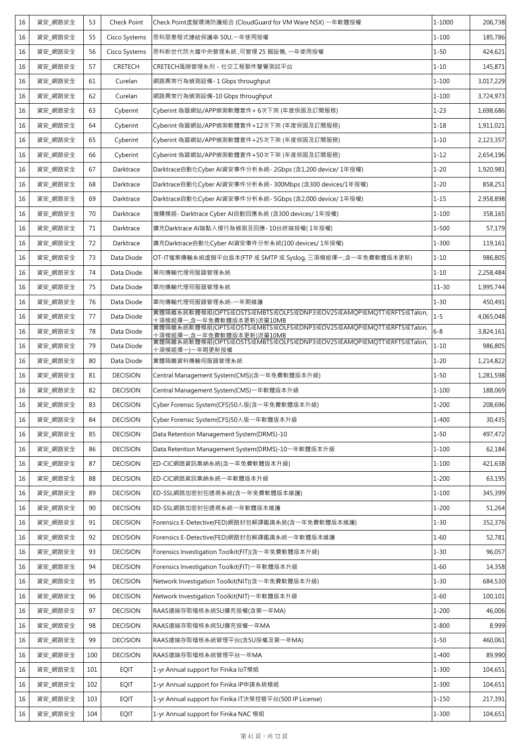| 16 | 資安_網路安全 | 53 | Check Point | Check Point虛擬環境防護組合 (CloudGuard for VM Ware NSX) 一年軟體授權 | 1-1000 | 206,738 |
|---|---|---|---|---|---|---|
| 16 | 資安_網路安全 | 55 | Cisco Systems | 思科惡意程式連結保護傘 50U,一年使用授權 | 1-100 | 185,786 |
| 16 | 資安_網路安全 | 56 | Cisco Systems | 思科新世代防火牆中央管理系統 ,可管理 25 個設備, 一年使用授權 | 1-50 | 424,621 |
| 16 | 資安_網路安全 | 57 | CRETECH | CRETECH風險管理系列 - 社交工程郵件警覺測試平台 | 1-10 | 145,871 |
| 16 | 資安_網路安全 | 61 | Curelan | 網路異常行為偵測設備- 1 Gbps throughput | 1-100 | 3,017,229 |
| 16 | 資安_網路安全 | 62 | Curelan | 網路異常行為偵測設備-10 Gbps throughput | 1-100 | 3,724,973 |
| 16 | 資安_網路安全 | 63 | Cyberint | Cyberint 偽冒網站/APP偵測軟體套件+ 6次下架 (年度保固及訂閱服務) | 1-23 | 1,698,686 |
| 16 | 資安_網路安全 | 64 | Cyberint | Cyberint 偽冒網站/APP偵測軟體套件+12次下架 (年度保固及訂閱服務) | 1-18 | 1,911,021 |
| 16 | 資安_網路安全 | 65 | Cyberint | Cyberint 偽冒網站/APP偵測軟體套件+25次下架 (年度保固及訂閱服務) | 1-10 | 2,123,357 |
| 16 | 資安_網路安全 | 66 | Cyberint | Cyberint 偽冒網站/APP偵測軟體套件+50次下架 (年度保固及訂閱服務) | 1-12 | 2,654,196 |
| 16 | 資安_網路安全 | 67 | Darktrace | Darktrace自動化Cyber AI資安事件分析系統- 2Gbps (含1,200 device/ 1年授權) | 1-20 | 1,920,981 |
| 16 | 資安_網路安全 | 68 | Darktrace | Darktrace自動化Cyber AI資安事件分析系統- 300Mbps (含300 devices/1年授權) | 1-20 | 858,251 |
| 16 | 資安_網路安全 | 69 | Darktrace | Darktrace自動化Cyber AI資安事件分析系統- 5Gbps (含2,000 device/ 1年授權) | 1-15 | 2,958,898 |
| 16 | 資安_網路安全 | 70 | Darktrace | 增購模組- Darktrace Cyber AI自動回應系統 (含300 devices/ 1年授權) | 1-100 | 358,165 |
| 16 | 資安_網路安全 | 71 | Darktrace | 擴充Darktrace AI端點入侵行為偵測及回應- 10台終端授權( 1年授權) | 1-500 | 57,179 |
| 16 | 資安_網路安全 | 72 | Darktrace | 擴充Darktrace自動化Cyber AI資安事件分析系統(100 devices/ 1年授權) | 1-300 | 119,161 |
| 16 | 資安_網路安全 | 73 | Data Diode | OT-IT檔案傳輸系統虛擬平台版本(FTP 或 SMTP 或 Syslog, 三項模組擇一,含一年免費軟體版本更新) | 1-10 | 986,805 |
| 16 | 資安_網路安全 | 74 | Data Diode | 單向傳輸代理伺服器管理系統 | 1-10 | 2,258,484 |
| 16 | 資安_網路安全 | 75 | Data Diode | 單向傳輸代理伺服器管理系統 | 11-30 | 1,995,744 |
| 16 | 資安_網路安全 | 76 | Data Diode | 單向傳輸代理伺服器管理系統-一年期維護 | 1-30 | 450,491 |
| 16 | 資安_網路安全 | 77 | Data Diode | 實體隔離系統軟體模組(OPTS或OSTS或MBTS或OLFS或DNP3或OV25或AMQP或MQTT或RFTS或Talon,十項模組擇一,含一年免費軟體版本更新)流量10MB | 1-5 | 4,065,048 |
| 16 | 資安_網路安全 | 78 | Data Diode | 實體隔離系統軟體模組(OPTS或OSTS或MBTS或OLFS或DNP3或OV25或AMQP或MQTT或RFTS或Talon,十項模組擇一,含一年免費軟體版本更新)流量10MB | 6-8 | 3,824,161 |
| 16 | 資安_網路安全 | 79 | Data Diode | 實體隔離系統軟體模組(OPTS或OSTS或MBTS或OLFS或DNP3或OV25或AMQP或MQTT或RFTS或Talon,十項模組擇一)一年期更新授權 | 1-10 | 986,805 |
| 16 | 資安_網路安全 | 80 | Data Diode | 實體隔離資料傳輸伺服器管理系統 | 1-20 | 1,214,822 |
| 16 | 資安_網路安全 | 81 | DECISION | Central Management System(CMS)(含一年免費軟體版本升級) | 1-50 | 1,281,598 |
| 16 | 資安_網路安全 | 82 | DECISION | Central Management System(CMS)一年軟體版本升級 | 1-100 | 188,069 |
| 16 | 資安_網路安全 | 83 | DECISION | Cyber Forensic System(CFS)50人版(含一年免費軟體版本升級) | 1-200 | 208,696 |
| 16 | 資安_網路安全 | 84 | DECISION | Cyber Forensic System(CFS)50人版一年軟體版本升級 | 1-400 | 30,435 |
| 16 | 資安_網路安全 | 85 | DECISION | Data Retention Management System(DRMS)-10 | 1-50 | 497,472 |
| 16 | 資安_網路安全 | 86 | DECISION | Data Retention Management System(DRMS)-10一年軟體版本升級 | 1-100 | 62,184 |
| 16 | 資安_網路安全 | 87 | DECISION | ED-CIC網路資訊集納系統(含一年免費軟體版本升級) | 1-100 | 421,638 |
| 16 | 資安_網路安全 | 88 | DECISION | ED-CIC網路資訊集納系統一年軟體版本升級 | 1-200 | 63,195 |
| 16 | 資安_網路安全 | 89 | DECISION | ED-SSL網路加密封包透視系統(含一年免費軟體版本維護) | 1-100 | 345,399 |
| 16 | 資安_網路安全 | 90 | DECISION | ED-SSL網路加密封包透視系統一年軟體版本維護 | 1-200 | 51,264 |
| 16 | 資安_網路安全 | 91 | DECISION | Forensics E-Detective(FED)網路封包解譯鑑識系統(含一年免費軟體版本維護) | 1-30 | 352,376 |
| 16 | 資安_網路安全 | 92 | DECISION | Forensics E-Detective(FED)網路封包解譯鑑識系統一年軟體版本維護 | 1-60 | 52,781 |
| 16 | 資安_網路安全 | 93 | DECISION | Forensics Investigation Toolkit(FIT)(含一年免費軟體版本升級) | 1-30 | 96,057 |
| 16 | 資安_網路安全 | 94 | DECISION | Forensics Investigation Toolkit(FIT)一年軟體版本升級 | 1-60 | 14,358 |
| 16 | 資安_網路安全 | 95 | DECISION | Network Investigation Toolkit(NIT)(含一年免費軟體版本升級) | 1-30 | 684,530 |
| 16 | 資安_網路安全 | 96 | DECISION | Network Investigation Toolkit(NIT)一年軟體版本升級 | 1-60 | 100,101 |
| 16 | 資安_網路安全 | 97 | DECISION | RAAS遠端存取稽核系統5U擴充授權(含第一年MA) | 1-200 | 46,006 |
| 16 | 資安_網路安全 | 98 | DECISION | RAAS遠端存取稽核系統5U擴充授權一年MA | 1-800 | 8,999 |
| 16 | 資安_網路安全 | 99 | DECISION | RAAS遠端存取稽核系統管理平台(含5U授權及第一年MA) | 1-50 | 460,061 |
| 16 | 資安_網路安全 | 100 | DECISION | RAAS遠端存取稽核系統管理平台一年MA | 1-400 | 89,990 |
| 16 | 資安_網路安全 | 101 | EQIT | 1-yr Annual support for Finika IoT模組 | 1-300 | 104,651 |
| 16 | 資安_網路安全 | 102 | EQIT | 1-yr Annual support for Finika IP申請系統模組 | 1-300 | 104,651 |
| 16 | 資安_網路安全 | 103 | EQIT | 1-yr Annual support for Finika IT決策控管平台(500 IP License) | 1-150 | 217,391 |
| 16 | 資安_網路安全 | 104 | EQIT | 1-yr Annual support for Finika NAC 模組 | 1-300 | 104,651 |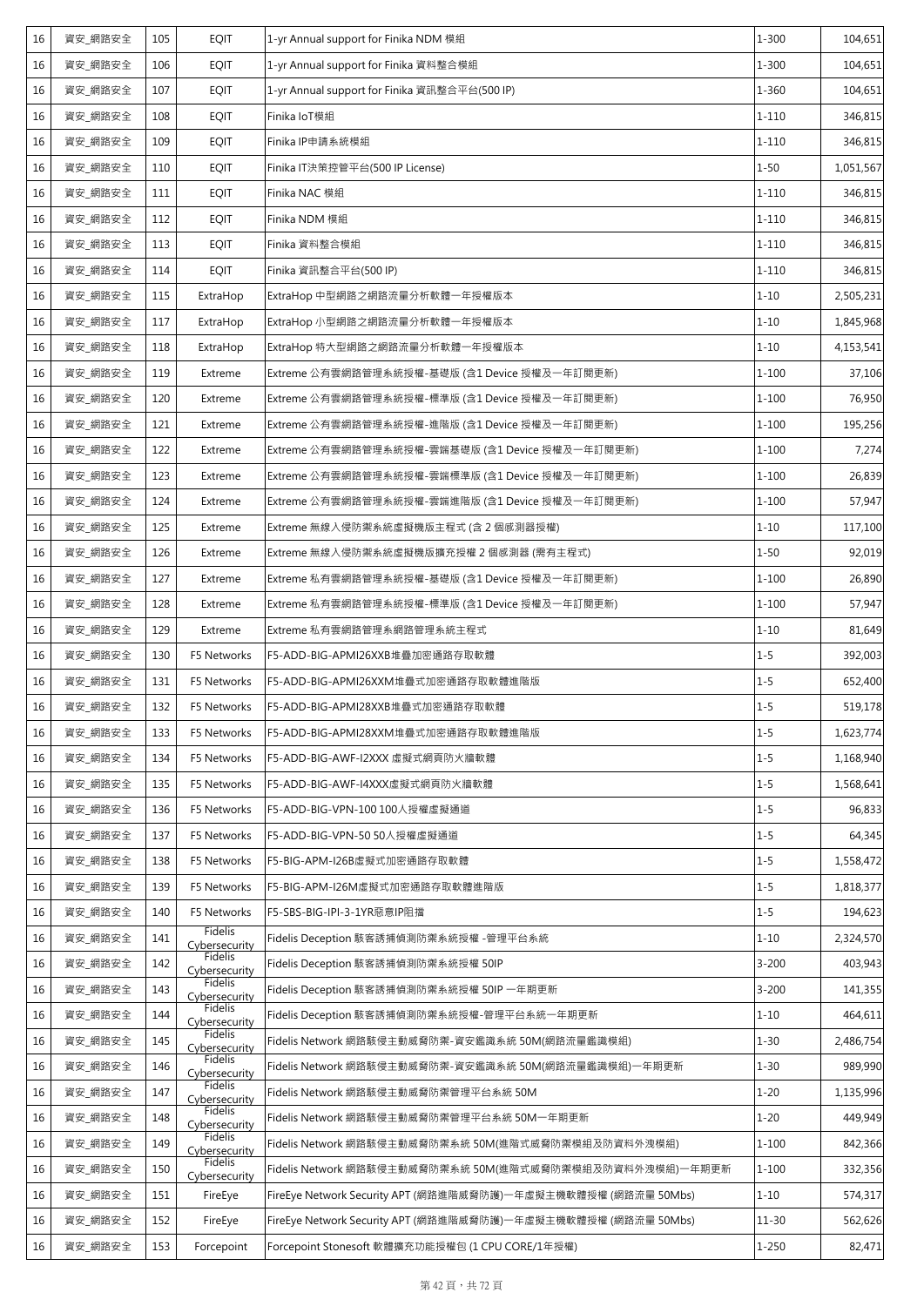| 16 | 資安_網路安全 | 105 | EQIT | 1-yr Annual support for Finika NDM 模組 | 1-300 | 104,651 |
|---|---|---|---|---|---|---|
| 16 | 資安_網路安全 | 106 | EQIT | 1-yr Annual support for Finika 資料整合模組 | 1-300 | 104,651 |
| 16 | 資安_網路安全 | 107 | EQIT | 1-yr Annual support for Finika 資訊整合平台(500 IP) | 1-360 | 104,651 |
| 16 | 資安_網路安全 | 108 | EQIT | Finika IoT模組 | 1-110 | 346,815 |
| 16 | 資安_網路安全 | 109 | EQIT | Finika IP申請系統模組 | 1-110 | 346,815 |
| 16 | 資安_網路安全 | 110 | EQIT | Finika IT決策控管平台(500 IP License) | 1-50 | 1,051,567 |
| 16 | 資安_網路安全 | 111 | EQIT | Finika NAC 模組 | 1-110 | 346,815 |
| 16 | 資安_網路安全 | 112 | EQIT | Finika NDM 模組 | 1-110 | 346,815 |
| 16 | 資安_網路安全 | 113 | EQIT | Finika 資料整合模組 | 1-110 | 346,815 |
| 16 | 資安_網路安全 | 114 | EQIT | Finika 資訊整合平台(500 IP) | 1-110 | 346,815 |
| 16 | 資安_網路安全 | 115 | ExtraHop | ExtraHop 中型網路之網路流量分析軟體一年授權版本 | 1-10 | 2,505,231 |
| 16 | 資安_網路安全 | 117 | ExtraHop | ExtraHop 小型網路之網路流量分析軟體一年授權版本 | 1-10 | 1,845,968 |
| 16 | 資安_網路安全 | 118 | ExtraHop | ExtraHop 特大型網路之網路流量分析軟體一年授權版本 | 1-10 | 4,153,541 |
| 16 | 資安_網路安全 | 119 | Extreme | Extreme 公有雲網路管理系統授權-基礎版 (含1 Device 授權及一年訂閱更新) | 1-100 | 37,106 |
| 16 | 資安_網路安全 | 120 | Extreme | Extreme 公有雲網路管理系統授權-標準版 (含1 Device 授權及一年訂閱更新) | 1-100 | 76,950 |
| 16 | 資安_網路安全 | 121 | Extreme | Extreme 公有雲網路管理系統授權-進階版 (含1 Device 授權及一年訂閱更新) | 1-100 | 195,256 |
| 16 | 資安_網路安全 | 122 | Extreme | Extreme 公有雲網路管理系統授權-雲端基礎版 (含1 Device 授權及一年訂閱更新) | 1-100 | 7,274 |
| 16 | 資安_網路安全 | 123 | Extreme | Extreme 公有雲網路管理系統授權-雲端標準版 (含1 Device 授權及一年訂閱更新) | 1-100 | 26,839 |
| 16 | 資安_網路安全 | 124 | Extreme | Extreme 公有雲網路管理系統授權-雲端進階版 (含1 Device 授權及一年訂閱更新) | 1-100 | 57,947 |
| 16 | 資安_網路安全 | 125 | Extreme | Extreme 無線入侵防禦系統虛擬機版主程式 (含 2 個感測器授權) | 1-10 | 117,100 |
| 16 | 資安_網路安全 | 126 | Extreme | Extreme 無線入侵防禦系統虛擬機版擴充授權 2 個感測器 (需有主程式) | 1-50 | 92,019 |
| 16 | 資安_網路安全 | 127 | Extreme | Extreme 私有雲網路管理系統授權-基礎版 (含1 Device 授權及一年訂閱更新) | 1-100 | 26,890 |
| 16 | 資安_網路安全 | 128 | Extreme | Extreme 私有雲網路管理系統授權-標準版 (含1 Device 授權及一年訂閱更新) | 1-100 | 57,947 |
| 16 | 資安_網路安全 | 129 | Extreme | Extreme 私有雲網路管理系網路管理系統主程式 | 1-10 | 81,649 |
| 16 | 資安_網路安全 | 130 | F5 Networks | F5-ADD-BIG-APMI26XXB堆疊加密通路存取軟體 | 1-5 | 392,003 |
| 16 | 資安_網路安全 | 131 | F5 Networks | F5-ADD-BIG-APMI26XXM堆疊式加密通路存取軟體進階版 | 1-5 | 652,400 |
| 16 | 資安_網路安全 | 132 | F5 Networks | F5-ADD-BIG-APMI28XXB堆疊式加密通路存取軟體 | 1-5 | 519,178 |
| 16 | 資安_網路安全 | 133 | F5 Networks | F5-ADD-BIG-APMI28XXM堆疊式加密通路存取軟體進階版 | 1-5 | 1,623,774 |
| 16 | 資安_網路安全 | 134 | F5 Networks | F5-ADD-BIG-AWF-I2XXX 虛擬式網頁防火牆軟體 | 1-5 | 1,168,940 |
| 16 | 資安_網路安全 | 135 | F5 Networks | F5-ADD-BIG-AWF-I4XXX虛擬式網頁防火牆軟體 | 1-5 | 1,568,641 |
| 16 | 資安_網路安全 | 136 | F5 Networks | F5-ADD-BIG-VPN-100 100人授權虛擬通道 | 1-5 | 96,833 |
| 16 | 資安_網路安全 | 137 | F5 Networks | F5-ADD-BIG-VPN-50 50人授權虛擬通道 | 1-5 | 64,345 |
| 16 | 資安_網路安全 | 138 | F5 Networks | F5-BIG-APM-I26B虛擬式加密通路存取軟體 | 1-5 | 1,558,472 |
| 16 | 資安_網路安全 | 139 | F5 Networks | F5-BIG-APM-I26M虛擬式加密通路存取軟體進階版 | 1-5 | 1,818,377 |
| 16 | 資安_網路安全 | 140 | F5 Networks | F5-SBS-BIG-IPI-3-1YR惡意IP阻擋 | 1-5 | 194,623 |
| 16 | 資安_網路安全 | 141 | Fidelis Cybersecurity | Fidelis Deception 駭客誘捕偵測防禦系統授權 -管理平台系統 | 1-10 | 2,324,570 |
| 16 | 資安_網路安全 | 142 | Fidelis Cybersecurity | Fidelis Deception 駭客誘捕偵測防禦系統授權 50IP | 3-200 | 403,943 |
| 16 | 資安_網路安全 | 143 | Fidelis Cybersecurity | Fidelis Deception 駭客誘捕偵測防禦系統授權 50IP 一年期更新 | 3-200 | 141,355 |
| 16 | 資安_網路安全 | 144 | Fidelis Cybersecurity | Fidelis Deception 駭客誘捕偵測防禦系統授權-管理平台系統一年期更新 | 1-10 | 464,611 |
| 16 | 資安_網路安全 | 145 | Fidelis Cybersecurity | Fidelis Network 網路駭侵主動威脅防禦-資安鑑識系統 50M(網路流量鑑識模組) | 1-30 | 2,486,754 |
| 16 | 資安_網路安全 | 146 | Fidelis Cybersecurity | Fidelis Network 網路駭侵主動威脅防禦-資安鑑識系統 50M(網路流量鑑識模組)一年期更新 | 1-30 | 989,990 |
| 16 | 資安_網路安全 | 147 | Fidelis Cybersecurity | Fidelis Network 網路駭侵主動威脅防禦管理平台系統 50M | 1-20 | 1,135,996 |
| 16 | 資安_網路安全 | 148 | Fidelis Cybersecurity | Fidelis Network 網路駭侵主動威脅防禦管理平台系統 50M一年期更新 | 1-20 | 449,949 |
| 16 | 資安_網路安全 | 149 | Fidelis Cybersecurity | Fidelis Network 網路駭侵主動威脅防禦系統 50M(進階式威脅防禦模組及防資料外洩模組) | 1-100 | 842,366 |
| 16 | 資安_網路安全 | 150 | Fidelis Cybersecurity | Fidelis Network 網路駭侵主動威脅防禦系統 50M(進階式威脅防禦模組及防資料外洩模組)一年期更新 | 1-100 | 332,356 |
| 16 | 資安_網路安全 | 151 | FireEye | FireEye Network Security APT (網路進階威脅防護)一年虛擬主機軟體授權 (網路流量 50Mbs) | 1-10 | 574,317 |
| 16 | 資安_網路安全 | 152 | FireEye | FireEye Network Security APT (網路進階威脅防護)一年虛擬主機軟體授權 (網路流量 50Mbs) | 11-30 | 562,626 |
| 16 | 資安_網路安全 | 153 | Forcepoint | Forcepoint Stonesoft 軟體擴充功能授權包 (1 CPU CORE/1年授權) | 1-250 | 82,471 |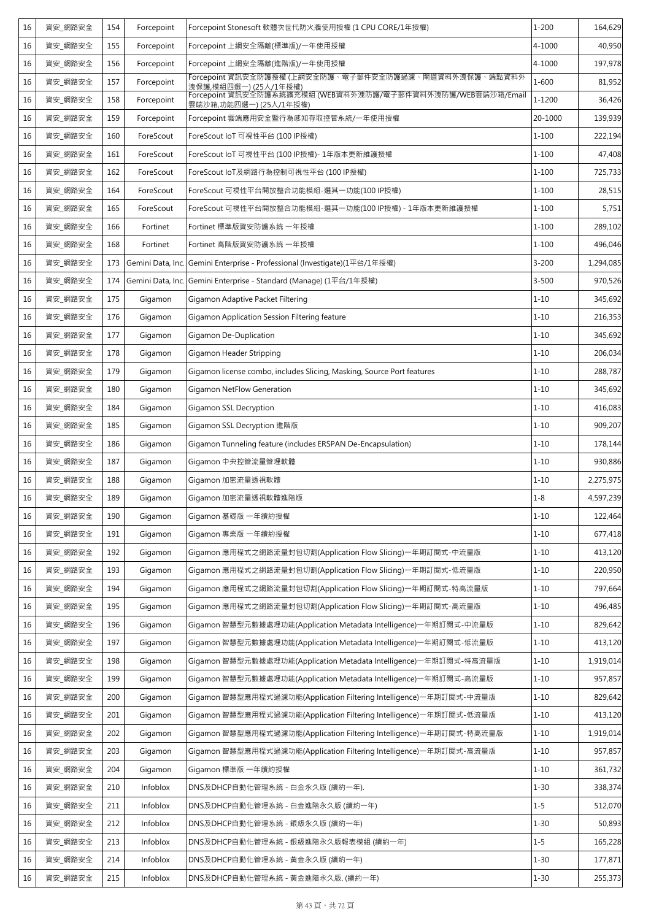| 16 | 資安_網路安全 | 154 | Forcepoint | Forcepoint Stonesoft 軟體次世代防火牆使用授權 (1 CPU CORE/1年授權) | 1-200 | 164,629 |
|---|---|---|---|---|---|---|
| 16 | 資安_網路安全 | 155 | Forcepoint | Forcepoint 上網安全隔離(標準版)/一年使用授權 | 4-1000 | 40,950 |
| 16 | 資安_網路安全 | 156 | Forcepoint | Forcepoint 上網安全隔離(進階版)/一年使用授權 | 4-1000 | 197,978 |
| 16 | 資安_網路安全 | 157 | Forcepoint | Forcepoint 資訊安全防護授權 (上網安全防護、電子郵件安全防護過濾、閘道資料外洩保護、端點資料外洩保護,模組四選一) (25人/1年授權) | 1-600 | 81,952 |
| 16 | 資安_網路安全 | 158 | Forcepoint | Forcepoint 資訊安全防護系統擴充模組 (WEB資料外洩防護/電子郵件資料外洩防護/WEB雲端沙箱/Email雲端沙箱,功能四選一) (25人/1年授權) | 1-1200 | 36,426 |
| 16 | 資安_網路安全 | 159 | Forcepoint | Forcepoint 雲端應用安全暨行為感知存取控管系統/一年使用授權 | 20-1000 | 139,939 |
| 16 | 資安_網路安全 | 160 | ForeScout | ForeScout IoT 可視性平台 (100 IP授權) | 1-100 | 222,194 |
| 16 | 資安_網路安全 | 161 | ForeScout | ForeScout IoT 可視性平台 (100 IP授權)- 1年版本更新維護授權 | 1-100 | 47,408 |
| 16 | 資安_網路安全 | 162 | ForeScout | ForeScout IoT及網路行為控制可視性平台 (100 IP授權) | 1-100 | 725,733 |
| 16 | 資安_網路安全 | 164 | ForeScout | ForeScout 可視性平台開放整合功能模組-選其一功能(100 IP授權) | 1-100 | 28,515 |
| 16 | 資安_網路安全 | 165 | ForeScout | ForeScout 可視性平台開放整合功能模組-選其一功能(100 IP授權) - 1年版本更新維護授權 | 1-100 | 5,751 |
| 16 | 資安_網路安全 | 166 | Fortinet | Fortinet 標準版資安防護系統 一年授權 | 1-100 | 289,102 |
| 16 | 資安_網路安全 | 168 | Fortinet | Fortinet 高階版資安防護系統 一年授權 | 1-100 | 496,046 |
| 16 | 資安_網路安全 | 173 | Gemini Data, Inc. | Gemini Enterprise - Professional (Investigate)(1平台/1年授權) | 3-200 | 1,294,085 |
| 16 | 資安_網路安全 | 174 | Gemini Data, Inc. | Gemini Enterprise - Standard (Manage) (1平台/1年授權) | 3-500 | 970,526 |
| 16 | 資安_網路安全 | 175 | Gigamon | Gigamon Adaptive Packet Filtering | 1-10 | 345,692 |
| 16 | 資安_網路安全 | 176 | Gigamon | Gigamon Application Session Filtering feature | 1-10 | 216,353 |
| 16 | 資安_網路安全 | 177 | Gigamon | Gigamon De-Duplication | 1-10 | 345,692 |
| 16 | 資安_網路安全 | 178 | Gigamon | Gigamon Header Stripping | 1-10 | 206,034 |
| 16 | 資安_網路安全 | 179 | Gigamon | Gigamon license combo, includes Slicing, Masking, Source Port features | 1-10 | 288,787 |
| 16 | 資安_網路安全 | 180 | Gigamon | Gigamon NetFlow Generation | 1-10 | 345,692 |
| 16 | 資安_網路安全 | 184 | Gigamon | Gigamon SSL Decryption | 1-10 | 416,083 |
| 16 | 資安_網路安全 | 185 | Gigamon | Gigamon SSL Decryption 進階版 | 1-10 | 909,207 |
| 16 | 資安_網路安全 | 186 | Gigamon | Gigamon Tunneling feature (includes ERSPAN De-Encapsulation) | 1-10 | 178,144 |
| 16 | 資安_網路安全 | 187 | Gigamon | Gigamon 中央控管流量管理軟體 | 1-10 | 930,886 |
| 16 | 資安_網路安全 | 188 | Gigamon | Gigamon 加密流量透視軟體 | 1-10 | 2,275,975 |
| 16 | 資安_網路安全 | 189 | Gigamon | Gigamon 加密流量透視軟體進階版 | 1-8 | 4,597,239 |
| 16 | 資安_網路安全 | 190 | Gigamon | Gigamon 基礎版 一年續約授權 | 1-10 | 122,464 |
| 16 | 資安_網路安全 | 191 | Gigamon | Gigamon 專業版 一年續約授權 | 1-10 | 677,418 |
| 16 | 資安_網路安全 | 192 | Gigamon | Gigamon 應用程式之網路流量封包切割(Application Flow Slicing)一年期訂閱式-中流量版 | 1-10 | 413,120 |
| 16 | 資安_網路安全 | 193 | Gigamon | Gigamon 應用程式之網路流量封包切割(Application Flow Slicing)一年期訂閱式-低流量版 | 1-10 | 220,950 |
| 16 | 資安_網路安全 | 194 | Gigamon | Gigamon 應用程式之網路流量封包切割(Application Flow Slicing)一年期訂閱式-特高流量版 | 1-10 | 797,664 |
| 16 | 資安_網路安全 | 195 | Gigamon | Gigamon 應用程式之網路流量封包切割(Application Flow Slicing)一年期訂閱式-高流量版 | 1-10 | 496,485 |
| 16 | 資安_網路安全 | 196 | Gigamon | Gigamon 智慧型元數據處理功能(Application Metadata Intelligence)一年期訂閱式-中流量版 | 1-10 | 829,642 |
| 16 | 資安_網路安全 | 197 | Gigamon | Gigamon 智慧型元數據處理功能(Application Metadata Intelligence)一年期訂閱式-低流量版 | 1-10 | 413,120 |
| 16 | 資安_網路安全 | 198 | Gigamon | Gigamon 智慧型元數據處理功能(Application Metadata Intelligence)一年期訂閱式-特高流量版 | 1-10 | 1,919,014 |
| 16 | 資安_網路安全 | 199 | Gigamon | Gigamon 智慧型元數據處理功能(Application Metadata Intelligence)一年期訂閱式-高流量版 | 1-10 | 957,857 |
| 16 | 資安_網路安全 | 200 | Gigamon | Gigamon 智慧型應用程式過濾功能(Application Filtering Intelligence)一年期訂閱式-中流量版 | 1-10 | 829,642 |
| 16 | 資安_網路安全 | 201 | Gigamon | Gigamon 智慧型應用程式過濾功能(Application Filtering Intelligence)一年期訂閱式-低流量版 | 1-10 | 413,120 |
| 16 | 資安_網路安全 | 202 | Gigamon | Gigamon 智慧型應用程式過濾功能(Application Filtering Intelligence)一年期訂閱式-特高流量版 | 1-10 | 1,919,014 |
| 16 | 資安_網路安全 | 203 | Gigamon | Gigamon 智慧型應用程式過濾功能(Application Filtering Intelligence)一年期訂閱式-高流量版 | 1-10 | 957,857 |
| 16 | 資安_網路安全 | 204 | Gigamon | Gigamon 標準版 一年續約授權 | 1-10 | 361,732 |
| 16 | 資安_網路安全 | 210 | Infoblox | DNS及DHCP自動化管理系統 - 白金永久版 (續約一年). | 1-30 | 338,374 |
| 16 | 資安_網路安全 | 211 | Infoblox | DNS及DHCP自動化管理系統 - 白金進階永久版 (續約一年) | 1-5 | 512,070 |
| 16 | 資安_網路安全 | 212 | Infoblox | DNS及DHCP自動化管理系統 - 銀級永久版 (續約一年) | 1-30 | 50,893 |
| 16 | 資安_網路安全 | 213 | Infoblox | DNS及DHCP自動化管理系統 - 銀級進階永久版報表模組 (續約一年) | 1-5 | 165,228 |
| 16 | 資安_網路安全 | 214 | Infoblox | DNS及DHCP自動化管理系統 - 黃金永久版 (續約一年) | 1-30 | 177,871 |
| 16 | 資安_網路安全 | 215 | Infoblox | DNS及DHCP自動化管理系統 - 黃金進階永久版. (續約一年) | 1-30 | 255,373 |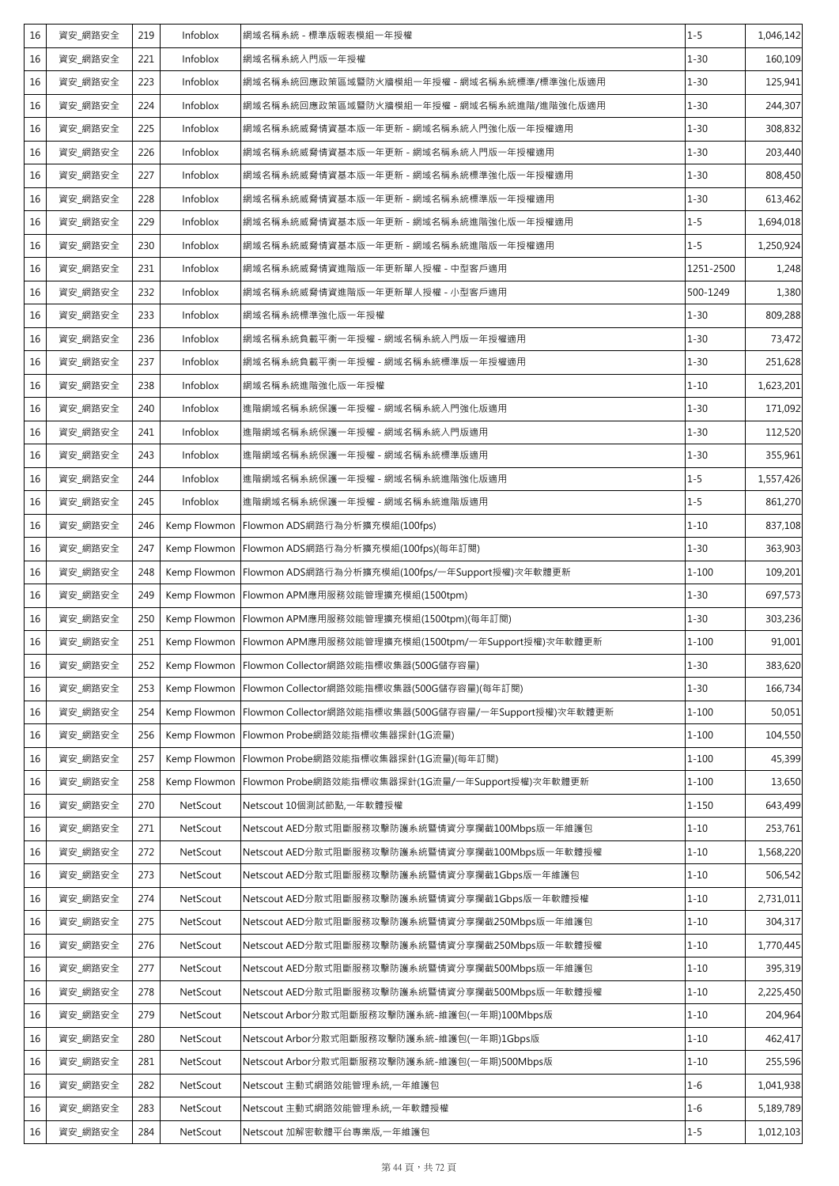| 16 | 資安_網路安全 | 219 | Infoblox | 網域名稱系統 - 標準版報表模組一年授權 | 1-5 | 1,046,142 |
|---|---|---|---|---|---|---|
| 16 | 資安_網路安全 | 221 | Infoblox | 網域名稱系統入門版一年授權 | 1-30 | 160,109 |
| 16 | 資安_網路安全 | 223 | Infoblox | 網域名稱系統回應政策區域暨防火牆模組一年授權 - 網域名稱系統標準/標準強化版適用 | 1-30 | 125,941 |
| 16 | 資安_網路安全 | 224 | Infoblox | 網域名稱系統回應政策區域暨防火牆模組一年授權 - 網域名稱系統進階/進階強化版適用 | 1-30 | 244,307 |
| 16 | 資安_網路安全 | 225 | Infoblox | 網域名稱系統威脅情資基本版一年更新 - 網域名稱系統入門強化版一年授權適用 | 1-30 | 308,832 |
| 16 | 資安_網路安全 | 226 | Infoblox | 網域名稱系統威脅情資基本版一年更新 - 網域名稱系統入門版一年授權適用 | 1-30 | 203,440 |
| 16 | 資安_網路安全 | 227 | Infoblox | 網域名稱系統威脅情資基本版一年更新 - 網域名稱系統標準強化版一年授權適用 | 1-30 | 808,450 |
| 16 | 資安_網路安全 | 228 | Infoblox | 網域名稱系統威脅情資基本版一年更新 - 網域名稱系統標準版一年授權適用 | 1-30 | 613,462 |
| 16 | 資安_網路安全 | 229 | Infoblox | 網域名稱系統威脅情資基本版一年更新 - 網域名稱系統進階強化版一年授權適用 | 1-5 | 1,694,018 |
| 16 | 資安_網路安全 | 230 | Infoblox | 網域名稱系統威脅情資基本版一年更新 - 網域名稱系統進階版一年授權適用 | 1-5 | 1,250,924 |
| 16 | 資安_網路安全 | 231 | Infoblox | 網域名稱系統威脅情資進階版一年更新單人授權 - 中型客戶適用 | 1251-2500 | 1,248 |
| 16 | 資安_網路安全 | 232 | Infoblox | 網域名稱系統威脅情資進階版一年更新單人授權 - 小型客戶適用 | 500-1249 | 1,380 |
| 16 | 資安_網路安全 | 233 | Infoblox | 網域名稱系統標準強化版一年授權 | 1-30 | 809,288 |
| 16 | 資安_網路安全 | 236 | Infoblox | 網域名稱系統負載平衡一年授權 - 網域名稱系統入門版一年授權適用 | 1-30 | 73,472 |
| 16 | 資安_網路安全 | 237 | Infoblox | 網域名稱系統負載平衡一年授權 - 網域名稱系統標準版一年授權適用 | 1-30 | 251,628 |
| 16 | 資安_網路安全 | 238 | Infoblox | 網域名稱系統進階強化版一年授權 | 1-10 | 1,623,201 |
| 16 | 資安_網路安全 | 240 | Infoblox | 進階網域名稱系統保護一年授權 - 網域名稱系統入門強化版適用 | 1-30 | 171,092 |
| 16 | 資安_網路安全 | 241 | Infoblox | 進階網域名稱系統保護一年授權 - 網域名稱系統入門版適用 | 1-30 | 112,520 |
| 16 | 資安_網路安全 | 243 | Infoblox | 進階網域名稱系統保護一年授權 - 網域名稱系統標準版適用 | 1-30 | 355,961 |
| 16 | 資安_網路安全 | 244 | Infoblox | 進階網域名稱系統保護一年授權 - 網域名稱系統進階強化版適用 | 1-5 | 1,557,426 |
| 16 | 資安_網路安全 | 245 | Infoblox | 進階網域名稱系統保護一年授權 - 網域名稱系統進階版適用 | 1-5 | 861,270 |
| 16 | 資安_網路安全 | 246 | Kemp Flowmon | Flowmon ADS網路行為分析擴充模組(100fps) | 1-10 | 837,108 |
| 16 | 資安_網路安全 | 247 | Kemp Flowmon | Flowmon ADS網路行為分析擴充模組(100fps)(每年訂閱) | 1-30 | 363,903 |
| 16 | 資安_網路安全 | 248 | Kemp Flowmon | Flowmon ADS網路行為分析擴充模組(100fps/一年Support授權)次年軟體更新 | 1-100 | 109,201 |
| 16 | 資安_網路安全 | 249 | Kemp Flowmon | Flowmon APM應用服務效能管理擴充模組(1500tpm) | 1-30 | 697,573 |
| 16 | 資安_網路安全 | 250 | Kemp Flowmon | Flowmon APM應用服務效能管理擴充模組(1500tpm)(每年訂閱) | 1-30 | 303,236 |
| 16 | 資安_網路安全 | 251 | Kemp Flowmon | Flowmon APM應用服務效能管理擴充模組(1500tpm/一年Support授權)次年軟體更新 | 1-100 | 91,001 |
| 16 | 資安_網路安全 | 252 | Kemp Flowmon | Flowmon Collector網路效能指標收集器(500G儲存容量) | 1-30 | 383,620 |
| 16 | 資安_網路安全 | 253 | Kemp Flowmon | Flowmon Collector網路效能指標收集器(500G儲存容量)(每年訂閱) | 1-30 | 166,734 |
| 16 | 資安_網路安全 | 254 | Kemp Flowmon | Flowmon Collector網路效能指標收集器(500G儲存容量/一年Support授權)次年軟體更新 | 1-100 | 50,051 |
| 16 | 資安_網路安全 | 256 | Kemp Flowmon | Flowmon Probe網路效能指標收集器探針(1G流量) | 1-100 | 104,550 |
| 16 | 資安_網路安全 | 257 | Kemp Flowmon | Flowmon Probe網路效能指標收集器探針(1G流量)(每年訂閱) | 1-100 | 45,399 |
| 16 | 資安_網路安全 | 258 | Kemp Flowmon | Flowmon Probe網路效能指標收集器探針(1G流量/一年Support授權)次年軟體更新 | 1-100 | 13,650 |
| 16 | 資安_網路安全 | 270 | NetScout | Netscout 10個測試節點,一年軟體授權 | 1-150 | 643,499 |
| 16 | 資安_網路安全 | 271 | NetScout | Netscout AED分散式阻斷服務攻擊防護系統暨情資分享攔截100Mbps版一年維護包 | 1-10 | 253,761 |
| 16 | 資安_網路安全 | 272 | NetScout | Netscout AED分散式阻斷服務攻擊防護系統暨情資分享攔截100Mbps版一年軟體授權 | 1-10 | 1,568,220 |
| 16 | 資安_網路安全 | 273 | NetScout | Netscout AED分散式阻斷服務攻擊防護系統暨情資分享攔截1Gbps版一年維護包 | 1-10 | 506,542 |
| 16 | 資安_網路安全 | 274 | NetScout | Netscout AED分散式阻斷服務攻擊防護系統暨情資分享攔截1Gbps版一年軟體授權 | 1-10 | 2,731,011 |
| 16 | 資安_網路安全 | 275 | NetScout | Netscout AED分散式阻斷服務攻擊防護系統暨情資分享攔截250Mbps版一年維護包 | 1-10 | 304,317 |
| 16 | 資安_網路安全 | 276 | NetScout | Netscout AED分散式阻斷服務攻擊防護系統暨情資分享攔截250Mbps版一年軟體授權 | 1-10 | 1,770,445 |
| 16 | 資安_網路安全 | 277 | NetScout | Netscout AED分散式阻斷服務攻擊防護系統暨情資分享攔截500Mbps版一年維護包 | 1-10 | 395,319 |
| 16 | 資安_網路安全 | 278 | NetScout | Netscout AED分散式阻斷服務攻擊防護系統暨情資分享攔截500Mbps版一年軟體授權 | 1-10 | 2,225,450 |
| 16 | 資安_網路安全 | 279 | NetScout | Netscout Arbor分散式阻斷服務攻擊防護系統-維護包(一年期)100Mbps版 | 1-10 | 204,964 |
| 16 | 資安_網路安全 | 280 | NetScout | Netscout Arbor分散式阻斷服務攻擊防護系統-維護包(一年期)1Gbps版 | 1-10 | 462,417 |
| 16 | 資安_網路安全 | 281 | NetScout | Netscout Arbor分散式阻斷服務攻擊防護系統-維護包(一年期)500Mbps版 | 1-10 | 255,596 |
| 16 | 資安_網路安全 | 282 | NetScout | Netscout 主動式網路效能管理系統,一年維護包 | 1-6 | 1,041,938 |
| 16 | 資安_網路安全 | 283 | NetScout | Netscout 主動式網路效能管理系統,一年軟體授權 | 1-6 | 5,189,789 |
| 16 | 資安_網路安全 | 284 | NetScout | Netscout 加解密軟體平台專業版,一年維護包 | 1-5 | 1,012,103 |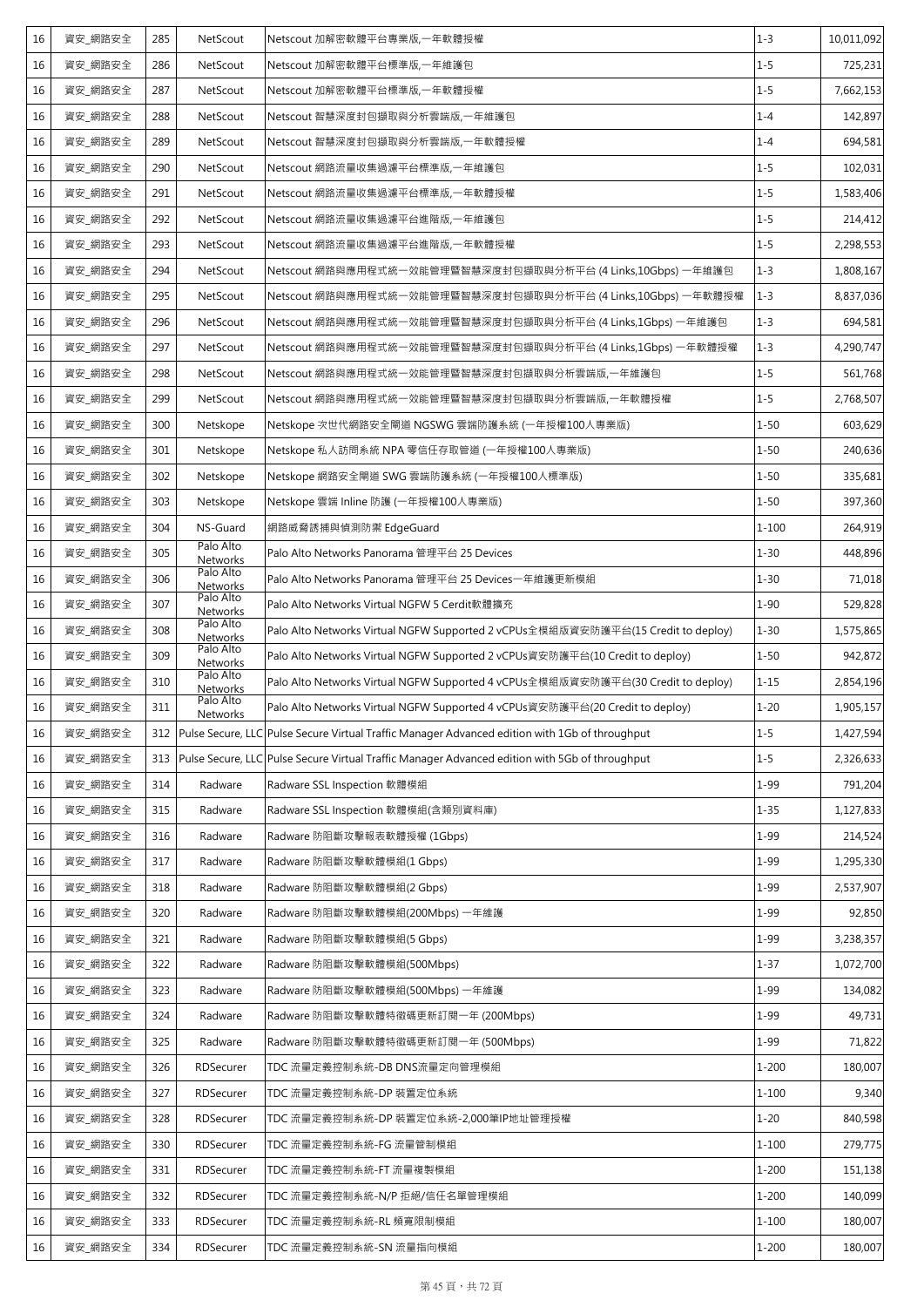| 16 | 資安_網路安全 | 285 | NetScout | Netscout 加解密軟體平台專業版,一年軟體授權 | 1-3 | 10,011,092 |
|---|---|---|---|---|---|---|
| 16 | 資安_網路安全 | 286 | NetScout | Netscout 加解密軟體平台標準版,一年維護包 | 1-5 | 725,231 |
| 16 | 資安_網路安全 | 287 | NetScout | Netscout 加解密軟體平台標準版,一年軟體授權 | 1-5 | 7,662,153 |
| 16 | 資安_網路安全 | 288 | NetScout | Netscout 智慧深度封包擷取與分析雲端版,一年維護包 | 1-4 | 142,897 |
| 16 | 資安_網路安全 | 289 | NetScout | Netscout 智慧深度封包擷取與分析雲端版,一年軟體授權 | 1-4 | 694,581 |
| 16 | 資安_網路安全 | 290 | NetScout | Netscout 網路流量收集過濾平台標準版,一年維護包 | 1-5 | 102,031 |
| 16 | 資安_網路安全 | 291 | NetScout | Netscout 網路流量收集過濾平台標準版,一年軟體授權 | 1-5 | 1,583,406 |
| 16 | 資安_網路安全 | 292 | NetScout | Netscout 網路流量收集過濾平台進階版,一年維護包 | 1-5 | 214,412 |
| 16 | 資安_網路安全 | 293 | NetScout | Netscout 網路流量收集過濾平台進階版,一年軟體授權 | 1-5 | 2,298,553 |
| 16 | 資安_網路安全 | 294 | NetScout | Netscout 網路與應用程式統一效能管理暨智慧深度封包擷取與分析平台 (4 Links,10Gbps) 一年維護包 | 1-3 | 1,808,167 |
| 16 | 資安_網路安全 | 295 | NetScout | Netscout 網路與應用程式統一效能管理暨智慧深度封包擷取與分析平台 (4 Links,10Gbps) 一年軟體授權 | 1-3 | 8,837,036 |
| 16 | 資安_網路安全 | 296 | NetScout | Netscout 網路與應用程式統一效能管理暨智慧深度封包擷取與分析平台 (4 Links,1Gbps) 一年維護包 | 1-3 | 694,581 |
| 16 | 資安_網路安全 | 297 | NetScout | Netscout 網路與應用程式統一效能管理暨智慧深度封包擷取與分析平台 (4 Links,1Gbps) 一年軟體授權 | 1-3 | 4,290,747 |
| 16 | 資安_網路安全 | 298 | NetScout | Netscout 網路與應用程式統一效能管理暨智慧深度封包擷取與分析雲端版,一年維護包 | 1-5 | 561,768 |
| 16 | 資安_網路安全 | 299 | NetScout | Netscout 網路與應用程式統一效能管理暨智慧深度封包擷取與分析雲端版,一年軟體授權 | 1-5 | 2,768,507 |
| 16 | 資安_網路安全 | 300 | Netskope | Netskope 次世代網路安全閘道 NGSWG 雲端防護系統 (一年授權100人專業版) | 1-50 | 603,629 |
| 16 | 資安_網路安全 | 301 | Netskope | Netskope 私人訪問系統 NPA 零信任存取管道 (一年授權100人專業版) | 1-50 | 240,636 |
| 16 | 資安_網路安全 | 302 | Netskope | Netskope 網路安全閘道 SWG 雲端防護系統 (一年授權100人標準版) | 1-50 | 335,681 |
| 16 | 資安_網路安全 | 303 | Netskope | Netskope 雲端 Inline 防護 (一年授權100人專業版) | 1-50 | 397,360 |
| 16 | 資安_網路安全 | 304 | NS-Guard | 網路威脅誘捕與偵測防禦 EdgeGuard | 1-100 | 264,919 |
| 16 | 資安_網路安全 | 305 | Palo Alto Networks | Palo Alto Networks Panorama 管理平台 25 Devices | 1-30 | 448,896 |
| 16 | 資安_網路安全 | 306 | Palo Alto Networks | Palo Alto Networks Panorama 管理平台 25 Devices一年維護更新模組 | 1-30 | 71,018 |
| 16 | 資安_網路安全 | 307 | Palo Alto Networks | Palo Alto Networks Virtual NGFW 5 Cerdit軟體擴充 | 1-90 | 529,828 |
| 16 | 資安_網路安全 | 308 | Palo Alto Networks | Palo Alto Networks Virtual NGFW Supported 2 vCPUs全模組版資安防護平台(15 Credit to deploy) | 1-30 | 1,575,865 |
| 16 | 資安_網路安全 | 309 | Palo Alto Networks | Palo Alto Networks Virtual NGFW Supported 2 vCPUs資安防護平台(10 Credit to deploy) | 1-50 | 942,872 |
| 16 | 資安_網路安全 | 310 | Palo Alto Networks | Palo Alto Networks Virtual NGFW Supported 4 vCPUs全模組版資安防護平台(30 Credit to deploy) | 1-15 | 2,854,196 |
| 16 | 資安_網路安全 | 311 | Palo Alto Networks | Palo Alto Networks Virtual NGFW Supported 4 vCPUs資安防護平台(20 Credit to deploy) | 1-20 | 1,905,157 |
| 16 | 資安_網路安全 | 312 | Pulse Secure, LLC | Pulse Secure Virtual Traffic Manager Advanced edition with 1Gb of throughput | 1-5 | 1,427,594 |
| 16 | 資安_網路安全 | 313 | Pulse Secure, LLC | Pulse Secure Virtual Traffic Manager Advanced edition with 5Gb of throughput | 1-5 | 2,326,633 |
| 16 | 資安_網路安全 | 314 | Radware | Radware SSL Inspection 軟體模組 | 1-99 | 791,204 |
| 16 | 資安_網路安全 | 315 | Radware | Radware SSL Inspection 軟體模組(含類別資料庫) | 1-35 | 1,127,833 |
| 16 | 資安_網路安全 | 316 | Radware | Radware 防阻斷攻擊報表軟體授權 (1Gbps) | 1-99 | 214,524 |
| 16 | 資安_網路安全 | 317 | Radware | Radware 防阻斷攻擊軟體模組(1 Gbps) | 1-99 | 1,295,330 |
| 16 | 資安_網路安全 | 318 | Radware | Radware 防阻斷攻擊軟體模組(2 Gbps) | 1-99 | 2,537,907 |
| 16 | 資安_網路安全 | 320 | Radware | Radware 防阻斷攻擊軟體模組(200Mbps) 一年維護 | 1-99 | 92,850 |
| 16 | 資安_網路安全 | 321 | Radware | Radware 防阻斷攻擊軟體模組(5 Gbps) | 1-99 | 3,238,357 |
| 16 | 資安_網路安全 | 322 | Radware | Radware 防阻斷攻擊軟體模組(500Mbps) | 1-37 | 1,072,700 |
| 16 | 資安_網路安全 | 323 | Radware | Radware 防阻斷攻擊軟體模組(500Mbps) 一年維護 | 1-99 | 134,082 |
| 16 | 資安_網路安全 | 324 | Radware | Radware 防阻斷攻擊軟體特徵碼更新訂閱一年 (200Mbps) | 1-99 | 49,731 |
| 16 | 資安_網路安全 | 325 | Radware | Radware 防阻斷攻擊軟體特徵碼更新訂閱一年 (500Mbps) | 1-99 | 71,822 |
| 16 | 資安_網路安全 | 326 | RDSecurer | TDC 流量定義控制系統-DB DNS流量定向管理模組 | 1-200 | 180,007 |
| 16 | 資安_網路安全 | 327 | RDSecurer | TDC 流量定義控制系統-DP 裝置定位系統 | 1-100 | 9,340 |
| 16 | 資安_網路安全 | 328 | RDSecurer | TDC 流量定義控制系統-DP 裝置定位系統-2,000筆IP地址管理授權 | 1-20 | 840,598 |
| 16 | 資安_網路安全 | 330 | RDSecurer | TDC 流量定義控制系統-FG 流量管制模組 | 1-100 | 279,775 |
| 16 | 資安_網路安全 | 331 | RDSecurer | TDC 流量定義控制系統-FT 流量複製模組 | 1-200 | 151,138 |
| 16 | 資安_網路安全 | 332 | RDSecurer | TDC 流量定義控制系統-N/P 拒絕/信任名單管理模組 | 1-200 | 140,099 |
| 16 | 資安_網路安全 | 333 | RDSecurer | TDC 流量定義控制系統-RL 頻寬限制模組 | 1-100 | 180,007 |
| 16 | 資安_網路安全 | 334 | RDSecurer | TDC 流量定義控制系統-SN 流量指向模組 | 1-200 | 180,007 |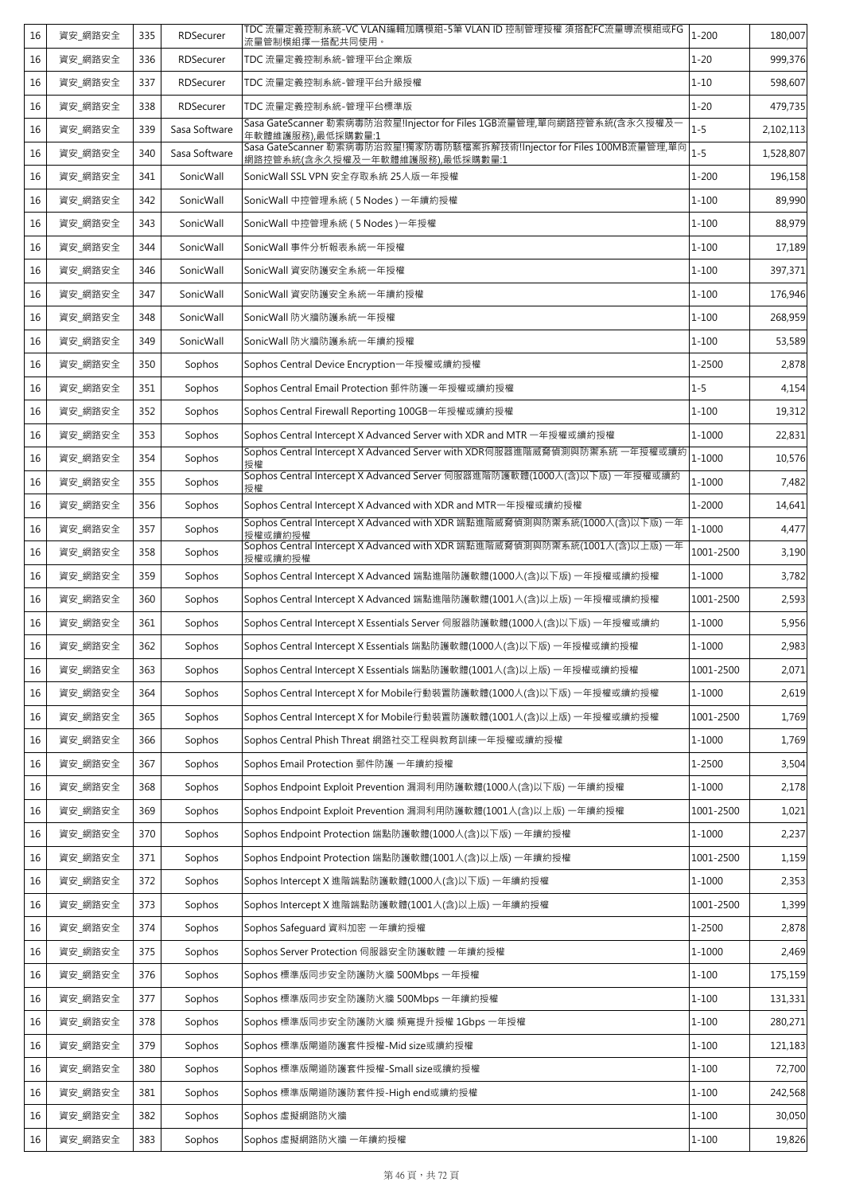| 16 | 資安_網路安全 | 335 | RDSecurer | TDC 流量定義控制系統-VC VLAN編輯加購模組-5筆 VLAN ID 控制管理授權 須搭配FC流量導流模組或FG流量管制模組擇一搭配共同使用。 | 1-200 | 180,007 |
|---|---|---|---|---|---|---|
| 16 | 資安_網路安全 | 336 | RDSecurer | TDC 流量定義控制系統-管理平台企業版 | 1-20 | 999,376 |
| 16 | 資安_網路安全 | 337 | RDSecurer | TDC 流量定義控制系統-管理平台升級授權 | 1-10 | 598,607 |
| 16 | 資安_網路安全 | 338 | RDSecurer | TDC 流量定義控制系統-管理平台標準版 | 1-20 | 479,735 |
| 16 | 資安_網路安全 | 339 | Sasa Software | Sasa GateScanner 勒索病毒防治救星!Injector for Files 1GB流量管理,單向網路控管系統(含永久授權及一年軟體維護服務),最低採購數量:1 | 1-5 | 2,102,113 |
| 16 | 資安_網路安全 | 340 | Sasa Software | Sasa GateScanner 勒索病毒防治救星!獨家防毒防駭檔案拆解技術!Injector for Files 100MB流量管理,單向網路控管系統(含永久授權及一年軟體維護服務),最低採購數量:1 | 1-5 | 1,528,807 |
| 16 | 資安_網路安全 | 341 | SonicWall | SonicWall SSL VPN 安全存取系統 25人版一年授權 | 1-200 | 196,158 |
| 16 | 資安_網路安全 | 342 | SonicWall | SonicWall 中控管理系統 ( 5 Nodes ) 一年續約授權 | 1-100 | 89,990 |
| 16 | 資安_網路安全 | 343 | SonicWall | SonicWall 中控管理系統 ( 5 Nodes )一年授權 | 1-100 | 88,979 |
| 16 | 資安_網路安全 | 344 | SonicWall | SonicWall 事件分析報表系統一年授權 | 1-100 | 17,189 |
| 16 | 資安_網路安全 | 346 | SonicWall | SonicWall 資安防護安全系統一年授權 | 1-100 | 397,371 |
| 16 | 資安_網路安全 | 347 | SonicWall | SonicWall 資安防護安全系統一年續約授權 | 1-100 | 176,946 |
| 16 | 資安_網路安全 | 348 | SonicWall | SonicWall 防火牆防護系統一年授權 | 1-100 | 268,959 |
| 16 | 資安_網路安全 | 349 | SonicWall | SonicWall 防火牆防護系統一年續約授權 | 1-100 | 53,589 |
| 16 | 資安_網路安全 | 350 | Sophos | Sophos Central Device Encryption一年授權或續約授權 | 1-2500 | 2,878 |
| 16 | 資安_網路安全 | 351 | Sophos | Sophos Central Email Protection 郵件防護一年授權或續約授權 | 1-5 | 4,154 |
| 16 | 資安_網路安全 | 352 | Sophos | Sophos Central Firewall Reporting 100GB一年授權或續約授權 | 1-100 | 19,312 |
| 16 | 資安_網路安全 | 353 | Sophos | Sophos Central Intercept X Advanced Server with XDR and MTR 一年授權或續約授權 | 1-1000 | 22,831 |
| 16 | 資安_網路安全 | 354 | Sophos | Sophos Central Intercept X Advanced Server with XDR伺服器進階威脅偵測與防禦系統 一年授權或續約授權 | 1-1000 | 10,576 |
| 16 | 資安_網路安全 | 355 | Sophos | Sophos Central Intercept X Advanced Server 伺服器進階防護軟體(1000人(含)以下版) 一年授權或續約授權 | 1-1000 | 7,482 |
| 16 | 資安_網路安全 | 356 | Sophos | Sophos Central Intercept X Advanced with XDR and MTR一年授權或續約授權 | 1-2000 | 14,641 |
| 16 | 資安_網路安全 | 357 | Sophos | Sophos Central Intercept X Advanced with XDR 端點進階威脅偵測與防禦系統(1000人(含)以下版) 一年授權或續約授權 | 1-1000 | 4,477 |
| 16 | 資安_網路安全 | 358 | Sophos | Sophos Central Intercept X Advanced with XDR 端點進階威脅偵測與防禦系統(1001人(含)以上版) 一年授權或續約授權 | 1001-2500 | 3,190 |
| 16 | 資安_網路安全 | 359 | Sophos | Sophos Central Intercept X Advanced 端點進階防護軟體(1000人(含)以下版) 一年授權或續約授權 | 1-1000 | 3,782 |
| 16 | 資安_網路安全 | 360 | Sophos | Sophos Central Intercept X Advanced 端點進階防護軟體(1001人(含)以上版) 一年授權或續約授權 | 1001-2500 | 2,593 |
| 16 | 資安_網路安全 | 361 | Sophos | Sophos Central Intercept X Essentials Server 伺服器防護軟體(1000人(含)以下版) 一年授權或續約 | 1-1000 | 5,956 |
| 16 | 資安_網路安全 | 362 | Sophos | Sophos Central Intercept X Essentials 端點防護軟體(1000人(含)以下版) 一年授權或續約授權 | 1-1000 | 2,983 |
| 16 | 資安_網路安全 | 363 | Sophos | Sophos Central Intercept X Essentials 端點防護軟體(1001人(含)以上版) 一年授權或續約授權 | 1001-2500 | 2,071 |
| 16 | 資安_網路安全 | 364 | Sophos | Sophos Central Intercept X for Mobile行動裝置防護軟體(1000人(含)以下版) 一年授權或續約授權 | 1-1000 | 2,619 |
| 16 | 資安_網路安全 | 365 | Sophos | Sophos Central Intercept X for Mobile行動裝置防護軟體(1001人(含)以上版) 一年授權或續約授權 | 1001-2500 | 1,769 |
| 16 | 資安_網路安全 | 366 | Sophos | Sophos Central Phish Threat 網路社交工程與教育訓練一年授權或續約授權 | 1-1000 | 1,769 |
| 16 | 資安_網路安全 | 367 | Sophos | Sophos Email Protection 郵件防護 一年續約授權 | 1-2500 | 3,504 |
| 16 | 資安_網路安全 | 368 | Sophos | Sophos Endpoint Exploit Prevention 漏洞利用防護軟體(1000人(含)以下版) 一年續約授權 | 1-1000 | 2,178 |
| 16 | 資安_網路安全 | 369 | Sophos | Sophos Endpoint Exploit Prevention 漏洞利用防護軟體(1001人(含)以上版) 一年續約授權 | 1001-2500 | 1,021 |
| 16 | 資安_網路安全 | 370 | Sophos | Sophos Endpoint Protection 端點防護軟體(1000人(含)以下版) 一年續約授權 | 1-1000 | 2,237 |
| 16 | 資安_網路安全 | 371 | Sophos | Sophos Endpoint Protection 端點防護軟體(1001人(含)以上版) 一年續約授權 | 1001-2500 | 1,159 |
| 16 | 資安_網路安全 | 372 | Sophos | Sophos Intercept X 進階端點防護軟體(1000人(含)以下版) 一年續約授權 | 1-1000 | 2,353 |
| 16 | 資安_網路安全 | 373 | Sophos | Sophos Intercept X 進階端點防護軟體(1001人(含)以上版) 一年續約授權 | 1001-2500 | 1,399 |
| 16 | 資安_網路安全 | 374 | Sophos | Sophos Safeguard 資料加密 一年續約授權 | 1-2500 | 2,878 |
| 16 | 資安_網路安全 | 375 | Sophos | Sophos Server Protection 伺服器安全防護軟體 一年續約授權 | 1-1000 | 2,469 |
| 16 | 資安_網路安全 | 376 | Sophos | Sophos 標準版同步安全防護防火牆 500Mbps 一年授權 | 1-100 | 175,159 |
| 16 | 資安_網路安全 | 377 | Sophos | Sophos 標準版同步安全防護防火牆 500Mbps 一年續約授權 | 1-100 | 131,331 |
| 16 | 資安_網路安全 | 378 | Sophos | Sophos 標準版同步安全防護防火牆 頻寬提升授權 1Gbps 一年授權 | 1-100 | 280,271 |
| 16 | 資安_網路安全 | 379 | Sophos | Sophos 標準版閘道防護套件授權-Mid size或續約授權 | 1-100 | 121,183 |
| 16 | 資安_網路安全 | 380 | Sophos | Sophos 標準版閘道防護套件授權-Small size或續約授權 | 1-100 | 72,700 |
| 16 | 資安_網路安全 | 381 | Sophos | Sophos 標準版閘道防護防套件授-High end或續約授權 | 1-100 | 242,568 |
| 16 | 資安_網路安全 | 382 | Sophos | Sophos 虛擬網路防火牆 | 1-100 | 30,050 |
| 16 | 資安_網路安全 | 383 | Sophos | Sophos 虛擬網路防火牆 一年續約授權 | 1-100 | 19,826 |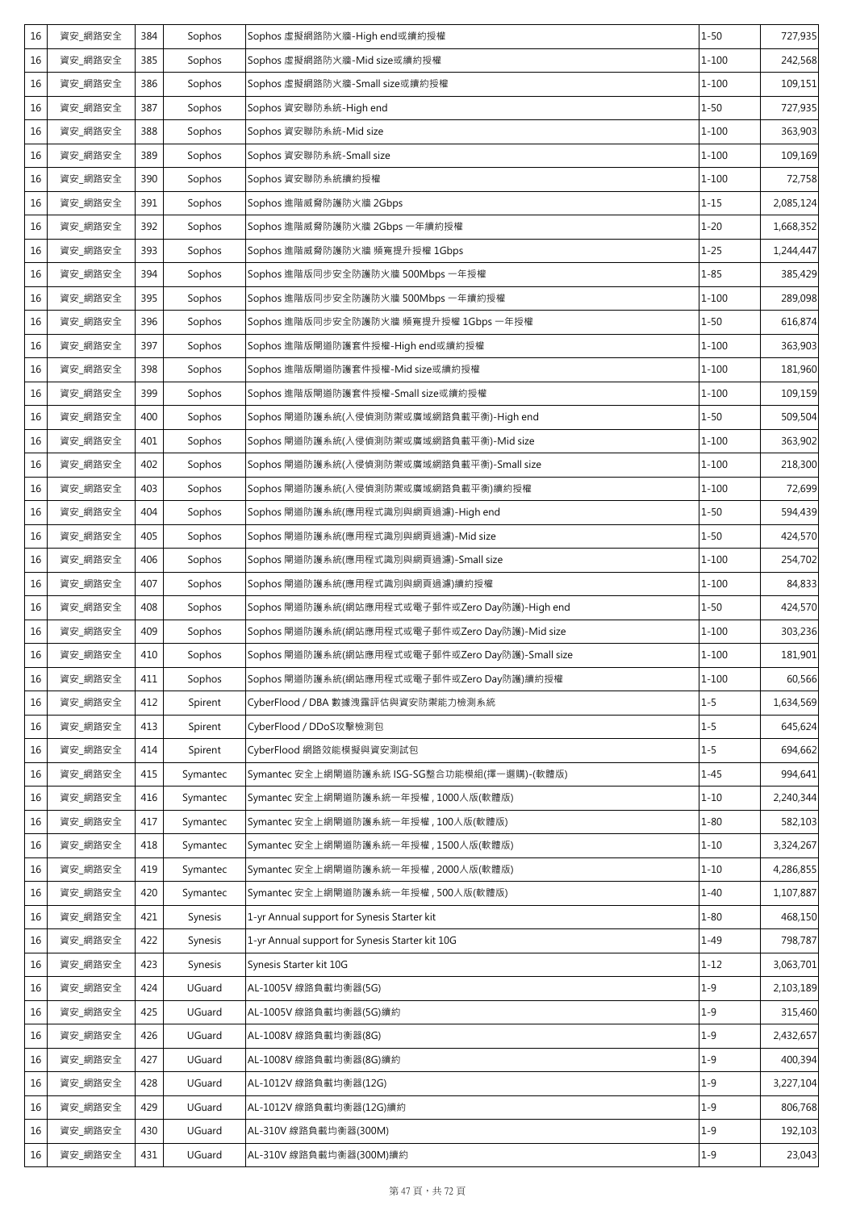| 16 | 資安_網路安全 | 384 | Sophos | Sophos 虛擬網路防火牆-High end或續約授權 | 1-50 | 727,935 |
|---|---|---|---|---|---|---|
| 16 | 資安_網路安全 | 385 | Sophos | Sophos 虛擬網路防火牆-Mid size或續約授權 | 1-100 | 242,568 |
| 16 | 資安_網路安全 | 386 | Sophos | Sophos 虛擬網路防火牆-Small size或續約授權 | 1-100 | 109,151 |
| 16 | 資安_網路安全 | 387 | Sophos | Sophos 資安聯防系統-High end | 1-50 | 727,935 |
| 16 | 資安_網路安全 | 388 | Sophos | Sophos 資安聯防系統-Mid size | 1-100 | 363,903 |
| 16 | 資安_網路安全 | 389 | Sophos | Sophos 資安聯防系統-Small size | 1-100 | 109,169 |
| 16 | 資安_網路安全 | 390 | Sophos | Sophos 資安聯防系統續約授權 | 1-100 | 72,758 |
| 16 | 資安_網路安全 | 391 | Sophos | Sophos 進階威脅防護防火牆 2Gbps | 1-15 | 2,085,124 |
| 16 | 資安_網路安全 | 392 | Sophos | Sophos 進階威脅防護防火牆 2Gbps 一年續約授權 | 1-20 | 1,668,352 |
| 16 | 資安_網路安全 | 393 | Sophos | Sophos 進階威脅防護防火牆 頻寬提升授權 1Gbps | 1-25 | 1,244,447 |
| 16 | 資安_網路安全 | 394 | Sophos | Sophos 進階版同步安全防護防火牆 500Mbps 一年授權 | 1-85 | 385,429 |
| 16 | 資安_網路安全 | 395 | Sophos | Sophos 進階版同步安全防護防火牆 500Mbps 一年續約授權 | 1-100 | 289,098 |
| 16 | 資安_網路安全 | 396 | Sophos | Sophos 進階版同步安全防護防火牆 頻寬提升授權 1Gbps 一年授權 | 1-50 | 616,874 |
| 16 | 資安_網路安全 | 397 | Sophos | Sophos 進階版閘道防護套件授權-High end或續約授權 | 1-100 | 363,903 |
| 16 | 資安_網路安全 | 398 | Sophos | Sophos 進階版閘道防護套件授權-Mid size或續約授權 | 1-100 | 181,960 |
| 16 | 資安_網路安全 | 399 | Sophos | Sophos 進階版閘道防護套件授權-Small size或續約授權 | 1-100 | 109,159 |
| 16 | 資安_網路安全 | 400 | Sophos | Sophos 閘道防護系統(入侵偵測防禦或廣域網路負載平衡)-High end | 1-50 | 509,504 |
| 16 | 資安_網路安全 | 401 | Sophos | Sophos 閘道防護系統(入侵偵測防禦或廣域網路負載平衡)-Mid size | 1-100 | 363,902 |
| 16 | 資安_網路安全 | 402 | Sophos | Sophos 閘道防護系統(入侵偵測防禦或廣域網路負載平衡)-Small size | 1-100 | 218,300 |
| 16 | 資安_網路安全 | 403 | Sophos | Sophos 閘道防護系統(入侵偵測防禦或廣域網路負載平衡)續約授權 | 1-100 | 72,699 |
| 16 | 資安_網路安全 | 404 | Sophos | Sophos 閘道防護系統(應用程式識別與網頁過濾)-High end | 1-50 | 594,439 |
| 16 | 資安_網路安全 | 405 | Sophos | Sophos 閘道防護系統(應用程式識別與網頁過濾)-Mid size | 1-50 | 424,570 |
| 16 | 資安_網路安全 | 406 | Sophos | Sophos 閘道防護系統(應用程式識別與網頁過濾)-Small size | 1-100 | 254,702 |
| 16 | 資安_網路安全 | 407 | Sophos | Sophos 閘道防護系統(應用程式識別與網頁過濾)續約授權 | 1-100 | 84,833 |
| 16 | 資安_網路安全 | 408 | Sophos | Sophos 閘道防護系統(網站應用程式或電子郵件或Zero Day防護)-High end | 1-50 | 424,570 |
| 16 | 資安_網路安全 | 409 | Sophos | Sophos 閘道防護系統(網站應用程式或電子郵件或Zero Day防護)-Mid size | 1-100 | 303,236 |
| 16 | 資安_網路安全 | 410 | Sophos | Sophos 閘道防護系統(網站應用程式或電子郵件或Zero Day防護)-Small size | 1-100 | 181,901 |
| 16 | 資安_網路安全 | 411 | Sophos | Sophos 閘道防護系統(網站應用程式或電子郵件或Zero Day防護)續約授權 | 1-100 | 60,566 |
| 16 | 資安_網路安全 | 412 | Spirent | CyberFlood / DBA 數據洩露評估與資安防禦能力檢測系統 | 1-5 | 1,634,569 |
| 16 | 資安_網路安全 | 413 | Spirent | CyberFlood / DDoS攻擊檢測包 | 1-5 | 645,624 |
| 16 | 資安_網路安全 | 414 | Spirent | CyberFlood 網路效能模擬與資安測試包 | 1-5 | 694,662 |
| 16 | 資安_網路安全 | 415 | Symantec | Symantec 安全上網閘道防護系統 ISG-SG整合功能模組(擇一選購)-(軟體版) | 1-45 | 994,641 |
| 16 | 資安_網路安全 | 416 | Symantec | Symantec 安全上網閘道防護系統一年授權 , 1000人版(軟體版) | 1-10 | 2,240,344 |
| 16 | 資安_網路安全 | 417 | Symantec | Symantec 安全上網閘道防護系統一年授權 , 100人版(軟體版) | 1-80 | 582,103 |
| 16 | 資安_網路安全 | 418 | Symantec | Symantec 安全上網閘道防護系統一年授權 , 1500人版(軟體版) | 1-10 | 3,324,267 |
| 16 | 資安_網路安全 | 419 | Symantec | Symantec 安全上網閘道防護系統一年授權 , 2000人版(軟體版) | 1-10 | 4,286,855 |
| 16 | 資安_網路安全 | 420 | Symantec | Symantec 安全上網閘道防護系統一年授權 , 500人版(軟體版) | 1-40 | 1,107,887 |
| 16 | 資安_網路安全 | 421 | Synesis | 1-yr Annual support for Synesis Starter kit | 1-80 | 468,150 |
| 16 | 資安_網路安全 | 422 | Synesis | 1-yr Annual support for Synesis Starter kit 10G | 1-49 | 798,787 |
| 16 | 資安_網路安全 | 423 | Synesis | Synesis Starter kit 10G | 1-12 | 3,063,701 |
| 16 | 資安_網路安全 | 424 | UGuard | AL-1005V 線路負載均衡器(5G) | 1-9 | 2,103,189 |
| 16 | 資安_網路安全 | 425 | UGuard | AL-1005V 線路負載均衡器(5G)續約 | 1-9 | 315,460 |
| 16 | 資安_網路安全 | 426 | UGuard | AL-1008V 線路負載均衡器(8G) | 1-9 | 2,432,657 |
| 16 | 資安_網路安全 | 427 | UGuard | AL-1008V 線路負載均衡器(8G)續約 | 1-9 | 400,394 |
| 16 | 資安_網路安全 | 428 | UGuard | AL-1012V 線路負載均衡器(12G) | 1-9 | 3,227,104 |
| 16 | 資安_網路安全 | 429 | UGuard | AL-1012V 線路負載均衡器(12G)續約 | 1-9 | 806,768 |
| 16 | 資安_網路安全 | 430 | UGuard | AL-310V 線路負載均衡器(300M) | 1-9 | 192,103 |
| 16 | 資安_網路安全 | 431 | UGuard | AL-310V 線路負載均衡器(300M)續約 | 1-9 | 23,043 |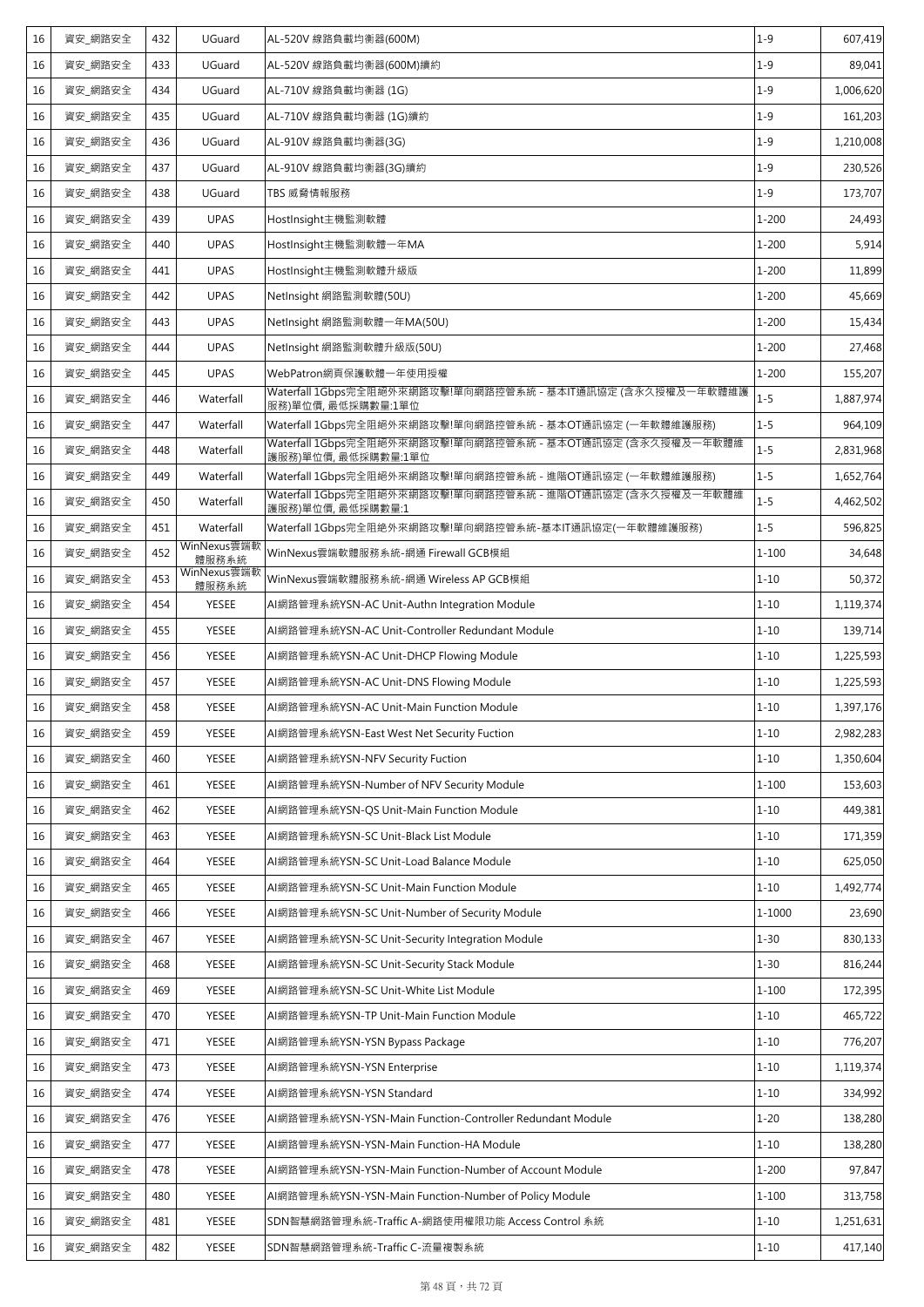| 16 | 資安_網路安全 | 432 | UGuard | AL-520V 線路負載均衡器(600M) | 1-9 | 607,419 |
|---|---|---|---|---|---|---|
| 16 | 資安_網路安全 | 433 | UGuard | AL-520V 線路負載均衡器(600M)續約 | 1-9 | 89,041 |
| 16 | 資安_網路安全 | 434 | UGuard | AL-710V 線路負載均衡器 (1G) | 1-9 | 1,006,620 |
| 16 | 資安_網路安全 | 435 | UGuard | AL-710V 線路負載均衡器 (1G)續約 | 1-9 | 161,203 |
| 16 | 資安_網路安全 | 436 | UGuard | AL-910V 線路負載均衡器(3G) | 1-9 | 1,210,008 |
| 16 | 資安_網路安全 | 437 | UGuard | AL-910V 線路負載均衡器(3G)續約 | 1-9 | 230,526 |
| 16 | 資安_網路安全 | 438 | UGuard | TBS 威脅情報服務 | 1-9 | 173,707 |
| 16 | 資安_網路安全 | 439 | UPAS | HostInsight主機監測軟體 | 1-200 | 24,493 |
| 16 | 資安_網路安全 | 440 | UPAS | HostInsight主機監測軟體一年MA | 1-200 | 5,914 |
| 16 | 資安_網路安全 | 441 | UPAS | HostInsight主機監測軟體升級版 | 1-200 | 11,899 |
| 16 | 資安_網路安全 | 442 | UPAS | NetInsight 網路監測軟體(50U) | 1-200 | 45,669 |
| 16 | 資安_網路安全 | 443 | UPAS | NetInsight 網路監測軟體一年MA(50U) | 1-200 | 15,434 |
| 16 | 資安_網路安全 | 444 | UPAS | NetInsight 網路監測軟體升級版(50U) | 1-200 | 27,468 |
| 16 | 資安_網路安全 | 445 | UPAS | WebPatron網頁保護軟體一年使用授權 | 1-200 | 155,207 |
| 16 | 資安_網路安全 | 446 | Waterfall | Waterfall 1Gbps完全阻絕外來網路攻擊!單向網路控管系統 - 基本IT通訊協定 (含永久授權及一年軟體維護服務)單位價, 最低採購數量:1單位 | 1-5 | 1,887,974 |
| 16 | 資安_網路安全 | 447 | Waterfall | Waterfall 1Gbps完全阻絕外來網路攻擊!單向網路控管系統 - 基本OT通訊協定 (一年軟體維護服務) | 1-5 | 964,109 |
| 16 | 資安_網路安全 | 448 | Waterfall | Waterfall 1Gbps完全阻絕外來網路攻擊!單向網路控管系統 - 基本OT通訊協定 (含永久授權及一年軟體維護服務)單位價, 最低採購數量:1單位 | 1-5 | 2,831,968 |
| 16 | 資安_網路安全 | 449 | Waterfall | Waterfall 1Gbps完全阻絕外來網路攻擊!單向網路控管系統 - 進階OT通訊協定 (一年軟體維護服務) | 1-5 | 1,652,764 |
| 16 | 資安_網路安全 | 450 | Waterfall | Waterfall 1Gbps完全阻絕外來網路攻擊!單向網路控管系統 - 進階OT通訊協定 (含永久授權及一年軟體維護服務)單位價, 最低採購數量:1 | 1-5 | 4,462,502 |
| 16 | 資安_網路安全 | 451 | Waterfall | Waterfall 1Gbps完全阻絕外來網路攻擊!單向網路控管系統-基本IT通訊協定(一年軟體維護服務) | 1-5 | 596,825 |
| 16 | 資安_網路安全 | 452 | WinNexus雲端軟體服務系統 | WinNexus雲端軟體服務系統-網通 Firewall GCB模組 | 1-100 | 34,648 |
| 16 | 資安_網路安全 | 453 | WinNexus雲端軟體服務系統 | WinNexus雲端軟體服務系統-網通 Wireless AP GCB模組 | 1-10 | 50,372 |
| 16 | 資安_網路安全 | 454 | YESEE | AI網路管理系統YSN-AC Unit-Authn Integration Module | 1-10 | 1,119,374 |
| 16 | 資安_網路安全 | 455 | YESEE | AI網路管理系統YSN-AC Unit-Controller Redundant Module | 1-10 | 139,714 |
| 16 | 資安_網路安全 | 456 | YESEE | AI網路管理系統YSN-AC Unit-DHCP Flowing Module | 1-10 | 1,225,593 |
| 16 | 資安_網路安全 | 457 | YESEE | AI網路管理系統YSN-AC Unit-DNS Flowing Module | 1-10 | 1,225,593 |
| 16 | 資安_網路安全 | 458 | YESEE | AI網路管理系統YSN-AC Unit-Main Function Module | 1-10 | 1,397,176 |
| 16 | 資安_網路安全 | 459 | YESEE | AI網路管理系統YSN-East West Net Security Fuction | 1-10 | 2,982,283 |
| 16 | 資安_網路安全 | 460 | YESEE | AI網路管理系統YSN-NFV Security Fuction | 1-10 | 1,350,604 |
| 16 | 資安_網路安全 | 461 | YESEE | AI網路管理系統YSN-Number of NFV Security Module | 1-100 | 153,603 |
| 16 | 資安_網路安全 | 462 | YESEE | AI網路管理系統YSN-QS Unit-Main Function Module | 1-10 | 449,381 |
| 16 | 資安_網路安全 | 463 | YESEE | AI網路管理系統YSN-SC Unit-Black List Module | 1-10 | 171,359 |
| 16 | 資安_網路安全 | 464 | YESEE | AI網路管理系統YSN-SC Unit-Load Balance Module | 1-10 | 625,050 |
| 16 | 資安_網路安全 | 465 | YESEE | AI網路管理系統YSN-SC Unit-Main Function Module | 1-10 | 1,492,774 |
| 16 | 資安_網路安全 | 466 | YESEE | AI網路管理系統YSN-SC Unit-Number of Security Module | 1-1000 | 23,690 |
| 16 | 資安_網路安全 | 467 | YESEE | AI網路管理系統YSN-SC Unit-Security Integration Module | 1-30 | 830,133 |
| 16 | 資安_網路安全 | 468 | YESEE | AI網路管理系統YSN-SC Unit-Security Stack Module | 1-30 | 816,244 |
| 16 | 資安_網路安全 | 469 | YESEE | AI網路管理系統YSN-SC Unit-White List Module | 1-100 | 172,395 |
| 16 | 資安_網路安全 | 470 | YESEE | AI網路管理系統YSN-TP Unit-Main Function Module | 1-10 | 465,722 |
| 16 | 資安_網路安全 | 471 | YESEE | AI網路管理系統YSN-YSN Bypass Package | 1-10 | 776,207 |
| 16 | 資安_網路安全 | 473 | YESEE | AI網路管理系統YSN-YSN Enterprise | 1-10 | 1,119,374 |
| 16 | 資安_網路安全 | 474 | YESEE | AI網路管理系統YSN-YSN Standard | 1-10 | 334,992 |
| 16 | 資安_網路安全 | 476 | YESEE | AI網路管理系統YSN-YSN-Main Function-Controller Redundant Module | 1-20 | 138,280 |
| 16 | 資安_網路安全 | 477 | YESEE | AI網路管理系統YSN-YSN-Main Function-HA Module | 1-10 | 138,280 |
| 16 | 資安_網路安全 | 478 | YESEE | AI網路管理系統YSN-YSN-Main Function-Number of Account Module | 1-200 | 97,847 |
| 16 | 資安_網路安全 | 480 | YESEE | AI網路管理系統YSN-YSN-Main Function-Number of Policy Module | 1-100 | 313,758 |
| 16 | 資安_網路安全 | 481 | YESEE | SDN智慧網路管理系統-Traffic A-網路使用權限功能 Access Control 系統 | 1-10 | 1,251,631 |
| 16 | 資安_網路安全 | 482 | YESEE | SDN智慧網路管理系統-Traffic C-流量複製系統 | 1-10 | 417,140 |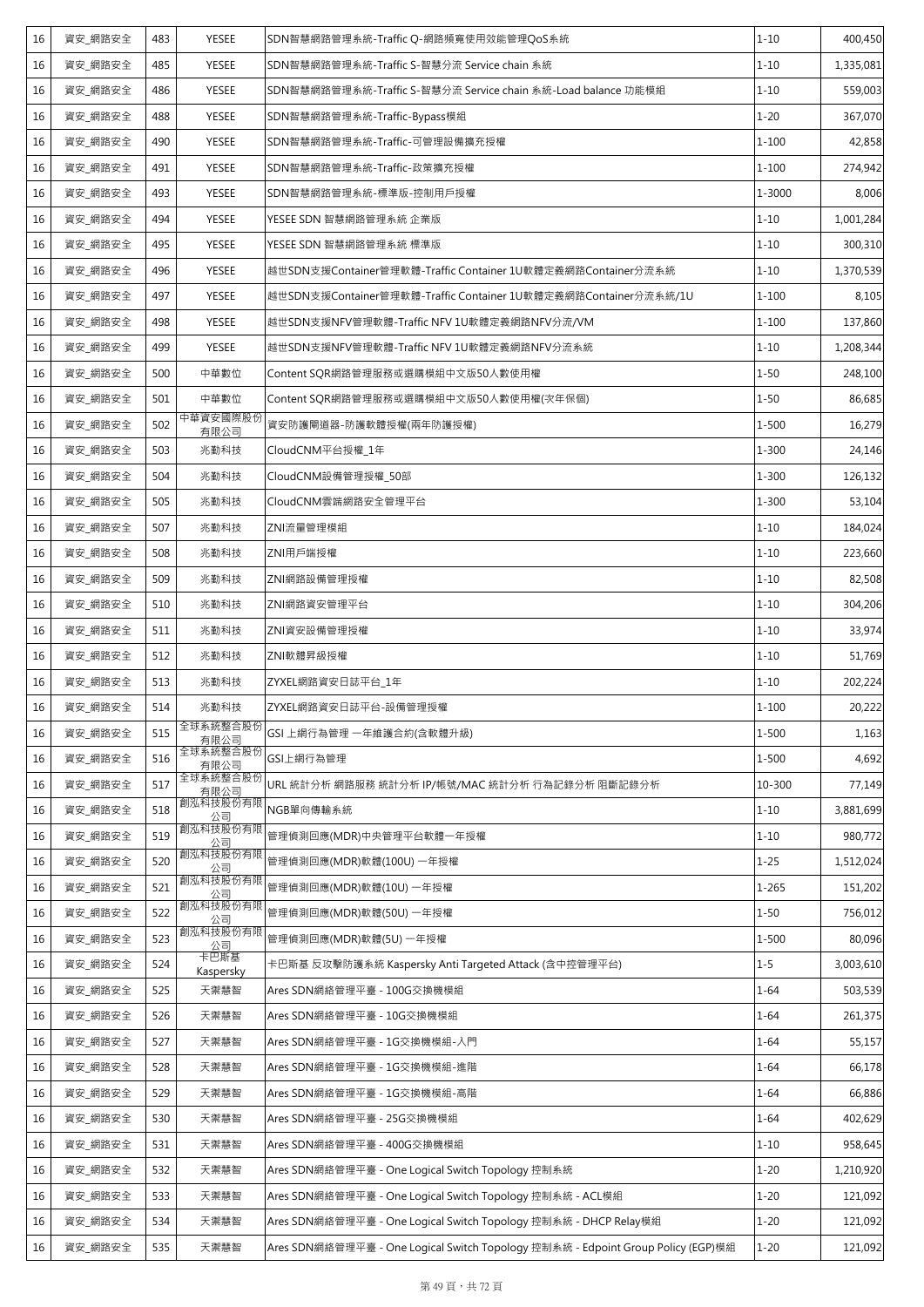| 16 | 資安_網路安全 | 483 | YESEE | SDN智慧網路管理系統-Traffic Q-網路頻寬使用效能管理QoS系統 | 1-10 | 400,450 |
|---|---|---|---|---|---|---|
| 16 | 資安_網路安全 | 485 | YESEE | SDN智慧網路管理系統-Traffic S-智慧分流 Service chain 系統 | 1-10 | 1,335,081 |
| 16 | 資安_網路安全 | 486 | YESEE | SDN智慧網路管理系統-Traffic S-智慧分流 Service chain 系統-Load balance 功能模組 | 1-10 | 559,003 |
| 16 | 資安_網路安全 | 488 | YESEE | SDN智慧網路管理系統-Traffic-Bypass模組 | 1-20 | 367,070 |
| 16 | 資安_網路安全 | 490 | YESEE | SDN智慧網路管理系統-Traffic-可管理設備擴充授權 | 1-100 | 42,858 |
| 16 | 資安_網路安全 | 491 | YESEE | SDN智慧網路管理系統-Traffic-政策擴充授權 | 1-100 | 274,942 |
| 16 | 資安_網路安全 | 493 | YESEE | SDN智慧網路管理系統-標準版-控制用戶授權 | 1-3000 | 8,006 |
| 16 | 資安_網路安全 | 494 | YESEE | YESEE SDN 智慧網路管理系統 企業版 | 1-10 | 1,001,284 |
| 16 | 資安_網路安全 | 495 | YESEE | YESEE SDN 智慧網路管理系統 標準版 | 1-10 | 300,310 |
| 16 | 資安_網路安全 | 496 | YESEE | 越世SDN支援Container管理軟體-Traffic Container 1U軟體定義網路Container分流系統 | 1-10 | 1,370,539 |
| 16 | 資安_網路安全 | 497 | YESEE | 越世SDN支援Container管理軟體-Traffic Container 1U軟體定義網路Container分流系統/1U | 1-100 | 8,105 |
| 16 | 資安_網路安全 | 498 | YESEE | 越世SDN支援NFV管理軟體-Traffic NFV 1U軟體定義網路NFV分流/VM | 1-100 | 137,860 |
| 16 | 資安_網路安全 | 499 | YESEE | 越世SDN支援NFV管理軟體-Traffic NFV 1U軟體定義網路NFV分流系統 | 1-10 | 1,208,344 |
| 16 | 資安_網路安全 | 500 | 中華數位 | Content SQR網路管理服務或選購模組中文版50人數使用權 | 1-50 | 248,100 |
| 16 | 資安_網路安全 | 501 | 中華數位 | Content SQR網路管理服務或選購模組中文版50人數使用權(次年保固) | 1-50 | 86,685 |
| 16 | 資安_網路安全 | 502 | 中華資安國際股份有限公司 | 資安防護閘道器-防護軟體授權(兩年防護授權) | 1-500 | 16,279 |
| 16 | 資安_網路安全 | 503 | 兆勤科技 | CloudCNM平台授權_1年 | 1-300 | 24,146 |
| 16 | 資安_網路安全 | 504 | 兆勤科技 | CloudCNM設備管理授權_50部 | 1-300 | 126,132 |
| 16 | 資安_網路安全 | 505 | 兆勤科技 | CloudCNM雲端網路安全管理平台 | 1-300 | 53,104 |
| 16 | 資安_網路安全 | 507 | 兆勤科技 | ZNI流量管理模組 | 1-10 | 184,024 |
| 16 | 資安_網路安全 | 508 | 兆勤科技 | ZNI用戶端授權 | 1-10 | 223,660 |
| 16 | 資安_網路安全 | 509 | 兆勤科技 | ZNI網路設備管理授權 | 1-10 | 82,508 |
| 16 | 資安_網路安全 | 510 | 兆勤科技 | ZNI網路資安管理平台 | 1-10 | 304,206 |
| 16 | 資安_網路安全 | 511 | 兆勤科技 | ZNI資安設備管理授權 | 1-10 | 33,974 |
| 16 | 資安_網路安全 | 512 | 兆勤科技 | ZNI軟體昇級授權 | 1-10 | 51,769 |
| 16 | 資安_網路安全 | 513 | 兆勤科技 | ZYXEL網路資安日誌平台_1年 | 1-10 | 202,224 |
| 16 | 資安_網路安全 | 514 | 兆勤科技 | ZYXEL網路資安日誌平台-設備管理授權 | 1-100 | 20,222 |
| 16 | 資安_網路安全 | 515 | 全球系統整合股份有限公司 | GSI 上網行為管理 一年維護合約(含軟體升級) | 1-500 | 1,163 |
| 16 | 資安_網路安全 | 516 | 全球系統整合股份有限公司 | GSI上網行為管理 | 1-500 | 4,692 |
| 16 | 資安_網路安全 | 517 | 全球系統整合股份有限公司 | URL 統計分析 網路服務 統計分析 IP/帳號/MAC 統計分析 行為記錄分析 阻斷記錄分析 | 10-300 | 77,149 |
| 16 | 資安_網路安全 | 518 | 創泓科技股份有限公司 | NGB單向傳輸系統 | 1-10 | 3,881,699 |
| 16 | 資安_網路安全 | 519 | 創泓科技股份有限公司 | 管理偵測回應(MDR)中央管理平台軟體一年授權 | 1-10 | 980,772 |
| 16 | 資安_網路安全 | 520 | 創泓科技股份有限公司 | 管理偵測回應(MDR)軟體(100U) 一年授權 | 1-25 | 1,512,024 |
| 16 | 資安_網路安全 | 521 | 創泓科技股份有限公司 | 管理偵測回應(MDR)軟體(10U) 一年授權 | 1-265 | 151,202 |
| 16 | 資安_網路安全 | 522 | 創泓科技股份有限公司 | 管理偵測回應(MDR)軟體(50U) 一年授權 | 1-50 | 756,012 |
| 16 | 資安_網路安全 | 523 | 創泓科技股份有限公司 | 管理偵測回應(MDR)軟體(5U) 一年授權 | 1-500 | 80,096 |
| 16 | 資安_網路安全 | 524 | 卡巴斯基 Kaspersky | 卡巴斯基 反攻擊防護系統 Kaspersky Anti Targeted Attack (含中控管理平台) | 1-5 | 3,003,610 |
| 16 | 資安_網路安全 | 525 | 天際慧智 | Ares SDN網絡管理平臺 - 100G交換機模組 | 1-64 | 503,539 |
| 16 | 資安_網路安全 | 526 | 天際慧智 | Ares SDN網絡管理平臺 - 10G交換機模組 | 1-64 | 261,375 |
| 16 | 資安_網路安全 | 527 | 天際慧智 | Ares SDN網絡管理平臺 - 1G交換機模組-入門 | 1-64 | 55,157 |
| 16 | 資安_網路安全 | 528 | 天際慧智 | Ares SDN網絡管理平臺 - 1G交換機模組-進階 | 1-64 | 66,178 |
| 16 | 資安_網路安全 | 529 | 天際慧智 | Ares SDN網絡管理平臺 - 1G交換機模組-高階 | 1-64 | 66,886 |
| 16 | 資安_網路安全 | 530 | 天際慧智 | Ares SDN網絡管理平臺 - 25G交換機模組 | 1-64 | 402,629 |
| 16 | 資安_網路安全 | 531 | 天際慧智 | Ares SDN網絡管理平臺 - 400G交換機模組 | 1-10 | 958,645 |
| 16 | 資安_網路安全 | 532 | 天際慧智 | Ares SDN網絡管理平臺 - One Logical Switch Topology 控制系統 | 1-20 | 1,210,920 |
| 16 | 資安_網路安全 | 533 | 天際慧智 | Ares SDN網絡管理平臺 - One Logical Switch Topology 控制系統 - ACL模組 | 1-20 | 121,092 |
| 16 | 資安_網路安全 | 534 | 天際慧智 | Ares SDN網絡管理平臺 - One Logical Switch Topology 控制系統 - DHCP Relay模組 | 1-20 | 121,092 |
| 16 | 資安_網路安全 | 535 | 天際慧智 | Ares SDN網絡管理平臺 - One Logical Switch Topology 控制系統 - Edpoint Group Policy (EGP)模組 | 1-20 | 121,092 |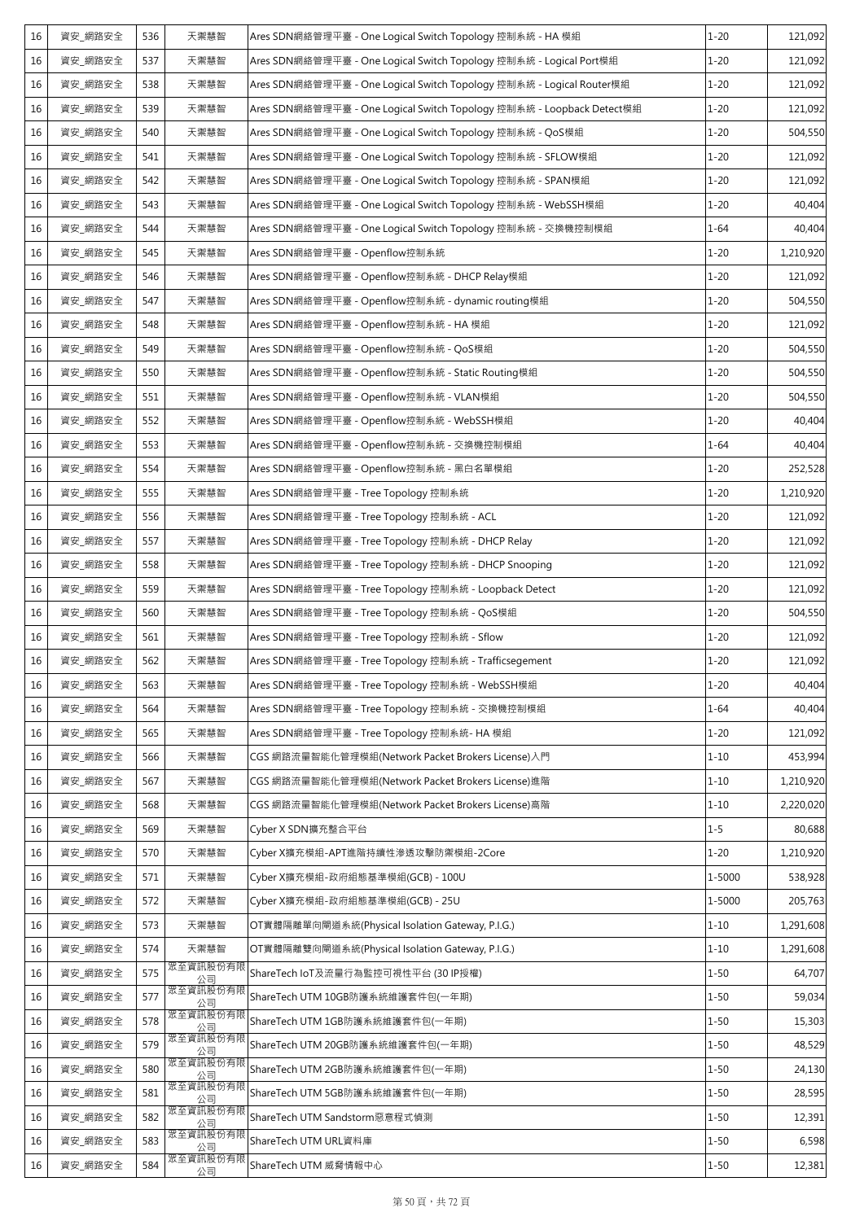| 16 | 資安_網路安全 | 536 | 天禦慧智 | Ares SDN網絡管理平臺 - One Logical Switch Topology 控制系統 - HA 模組 | 1-20 | 121,092 |
|---|---|---|---|---|---|---|
| 16 | 資安_網路安全 | 537 | 天禦慧智 | Ares SDN網絡管理平臺 - One Logical Switch Topology 控制系統 - Logical Port模組 | 1-20 | 121,092 |
| 16 | 資安_網路安全 | 538 | 天禦慧智 | Ares SDN網絡管理平臺 - One Logical Switch Topology 控制系統 - Logical Router模組 | 1-20 | 121,092 |
| 16 | 資安_網路安全 | 539 | 天禦慧智 | Ares SDN網絡管理平臺 - One Logical Switch Topology 控制系統 - Loopback Detect模組 | 1-20 | 121,092 |
| 16 | 資安_網路安全 | 540 | 天禦慧智 | Ares SDN網絡管理平臺 - One Logical Switch Topology 控制系統 - QoS模組 | 1-20 | 504,550 |
| 16 | 資安_網路安全 | 541 | 天禦慧智 | Ares SDN網絡管理平臺 - One Logical Switch Topology 控制系統 - SFLOW模組 | 1-20 | 121,092 |
| 16 | 資安_網路安全 | 542 | 天禦慧智 | Ares SDN網絡管理平臺 - One Logical Switch Topology 控制系統 - SPAN模組 | 1-20 | 121,092 |
| 16 | 資安_網路安全 | 543 | 天禦慧智 | Ares SDN網絡管理平臺 - One Logical Switch Topology 控制系統 - WebSSH模組 | 1-20 | 40,404 |
| 16 | 資安_網路安全 | 544 | 天禦慧智 | Ares SDN網絡管理平臺 - One Logical Switch Topology 控制系統 - 交換機控制模組 | 1-64 | 40,404 |
| 16 | 資安_網路安全 | 545 | 天禦慧智 | Ares SDN網絡管理平臺 - Openflow控制系統 | 1-20 | 1,210,920 |
| 16 | 資安_網路安全 | 546 | 天禦慧智 | Ares SDN網絡管理平臺 - Openflow控制系統 - DHCP Relay模組 | 1-20 | 121,092 |
| 16 | 資安_網路安全 | 547 | 天禦慧智 | Ares SDN網絡管理平臺 - Openflow控制系統 - dynamic routing模組 | 1-20 | 504,550 |
| 16 | 資安_網路安全 | 548 | 天禦慧智 | Ares SDN網絡管理平臺 - Openflow控制系統 - HA 模組 | 1-20 | 121,092 |
| 16 | 資安_網路安全 | 549 | 天禦慧智 | Ares SDN網絡管理平臺 - Openflow控制系統 - QoS模組 | 1-20 | 504,550 |
| 16 | 資安_網路安全 | 550 | 天禦慧智 | Ares SDN網絡管理平臺 - Openflow控制系統 - Static Routing模組 | 1-20 | 504,550 |
| 16 | 資安_網路安全 | 551 | 天禦慧智 | Ares SDN網絡管理平臺 - Openflow控制系統 - VLAN模組 | 1-20 | 504,550 |
| 16 | 資安_網路安全 | 552 | 天禦慧智 | Ares SDN網絡管理平臺 - Openflow控制系統 - WebSSH模組 | 1-20 | 40,404 |
| 16 | 資安_網路安全 | 553 | 天禦慧智 | Ares SDN網絡管理平臺 - Openflow控制系統 - 交換機控制模組 | 1-64 | 40,404 |
| 16 | 資安_網路安全 | 554 | 天禦慧智 | Ares SDN網絡管理平臺 - Openflow控制系統 - 黑白名單模組 | 1-20 | 252,528 |
| 16 | 資安_網路安全 | 555 | 天禦慧智 | Ares SDN網絡管理平臺 - Tree Topology 控制系統 | 1-20 | 1,210,920 |
| 16 | 資安_網路安全 | 556 | 天禦慧智 | Ares SDN網絡管理平臺 - Tree Topology 控制系統 - ACL | 1-20 | 121,092 |
| 16 | 資安_網路安全 | 557 | 天禦慧智 | Ares SDN網絡管理平臺 - Tree Topology 控制系統 - DHCP Relay | 1-20 | 121,092 |
| 16 | 資安_網路安全 | 558 | 天禦慧智 | Ares SDN網絡管理平臺 - Tree Topology 控制系統 - DHCP Snooping | 1-20 | 121,092 |
| 16 | 資安_網路安全 | 559 | 天禦慧智 | Ares SDN網絡管理平臺 - Tree Topology 控制系統 - Loopback Detect | 1-20 | 121,092 |
| 16 | 資安_網路安全 | 560 | 天禦慧智 | Ares SDN網絡管理平臺 - Tree Topology 控制系統 - QoS模組 | 1-20 | 504,550 |
| 16 | 資安_網路安全 | 561 | 天禦慧智 | Ares SDN網絡管理平臺 - Tree Topology 控制系統 - Sflow | 1-20 | 121,092 |
| 16 | 資安_網路安全 | 562 | 天禦慧智 | Ares SDN網絡管理平臺 - Tree Topology 控制系統 - Trafficsegement | 1-20 | 121,092 |
| 16 | 資安_網路安全 | 563 | 天禦慧智 | Ares SDN網絡管理平臺 - Tree Topology 控制系統 - WebSSH模組 | 1-20 | 40,404 |
| 16 | 資安_網路安全 | 564 | 天禦慧智 | Ares SDN網絡管理平臺 - Tree Topology 控制系統 - 交換機控制模組 | 1-64 | 40,404 |
| 16 | 資安_網路安全 | 565 | 天禦慧智 | Ares SDN網絡管理平臺 - Tree Topology 控制系統- HA 模組 | 1-20 | 121,092 |
| 16 | 資安_網路安全 | 566 | 天禦慧智 | CGS 網路流量智能化管理模組(Network Packet Brokers License)入門 | 1-10 | 453,994 |
| 16 | 資安_網路安全 | 567 | 天禦慧智 | CGS 網路流量智能化管理模組(Network Packet Brokers License)進階 | 1-10 | 1,210,920 |
| 16 | 資安_網路安全 | 568 | 天禦慧智 | CGS 網路流量智能化管理模組(Network Packet Brokers License)高階 | 1-10 | 2,220,020 |
| 16 | 資安_網路安全 | 569 | 天禦慧智 | Cyber X SDN擴充整合平台 | 1-5 | 80,688 |
| 16 | 資安_網路安全 | 570 | 天禦慧智 | Cyber X擴充模組-APT進階持續性滲透攻擊防禦模組-2Core | 1-20 | 1,210,920 |
| 16 | 資安_網路安全 | 571 | 天禦慧智 | Cyber X擴充模組-政府組態基準模組(GCB) - 100U | 1-5000 | 538,928 |
| 16 | 資安_網路安全 | 572 | 天禦慧智 | Cyber X擴充模組-政府組態基準模組(GCB) - 25U | 1-5000 | 205,763 |
| 16 | 資安_網路安全 | 573 | 天禦慧智 | OT實體隔離單向閘道系統(Physical Isolation Gateway, P.I.G.) | 1-10 | 1,291,608 |
| 16 | 資安_網路安全 | 574 | 天禦慧智 | OT實體隔離雙向閘道系統(Physical Isolation Gateway, P.I.G.) | 1-10 | 1,291,608 |
| 16 | 資安_網路安全 | 575 | 眾至資訊股份有限公司 | ShareTech IoT及流量行為監控可視性平台 (30 IP授權) | 1-50 | 64,707 |
| 16 | 資安_網路安全 | 577 | 眾至資訊股份有限公司 | ShareTech UTM 10GB防護系統維護套件包(一年期) | 1-50 | 59,034 |
| 16 | 資安_網路安全 | 578 | 眾至資訊股份有限公司 | ShareTech UTM 1GB防護系統維護套件包(一年期) | 1-50 | 15,303 |
| 16 | 資安_網路安全 | 579 | 眾至資訊股份有限公司 | ShareTech UTM 20GB防護系統維護套件包(一年期) | 1-50 | 48,529 |
| 16 | 資安_網路安全 | 580 | 眾至資訊股份有限公司 | ShareTech UTM 2GB防護系統維護套件包(一年期) | 1-50 | 24,130 |
| 16 | 資安_網路安全 | 581 | 眾至資訊股份有限公司 | ShareTech UTM 5GB防護系統維護套件包(一年期) | 1-50 | 28,595 |
| 16 | 資安_網路安全 | 582 | 眾至資訊股份有限公司 | ShareTech UTM Sandstorm惡意程式偵測 | 1-50 | 12,391 |
| 16 | 資安_網路安全 | 583 | 眾至資訊股份有限公司 | ShareTech UTM URL資料庫 | 1-50 | 6,598 |
| 16 | 資安_網路安全 | 584 | 眾至資訊股份有限公司 | ShareTech UTM 威脅情報中心 | 1-50 | 12,381 |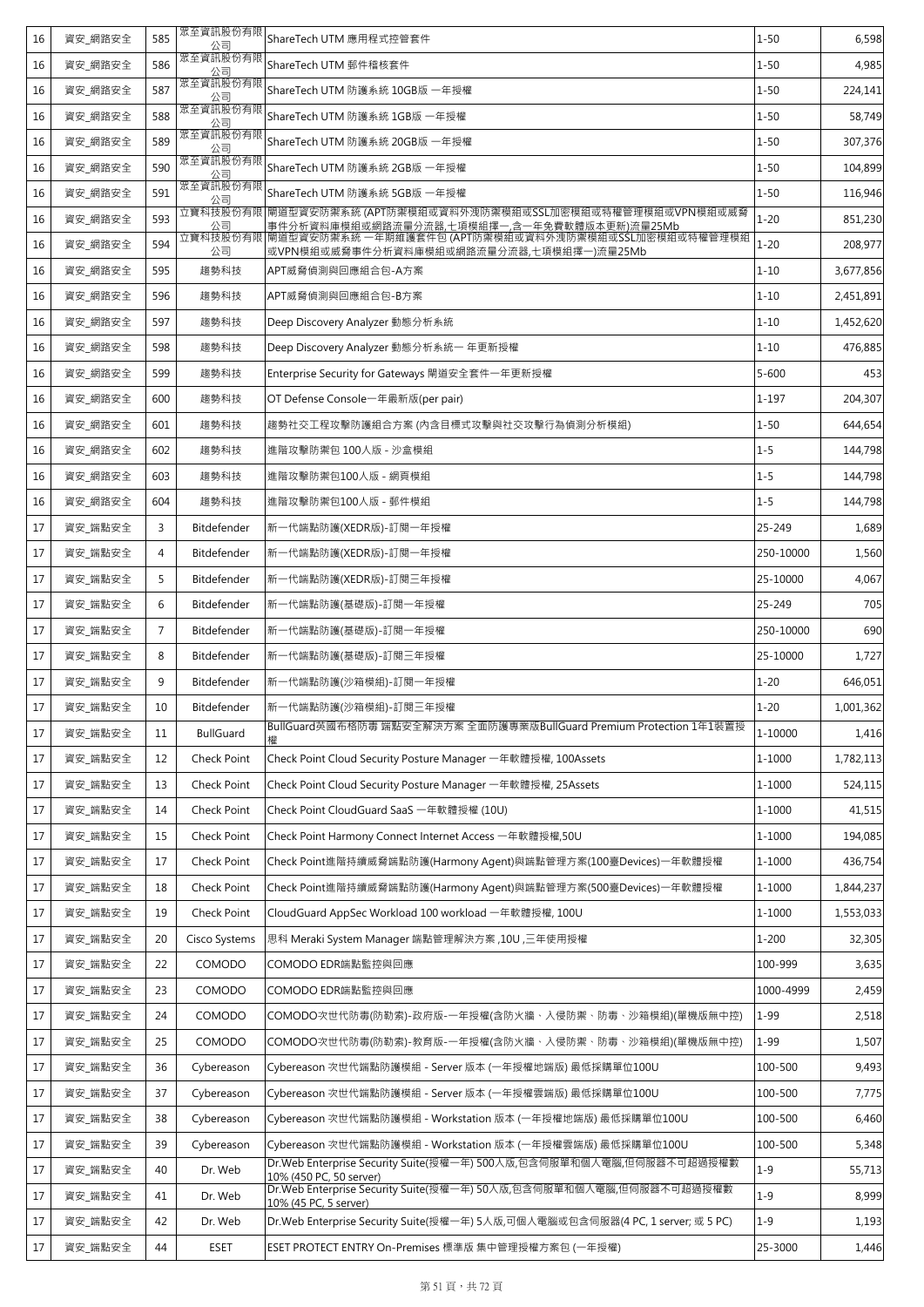| 16 | 資安_網路安全 | 585 | 眾至資訊股份有限公司 | ShareTech UTM 應用程式控管套件 | 1-50 | 6,598 |
|---|---|---|---|---|---|---|
| 16 | 資安_網路安全 | 586 | 眾至資訊股份有限公司 | ShareTech UTM 郵件稽核套件 | 1-50 | 4,985 |
| 16 | 資安_網路安全 | 587 | 眾至資訊股份有限公司 | ShareTech UTM 防護系統 10GB版 一年授權 | 1-50 | 224,141 |
| 16 | 資安_網路安全 | 588 | 眾至資訊股份有限公司 | ShareTech UTM 防護系統 1GB版 一年授權 | 1-50 | 58,749 |
| 16 | 資安_網路安全 | 589 | 眾至資訊股份有限公司 | ShareTech UTM 防護系統 20GB版 一年授權 | 1-50 | 307,376 |
| 16 | 資安_網路安全 | 590 | 眾至資訊股份有限公司 | ShareTech UTM 防護系統 2GB版 一年授權 | 1-50 | 104,899 |
| 16 | 資安_網路安全 | 591 | 眾至資訊股份有限公司 | ShareTech UTM 防護系統 5GB版 一年授權 | 1-50 | 116,946 |
| 16 | 資安_網路安全 | 593 | 立寶科技股份有限公司 | 閘道型資安防禦系統 (APT防禦模組或資料外洩防禦模組或SSL加密模組或特權管理模組或VPN模組或威脅事件分析資料庫模組或網路流量分流器,七項模組擇一,含一年免費軟體版本更新)流量25Mb | 1-20 | 851,230 |
| 16 | 資安_網路安全 | 594 | 立寶科技股份有限公司 | 閘道型資安防禦系統 一年期維護套件包 (APT防禦模組或資料外洩防禦模組或SSL加密模組或特權管理模組或VPN模組或威脅事件分析資料庫模組或網路流量分流器,七項模組擇一)流量25Mb | 1-20 | 208,977 |
| 16 | 資安_網路安全 | 595 | 趨勢科技 | APT威脅偵測與回應組合包-A方案 | 1-10 | 3,677,856 |
| 16 | 資安_網路安全 | 596 | 趨勢科技 | APT威脅偵測與回應組合包-B方案 | 1-10 | 2,451,891 |
| 16 | 資安_網路安全 | 597 | 趨勢科技 | Deep Discovery Analyzer 動態分析系統 | 1-10 | 1,452,620 |
| 16 | 資安_網路安全 | 598 | 趨勢科技 | Deep Discovery Analyzer 動態分析系統一 年更新授權 | 1-10 | 476,885 |
| 16 | 資安_網路安全 | 599 | 趨勢科技 | Enterprise Security for Gateways 閘道安全套件一年更新授權 | 5-600 | 453 |
| 16 | 資安_網路安全 | 600 | 趨勢科技 | OT Defense Console一年最新版(per pair) | 1-197 | 204,307 |
| 16 | 資安_網路安全 | 601 | 趨勢科技 | 趨勢社交工程攻擊防護組合方案 (內含目標式攻擊與社交攻擊行為偵測分析模組) | 1-50 | 644,654 |
| 16 | 資安_網路安全 | 602 | 趨勢科技 | 進階攻擊防禦包 100人版 - 沙盒模組 | 1-5 | 144,798 |
| 16 | 資安_網路安全 | 603 | 趨勢科技 | 進階攻擊防禦包100人版 - 網頁模組 | 1-5 | 144,798 |
| 16 | 資安_網路安全 | 604 | 趨勢科技 | 進階攻擊防禦包100人版 - 郵件模組 | 1-5 | 144,798 |
| 17 | 資安_端點安全 | 3 | Bitdefender | 新一代端點防護(XEDR版)-訂閱一年授權 | 25-249 | 1,689 |
| 17 | 資安_端點安全 | 4 | Bitdefender | 新一代端點防護(XEDR版)-訂閱一年授權 | 250-10000 | 1,560 |
| 17 | 資安_端點安全 | 5 | Bitdefender | 新一代端點防護(XEDR版)-訂閱三年授權 | 25-10000 | 4,067 |
| 17 | 資安_端點安全 | 6 | Bitdefender | 新一代端點防護(基礎版)-訂閱一年授權 | 25-249 | 705 |
| 17 | 資安_端點安全 | 7 | Bitdefender | 新一代端點防護(基礎版)-訂閱一年授權 | 250-10000 | 690 |
| 17 | 資安_端點安全 | 8 | Bitdefender | 新一代端點防護(基礎版)-訂閱三年授權 | 25-10000 | 1,727 |
| 17 | 資安_端點安全 | 9 | Bitdefender | 新一代端點防護(沙箱模組)-訂閱一年授權 | 1-20 | 646,051 |
| 17 | 資安_端點安全 | 10 | Bitdefender | 新一代端點防護(沙箱模組)-訂閱三年授權 | 1-20 | 1,001,362 |
| 17 | 資安_端點安全 | 11 | BullGuard | BullGuard英國布格防毒 端點安全解決方案 全面防護專業版BullGuard Premium Protection 1年1裝置授權 | 1-10000 | 1,416 |
| 17 | 資安_端點安全 | 12 | Check Point | Check Point Cloud Security Posture Manager 一年軟體授權, 100Assets | 1-1000 | 1,782,113 |
| 17 | 資安_端點安全 | 13 | Check Point | Check Point Cloud Security Posture Manager 一年軟體授權, 25Assets | 1-1000 | 524,115 |
| 17 | 資安_端點安全 | 14 | Check Point | Check Point CloudGuard SaaS 一年軟體授權 (10U) | 1-1000 | 41,515 |
| 17 | 資安_端點安全 | 15 | Check Point | Check Point Harmony Connect Internet Access 一年軟體授權,50U | 1-1000 | 194,085 |
| 17 | 資安_端點安全 | 17 | Check Point | Check Point進階持續威脅端點防護(Harmony Agent)與端點管理方案(100臺Devices)一年軟體授權 | 1-1000 | 436,754 |
| 17 | 資安_端點安全 | 18 | Check Point | Check Point進階持續威脅端點防護(Harmony Agent)與端點管理方案(500臺Devices)一年軟體授權 | 1-1000 | 1,844,237 |
| 17 | 資安_端點安全 | 19 | Check Point | CloudGuard AppSec Workload 100 workload 一年軟體授權, 100U | 1-1000 | 1,553,033 |
| 17 | 資安_端點安全 | 20 | Cisco Systems | 思科 Meraki System Manager 端點管理解決方案 ,10U ,三年使用授權 | 1-200 | 32,305 |
| 17 | 資安_端點安全 | 22 | COMODO | COMODO EDR端點監控與回應 | 100-999 | 3,635 |
| 17 | 資安_端點安全 | 23 | COMODO | COMODO EDR端點監控與回應 | 1000-4999 | 2,459 |
| 17 | 資安_端點安全 | 24 | COMODO | COMODO次世代防毒(防勒索)-政府版-一年授權(含防火牆、入侵防禦、防毒、沙箱模組)(單機版無中控) | 1-99 | 2,518 |
| 17 | 資安_端點安全 | 25 | COMODO | COMODO次世代防毒(防勒索)-教育版-一年授權(含防火牆、入侵防禦、防毒、沙箱模組)(單機版無中控) | 1-99 | 1,507 |
| 17 | 資安_端點安全 | 36 | Cybereason | Cybereason 次世代端點防護模組 - Server 版本 (一年授權地端版) 最低採購單位100U | 100-500 | 9,493 |
| 17 | 資安_端點安全 | 37 | Cybereason | Cybereason 次世代端點防護模組 - Server 版本 (一年授權雲端版) 最低採購單位100U | 100-500 | 7,775 |
| 17 | 資安_端點安全 | 38 | Cybereason | Cybereason 次世代端點防護模組 - Workstation 版本 (一年授權地端版) 最低採購單位100U | 100-500 | 6,460 |
| 17 | 資安_端點安全 | 39 | Cybereason | Cybereason 次世代端點防護模組 - Workstation 版本 (一年授權雲端版) 最低採購單位100U | 100-500 | 5,348 |
| 17 | 資安_端點安全 | 40 | Dr. Web | Dr.Web Enterprise Security Suite(授權一年) 500人版,包含伺服單和個人電腦,但伺服器不可超過授權數10% (450 PC, 50 server) | 1-9 | 55,713 |
| 17 | 資安_端點安全 | 41 | Dr. Web | Dr.Web Enterprise Security Suite(授權一年) 50人版,包含伺服單和個人電腦,但伺服器不可超過授權數10% (45 PC, 5 server) | 1-9 | 8,999 |
| 17 | 資安_端點安全 | 42 | Dr. Web | Dr.Web Enterprise Security Suite(授權一年) 5人版,可個人電腦或包含伺服器(4 PC, 1 server; 或 5 PC) | 1-9 | 1,193 |
| 17 | 資安_端點安全 | 44 | ESET | ESET PROTECT ENTRY On-Premises 標準版 集中管理授權方案包 (一年授權) | 25-3000 | 1,446 |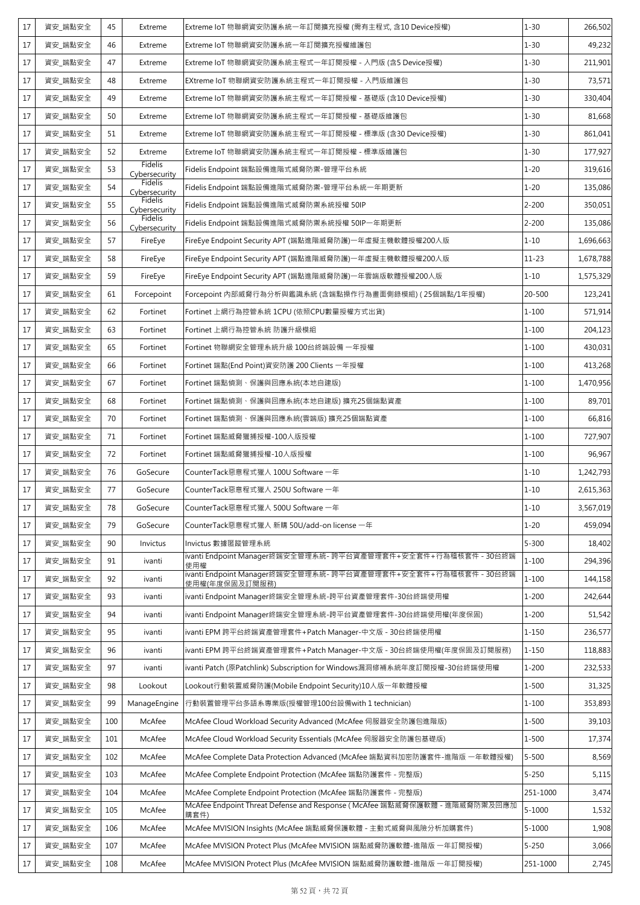| 17 | 資安_端點安全 | 45 | Extreme | Extreme IoT 物聯網資安防護系統一年訂閱擴充授權 (需有主程式, 含10 Device授權) | 1-30 | 266,502 |
|---|---|---|---|---|---|---|
| 17 | 資安_端點安全 | 46 | Extreme | Extreme IoT 物聯網資安防護系統一年訂閱擴充授權維護包 | 1-30 | 49,232 |
| 17 | 資安_端點安全 | 47 | Extreme | Extreme IoT 物聯網資安防護系統主程式一年訂閱授權 - 入門版 (含5 Device授權) | 1-30 | 211,901 |
| 17 | 資安_端點安全 | 48 | Extreme | EXtreme IoT 物聯網資安防護系統主程式一年訂閱授權 - 入門版維護包 | 1-30 | 73,571 |
| 17 | 資安_端點安全 | 49 | Extreme | Extreme IoT 物聯網資安防護系統主程式一年訂閱授權 - 基礎版 (含10 Device授權) | 1-30 | 330,404 |
| 17 | 資安_端點安全 | 50 | Extreme | Extreme IoT 物聯網資安防護系統主程式一年訂閱授權 - 基礎版維護包 | 1-30 | 81,668 |
| 17 | 資安_端點安全 | 51 | Extreme | Extreme IoT 物聯網資安防護系統主程式一年訂閱授權 - 標準版 (含30 Device授權) | 1-30 | 861,041 |
| 17 | 資安_端點安全 | 52 | Extreme | Extreme IoT 物聯網資安防護系統主程式一年訂閱授權 - 標準版維護包 | 1-30 | 177,927 |
| 17 | 資安_端點安全 | 53 | Fidelis Cybersecurity | Fidelis Endpoint 端點設備進階式威脅防禦-管理平台系統 | 1-20 | 319,616 |
| 17 | 資安_端點安全 | 54 | Fidelis Cybersecurity | Fidelis Endpoint 端點設備進階式威脅防禦-管理平台系統一年期更新 | 1-20 | 135,086 |
| 17 | 資安_端點安全 | 55 | Fidelis Cybersecurity | Fidelis Endpoint 端點設備進階式威脅防禦系統授權 50IP | 2-200 | 350,051 |
| 17 | 資安_端點安全 | 56 | Fidelis Cybersecurity | Fidelis Endpoint 端點設備進階式威脅防禦系統授權 50IP一年期更新 | 2-200 | 135,086 |
| 17 | 資安_端點安全 | 57 | FireEye | FireEye Endpoint Security APT (端點進階威脅防護)一年虛擬主機軟體授權200人版 | 1-10 | 1,696,663 |
| 17 | 資安_端點安全 | 58 | FireEye | FireEye Endpoint Security APT (端點進階威脅防護)一年虛擬主機軟體授權200人版 | 11-23 | 1,678,788 |
| 17 | 資安_端點安全 | 59 | FireEye | FireEye Endpoint Security APT (端點進階威脅防護)一年雲端版軟體授權200人版 | 1-10 | 1,575,329 |
| 17 | 資安_端點安全 | 61 | Forcepoint | Forcepoint 內部威脅行為分析與鑑識系統 (含端點操作行為畫面側錄模組) ( 25個端點/1年授權) | 20-500 | 123,241 |
| 17 | 資安_端點安全 | 62 | Fortinet | Fortinet 上網行為控管系統 1CPU (依照CPU數量授權方式出貨) | 1-100 | 571,914 |
| 17 | 資安_端點安全 | 63 | Fortinet | Fortinet 上網行為控管系統 防護升級模組 | 1-100 | 204,123 |
| 17 | 資安_端點安全 | 65 | Fortinet | Fortinet 物聯網安全管理系統升級 100台終端設備 一年授權 | 1-100 | 430,031 |
| 17 | 資安_端點安全 | 66 | Fortinet | Fortinet 端點(End Point)資安防護 200 Clients 一年授權 | 1-100 | 413,268 |
| 17 | 資安_端點安全 | 67 | Fortinet | Fortinet 端點偵測、保護與回應系統(本地自建版) | 1-100 | 1,470,956 |
| 17 | 資安_端點安全 | 68 | Fortinet | Fortinet 端點偵測、保護與回應系統(本地自建版) 擴充25個端點資產 | 1-100 | 89,701 |
| 17 | 資安_端點安全 | 70 | Fortinet | Fortinet 端點偵測、保護與回應系統(雲端版) 擴充25個端點資產 | 1-100 | 66,816 |
| 17 | 資安_端點安全 | 71 | Fortinet | Fortinet 端點威脅獵捕授權-100人版授權 | 1-100 | 727,907 |
| 17 | 資安_端點安全 | 72 | Fortinet | Fortinet 端點威脅獵捕授權-10人版授權 | 1-100 | 96,967 |
| 17 | 資安_端點安全 | 76 | GoSecure | CounterTack惡意程式獵人 100U Software 一年 | 1-10 | 1,242,793 |
| 17 | 資安_端點安全 | 77 | GoSecure | CounterTack惡意程式獵人 250U Software 一年 | 1-10 | 2,615,363 |
| 17 | 資安_端點安全 | 78 | GoSecure | CounterTack惡意程式獵人 500U Software 一年 | 1-10 | 3,567,019 |
| 17 | 資安_端點安全 | 79 | GoSecure | CounterTack惡意程式獵人 新購 50U/add-on license 一年 | 1-20 | 459,094 |
| 17 | 資安_端點安全 | 90 | Invictus | Invictus 數據匿蹤管理系統 | 5-300 | 18,402 |
| 17 | 資安_端點安全 | 91 | ivanti | ivanti Endpoint Manager終端安全管理系統- 跨平台資產管理套件+安全套件+行為稽核套件 - 30台終端使用權 | 1-100 | 294,396 |
| 17 | 資安_端點安全 | 92 | ivanti | ivanti Endpoint Manager終端安全管理系統- 跨平台資產管理套件+安全套件+行為稽核套件 - 30台終端使用權(年度保固及訂閱服務) | 1-100 | 144,158 |
| 17 | 資安_端點安全 | 93 | ivanti | ivanti Endpoint Manager終端安全管理系統-跨平台資產管理套件-30台終端使用權 | 1-200 | 242,644 |
| 17 | 資安_端點安全 | 94 | ivanti | ivanti Endpoint Manager終端安全管理系統-跨平台資產管理套件-30台終端使用權(年度保固) | 1-200 | 51,542 |
| 17 | 資安_端點安全 | 95 | ivanti | ivanti EPM 跨平台終端資產管理套件+Patch Manager-中文版 - 30台終端使用權 | 1-150 | 236,577 |
| 17 | 資安_端點安全 | 96 | ivanti | ivanti EPM 跨平台終端資產管理套件+Patch Manager-中文版 - 30台終端使用權(年度保固及訂閱服務) | 1-150 | 118,883 |
| 17 | 資安_端點安全 | 97 | ivanti | ivanti Patch (原Patchlink) Subscription for Windows漏洞修補系統年度訂閱授權-30台終端使用權 | 1-200 | 232,533 |
| 17 | 資安_端點安全 | 98 | Lookout | Lookout行動裝置威脅防護(Mobile Endpoint Security)10人版一年軟體授權 | 1-500 | 31,325 |
| 17 | 資安_端點安全 | 99 | ManageEngine | 行動裝置管理平台多語系專業版(授權管理100台設備with 1 technician) | 1-100 | 353,893 |
| 17 | 資安_端點安全 | 100 | McAfee | McAfee Cloud Workload Security Advanced (McAfee 伺服器安全防護包進階版) | 1-500 | 39,103 |
| 17 | 資安_端點安全 | 101 | McAfee | McAfee Cloud Workload Security Essentials (McAfee 伺服器安全防護包基礎版) | 1-500 | 17,374 |
| 17 | 資安_端點安全 | 102 | McAfee | McAfee Complete Data Protection Advanced (McAfee 端點資料加密防護套件-進階版 一年軟體授權) | 5-500 | 8,569 |
| 17 | 資安_端點安全 | 103 | McAfee | McAfee Complete Endpoint Protection (McAfee 端點防護套件 - 完整版) | 5-250 | 5,115 |
| 17 | 資安_端點安全 | 104 | McAfee | McAfee Complete Endpoint Protection (McAfee 端點防護套件 - 完整版) | 251-1000 | 3,474 |
| 17 | 資安_端點安全 | 105 | McAfee | McAfee Endpoint Threat Defense and Response ( McAfee 端點威脅保護軟體 - 進階威脅防禦及回應加購套件) | 5-1000 | 1,532 |
| 17 | 資安_端點安全 | 106 | McAfee | McAfee MVISION Insights (McAfee 端點威脅保護軟體 - 主動式威脅與風險分析加購套件) | 5-1000 | 1,908 |
| 17 | 資安_端點安全 | 107 | McAfee | McAfee MVISION Protect Plus (McAfee MVISION 端點威脅防護軟體-進階版 一年訂閱授權) | 5-250 | 3,066 |
| 17 | 資安_端點安全 | 108 | McAfee | McAfee MVISION Protect Plus (McAfee MVISION 端點威脅防護軟體-進階版 一年訂閱授權) | 251-1000 | 2,745 |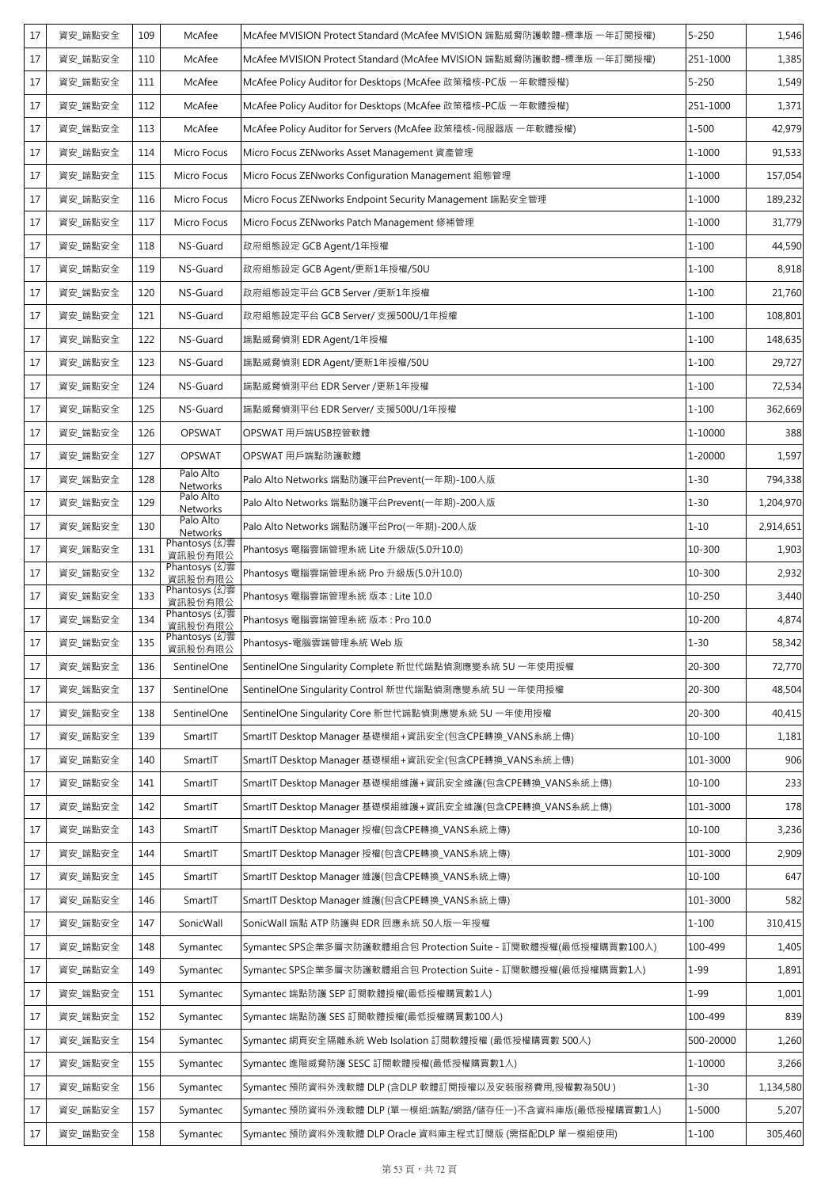| 17 | 資安_端點安全 | 109 | McAfee | McAfee MVISION Protect Standard (McAfee MVISION 端點威脅防護軟體-標準版 一年訂閱授權) | 5-250 | 1,546 |
|---|---|---|---|---|---|---|
| 17 | 資安_端點安全 | 110 | McAfee | McAfee MVISION Protect Standard (McAfee MVISION 端點威脅防護軟體-標準版 一年訂閱授權) | 251-1000 | 1,385 |
| 17 | 資安_端點安全 | 111 | McAfee | McAfee Policy Auditor for Desktops (McAfee 政策稽核-PC版 一年軟體授權) | 5-250 | 1,549 |
| 17 | 資安_端點安全 | 112 | McAfee | McAfee Policy Auditor for Desktops (McAfee 政策稽核-PC版 一年軟體授權) | 251-1000 | 1,371 |
| 17 | 資安_端點安全 | 113 | McAfee | McAfee Policy Auditor for Servers (McAfee 政策稽核-伺服器版 一年軟體授權) | 1-500 | 42,979 |
| 17 | 資安_端點安全 | 114 | Micro Focus | Micro Focus ZENworks Asset Management 資產管理 | 1-1000 | 91,533 |
| 17 | 資安_端點安全 | 115 | Micro Focus | Micro Focus ZENworks Configuration Management 組態管理 | 1-1000 | 157,054 |
| 17 | 資安_端點安全 | 116 | Micro Focus | Micro Focus ZENworks Endpoint Security Management 端點安全管理 | 1-1000 | 189,232 |
| 17 | 資安_端點安全 | 117 | Micro Focus | Micro Focus ZENworks Patch Management 修補管理 | 1-1000 | 31,779 |
| 17 | 資安_端點安全 | 118 | NS-Guard | 政府組態設定 GCB Agent/1年授權 | 1-100 | 44,590 |
| 17 | 資安_端點安全 | 119 | NS-Guard | 政府組態設定 GCB Agent/更新1年授權/50U | 1-100 | 8,918 |
| 17 | 資安_端點安全 | 120 | NS-Guard | 政府組態設定平台 GCB Server /更新1年授權 | 1-100 | 21,760 |
| 17 | 資安_端點安全 | 121 | NS-Guard | 政府組態設定平台 GCB Server/ 支援500U/1年授權 | 1-100 | 108,801 |
| 17 | 資安_端點安全 | 122 | NS-Guard | 端點威脅偵測 EDR Agent/1年授權 | 1-100 | 148,635 |
| 17 | 資安_端點安全 | 123 | NS-Guard | 端點威脅偵測 EDR Agent/更新1年授權/50U | 1-100 | 29,727 |
| 17 | 資安_端點安全 | 124 | NS-Guard | 端點威脅偵測平台 EDR Server /更新1年授權 | 1-100 | 72,534 |
| 17 | 資安_端點安全 | 125 | NS-Guard | 端點威脅偵測平台 EDR Server/ 支援500U/1年授權 | 1-100 | 362,669 |
| 17 | 資安_端點安全 | 126 | OPSWAT | OPSWAT 用戶端USB控管軟體 | 1-10000 | 388 |
| 17 | 資安_端點安全 | 127 | OPSWAT | OPSWAT 用戶端點防護軟體 | 1-20000 | 1,597 |
| 17 | 資安_端點安全 | 128 | Palo Alto Networks | Palo Alto Networks 端點防護平台Prevent(一年期)-100人版 | 1-30 | 794,338 |
| 17 | 資安_端點安全 | 129 | Palo Alto Networks | Palo Alto Networks 端點防護平台Prevent(一年期)-200人版 | 1-30 | 1,204,970 |
| 17 | 資安_端點安全 | 130 | Palo Alto Networks | Palo Alto Networks 端點防護平台Pro(一年期)-200人版 | 1-10 | 2,914,651 |
| 17 | 資安_端點安全 | 131 | Phantosys (幻雲資訊股份有限公 | Phantosys 電腦雲端管理系統 Lite 升級版(5.0升10.0) | 10-300 | 1,903 |
| 17 | 資安_端點安全 | 132 | Phantosys (幻雲資訊股份有限公 | Phantosys 電腦雲端管理系統 Pro 升級版(5.0升10.0) | 10-300 | 2,932 |
| 17 | 資安_端點安全 | 133 | Phantosys (幻雲資訊股份有限公 | Phantosys 電腦雲端管理系統 版本 : Lite 10.0 | 10-250 | 3,440 |
| 17 | 資安_端點安全 | 134 | Phantosys (幻雲資訊股份有限公 | Phantosys 電腦雲端管理系統 版本 : Pro 10.0 | 10-200 | 4,874 |
| 17 | 資安_端點安全 | 135 | Phantosys (幻雲資訊股份有限公 | Phantosys-電腦雲端管理系統 Web 版 | 1-30 | 58,342 |
| 17 | 資安_端點安全 | 136 | SentinelOne | SentinelOne Singularity Complete 新世代端點偵測應變系統 5U 一年使用授權 | 20-300 | 72,770 |
| 17 | 資安_端點安全 | 137 | SentinelOne | SentinelOne Singularity Control 新世代端點偵測應變系統 5U 一年使用授權 | 20-300 | 48,504 |
| 17 | 資安_端點安全 | 138 | SentinelOne | SentinelOne Singularity Core 新世代端點偵測應變系統 5U 一年使用授權 | 20-300 | 40,415 |
| 17 | 資安_端點安全 | 139 | SmartIT | SmartIT Desktop Manager 基礎模組+資訊安全(包含CPE轉換_VANS系統上傳) | 10-100 | 1,181 |
| 17 | 資安_端點安全 | 140 | SmartIT | SmartIT Desktop Manager 基礎模組+資訊安全(包含CPE轉換_VANS系統上傳) | 101-3000 | 906 |
| 17 | 資安_端點安全 | 141 | SmartIT | SmartIT Desktop Manager 基礎模組維護+資訊安全維護(包含CPE轉換_VANS系統上傳) | 10-100 | 233 |
| 17 | 資安_端點安全 | 142 | SmartIT | SmartIT Desktop Manager 基礎模組維護+資訊安全維護(包含CPE轉換_VANS系統上傳) | 101-3000 | 178 |
| 17 | 資安_端點安全 | 143 | SmartIT | SmartIT Desktop Manager 授權(包含CPE轉換_VANS系統上傳) | 10-100 | 3,236 |
| 17 | 資安_端點安全 | 144 | SmartIT | SmartIT Desktop Manager 授權(包含CPE轉換_VANS系統上傳) | 101-3000 | 2,909 |
| 17 | 資安_端點安全 | 145 | SmartIT | SmartIT Desktop Manager 維護(包含CPE轉換_VANS系統上傳) | 10-100 | 647 |
| 17 | 資安_端點安全 | 146 | SmartIT | SmartIT Desktop Manager 維護(包含CPE轉換_VANS系統上傳) | 101-3000 | 582 |
| 17 | 資安_端點安全 | 147 | SonicWall | SonicWall 端點 ATP 防護與 EDR 回應系統 50人版一年授權 | 1-100 | 310,415 |
| 17 | 資安_端點安全 | 148 | Symantec | Symantec SPS企業多層次防護軟體組合包 Protection Suite - 訂閱軟體授權(最低授權購買數100人) | 100-499 | 1,405 |
| 17 | 資安_端點安全 | 149 | Symantec | Symantec SPS企業多層次防護軟體組合包 Protection Suite - 訂閱軟體授權(最低授權購買數1人) | 1-99 | 1,891 |
| 17 | 資安_端點安全 | 151 | Symantec | Symantec 端點防護 SEP 訂閱軟體授權(最低授權購買數1人) | 1-99 | 1,001 |
| 17 | 資安_端點安全 | 152 | Symantec | Symantec 端點防護 SES 訂閱軟體授權(最低授權購買數100人) | 100-499 | 839 |
| 17 | 資安_端點安全 | 154 | Symantec | Symantec 網頁安全隔離系統 Web Isolation 訂閱軟體授權 (最低授權購買數 500人) | 500-20000 | 1,260 |
| 17 | 資安_端點安全 | 155 | Symantec | Symantec 進階威脅防護 SESC 訂閱軟體授權(最低授權購買數1人) | 1-10000 | 3,266 |
| 17 | 資安_端點安全 | 156 | Symantec | Symantec 預防資料外洩軟體 DLP (含DLP 軟體訂閱授權以及安裝服務費用,授權數為50U ) | 1-30 | 1,134,580 |
| 17 | 資安_端點安全 | 157 | Symantec | Symantec 預防資料外洩軟體 DLP (單一模組:端點/網路/儲存任一)不含資料庫版(最低授權購買數1人) | 1-5000 | 5,207 |
| 17 | 資安_端點安全 | 158 | Symantec | Symantec 預防資料外洩軟體 DLP Oracle 資料庫主程式訂閱版 (需搭配DLP 單一模組使用) | 1-100 | 305,460 |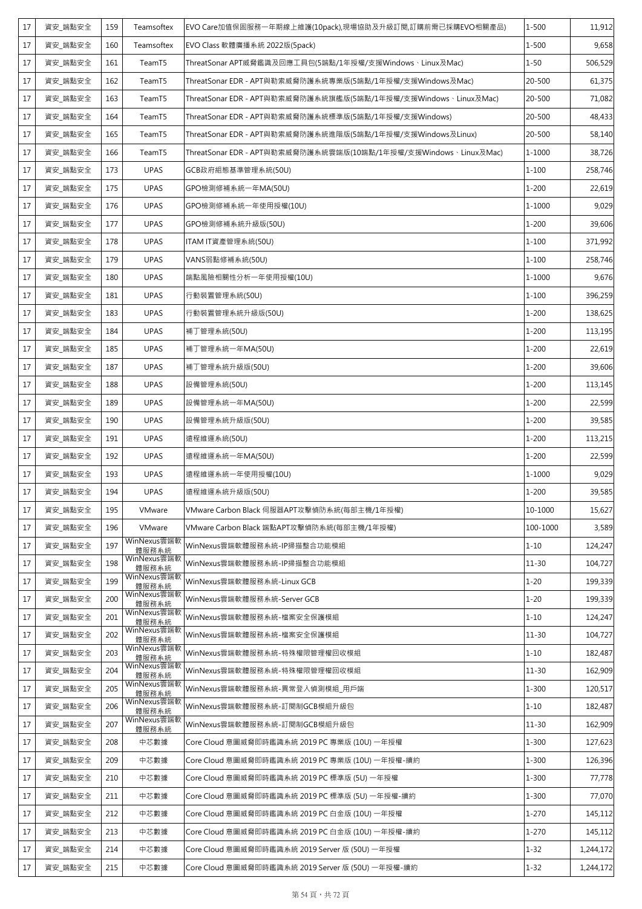| 17 | 資安_端點安全 | 159 | Teamsoftex | EVO Care加值保固服務一年期線上維護(10pack),現場協助及升級訂閱,訂購前需已採購EVO相關產品) | 1-500 | 11,912 |
|---|---|---|---|---|---|---|
| 17 | 資安_端點安全 | 160 | Teamsoftex | EVO Class 軟體廣播系統 2022版(5pack) | 1-500 | 9,658 |
| 17 | 資安_端點安全 | 161 | TeamT5 | ThreatSonar APT威脅鑑識及回應工具包(5端點/1年授權/支援Windows、Linux及Mac) | 1-50 | 506,529 |
| 17 | 資安_端點安全 | 162 | TeamT5 | ThreatSonar EDR - APT與勒索威脅防護系統專業版(5端點/1年授權/支援Windows及Mac) | 20-500 | 61,375 |
| 17 | 資安_端點安全 | 163 | TeamT5 | ThreatSonar EDR - APT與勒索威脅防護系統旗艦版(5端點/1年授權/支援Windows、Linux及Mac) | 20-500 | 71,082 |
| 17 | 資安_端點安全 | 164 | TeamT5 | ThreatSonar EDR - APT與勒索威脅防護系統標準版(5端點/1年授權/支援Windows) | 20-500 | 48,433 |
| 17 | 資安_端點安全 | 165 | TeamT5 | ThreatSonar EDR - APT與勒索威脅防護系統進階版(5端點/1年授權/支援Windows及Linux) | 20-500 | 58,140 |
| 17 | 資安_端點安全 | 166 | TeamT5 | ThreatSonar EDR - APT與勒索威脅防護系統雲端版(10端點/1年授權/支援Windows、Linux及Mac) | 1-1000 | 38,726 |
| 17 | 資安_端點安全 | 173 | UPAS | GCB政府組態基準管理系統(50U) | 1-100 | 258,746 |
| 17 | 資安_端點安全 | 175 | UPAS | GPO檢測修補系統一年MA(50U) | 1-200 | 22,619 |
| 17 | 資安_端點安全 | 176 | UPAS | GPO檢測修補系統一年使用授權(10U) | 1-1000 | 9,029 |
| 17 | 資安_端點安全 | 177 | UPAS | GPO檢測修補系統升級版(50U) | 1-200 | 39,606 |
| 17 | 資安_端點安全 | 178 | UPAS | ITAM IT資產管理系統(50U) | 1-100 | 371,992 |
| 17 | 資安_端點安全 | 179 | UPAS | VANS弱點修補系統(50U) | 1-100 | 258,746 |
| 17 | 資安_端點安全 | 180 | UPAS | 端點風險相關性分析一年使用授權(10U) | 1-1000 | 9,676 |
| 17 | 資安_端點安全 | 181 | UPAS | 行動裝置管理系統(50U) | 1-100 | 396,259 |
| 17 | 資安_端點安全 | 183 | UPAS | 行動裝置管理系統升級版(50U) | 1-200 | 138,625 |
| 17 | 資安_端點安全 | 184 | UPAS | 補丁管理系統(50U) | 1-200 | 113,195 |
| 17 | 資安_端點安全 | 185 | UPAS | 補丁管理系統一年MA(50U) | 1-200 | 22,619 |
| 17 | 資安_端點安全 | 187 | UPAS | 補丁管理系統升級版(50U) | 1-200 | 39,606 |
| 17 | 資安_端點安全 | 188 | UPAS | 設備管理系統(50U) | 1-200 | 113,145 |
| 17 | 資安_端點安全 | 189 | UPAS | 設備管理系統一年MA(50U) | 1-200 | 22,599 |
| 17 | 資安_端點安全 | 190 | UPAS | 設備管理系統升級版(50U) | 1-200 | 39,585 |
| 17 | 資安_端點安全 | 191 | UPAS | 遠程維運系統(50U) | 1-200 | 113,215 |
| 17 | 資安_端點安全 | 192 | UPAS | 遠程維運系統一年MA(50U) | 1-200 | 22,599 |
| 17 | 資安_端點安全 | 193 | UPAS | 遠程維運系統一年使用授權(10U) | 1-1000 | 9,029 |
| 17 | 資安_端點安全 | 194 | UPAS | 遠程維運系統升級版(50U) | 1-200 | 39,585 |
| 17 | 資安_端點安全 | 195 | VMware | VMware Carbon Black 伺服器APT攻擊偵防系統(每部主機/1年授權) | 10-1000 | 15,627 |
| 17 | 資安_端點安全 | 196 | VMware | VMware Carbon Black 端點APT攻擊偵防系統(每部主機/1年授權) | 100-1000 | 3,589 |
| 17 | 資安_端點安全 | 197 | WinNexus雲端軟體服務系統 | WinNexus雲端軟體服務系統-IP掃描整合功能模組 | 1-10 | 124,247 |
| 17 | 資安_端點安全 | 198 | WinNexus雲端軟體服務系統 | WinNexus雲端軟體服務系統-IP掃描整合功能模組 | 11-30 | 104,727 |
| 17 | 資安_端點安全 | 199 | WinNexus雲端軟體服務系統 | WinNexus雲端軟體服務系統-Linux GCB | 1-20 | 199,339 |
| 17 | 資安_端點安全 | 200 | WinNexus雲端軟體服務系統 | WinNexus雲端軟體服務系統-Server GCB | 1-20 | 199,339 |
| 17 | 資安_端點安全 | 201 | WinNexus雲端軟體服務系統 | WinNexus雲端軟體服務系統-檔案安全保護模組 | 1-10 | 124,247 |
| 17 | 資安_端點安全 | 202 | WinNexus雲端軟體服務系統 | WinNexus雲端軟體服務系統-檔案安全保護模組 | 11-30 | 104,727 |
| 17 | 資安_端點安全 | 203 | WinNexus雲端軟體服務系統 | WinNexus雲端軟體服務系統-特殊權限管理權回收模組 | 1-10 | 182,487 |
| 17 | 資安_端點安全 | 204 | WinNexus雲端軟體服務系統 | WinNexus雲端軟體服務系統-特殊權限管理權回收模組 | 11-30 | 162,909 |
| 17 | 資安_端點安全 | 205 | WinNexus雲端軟體服務系統 | WinNexus雲端軟體服務系統-異常登入偵測模組_用戶端 | 1-300 | 120,517 |
| 17 | 資安_端點安全 | 206 | WinNexus雲端軟體服務系統 | WinNexus雲端軟體服務系統-訂閱制GCB模組升級包 | 1-10 | 182,487 |
| 17 | 資安_端點安全 | 207 | WinNexus雲端軟體服務系統 | WinNexus雲端軟體服務系統-訂閱制GCB模組升級包 | 11-30 | 162,909 |
| 17 | 資安_端點安全 | 208 | 中芯數據 | Core Cloud 意圖威脅即時鑑識系統 2019 PC 專業版 (10U) 一年授權 | 1-300 | 127,623 |
| 17 | 資安_端點安全 | 209 | 中芯數據 | Core Cloud 意圖威脅即時鑑識系統 2019 PC 專業版 (10U) 一年授權-續約 | 1-300 | 126,396 |
| 17 | 資安_端點安全 | 210 | 中芯數據 | Core Cloud 意圖威脅即時鑑識系統 2019 PC 標準版 (5U) 一年授權 | 1-300 | 77,778 |
| 17 | 資安_端點安全 | 211 | 中芯數據 | Core Cloud 意圖威脅即時鑑識系統 2019 PC 標準版 (5U) 一年授權-續約 | 1-300 | 77,070 |
| 17 | 資安_端點安全 | 212 | 中芯數據 | Core Cloud 意圖威脅即時鑑識系統 2019 PC 白金版 (10U) 一年授權 | 1-270 | 145,112 |
| 17 | 資安_端點安全 | 213 | 中芯數據 | Core Cloud 意圖威脅即時鑑識系統 2019 PC 白金版 (10U) 一年授權-續約 | 1-270 | 145,112 |
| 17 | 資安_端點安全 | 214 | 中芯數據 | Core Cloud 意圖威脅即時鑑識系統 2019 Server 版 (50U) 一年授權 | 1-32 | 1,244,172 |
| 17 | 資安_端點安全 | 215 | 中芯數據 | Core Cloud 意圖威脅即時鑑識系統 2019 Server 版 (50U) 一年授權-續約 | 1-32 | 1,244,172 |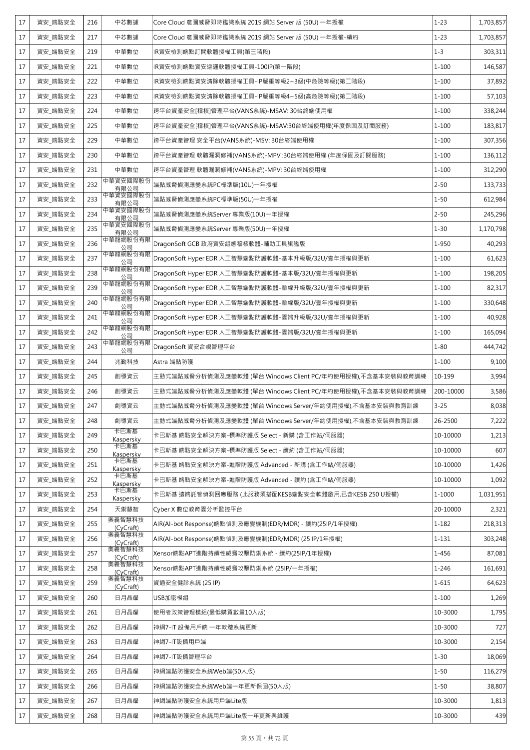| 17 | 資安_端點安全 | 216 | 中芯數據 | Core Cloud 意圖威脅即時鑑識系統 2019 網站 Server 版 (50U) 一年授權 | 1-23 | 1,703,857 |
|---|---|---|---|---|---|---|
| 17 | 資安_端點安全 | 217 | 中芯數據 | Core Cloud 意圖威脅即時鑑識系統 2019 網站 Server 版 (50U) 一年授權-續約 | 1-23 | 1,703,857 |
| 17 | 資安_端點安全 | 219 | 中華數位 | IR資安檢測端點訂閱軟體授權工具(第三階段) | 1-3 | 303,311 |
| 17 | 資安_端點安全 | 221 | 中華數位 | IR資安檢測端點資安巡邏軟體授權工具-100IP(第一階段) | 1-100 | 146,587 |
| 17 | 資安_端點安全 | 222 | 中華數位 | IR資安檢測端點資安清除軟體授權工具-IP嚴重等級2~3級(中危險等級)(第二階段) | 1-100 | 37,892 |
| 17 | 資安_端點安全 | 223 | 中華數位 | IR資安檢測端點資安清除軟體授權工具-IP嚴重等級4~5級(高危險等級)(第二階段) | 1-100 | 57,103 |
| 17 | 資安_端點安全 | 224 | 中華數位 | 跨平台資產安全[稽核]管理平台(VANS系統)-MSAV: 30台終端使用權 | 1-100 | 338,244 |
| 17 | 資安_端點安全 | 225 | 中華數位 | 跨平台資產安全[稽核]管理平台(VANS系統)-MSAV:30台終端使用權(年度保固及訂閱服務) | 1-100 | 183,817 |
| 17 | 資安_端點安全 | 229 | 中華數位 | 跨平台資產管理 安全平台(VANS系統)-MSV: 30台終端使用權 | 1-100 | 307,356 |
| 17 | 資安_端點安全 | 230 | 中華數位 | 跨平台資產管理 軟體漏洞修補(VANS系統)-MPV :30台終端使用權 (年度保固及訂閱服務) | 1-100 | 136,112 |
| 17 | 資安_端點安全 | 231 | 中華數位 | 跨平台資產管理 軟體漏洞修補(VANS系統)-MPV: 30台終端使用權 | 1-100 | 312,290 |
| 17 | 資安_端點安全 | 232 | 中華資安國際股份有限公司 | 端點威脅偵測應變系統PC標準版(10U)一年授權 | 2-50 | 133,733 |
| 17 | 資安_端點安全 | 233 | 中華資安國際股份有限公司 | 端點威脅偵測應變系統PC標準版(50U)一年授權 | 1-50 | 612,984 |
| 17 | 資安_端點安全 | 234 | 中華資安國際股份有限公司 | 端點威脅偵測應變系統Server 專業版(10U)一年授權 | 2-50 | 245,296 |
| 17 | 資安_端點安全 | 235 | 中華資安國際股份有限公司 | 端點威脅偵測應變系統Server 專業版(50U)一年授權 | 1-30 | 1,170,798 |
| 17 | 資安_端點安全 | 236 | 中華龍網股份有限公司 | DragonSoft GCB 政府資安組態稽核軟體-輔助工具旗艦版 | 1-950 | 40,293 |
| 17 | 資安_端點安全 | 237 | 中華龍網股份有限公司 | DragonSoft Hyper EDR 人工智慧端點防護軟體-基本升級版/32U/壹年授權與更新 | 1-100 | 61,623 |
| 17 | 資安_端點安全 | 238 | 中華龍網股份有限公司 | DragonSoft Hyper EDR 人工智慧端點防護軟體-基本版/32U/壹年授權與更新 | 1-100 | 198,205 |
| 17 | 資安_端點安全 | 239 | 中華龍網股份有限公司 | DragonSoft Hyper EDR 人工智慧端點防護軟體-離線升級版/32U/壹年授權與更新 | 1-100 | 82,317 |
| 17 | 資安_端點安全 | 240 | 中華龍網股份有限公司 | DragonSoft Hyper EDR 人工智慧端點防護軟體-離線版/32U/壹年授權與更新 | 1-100 | 330,648 |
| 17 | 資安_端點安全 | 241 | 中華龍網股份有限公司 | DragonSoft Hyper EDR 人工智慧端點防護軟體-雲端升級版/32U/壹年授權與更新 | 1-100 | 40,928 |
| 17 | 資安_端點安全 | 242 | 中華龍網股份有限公司 | DragonSoft Hyper EDR 人工智慧端點防護軟體-雲端版/32U/壹年授權與更新 | 1-100 | 165,094 |
| 17 | 資安_端點安全 | 243 | 中華龍網股份有限公司 | DragonSoft 資安合規管理平台 | 1-80 | 444,742 |
| 17 | 資安_端點安全 | 244 | 兆勤科技 | Astra 端點防護 | 1-100 | 9,100 |
| 17 | 資安_端點安全 | 245 | 創穩資云 | 主動式端點威脅分析偵測及應變軟體 (單台 Windows Client PC/年約使用授權),不含基本安裝與教育訓練 | 10-199 | 3,994 |
| 17 | 資安_端點安全 | 246 | 創穩資云 | 主動式端點威脅分析偵測及應變軟體 (單台 Windows Client PC/年約使用授權),不含基本安裝與教育訓練 | 200-10000 | 3,586 |
| 17 | 資安_端點安全 | 247 | 創穩資云 | 主動式端點威脅分析偵測及應變軟體 (單台 Windows Server/年約使用授權),不含基本安裝與教育訓練 | 3-25 | 8,038 |
| 17 | 資安_端點安全 | 248 | 創穩資云 | 主動式端點威脅分析偵測及應變軟體 (單台 Windows Server/年約使用授權),不含基本安裝與教育訓練 | 26-2500 | 7,222 |
| 17 | 資安_端點安全 | 249 | 卡巴斯基 Kaspersky | 卡巴斯基 端點安全解決方案-標準防護版 Select - 新購 (含工作站/伺服器) | 10-10000 | 1,213 |
| 17 | 資安_端點安全 | 250 | 卡巴斯基 Kaspersky | 卡巴斯基 端點安全解決方案-標準防護版 Select - 續約 (含工作站/伺服器) | 10-10000 | 607 |
| 17 | 資安_端點安全 | 251 | 卡巴斯基 Kaspersky | 卡巴斯基 端點安全解決方案-進階防護版 Advanced - 新購 (含工作站/伺服器) | 10-10000 | 1,426 |
| 17 | 資安_端點安全 | 252 | 卡巴斯基 Kaspersky | 卡巴斯基 端點安全解決方案-進階防護版 Advanced - 續約 (含工作站/伺服器) | 10-10000 | 1,092 |
| 17 | 資安_端點安全 | 253 | 卡巴斯基 Kaspersky | 卡巴斯基 遠端託管偵測回應服務 (此服務須搭配KESB端點安全軟體啟用,已含KESB 250 U授權) | 1-1000 | 1,031,951 |
| 17 | 資安_端點安全 | 254 | 天禦慧智 | Cyber X 數位教育雲分析監控平台 | 20-10000 | 2,321 |
| 17 | 資安_端點安全 | 255 | 奧義智慧科技 (CyCraft) | AIR(AI-bot Response)端點偵測及應變機制(EDR/MDR) - 續約(25IP/1年授權) | 1-182 | 218,313 |
| 17 | 資安_端點安全 | 256 | 奧義智慧科技 (CyCraft) | AIR(AI-bot Response)端點偵測及應變機制(EDR/MDR) (25 IP/1年授權) | 1-131 | 303,248 |
| 17 | 資安_端點安全 | 257 | 奧義智慧科技 (CyCraft) | Xensor端點APT進階持續性威脅攻擊防禦系統 - 續約(25IP/1年授權) | 1-456 | 87,081 |
| 17 | 資安_端點安全 | 258 | 奧義智慧科技 (CyCraft) | Xensor端點APT進階持續性威脅攻擊防禦系統 (25IP/一年授權) | 1-246 | 161,691 |
| 17 | 資安_端點安全 | 259 | 奧義智慧科技 (CyCraft) | 資通安全健診系統 (25 IP) | 1-615 | 64,623 |
| 17 | 資安_端點安全 | 260 | 日月晶耀 | USB加密模組 | 1-100 | 1,269 |
| 17 | 資安_端點安全 | 261 | 日月晶耀 | 使用者政策管理模組(最低購買數量10人版) | 10-3000 | 1,795 |
| 17 | 資安_端點安全 | 262 | 日月晶耀 | 神網7-IT 設備用戶端 一年軟體系統更新 | 10-3000 | 727 |
| 17 | 資安_端點安全 | 263 | 日月晶耀 | 神網7-IT設備用戶端 | 10-3000 | 2,154 |
| 17 | 資安_端點安全 | 264 | 日月晶耀 | 神網7-IT設備管理平台 | 1-30 | 18,069 |
| 17 | 資安_端點安全 | 265 | 日月晶耀 | 神網端點防護安全系統Web端(50人版) | 1-50 | 116,279 |
| 17 | 資安_端點安全 | 266 | 日月晶耀 | 神網端點防護安全系統Web端一年更新保固(50人版) | 1-50 | 38,807 |
| 17 | 資安_端點安全 | 267 | 日月晶耀 | 神網端點防護安全系統用戶端Lite版 | 10-3000 | 1,813 |
| 17 | 資安_端點安全 | 268 | 日月晶耀 | 神網端點防護安全系統用戶端Lite版一年更新與維護 | 10-3000 | 439 |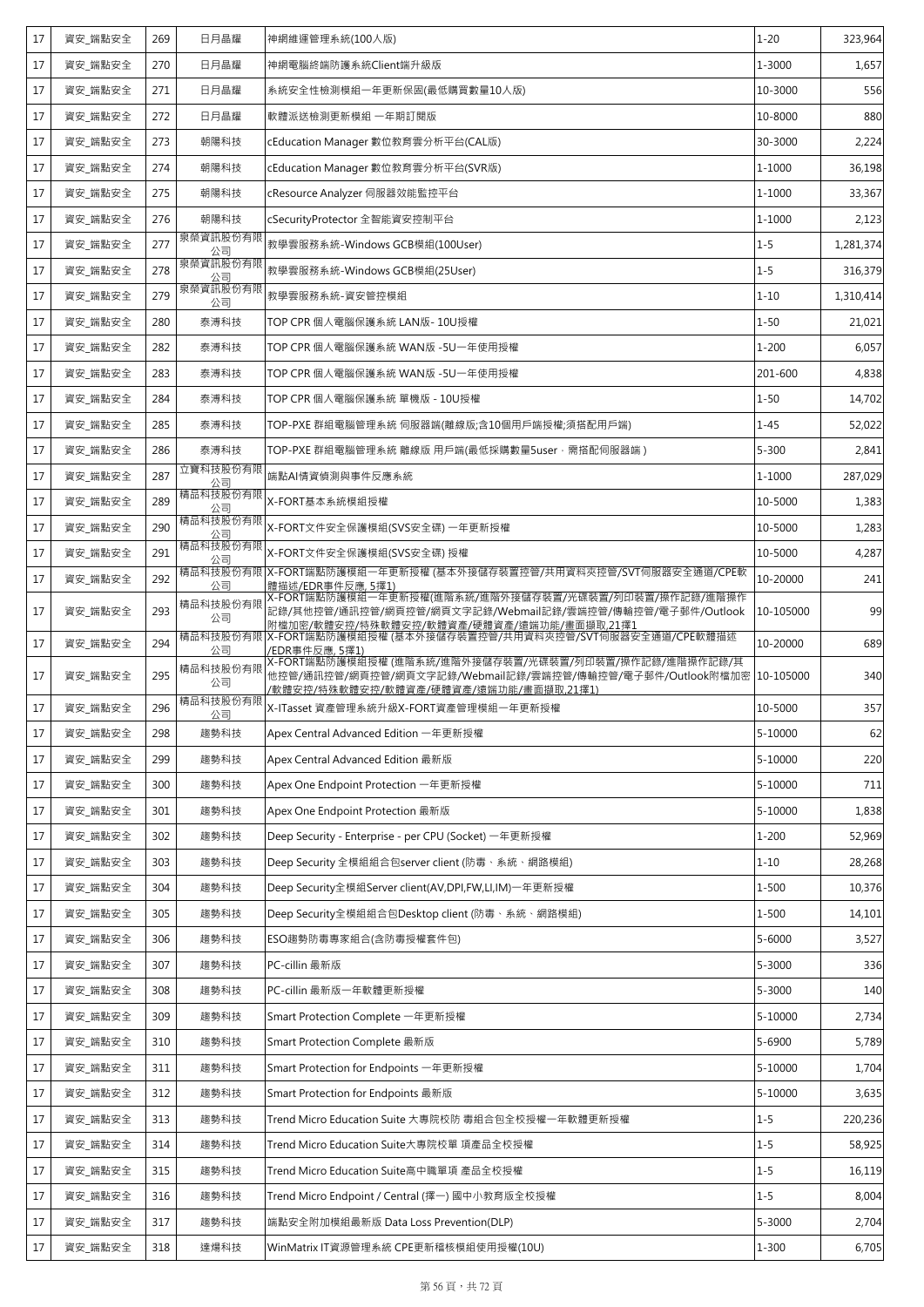| 17 | 資安_端點安全 | 269 | 日月晶耀 | 神網維運管理系統(100人版) | 1-20 | 323,964 |
|---|---|---|---|---|---|---|
| 17 | 資安_端點安全 | 270 | 日月晶耀 | 神網電腦終端防護系統Client端升級版 | 1-3000 | 1,657 |
| 17 | 資安_端點安全 | 271 | 日月晶耀 | 系統安全性檢測模組一年更新保固(最低購買數量10人版) | 10-3000 | 556 |
| 17 | 資安_端點安全 | 272 | 日月晶耀 | 軟體派送檢測更新模組 一年期訂閱版 | 10-8000 | 880 |
| 17 | 資安_端點安全 | 273 | 朝陽科技 | cEducation Manager 數位教育雲分析平台(CAL版) | 30-3000 | 2,224 |
| 17 | 資安_端點安全 | 274 | 朝陽科技 | cEducation Manager 數位教育雲分析平台(SVR版) | 1-1000 | 36,198 |
| 17 | 資安_端點安全 | 275 | 朝陽科技 | cResource Analyzer 伺服器效能監控平台 | 1-1000 | 33,367 |
| 17 | 資安_端點安全 | 276 | 朝陽科技 | cSecurityProtector 全智能資安控制平台 | 1-1000 | 2,123 |
| 17 | 資安_端點安全 | 277 | 泉榮資訊股份有限公司 | 教學雲服務系統-Windows GCB模組(100User) | 1-5 | 1,281,374 |
| 17 | 資安_端點安全 | 278 | 泉榮資訊股份有限公司 | 教學雲服務系統-Windows GCB模組(25User) | 1-5 | 316,379 |
| 17 | 資安_端點安全 | 279 | 泉榮資訊股份有限公司 | 教學雲服務系統-資安管控模組 | 1-10 | 1,310,414 |
| 17 | 資安_端點安全 | 280 | 泰溥科技 | TOP CPR 個人電腦保護系統 LAN版- 10U授權 | 1-50 | 21,021 |
| 17 | 資安_端點安全 | 282 | 泰溥科技 | TOP CPR 個人電腦保護系統 WAN版 -5U一年使用授權 | 1-200 | 6,057 |
| 17 | 資安_端點安全 | 283 | 泰溥科技 | TOP CPR 個人電腦保護系統 WAN版 -5U一年使用授權 | 201-600 | 4,838 |
| 17 | 資安_端點安全 | 284 | 泰溥科技 | TOP CPR 個人電腦保護系統 單機版 - 10U授權 | 1-50 | 14,702 |
| 17 | 資安_端點安全 | 285 | 泰溥科技 | TOP-PXE 群組電腦管理系統 伺服器端(離線版;含10個用戶端授權;須搭配用戶端) | 1-45 | 52,022 |
| 17 | 資安_端點安全 | 286 | 泰溥科技 | TOP-PXE 群組電腦管理系統 離線版 用戶端(最低採購數量5user，需搭配伺服器端 ) | 5-300 | 2,841 |
| 17 | 資安_端點安全 | 287 | 立寶科技股份有限公司 | 端點AI情資偵測與事件反應系統 | 1-1000 | 287,029 |
| 17 | 資安_端點安全 | 289 | 精品科技股份有限公司 | X-FORT基本系統模組授權 | 10-5000 | 1,383 |
| 17 | 資安_端點安全 | 290 | 精品科技股份有限公司 | X-FORT文件安全保護模組(SVS安全碟) 一年更新授權 | 10-5000 | 1,283 |
| 17 | 資安_端點安全 | 291 | 精品科技股份有限公司 | X-FORT文件安全保護模組(SVS安全碟) 授權 | 10-5000 | 4,287 |
| 17 | 資安_端點安全 | 292 | 精品科技股份有限公司 | X-FORT端點防護模組一年更新授權 (基本外接儲存裝置控管/共用資料夾控管/SVT伺服器安全通道/CPE軟體描述/EDR事件反應, 5擇1) | 10-20000 | 241 |
| 17 | 資安_端點安全 | 293 | 精品科技股份有限公司 | X-FORT端點防護模組一年更新授權(進階系統/進階外接儲存裝置/光碟裝置/列印裝置/操作記錄/進階操作記錄/其他控管/通訊控管/網頁控管/網頁文字記錄/Webmail記錄/雲端控管/傳輸控管/電子郵件/Outlook附檔加密/軟體安控/特殊軟體安控/軟體資產/硬體資產/遠端功能/畫面擷取,21擇1 | 10-105000 | 99 |
| 17 | 資安_端點安全 | 294 | 精品科技股份有限公司 | X-FORT端點防護模組授權 (基本外接儲存裝置控管/共用資料夾控管/SVT伺服器安全通道/CPE軟體描述/EDR事件反應, 5擇1) | 10-20000 | 689 |
| 17 | 資安_端點安全 | 295 | 精品科技股份有限公司 | X-FORT端點防護模組授權 (進階系統/進階外接儲存裝置/光碟裝置/列印裝置/操作記錄/進階操作記錄/其他控管/通訊控管/網頁控管/網頁文字記錄/Webmail記錄/雲端控管/傳輸控管/電子郵件/Outlook附檔加密/軟體安控/特殊軟體安控/軟體資產/硬體資產/遠端功能/畫面擷取,21擇1) | 10-105000 | 340 |
| 17 | 資安_端點安全 | 296 | 精品科技股份有限公司 | X-ITasset 資產管理系統升級X-FORT資產管理模組一年更新授權 | 10-5000 | 357 |
| 17 | 資安_端點安全 | 298 | 趨勢科技 | Apex Central Advanced Edition 一年更新授權 | 5-10000 | 62 |
| 17 | 資安_端點安全 | 299 | 趨勢科技 | Apex Central Advanced Edition 最新版 | 5-10000 | 220 |
| 17 | 資安_端點安全 | 300 | 趨勢科技 | Apex One Endpoint Protection 一年更新授權 | 5-10000 | 711 |
| 17 | 資安_端點安全 | 301 | 趨勢科技 | Apex One Endpoint Protection 最新版 | 5-10000 | 1,838 |
| 17 | 資安_端點安全 | 302 | 趨勢科技 | Deep Security - Enterprise - per CPU (Socket) 一年更新授權 | 1-200 | 52,969 |
| 17 | 資安_端點安全 | 303 | 趨勢科技 | Deep Security 全模組組合包server client (防毒、系統、網路模組) | 1-10 | 28,268 |
| 17 | 資安_端點安全 | 304 | 趨勢科技 | Deep Security全模組Server client(AV,DPI,FW,LI,IM)一年更新授權 | 1-500 | 10,376 |
| 17 | 資安_端點安全 | 305 | 趨勢科技 | Deep Security全模組組合包Desktop client (防毒、系統、網路模組) | 1-500 | 14,101 |
| 17 | 資安_端點安全 | 306 | 趨勢科技 | ESO趨勢防毒專家組合(含防毒授權套件包) | 5-6000 | 3,527 |
| 17 | 資安_端點安全 | 307 | 趨勢科技 | PC-cillin 最新版 | 5-3000 | 336 |
| 17 | 資安_端點安全 | 308 | 趨勢科技 | PC-cillin 最新版一年軟體更新授權 | 5-3000 | 140 |
| 17 | 資安_端點安全 | 309 | 趨勢科技 | Smart Protection Complete 一年更新授權 | 5-10000 | 2,734 |
| 17 | 資安_端點安全 | 310 | 趨勢科技 | Smart Protection Complete 最新版 | 5-6900 | 5,789 |
| 17 | 資安_端點安全 | 311 | 趨勢科技 | Smart Protection for Endpoints 一年更新授權 | 5-10000 | 1,704 |
| 17 | 資安_端點安全 | 312 | 趨勢科技 | Smart Protection for Endpoints 最新版 | 5-10000 | 3,635 |
| 17 | 資安_端點安全 | 313 | 趨勢科技 | Trend Micro Education Suite 大專院校防 毒組合包全校授權一年軟體更新授權 | 1-5 | 220,236 |
| 17 | 資安_端點安全 | 314 | 趨勢科技 | Trend Micro Education Suite大專院校單 項產品全校授權 | 1-5 | 58,925 |
| 17 | 資安_端點安全 | 315 | 趨勢科技 | Trend Micro Education Suite高中職單項 產品全校授權 | 1-5 | 16,119 |
| 17 | 資安_端點安全 | 316 | 趨勢科技 | Trend Micro Endpoint / Central (擇一) 國中小教育版全校授權 | 1-5 | 8,004 |
| 17 | 資安_端點安全 | 317 | 趨勢科技 | 端點安全附加模組最新版 Data Loss Prevention(DLP) | 5-3000 | 2,704 |
| 17 | 資安_端點安全 | 318 | 達煬科技 | WinMatrix IT資源管理系統 CPE更新稽核模組使用授權(10U) | 1-300 | 6,705 |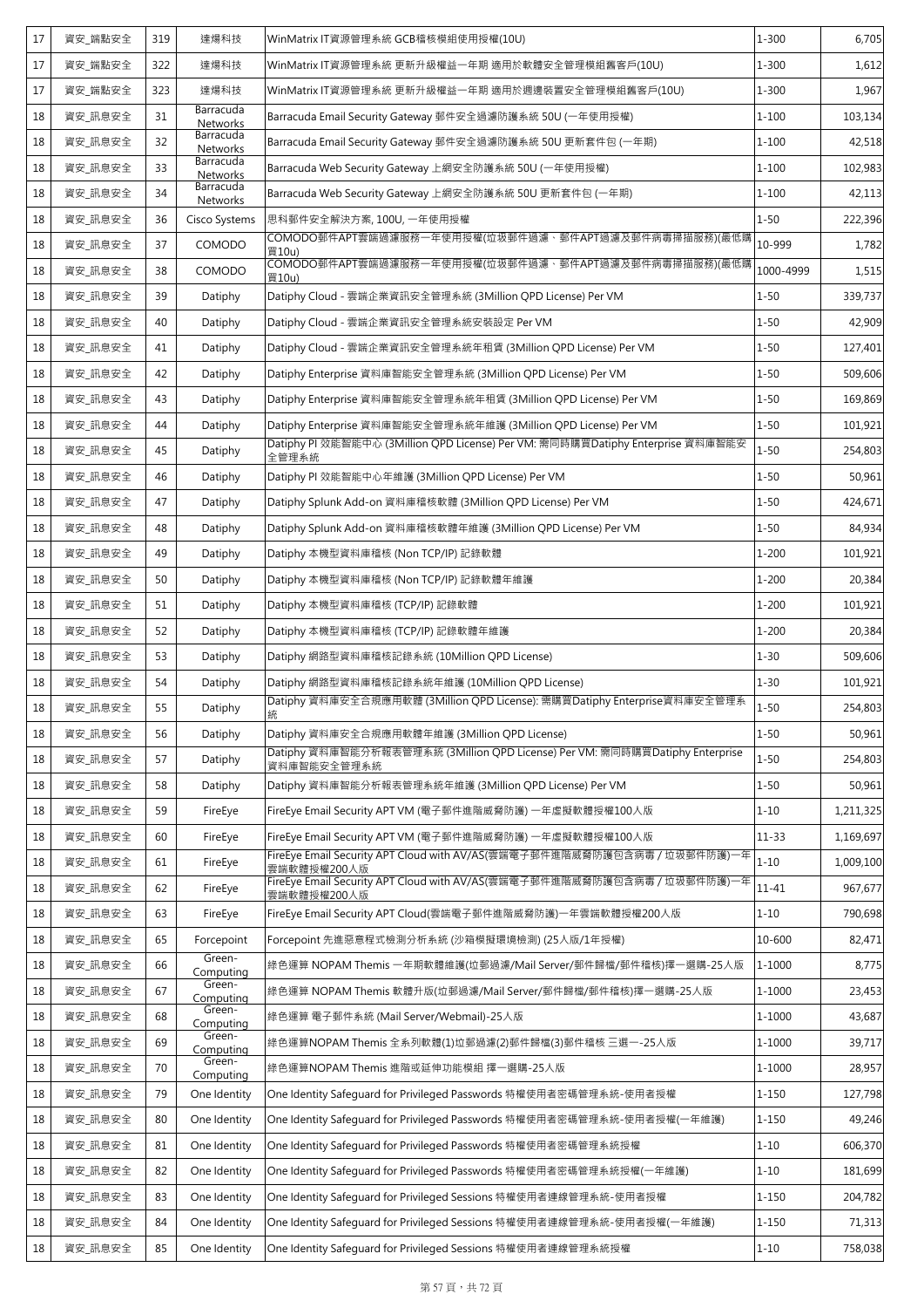| 17 | 資安_端點安全 | 319 | 達煬科技 | WinMatrix IT資源管理系統 GCB稽核模組使用授權(10U) | 1-300 | 6,705 |
|---|---|---|---|---|---|---|
| 17 | 資安_端點安全 | 322 | 達煬科技 | WinMatrix IT資源管理系統 更新升級權益一年期 適用於軟體安全管理模組舊客戶(10U) | 1-300 | 1,612 |
| 17 | 資安_端點安全 | 323 | 達煬科技 | WinMatrix IT資源管理系統 更新升級權益一年期 適用於週邊裝置安全管理模組舊客戶(10U) | 1-300 | 1,967 |
| 18 | 資安_訊息安全 | 31 | Barracuda Networks | Barracuda Email Security Gateway 郵件安全過濾防護系統 50U (一年使用授權) | 1-100 | 103,134 |
| 18 | 資安_訊息安全 | 32 | Barracuda Networks | Barracuda Email Security Gateway 郵件安全過濾防護系統 50U 更新套件包 (一年期) | 1-100 | 42,518 |
| 18 | 資安_訊息安全 | 33 | Barracuda Networks | Barracuda Web Security Gateway 上網安全防護系統 50U (一年使用授權) | 1-100 | 102,983 |
| 18 | 資安_訊息安全 | 34 | Barracuda Networks | Barracuda Web Security Gateway 上網安全防護系統 50U 更新套件包 (一年期) | 1-100 | 42,113 |
| 18 | 資安_訊息安全 | 36 | Cisco Systems | 思科郵件安全解決方案, 100U, 一年使用授權 | 1-50 | 222,396 |
| 18 | 資安_訊息安全 | 37 | COMODO | COMODO郵件APT雲端過濾服務一年使用授權(垃圾郵件過濾、郵件APT過濾及郵件病毒掃描服務)(最低購買10u) | 10-999 | 1,782 |
| 18 | 資安_訊息安全 | 38 | COMODO | COMODO郵件APT雲端過濾服務一年使用授權(垃圾郵件過濾、郵件APT過濾及郵件病毒掃描服務)(最低購買10u) | 1000-4999 | 1,515 |
| 18 | 資安_訊息安全 | 39 | Datiphy | Datiphy Cloud - 雲端企業資訊安全管理系統 (3Million QPD License) Per VM | 1-50 | 339,737 |
| 18 | 資安_訊息安全 | 40 | Datiphy | Datiphy Cloud - 雲端企業資訊安全管理系統安裝設定 Per VM | 1-50 | 42,909 |
| 18 | 資安_訊息安全 | 41 | Datiphy | Datiphy Cloud - 雲端企業資訊安全管理系統年租賃 (3Million QPD License) Per VM | 1-50 | 127,401 |
| 18 | 資安_訊息安全 | 42 | Datiphy | Datiphy Enterprise 資料庫智能安全管理系統 (3Million QPD License) Per VM | 1-50 | 509,606 |
| 18 | 資安_訊息安全 | 43 | Datiphy | Datiphy Enterprise 資料庫智能安全管理系統年租賃 (3Million QPD License) Per VM | 1-50 | 169,869 |
| 18 | 資安_訊息安全 | 44 | Datiphy | Datiphy Enterprise 資料庫智能安全管理系統年維護 (3Million QPD License) Per VM | 1-50 | 101,921 |
| 18 | 資安_訊息安全 | 45 | Datiphy | Datiphy PI 效能智能中心 (3Million QPD License) Per VM: 需同時購買Datiphy Enterprise 資料庫智能安全管理系統 | 1-50 | 254,803 |
| 18 | 資安_訊息安全 | 46 | Datiphy | Datiphy PI 效能智能中心年維護 (3Million QPD License) Per VM | 1-50 | 50,961 |
| 18 | 資安_訊息安全 | 47 | Datiphy | Datiphy Splunk Add-on 資料庫稽核軟體 (3Million QPD License) Per VM | 1-50 | 424,671 |
| 18 | 資安_訊息安全 | 48 | Datiphy | Datiphy Splunk Add-on 資料庫稽核軟體年維護 (3Million QPD License) Per VM | 1-50 | 84,934 |
| 18 | 資安_訊息安全 | 49 | Datiphy | Datiphy 本機型資料庫稽核 (Non TCP/IP) 記錄軟體 | 1-200 | 101,921 |
| 18 | 資安_訊息安全 | 50 | Datiphy | Datiphy 本機型資料庫稽核 (Non TCP/IP) 記錄軟體年維護 | 1-200 | 20,384 |
| 18 | 資安_訊息安全 | 51 | Datiphy | Datiphy 本機型資料庫稽核 (TCP/IP) 記錄軟體 | 1-200 | 101,921 |
| 18 | 資安_訊息安全 | 52 | Datiphy | Datiphy 本機型資料庫稽核 (TCP/IP) 記錄軟體年維護 | 1-200 | 20,384 |
| 18 | 資安_訊息安全 | 53 | Datiphy | Datiphy 網路型資料庫稽核記錄系統 (10Million QPD License) | 1-30 | 509,606 |
| 18 | 資安_訊息安全 | 54 | Datiphy | Datiphy 網路型資料庫稽核記錄系統年維護 (10Million QPD License) | 1-30 | 101,921 |
| 18 | 資安_訊息安全 | 55 | Datiphy | Datiphy 資料庫安全合規應用軟體 (3Million QPD License): 需購買Datiphy Enterprise資料庫安全管理系統 | 1-50 | 254,803 |
| 18 | 資安_訊息安全 | 56 | Datiphy | Datiphy 資料庫安全合規應用軟體年維護 (3Million QPD License) | 1-50 | 50,961 |
| 18 | 資安_訊息安全 | 57 | Datiphy | Datiphy 資料庫智能分析報表管理系統 (3Million QPD License) Per VM: 需同時購買Datiphy Enterprise 資料庫智能安全管理系統 | 1-50 | 254,803 |
| 18 | 資安_訊息安全 | 58 | Datiphy | Datiphy 資料庫智能分析報表管理系統年維護 (3Million QPD License) Per VM | 1-50 | 50,961 |
| 18 | 資安_訊息安全 | 59 | FireEye | FireEye Email Security APT VM (電子郵件進階威脅防護) 一年虛擬軟體授權100人版 | 1-10 | 1,211,325 |
| 18 | 資安_訊息安全 | 60 | FireEye | FireEye Email Security APT VM (電子郵件進階威脅防護) 一年虛擬軟體授權100人版 | 11-33 | 1,169,697 |
| 18 | 資安_訊息安全 | 61 | FireEye | FireEye Email Security APT Cloud with AV/AS(雲端電子郵件進階威脅防護包含病毒 / 垃圾郵件防護)一年雲端軟體授權200人版 | 1-10 | 1,009,100 |
| 18 | 資安_訊息安全 | 62 | FireEye | FireEye Email Security APT Cloud with AV/AS(雲端電子郵件進階威脅防護包含病毒 / 垃圾郵件防護)一年雲端軟體授權200人版 | 11-41 | 967,677 |
| 18 | 資安_訊息安全 | 63 | FireEye | FireEye Email Security APT Cloud(雲端電子郵件進階威脅防護)一年雲端軟體授權200人版 | 1-10 | 790,698 |
| 18 | 資安_訊息安全 | 65 | Forcepoint | Forcepoint 先進惡意程式檢測分析系統 (沙箱模擬環境檢測) (25人版/1年授權) | 10-600 | 82,471 |
| 18 | 資安_訊息安全 | 66 | Green-Computing | 綠色運算 NOPAM Themis 一年期軟體維護(垃郵過濾/Mail Server/郵件歸檔/郵件稽核)擇一選購-25人版 | 1-1000 | 8,775 |
| 18 | 資安_訊息安全 | 67 | Green-Computing | 綠色運算 NOPAM Themis 軟體升版(垃郵過濾/Mail Server/郵件歸檔/郵件稽核)擇一選購-25人版 | 1-1000 | 23,453 |
| 18 | 資安_訊息安全 | 68 | Green-Computing | 綠色運算 電子郵件系統 (Mail Server/Webmail)-25人版 | 1-1000 | 43,687 |
| 18 | 資安_訊息安全 | 69 | Green-Computing | 綠色運算NOPAM Themis 全系列軟體(1)垃郵過濾(2)郵件歸檔(3)郵件稽核 三選一-25人版 | 1-1000 | 39,717 |
| 18 | 資安_訊息安全 | 70 | Green-Computing | 綠色運算NOPAM Themis 進階或延伸功能模組 擇一選購-25人版 | 1-1000 | 28,957 |
| 18 | 資安_訊息安全 | 79 | One Identity | One Identity Safeguard for Privileged Passwords 特權使用者密碼管理系統-使用者授權 | 1-150 | 127,798 |
| 18 | 資安_訊息安全 | 80 | One Identity | One Identity Safeguard for Privileged Passwords 特權使用者密碼管理系統-使用者授權(一年維護) | 1-150 | 49,246 |
| 18 | 資安_訊息安全 | 81 | One Identity | One Identity Safeguard for Privileged Passwords 特權使用者密碼管理系統授權 | 1-10 | 606,370 |
| 18 | 資安_訊息安全 | 82 | One Identity | One Identity Safeguard for Privileged Passwords 特權使用者密碼管理系統授權(一年維護) | 1-10 | 181,699 |
| 18 | 資安_訊息安全 | 83 | One Identity | One Identity Safeguard for Privileged Sessions 特權使用者連線管理系統-使用者授權 | 1-150 | 204,782 |
| 18 | 資安_訊息安全 | 84 | One Identity | One Identity Safeguard for Privileged Sessions 特權使用者連線管理系統-使用者授權(一年維護) | 1-150 | 71,313 |
| 18 | 資安_訊息安全 | 85 | One Identity | One Identity Safeguard for Privileged Sessions 特權使用者連線管理系統授權 | 1-10 | 758,038 |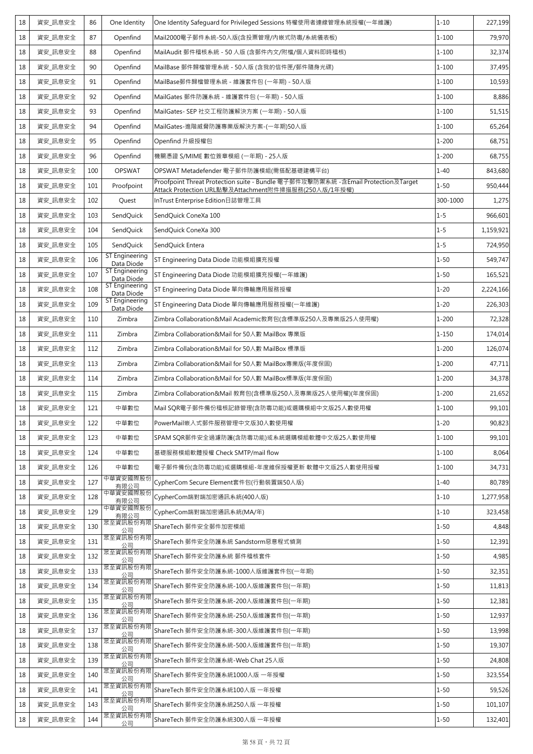| 18 | 資安_訊息安全 | 86 | One Identity | One Identity Safeguard for Privileged Sessions 特權使用者連線管理系統授權(一年維護) | 1-10 | 227,199 |
|---|---|---|---|---|---|---|
| 18 | 資安_訊息安全 | 87 | Openfind | Mail2000電子郵件系統-50人版(含投票管理/內嵌式防毒/系統儀表板) | 1-100 | 79,970 |
| 18 | 資安_訊息安全 | 88 | Openfind | MailAudit 郵件稽核系統 - 50 人版 (含郵件內文/附檔/個人資料即時稽核) | 1-100 | 32,374 |
| 18 | 資安_訊息安全 | 90 | Openfind | MailBase 郵件歸檔管理系統 - 50人版 (含我的信件匣/郵件隨身光碟) | 1-100 | 37,495 |
| 18 | 資安_訊息安全 | 91 | Openfind | MailBase郵件歸檔管理系統 - 維護套件包 (一年期) - 50人版 | 1-100 | 10,593 |
| 18 | 資安_訊息安全 | 92 | Openfind | MailGates 郵件防護系統 - 維護套件包 (一年期) - 50人版 | 1-100 | 8,886 |
| 18 | 資安_訊息安全 | 93 | Openfind | MailGates- SEP 社交工程防護解決方案 (一年期) - 50人版 | 1-100 | 51,515 |
| 18 | 資安_訊息安全 | 94 | Openfind | MailGates-進階威脅防護專業版解決方案-(一年期)50人版 | 1-100 | 65,264 |
| 18 | 資安_訊息安全 | 95 | Openfind | Openfind 升級授權包 | 1-200 | 68,751 |
| 18 | 資安_訊息安全 | 96 | Openfind | 機關憑證 S/MIME 數位簽章模組 (一年期) - 25人版 | 1-200 | 68,755 |
| 18 | 資安_訊息安全 | 100 | OPSWAT | OPSWAT Metadefender 電子郵件防護模組(需搭配基礎建構平台) | 1-40 | 843,680 |
| 18 | 資安_訊息安全 | 101 | Proofpoint | Proofpoint Threat Protection suite - Bundle 電子郵件攻擊防禦系統 -含Email Protection及Target Attack Protection URL點擊及Attachment附件掃描服務(250人版/1年授權) | 1-50 | 950,444 |
| 18 | 資安_訊息安全 | 102 | Quest | InTrust Enterprise Edition日誌管理工具 | 300-1000 | 1,275 |
| 18 | 資安_訊息安全 | 103 | SendQuick | SendQuick ConeXa 100 | 1-5 | 966,601 |
| 18 | 資安_訊息安全 | 104 | SendQuick | SendQuick ConeXa 300 | 1-5 | 1,159,921 |
| 18 | 資安_訊息安全 | 105 | SendQuick | SendQuick Entera | 1-5 | 724,950 |
| 18 | 資安_訊息安全 | 106 | ST Engineering Data Diode | ST Engineering Data Diode 功能模組擴充授權 | 1-50 | 549,747 |
| 18 | 資安_訊息安全 | 107 | ST Engineering Data Diode | ST Engineering Data Diode 功能模組擴充授權(一年維護) | 1-50 | 165,521 |
| 18 | 資安_訊息安全 | 108 | ST Engineering Data Diode | ST Engineering Data Diode 單向傳輸應用服務授權 | 1-20 | 2,224,166 |
| 18 | 資安_訊息安全 | 109 | ST Engineering Data Diode | ST Engineering Data Diode 單向傳輸應用服務授權(一年維護) | 1-20 | 226,303 |
| 18 | 資安_訊息安全 | 110 | Zimbra | Zimbra Collaboration&Mail Academic教育包(含標準版250人及專業版25人使用權) | 1-200 | 72,328 |
| 18 | 資安_訊息安全 | 111 | Zimbra | Zimbra Collaboration&Mail for 50人數 MailBox 專業版 | 1-150 | 174,014 |
| 18 | 資安_訊息安全 | 112 | Zimbra | Zimbra Collaboration&Mail for 50人數 MailBox 標準版 | 1-200 | 126,074 |
| 18 | 資安_訊息安全 | 113 | Zimbra | Zimbra Collaboration&Mail for 50人數 MailBox專業版(年度保固) | 1-200 | 47,711 |
| 18 | 資安_訊息安全 | 114 | Zimbra | Zimbra Collaboration&Mail for 50人數 MailBox標準版(年度保固) | 1-200 | 34,378 |
| 18 | 資安_訊息安全 | 115 | Zimbra | Zimbra Collaboration&Mail 教育包(含標準版250人及專業版25人使用權)(年度保固) | 1-200 | 21,652 |
| 18 | 資安_訊息安全 | 121 | 中華數位 | Mail SQR電子郵件備份稽核記錄管理(含防毒功能)或選購模組中文版25人數使用權 | 1-100 | 99,101 |
| 18 | 資安_訊息安全 | 122 | 中華數位 | PowerMail嵌入式郵件服務管理中文版30人數使用權 | 1-20 | 90,823 |
| 18 | 資安_訊息安全 | 123 | 中華數位 | SPAM SQR郵件安全過濾防護(含防毒功能)或系統選購模組軟體中文版25人數使用權 | 1-100 | 99,101 |
| 18 | 資安_訊息安全 | 124 | 中華數位 | 基礎服務模組軟體授權 Check SMTP/mail flow | 1-100 | 8,064 |
| 18 | 資安_訊息安全 | 126 | 中華數位 | 電子郵件備份(含防毒功能)或選購模組-年度維保授權更新 軟體中文版25人數使用授權 | 1-100 | 34,731 |
| 18 | 資安_訊息安全 | 127 | 中華資安國際股份有限公司 | CypherCom Secure Element套件包(行動裝置端50人版) | 1-40 | 80,789 |
| 18 | 資安_訊息安全 | 128 | 中華資安國際股份有限公司 | CypherCom端對端加密通訊系統(400人版) | 1-10 | 1,277,958 |
| 18 | 資安_訊息安全 | 129 | 中華資安國際股份有限公司 | CypherCom端對端加密通訊系統(MA/年) | 1-10 | 323,458 |
| 18 | 資安_訊息安全 | 130 | 眾至資訊股份有限公司 | ShareTech 郵件安全郵件加密模組 | 1-50 | 4,848 |
| 18 | 資安_訊息安全 | 131 | 眾至資訊股份有限公司 | ShareTech 郵件安全防護系統 Sandstorm惡意程式偵測 | 1-50 | 12,391 |
| 18 | 資安_訊息安全 | 132 | 眾至資訊股份有限公司 | ShareTech 郵件安全防護系統 郵件稽核套件 | 1-50 | 4,985 |
| 18 | 資安_訊息安全 | 133 | 眾至資訊股份有限公司 | ShareTech 郵件安全防護系統-1000人版維護套件包(一年期) | 1-50 | 32,351 |
| 18 | 資安_訊息安全 | 134 | 眾至資訊股份有限公司 | ShareTech 郵件安全防護系統-100人版維護套件包(一年期) | 1-50 | 11,813 |
| 18 | 資安_訊息安全 | 135 | 眾至資訊股份有限公司 | ShareTech 郵件安全防護系統-200人版維護套件包(一年期) | 1-50 | 12,381 |
| 18 | 資安_訊息安全 | 136 | 眾至資訊股份有限公司 | ShareTech 郵件安全防護系統-250人版維護套件包(一年期) | 1-50 | 12,937 |
| 18 | 資安_訊息安全 | 137 | 眾至資訊股份有限公司 | ShareTech 郵件安全防護系統-300人版維護套件包(一年期) | 1-50 | 13,998 |
| 18 | 資安_訊息安全 | 138 | 眾至資訊股份有限公司 | ShareTech 郵件安全防護系統-500人版維護套件包(一年期) | 1-50 | 19,307 |
| 18 | 資安_訊息安全 | 139 | 眾至資訊股份有限公司 | ShareTech 郵件安全防護系統-Web Chat 25人版 | 1-50 | 24,808 |
| 18 | 資安_訊息安全 | 140 | 眾至資訊股份有限公司 | ShareTech 郵件安全防護系統1000人版 一年授權 | 1-50 | 323,554 |
| 18 | 資安_訊息安全 | 141 | 眾至資訊股份有限公司 | ShareTech 郵件安全防護系統100人版 一年授權 | 1-50 | 59,526 |
| 18 | 資安_訊息安全 | 143 | 眾至資訊股份有限公司 | ShareTech 郵件安全防護系統250人版 一年授權 | 1-50 | 101,107 |
| 18 | 資安_訊息安全 | 144 | 眾至資訊股份有限公司 | ShareTech 郵件安全防護系統300人版 一年授權 | 1-50 | 132,401 |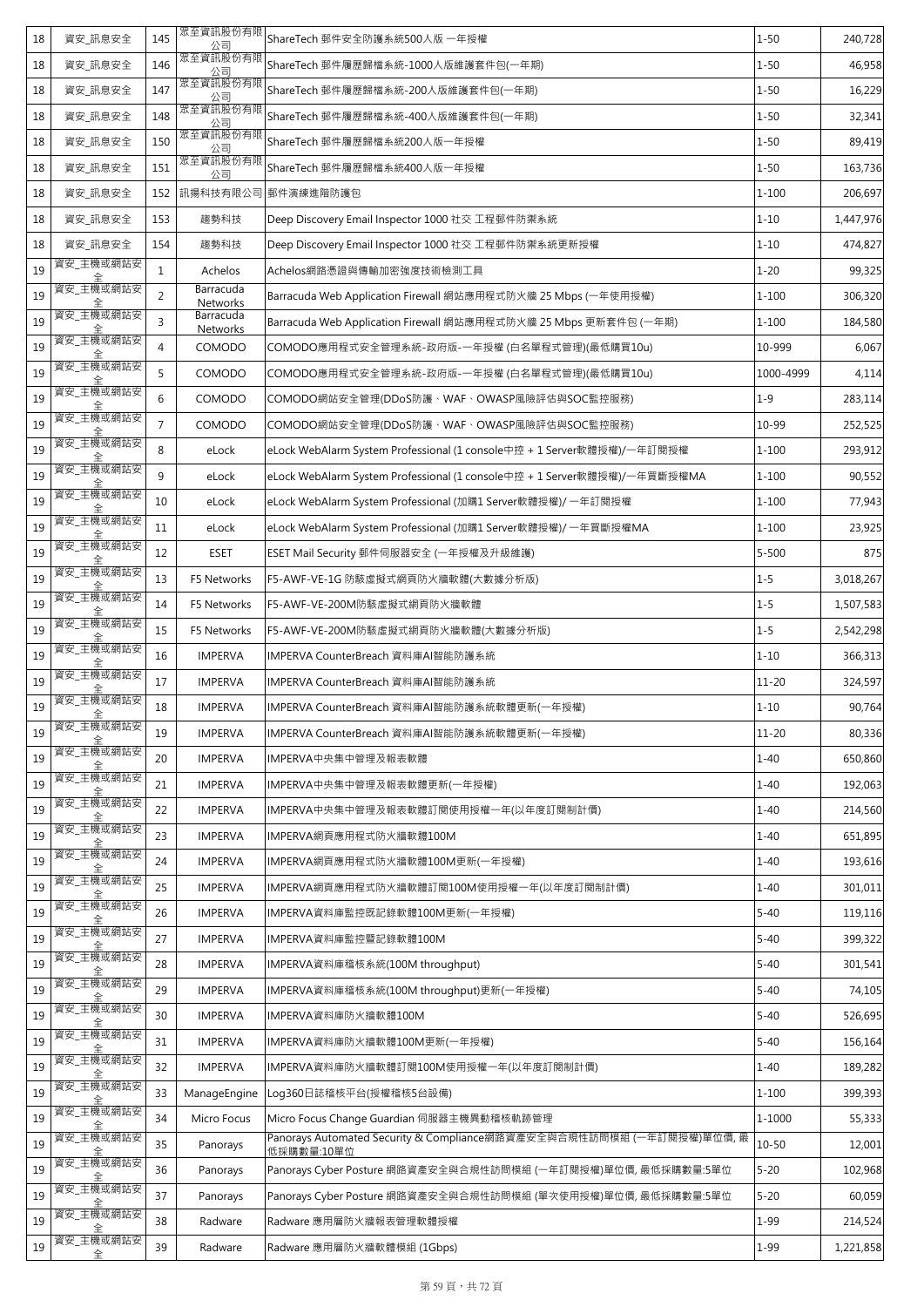| 18 | 資安_訊息安全 | 145 | 眾至資訊股份有限公司 | ShareTech 郵件安全防護系統500人版 一年授權 | 1-50 | 240,728 |
|---|---|---|---|---|---|---|
| 18 | 資安_訊息安全 | 146 | 眾至資訊股份有限公司 | ShareTech 郵件履歷歸檔系統-1000人版維護套件包(一年期) | 1-50 | 46,958 |
| 18 | 資安_訊息安全 | 147 | 眾至資訊股份有限公司 | ShareTech 郵件履歷歸檔系統-200人版維護套件包(一年期) | 1-50 | 16,229 |
| 18 | 資安_訊息安全 | 148 | 眾至資訊股份有限公司 | ShareTech 郵件履歷歸檔系統-400人版維護套件包(一年期) | 1-50 | 32,341 |
| 18 | 資安_訊息安全 | 150 | 眾至資訊股份有限公司 | ShareTech 郵件履歷歸檔系統200人版一年授權 | 1-50 | 89,419 |
| 18 | 資安_訊息安全 | 151 | 眾至資訊股份有限公司 | ShareTech 郵件履歷歸檔系統400人版一年授權 | 1-50 | 163,736 |
| 18 | 資安_訊息安全 | 152 | 訊揚科技有限公司 | 郵件演練進階防護包 | 1-100 | 206,697 |
| 18 | 資安_訊息安全 | 153 | 趨勢科技 | Deep Discovery Email Inspector 1000 社交 工程郵件防禦系統 | 1-10 | 1,447,976 |
| 18 | 資安_訊息安全 | 154 | 趨勢科技 | Deep Discovery Email Inspector 1000 社交 工程郵件防禦系統更新授權 | 1-10 | 474,827 |
| 19 | 資安_主機或網站安全 | 1 | Achelos | Achelos網路憑證與傳輸加密強度技術檢測工具 | 1-20 | 99,325 |
| 19 | 資安_主機或網站安全 | 2 | Barracuda Networks | Barracuda Web Application Firewall 網站應用程式防火牆 25 Mbps (一年使用授權) | 1-100 | 306,320 |
| 19 | 資安_主機或網站安全 | 3 | Barracuda Networks | Barracuda Web Application Firewall 網站應用程式防火牆 25 Mbps 更新套件包 (一年期) | 1-100 | 184,580 |
| 19 | 資安_主機或網站安全 | 4 | COMODO | COMODO應用程式安全管理系統-政府版-一年授權 (白名單程式管理)(最低購買10u) | 10-999 | 6,067 |
| 19 | 資安_主機或網站安全 | 5 | COMODO | COMODO應用程式安全管理系統-政府版-一年授權 (白名單程式管理)(最低購買10u) | 1000-4999 | 4,114 |
| 19 | 資安_主機或網站安全 | 6 | COMODO | COMODO網站安全管理(DDoS防護、WAF、OWASP風險評估與SOC監控服務) | 1-9 | 283,114 |
| 19 | 資安_主機或網站安全 | 7 | COMODO | COMODO網站安全管理(DDoS防護、WAF、OWASP風險評估與SOC監控服務) | 10-99 | 252,525 |
| 19 | 資安_主機或網站安全 | 8 | eLock | eLock WebAlarm System Professional (1 console中控 + 1 Server軟體授權)/一年訂閱授權 | 1-100 | 293,912 |
| 19 | 資安_主機或網站安全 | 9 | eLock | eLock WebAlarm System Professional (1 console中控 + 1 Server軟體授權)/一年買斷授權MA | 1-100 | 90,552 |
| 19 | 資安_主機或網站安全 | 10 | eLock | eLock WebAlarm System Professional (加購1 Server軟體授權)/ 一年訂閱授權 | 1-100 | 77,943 |
| 19 | 資安_主機或網站安全 | 11 | eLock | eLock WebAlarm System Professional (加購1 Server軟體授權)/ 一年買斷授權MA | 1-100 | 23,925 |
| 19 | 資安_主機或網站安全 | 12 | ESET | ESET Mail Security 郵件伺服器安全 (一年授權及升級維護) | 5-500 | 875 |
| 19 | 資安_主機或網站安全 | 13 | F5 Networks | F5-AWF-VE-1G 防駭虛擬式網頁防火牆軟體(大數據分析版) | 1-5 | 3,018,267 |
| 19 | 資安_主機或網站安全 | 14 | F5 Networks | F5-AWF-VE-200M防駭虛擬式網頁防火牆軟體 | 1-5 | 1,507,583 |
| 19 | 資安_主機或網站安全 | 15 | F5 Networks | F5-AWF-VE-200M防駭虛擬式網頁防火牆軟體(大數據分析版) | 1-5 | 2,542,298 |
| 19 | 資安_主機或網站安全 | 16 | IMPERVA | IMPERVA CounterBreach 資料庫AI智能防護系統 | 1-10 | 366,313 |
| 19 | 資安_主機或網站安全 | 17 | IMPERVA | IMPERVA CounterBreach 資料庫AI智能防護系統 | 11-20 | 324,597 |
| 19 | 資安_主機或網站安全 | 18 | IMPERVA | IMPERVA CounterBreach 資料庫AI智能防護系統軟體更新(一年授權) | 1-10 | 90,764 |
| 19 | 資安_主機或網站安全 | 19 | IMPERVA | IMPERVA CounterBreach 資料庫AI智能防護系統軟體更新(一年授權) | 11-20 | 80,336 |
| 19 | 資安_主機或網站安全 | 20 | IMPERVA | IMPERVA中央集中管理及報表軟體 | 1-40 | 650,860 |
| 19 | 資安_主機或網站安全 | 21 | IMPERVA | IMPERVA中央集中管理及報表軟體更新(一年授權) | 1-40 | 192,063 |
| 19 | 資安_主機或網站安全 | 22 | IMPERVA | IMPERVA中央集中管理及報表軟體訂閱使用授權一年(以年度訂閱制計價) | 1-40 | 214,560 |
| 19 | 資安_主機或網站安全 | 23 | IMPERVA | IMPERVA網頁應用程式防火牆軟體100M | 1-40 | 651,895 |
| 19 | 資安_主機或網站安全 | 24 | IMPERVA | IMPERVA網頁應用程式防火牆軟體100M更新(一年授權) | 1-40 | 193,616 |
| 19 | 資安_主機或網站安全 | 25 | IMPERVA | IMPERVA網頁應用程式防火牆軟體訂閱100M使用授權一年(以年度訂閱制計價) | 1-40 | 301,011 |
| 19 | 資安_主機或網站安全 | 26 | IMPERVA | IMPERVA資料庫監控既記錄軟體100M更新(一年授權) | 5-40 | 119,116 |
| 19 | 資安_主機或網站安全 | 27 | IMPERVA | IMPERVA資料庫監控暨記錄軟體100M | 5-40 | 399,322 |
| 19 | 資安_主機或網站安全 | 28 | IMPERVA | IMPERVA資料庫稽核系統(100M throughput) | 5-40 | 301,541 |
| 19 | 資安_主機或網站安全 | 29 | IMPERVA | IMPERVA資料庫稽核系統(100M throughput)更新(一年授權) | 5-40 | 74,105 |
| 19 | 資安_主機或網站安全 | 30 | IMPERVA | IMPERVA資料庫防火牆軟體100M | 5-40 | 526,695 |
| 19 | 資安_主機或網站安全 | 31 | IMPERVA | IMPERVA資料庫防火牆軟體100M更新(一年授權) | 5-40 | 156,164 |
| 19 | 資安_主機或網站安全 | 32 | IMPERVA | IMPERVA資料庫防火牆軟體訂閱100M使用授權一年(以年度訂閱制計價) | 1-40 | 189,282 |
| 19 | 資安_主機或網站安全 | 33 | ManageEngine | Log360日誌稽核平台(授權稽核5台設備) | 1-100 | 399,393 |
| 19 | 資安_主機或網站安全 | 34 | Micro Focus | Micro Focus Change Guardian 伺服器主機異動稽核軌跡管理 | 1-1000 | 55,333 |
| 19 | 資安_主機或網站安全 | 35 | Panorays | Panorays Automated Security & Compliance網路資產安全與合規性訪問模組 (一年訂閱授權)單位價, 最低採購數量:10單位 | 10-50 | 12,001 |
| 19 | 資安_主機或網站安全 | 36 | Panorays | Panorays Cyber Posture 網路資產安全與合規性訪問模組 (一年訂閱授權)單位價, 最低採購數量:5單位 | 5-20 | 102,968 |
| 19 | 資安_主機或網站安全 | 37 | Panorays | Panorays Cyber Posture 網路資產安全與合規性訪問模組 (單次使用授權)單位價, 最低採購數量:5單位 | 5-20 | 60,059 |
| 19 | 資安_主機或網站安全 | 38 | Radware | Radware 應用層防火牆報表管理軟體授權 | 1-99 | 214,524 |
| 19 | 資安_主機或網站安全 | 39 | Radware | Radware 應用層防火牆軟體模組 (1Gbps) | 1-99 | 1,221,858 |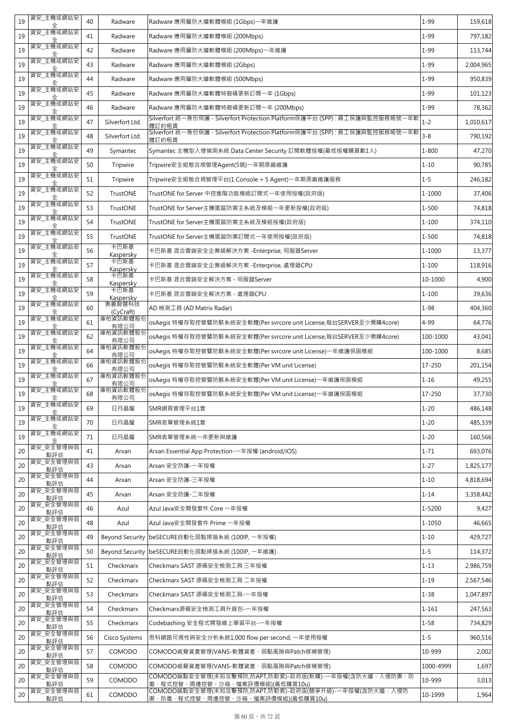| 19 | 資安_主機或網站安全 | 40 | Radware | Radware 應用層防火牆軟體模組 (1Gbps)一年維護 | 1-99 | 159,618 |
|---|---|---|---|---|---|---|
| 19 | 資安_主機或網站安全 | 41 | Radware | Radware 應用層防火牆軟體模組 (200Mbps) | 1-99 | 797,182 |
| 19 | 資安_主機或網站安全 | 42 | Radware | Radware 應用層防火牆軟體模組 (200Mbps)一年維護 | 1-99 | 113,744 |
| 19 | 資安_主機或網站安全 | 43 | Radware | Radware 應用層防火牆軟體模組 (2Gbps) | 1-99 | 2,004,965 |
| 19 | 資安_主機或網站安全 | 44 | Radware | Radware 應用層防火牆軟體模組 (500Mbps) | 1-99 | 950,839 |
| 19 | 資安_主機或網站安全 | 45 | Radware | Radware 應用層防火牆軟體特徵碼更新訂閱一年 (1Gbps) | 1-99 | 101,123 |
| 19 | 資安_主機或網站安全 | 46 | Radware | Radware 應用層防火牆軟體特徵碼更新訂閱一年 (200Mbps) | 1-99 | 78,362 |
| 19 | 資安_主機或網站安全 | 47 | Silverfort Ltd. | Silverfort 統一身份保護 - Silverfort Protection Platform保護平台 (SPP) : 員工保護與監控服務帳號一年軟體訂約租賃 | 1-2 | 1,010,617 |
| 19 | 資安_主機或網站安全 | 48 | Silverfort Ltd. | Silverfort 統一身份保護 - Silverfort Protection Platform保護平台 (SPP) : 員工保護與監控服務帳號一年軟體訂約租賃 | 3-8 | 790,192 |
| 19 | 資安_主機或網站安全 | 49 | Symantec | Symantec 主機型入侵偵測系統 Data Center Security 訂閱軟體授權(最低授權購買數1人) | 1-800 | 47,270 |
| 19 | 資安_主機或網站安全 | 50 | Tripwire | Tripwire安全組態合規管理Agent(5個)一年期原廠維護 | 1-10 | 90,785 |
| 19 | 資安_主機或網站安全 | 51 | Tripwire | Tripwire安全組態合規管理平台(1 Console + 5 Agent)一年期原廠維護服務 | 1-5 | 246,182 |
| 19 | 資安_主機或網站安全 | 52 | TrustONE | TrustONE for Server 中控進階功能模組訂閱式一年使用授權(政府版) | 1-1000 | 37,406 |
| 19 | 資安_主機或網站安全 | 53 | TrustONE | TrustONE for Server主機匿蹤防禦主系統及模組一年更新授權(政府版) | 1-500 | 74,818 |
| 19 | 資安_主機或網站安全 | 54 | TrustONE | TrustONE for Server主機匿蹤防禦主系統及模組授權(政府版) | 1-100 | 374,110 |
| 19 | 資安_主機或網站安全 | 55 | TrustONE | TrustONE for Server主機匿蹤防禦訂閱式一年使用授權(政府版) | 1-500 | 74,818 |
| 19 | 資安_主機或網站安全 | 56 | 卡巴斯基 Kaspersky | 卡巴斯基 混合雲端安全企業級解決方案 -Enterprise, 伺服器Server | 1-1000 | 13,377 |
| 19 | 資安_主機或網站安全 | 57 | 卡巴斯基 Kaspersky | 卡巴斯基 混合雲端安全企業級解決方案 -Enterprise, 處理器CPU | 1-100 | 118,916 |
| 19 | 資安_主機或網站安全 | 58 | 卡巴斯基 Kaspersky | 卡巴斯基 混合雲端安全解決方案 - 伺服器Server | 10-1000 | 4,900 |
| 19 | 資安_主機或網站安全 | 59 | 卡巴斯基 Kaspersky | 卡巴斯基 混合雲端安全解決方案 - 處理器CPU | 1-100 | 39,636 |
| 19 | 資安_主機或網站安全 | 60 | 奧義智慧科技 (CyCraft) | AD 檢測工具 (AD Matrix Radar) | 1-98 | 404,360 |
| 19 | 資安_主機或網站安全 | 61 | 庫柏資訊軟體股份有限公司 | osAegis 特權存取控管暨防駭系統安全軟體(Per svrcore unit License,每台SERVER至少需購4core) | 4-99 | 64,776 |
| 19 | 資安_主機或網站安全 | 62 | 庫柏資訊軟體股份有限公司 | osAegis 特權存取控管暨防駭系統安全軟體(Per svrcore unit License,每台SERVER至少需購4core) | 100-1000 | 43,041 |
| 19 | 資安_主機或網站安全 | 64 | 庫柏資訊軟體股份有限公司 | osAegis 特權存取控管暨防駭系統安全軟體(Per svrcore unit License)一年維護保固模組 | 100-1000 | 8,685 |
| 19 | 資安_主機或網站安全 | 66 | 庫柏資訊軟體股份有限公司 | osAegis 特權存取控管暨防駭系統安全軟體(Per VM unit License) | 17-250 | 201,154 |
| 19 | 資安_主機或網站安全 | 67 | 庫柏資訊軟體股份有限公司 | osAegis 特權存取控管暨防駭系統安全軟體(Per VM unit License)一年維護保固模組 | 1-16 | 49,255 |
| 19 | 資安_主機或網站安全 | 68 | 庫柏資訊軟體股份有限公司 | osAegis 特權存取控管暨防駭系統安全軟體(Per VM unit License)一年維護保固模組 | 17-250 | 37,730 |
| 19 | 資安_主機或網站安全 | 69 | 日月晶耀 | SMR網頁管理平台1套 | 1-20 | 486,148 |
| 19 | 資安_主機或網站安全 | 70 | 日月晶耀 | SMR表單管理系統1套 | 1-20 | 485,339 |
| 19 | 資安_主機或網站安全 | 71 | 日月晶耀 | SMR表單管理系統一年更新與維護 | 1-20 | 160,566 |
| 20 | 資安_安全管理與弱點評估 | 41 | Arxan | Arxan Essential App Protection-一年授權 (android/iOS) | 1-71 | 693,076 |
| 20 | 資安_安全管理與弱點評估 | 43 | Arxan | Arxan 安全防護-一年授權 | 1-27 | 1,825,177 |
| 20 | 資安_安全管理與弱點評估 | 44 | Arxan | Arxan 安全防護-三年授權 | 1-10 | 4,818,694 |
| 20 | 資安_安全管理與弱點評估 | 45 | Arxan | Arxan 安全防護-二年授權 | 1-14 | 3,358,442 |
| 20 | 資安_安全管理與弱點評估 | 46 | Azul | Azul Java安全開發套件 Core 一年授權 | 1-5200 | 9,427 |
| 20 | 資安_安全管理與弱點評估 | 48 | Azul | Azul Java安全開發套件 Prime 一年授權 | 1-1050 | 46,665 |
| 20 | 資安_安全管理與弱點評估 | 49 | Beyond Security | beSECURE自動化弱點掃描系統 (100IP, 一年授權) | 1-10 | 429,727 |
| 20 | 資安_安全管理與弱點評估 | 50 | Beyond Security | beSECURE自動化弱點掃描系統 (100IP, 一年維護) | 1-5 | 114,372 |
| 20 | 資安_安全管理與弱點評估 | 51 | Checkmarx | Checkmarx SAST 源碼安全檢測工具 三年授權 | 1-13 | 2,986,759 |
| 20 | 資安_安全管理與弱點評估 | 52 | Checkmarx | Checkmarx SAST 源碼安全檢測工具 二年授權 | 1-19 | 2,567,546 |
| 20 | 資安_安全管理與弱點評估 | 53 | Checkmarx | Checkmarx SAST 源碼安全檢測工具-一年授權 | 1-38 | 1,047,897 |
| 20 | 資安_安全管理與弱點評估 | 54 | Checkmarx | Checkmarx源碼安全檢測工具升級包-一年授權 | 1-161 | 247,563 |
| 20 | 資安_安全管理與弱點評估 | 55 | Checkmarx | Codebashing 安全程式開發線上學習平台-一年授權 | 1-58 | 734,829 |
| 20 | 資安_安全管理與弱點評估 | 56 | Cisco Systems | 思科網路可視性與安全分析系統1,000 flow per second, 一年使用授權 | 1-5 | 960,516 |
| 20 | 資安_安全管理與弱點評估 | 57 | COMODO | COMODO威脅資產管理(VANS-軟體資產、弱點風險與Patch修補管理) | 10-999 | 2,002 |
| 20 | 資安_安全管理與弱點評估 | 58 | COMODO | COMODO威脅資產管理(VANS-軟體資產、弱點風險與Patch修補管理) | 1000-4999 | 1,697 |
| 20 | 資安_安全管理與弱點評估 | 59 | COMODO | COMODO端點安全管理(未知攻擊預防,防APT,防勒索)-政府版(新購)-一年授權(含防火牆、入侵防禦、防毒、程式控管、周邊控管、沙箱、檔案評價模組)(最低購買10u) | 10-999 | 3,013 |
| 20 | 資安_安全管理與弱點評估 | 61 | COMODO | COMODO端點安全管理(未知攻擊預防,防APT,防勒索)-政府版(競爭升級)-一年授權(含防火牆、入侵防禦、防毒、程式控管、周邊控管、沙箱、檔案評價模組)(最低購買10u) | 10-1999 | 1,964 |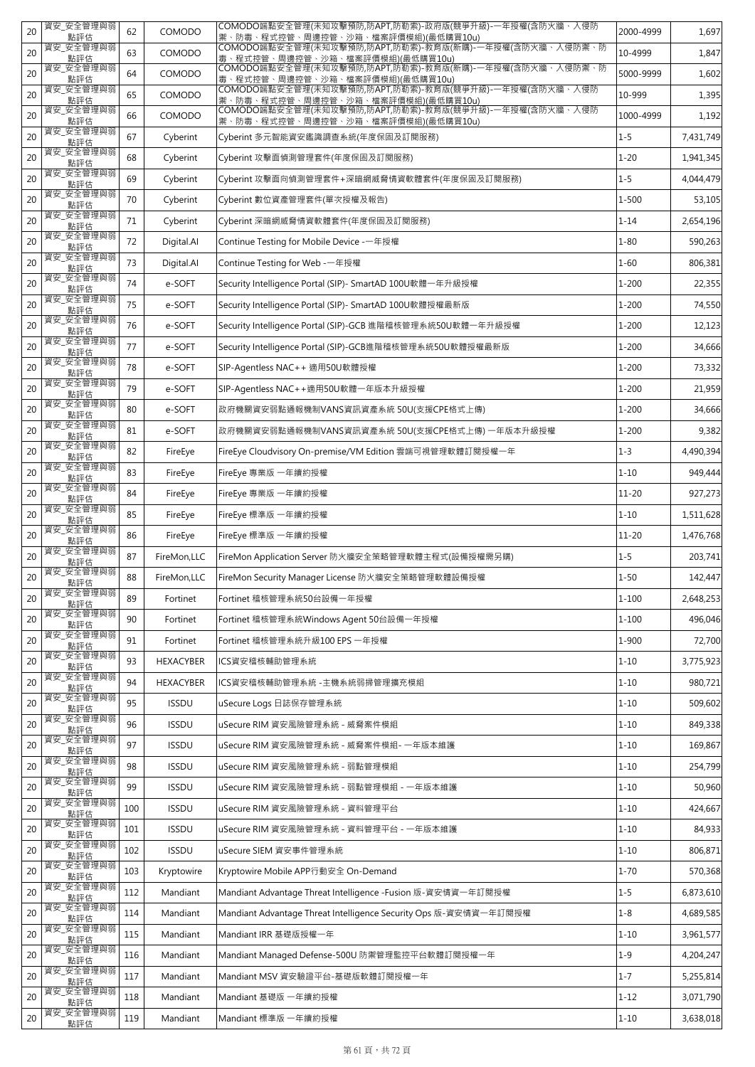| 20 | 資安_安全管理與弱點評估 | 62 | COMODO | COMODO端點安全管理(未知攻擊預防,防APT,防勒索)-政府版(競爭升級)-一年授權(含防火牆、入侵防禦、防毒、程式控管、周邊控管、沙箱、檔案評價模組)(最低購買10u) | 2000-4999 | 1,697 |
|---|---|---|---|---|---|---|
| 20 | 資安_安全管理與弱點評估 | 63 | COMODO | COMODO端點安全管理(未知攻擊預防,防APT,防勒索)-教育版(新購)-一年授權(含防火牆、入侵防禦、防毒、程式控管、周邊控管、沙箱、檔案評價模組)(最低購買10u) | 10-4999 | 1,847 |
| 20 | 資安_安全管理與弱點評估 | 64 | COMODO | COMODO端點安全管理(未知攻擊預防,防APT,防勒索)-教育版(新購)-一年授權(含防火牆、入侵防禦、防毒、程式控管、周邊控管、沙箱、檔案評價模組)(最低購買10u) | 5000-9999 | 1,602 |
| 20 | 資安_安全管理與弱點評估 | 65 | COMODO | COMODO端點安全管理(未知攻擊預防,防APT,防勒索)-教育版(競爭升級)-一年授權(含防火牆、入侵防禦、防毒、程式控管、周邊控管、沙箱、檔案評價模組)(最低購買10u) | 10-999 | 1,395 |
| 20 | 資安_安全管理與弱點評估 | 66 | COMODO | COMODO端點安全管理(未知攻擊預防,防APT,防勒索)-教育版(競爭升級)-一年授權(含防火牆、入侵防禦、防毒、程式控管、周邊控管、沙箱、檔案評價模組)(最低購買10u) | 1000-4999 | 1,192 |
| 20 | 資安_安全管理與弱點評估 | 67 | Cyberint | Cyberint 多元智能資安鑑識調查系統(年度保固及訂閱服務) | 1-5 | 7,431,749 |
| 20 | 資安_安全管理與弱點評估 | 68 | Cyberint | Cyberint 攻擊面偵測管理套件(年度保固及訂閱服務) | 1-20 | 1,941,345 |
| 20 | 資安_安全管理與弱點評估 | 69 | Cyberint | Cyberint 攻擊面向偵測管理套件+深暗網威脅情資軟體套件(年度保固及訂閱服務) | 1-5 | 4,044,479 |
| 20 | 資安_安全管理與弱點評估 | 70 | Cyberint | Cyberint 數位資產管理套件(單次授權及報告) | 1-500 | 53,105 |
| 20 | 資安_安全管理與弱點評估 | 71 | Cyberint | Cyberint 深暗網威脅情資軟體套件(年度保固及訂閱服務) | 1-14 | 2,654,196 |
| 20 | 資安_安全管理與弱點評估 | 72 | Digital.AI | Continue Testing for Mobile Device -一年授權 | 1-80 | 590,263 |
| 20 | 資安_安全管理與弱點評估 | 73 | Digital.AI | Continue Testing for Web -一年授權 | 1-60 | 806,381 |
| 20 | 資安_安全管理與弱點評估 | 74 | e-SOFT | Security Intelligence Portal (SIP)- SmartAD 100U軟體一年升級授權 | 1-200 | 22,355 |
| 20 | 資安_安全管理與弱點評估 | 75 | e-SOFT | Security Intelligence Portal (SIP)- SmartAD 100U軟體授權最新版 | 1-200 | 74,550 |
| 20 | 資安_安全管理與弱點評估 | 76 | e-SOFT | Security Intelligence Portal (SIP)-GCB 進階稽核管理系統50U軟體一年升級授權 | 1-200 | 12,123 |
| 20 | 資安_安全管理與弱點評估 | 77 | e-SOFT | Security Intelligence Portal (SIP)-GCB進階稽核管理系統50U軟體授權最新版 | 1-200 | 34,666 |
| 20 | 資安_安全管理與弱點評估 | 78 | e-SOFT | SIP-Agentless NAC++ 適用50U軟體授權 | 1-200 | 73,332 |
| 20 | 資安_安全管理與弱點評估 | 79 | e-SOFT | SIP-Agentless NAC++適用50U軟體一年版本升級授權 | 1-200 | 21,959 |
| 20 | 資安_安全管理與弱點評估 | 80 | e-SOFT | 政府機關資安弱點通報機制VANS資訊資產系統 50U(支援CPE格式上傳) | 1-200 | 34,666 |
| 20 | 資安_安全管理與弱點評估 | 81 | e-SOFT | 政府機關資安弱點通報機制VANS資訊資產系統 50U(支援CPE格式上傳) 一年版本升級授權 | 1-200 | 9,382 |
| 20 | 資安_安全管理與弱點評估 | 82 | FireEye | FireEye Cloudvisory On-premise/VM Edition 雲端可視管理軟體訂閱授權一年 | 1-3 | 4,490,394 |
| 20 | 資安_安全管理與弱點評估 | 83 | FireEye | FireEye 專業版 一年續約授權 | 1-10 | 949,444 |
| 20 | 資安_安全管理與弱點評估 | 84 | FireEye | FireEye 專業版 一年續約授權 | 11-20 | 927,273 |
| 20 | 資安_安全管理與弱點評估 | 85 | FireEye | FireEye 標準版 一年續約授權 | 1-10 | 1,511,628 |
| 20 | 資安_安全管理與弱點評估 | 86 | FireEye | FireEye 標準版 一年續約授權 | 11-20 | 1,476,768 |
| 20 | 資安_安全管理與弱點評估 | 87 | FireMon,LLC | FireMon Application Server 防火牆安全策略管理軟體主程式(設備授權需另購) | 1-5 | 203,741 |
| 20 | 資安_安全管理與弱點評估 | 88 | FireMon,LLC | FireMon Security Manager License 防火牆安全策略管理軟體設備授權 | 1-50 | 142,447 |
| 20 | 資安_安全管理與弱點評估 | 89 | Fortinet | Fortinet 稽核管理系統50台設備一年授權 | 1-100 | 2,648,253 |
| 20 | 資安_安全管理與弱點評估 | 90 | Fortinet | Fortinet 稽核管理系統Windows Agent 50台設備一年授權 | 1-100 | 496,046 |
| 20 | 資安_安全管理與弱點評估 | 91 | Fortinet | Fortinet 稽核管理系統升級100 EPS 一年授權 | 1-900 | 72,700 |
| 20 | 資安_安全管理與弱點評估 | 93 | HEXACYBER | ICS資安稽核輔助管理系統 | 1-10 | 3,775,923 |
| 20 | 資安_安全管理與弱點評估 | 94 | HEXACYBER | ICS資安稽核輔助管理系統 -主機系統弱掃管理擴充模組 | 1-10 | 980,721 |
| 20 | 資安_安全管理與弱點評估 | 95 | ISSDU | uSecure Logs 日誌保存管理系統 | 1-10 | 509,602 |
| 20 | 資安_安全管理與弱點評估 | 96 | ISSDU | uSecure RIM 資安風險管理系統 - 威脅案件模組 | 1-10 | 849,338 |
| 20 | 資安_安全管理與弱點評估 | 97 | ISSDU | uSecure RIM 資安風險管理系統 - 威脅案件模組- 一年版本維護 | 1-10 | 169,867 |
| 20 | 資安_安全管理與弱點評估 | 98 | ISSDU | uSecure RIM 資安風險管理系統 - 弱點管理模組 | 1-10 | 254,799 |
| 20 | 資安_安全管理與弱點評估 | 99 | ISSDU | uSecure RIM 資安風險管理系統 - 弱點管理模組 - 一年版本維護 | 1-10 | 50,960 |
| 20 | 資安_安全管理與弱點評估 | 100 | ISSDU | uSecure RIM 資安風險管理系統 - 資料管理平台 | 1-10 | 424,667 |
| 20 | 資安_安全管理與弱點評估 | 101 | ISSDU | uSecure RIM 資安風險管理系統 - 資料管理平台 - 一年版本維護 | 1-10 | 84,933 |
| 20 | 資安_安全管理與弱點評估 | 102 | ISSDU | uSecure SIEM 資安事件管理系統 | 1-10 | 806,871 |
| 20 | 資安_安全管理與弱點評估 | 103 | Kryptowire | Kryptowire Mobile APP行動安全 On-Demand | 1-70 | 570,368 |
| 20 | 資安_安全管理與弱點評估 | 112 | Mandiant | Mandiant Advantage Threat Intelligence -Fusion 版-資安情資一年訂閱授權 | 1-5 | 6,873,610 |
| 20 | 資安_安全管理與弱點評估 | 114 | Mandiant | Mandiant Advantage Threat Intelligence Security Ops 版-資安情資一年訂閱授權 | 1-8 | 4,689,585 |
| 20 | 資安_安全管理與弱點評估 | 115 | Mandiant | Mandiant IRR 基礎版授權一年 | 1-10 | 3,961,577 |
| 20 | 資安_安全管理與弱點評估 | 116 | Mandiant | Mandiant Managed Defense-500U 防禦管理監控平台軟體訂閱授權一年 | 1-9 | 4,204,247 |
| 20 | 資安_安全管理與弱點評估 | 117 | Mandiant | Mandiant MSV 資安驗證平台-基礎版軟體訂閱授權一年 | 1-7 | 5,255,814 |
| 20 | 資安_安全管理與弱點評估 | 118 | Mandiant | Mandiant 基礎版 一年續約授權 | 1-12 | 3,071,790 |
| 20 | 資安_安全管理與弱點評估 | 119 | Mandiant | Mandiant 標準版 一年續約授權 | 1-10 | 3,638,018 |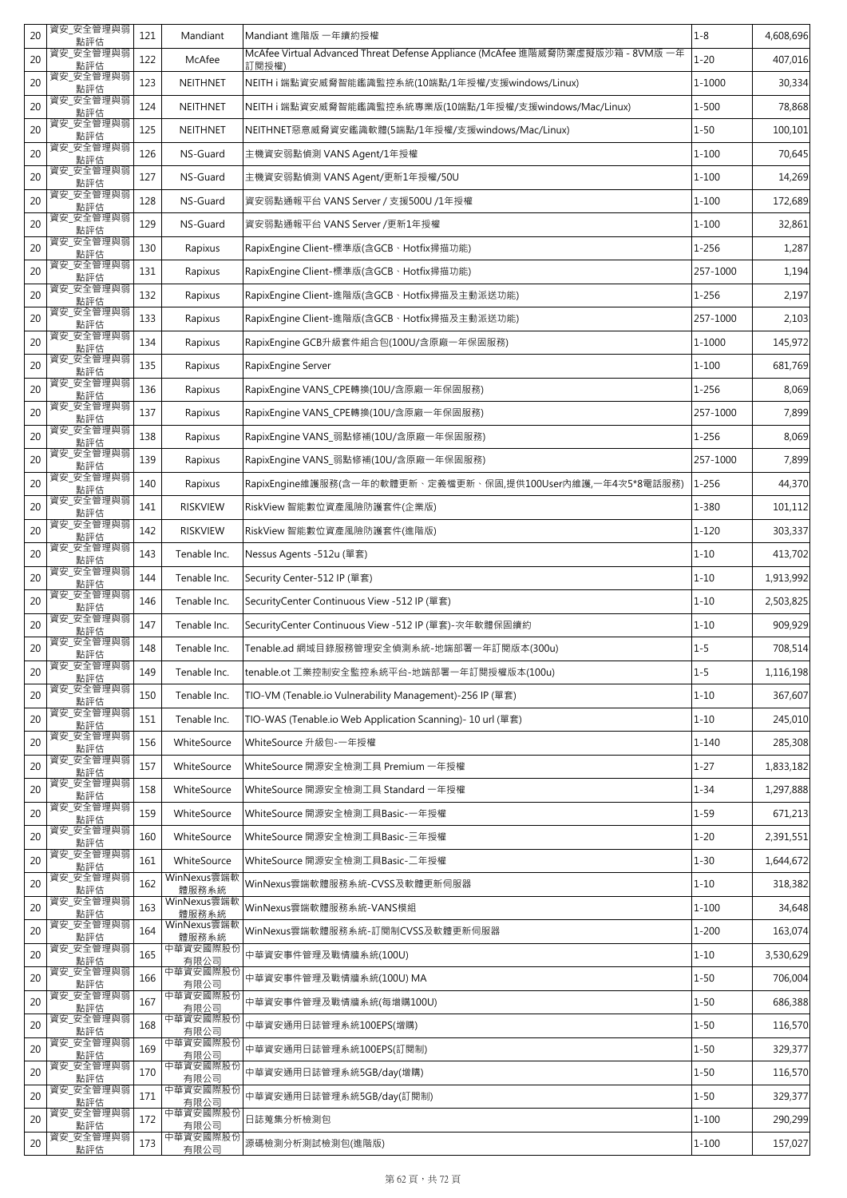| 20 | 資安_安全管理與弱點評估 | 121 | Mandiant | Mandiant 進階版 一年續約授權 | 1-8 | 4,608,696 |
|---|---|---|---|---|---|---|
| 20 | 資安_安全管理與弱點評估 | 122 | McAfee | McAfee Virtual Advanced Threat Defense Appliance (McAfee 進階威脅防禦虛擬版沙箱 - 8VM版 一年訂閱授權) | 1-20 | 407,016 |
| 20 | 資安_安全管理與弱點評估 | 123 | NEITHNET | NEITH i 端點資安威脅智能鑑識監控系統(10端點/1年授權/支援windows/Linux) | 1-1000 | 30,334 |
| 20 | 資安_安全管理與弱點評估 | 124 | NEITHNET | NEITH i 端點資安威脅智能鑑識監控系統專業版(10端點/1年授權/支援windows/Mac/Linux) | 1-500 | 78,868 |
| 20 | 資安_安全管理與弱點評估 | 125 | NEITHNET | NEITHNET惡意威脅資安鑑識軟體(5端點/1年授權/支援windows/Mac/Linux) | 1-50 | 100,101 |
| 20 | 資安_安全管理與弱點評估 | 126 | NS-Guard | 主機資安弱點偵測 VANS Agent/1年授權 | 1-100 | 70,645 |
| 20 | 資安_安全管理與弱點評估 | 127 | NS-Guard | 主機資安弱點偵測 VANS Agent/更新1年授權/50U | 1-100 | 14,269 |
| 20 | 資安_安全管理與弱點評估 | 128 | NS-Guard | 資安弱點通報平台 VANS Server / 支援500U /1年授權 | 1-100 | 172,689 |
| 20 | 資安_安全管理與弱點評估 | 129 | NS-Guard | 資安弱點通報平台 VANS Server /更新1年授權 | 1-100 | 32,861 |
| 20 | 資安_安全管理與弱點評估 | 130 | Rapixus | RapixEngine Client-標準版(含GCB、Hotfix掃描功能) | 1-256 | 1,287 |
| 20 | 資安_安全管理與弱點評估 | 131 | Rapixus | RapixEngine Client-標準版(含GCB、Hotfix掃描功能) | 257-1000 | 1,194 |
| 20 | 資安_安全管理與弱點評估 | 132 | Rapixus | RapixEngine Client-進階版(含GCB、Hotfix掃描及主動派送功能) | 1-256 | 2,197 |
| 20 | 資安_安全管理與弱點評估 | 133 | Rapixus | RapixEngine Client-進階版(含GCB、Hotfix掃描及主動派送功能) | 257-1000 | 2,103 |
| 20 | 資安_安全管理與弱點評估 | 134 | Rapixus | RapixEngine GCB升級套件組合包(100U/含原廠一年保固服務) | 1-1000 | 145,972 |
| 20 | 資安_安全管理與弱點評估 | 135 | Rapixus | RapixEngine Server | 1-100 | 681,769 |
| 20 | 資安_安全管理與弱點評估 | 136 | Rapixus | RapixEngine VANS_CPE轉換(10U/含原廠一年保固服務) | 1-256 | 8,069 |
| 20 | 資安_安全管理與弱點評估 | 137 | Rapixus | RapixEngine VANS_CPE轉換(10U/含原廠一年保固服務) | 257-1000 | 7,899 |
| 20 | 資安_安全管理與弱點評估 | 138 | Rapixus | RapixEngine VANS_弱點修補(10U/含原廠一年保固服務) | 1-256 | 8,069 |
| 20 | 資安_安全管理與弱點評估 | 139 | Rapixus | RapixEngine VANS_弱點修補(10U/含原廠一年保固服務) | 257-1000 | 7,899 |
| 20 | 資安_安全管理與弱點評估 | 140 | Rapixus | RapixEngine維護服務(含一年的軟體更新、定義檔更新、保固,提供100User內維護,一年4次5*8電話服務) | 1-256 | 44,370 |
| 20 | 資安_安全管理與弱點評估 | 141 | RISKVIEW | RiskView 智能數位資產風險防護套件(企業版) | 1-380 | 101,112 |
| 20 | 資安_安全管理與弱點評估 | 142 | RISKVIEW | RiskView 智能數位資產風險防護套件(進階版) | 1-120 | 303,337 |
| 20 | 資安_安全管理與弱點評估 | 143 | Tenable Inc. | Nessus Agents -512u (單套) | 1-10 | 413,702 |
| 20 | 資安_安全管理與弱點評估 | 144 | Tenable Inc. | Security Center-512 IP (單套) | 1-10 | 1,913,992 |
| 20 | 資安_安全管理與弱點評估 | 146 | Tenable Inc. | SecurityCenter Continuous View -512 IP (單套) | 1-10 | 2,503,825 |
| 20 | 資安_安全管理與弱點評估 | 147 | Tenable Inc. | SecurityCenter Continuous View -512 IP (單套)-次年軟體保固續約 | 1-10 | 909,929 |
| 20 | 資安_安全管理與弱點評估 | 148 | Tenable Inc. | Tenable.ad 網域目錄服務管理安全偵測系統-地端部署一年訂閱版本(300u) | 1-5 | 708,514 |
| 20 | 資安_安全管理與弱點評估 | 149 | Tenable Inc. | tenable.ot 工業控制安全監控系統平台-地端部署一年訂閱授權版本(100u) | 1-5 | 1,116,198 |
| 20 | 資安_安全管理與弱點評估 | 150 | Tenable Inc. | TIO-VM (Tenable.io Vulnerability Management)-256 IP (單套) | 1-10 | 367,607 |
| 20 | 資安_安全管理與弱點評估 | 151 | Tenable Inc. | TIO-WAS (Tenable.io Web Application Scanning)- 10 url (單套) | 1-10 | 245,010 |
| 20 | 資安_安全管理與弱點評估 | 156 | WhiteSource | WhiteSource 升級包-一年授權 | 1-140 | 285,308 |
| 20 | 資安_安全管理與弱點評估 | 157 | WhiteSource | WhiteSource 開源安全檢測工具 Premium 一年授權 | 1-27 | 1,833,182 |
| 20 | 資安_安全管理與弱點評估 | 158 | WhiteSource | WhiteSource 開源安全檢測工具 Standard 一年授權 | 1-34 | 1,297,888 |
| 20 | 資安_安全管理與弱點評估 | 159 | WhiteSource | WhiteSource 開源安全檢測工具Basic-一年授權 | 1-59 | 671,213 |
| 20 | 資安_安全管理與弱點評估 | 160 | WhiteSource | WhiteSource 開源安全檢測工具Basic-三年授權 | 1-20 | 2,391,551 |
| 20 | 資安_安全管理與弱點評估 | 161 | WhiteSource | WhiteSource 開源安全檢測工具Basic-二年授權 | 1-30 | 1,644,672 |
| 20 | 資安_安全管理與弱點評估 | 162 | WinNexus雲端軟體服務系統 | WinNexus雲端軟體服務系統-CVSS及軟體更新伺服器 | 1-10 | 318,382 |
| 20 | 資安_安全管理與弱點評估 | 163 | WinNexus雲端軟體服務系統 | WinNexus雲端軟體服務系統-VANS模組 | 1-100 | 34,648 |
| 20 | 資安_安全管理與弱點評估 | 164 | WinNexus雲端軟體服務系統 | WinNexus雲端軟體服務系統-訂閱制CVSS及軟體更新伺服器 | 1-200 | 163,074 |
| 20 | 資安_安全管理與弱點評估 | 165 | 中華資安國際股份有限公司 | 中華資安事件管理及戰情牆系統(100U) | 1-10 | 3,530,629 |
| 20 | 資安_安全管理與弱點評估 | 166 | 中華資安國際股份有限公司 | 中華資安事件管理及戰情牆系統(100U) MA | 1-50 | 706,004 |
| 20 | 資安_安全管理與弱點評估 | 167 | 中華資安國際股份有限公司 | 中華資安事件管理及戰情牆系統(每增購100U) | 1-50 | 686,388 |
| 20 | 資安_安全管理與弱點評估 | 168 | 中華資安國際股份有限公司 | 中華資安通用日誌管理系統100EPS(增購) | 1-50 | 116,570 |
| 20 | 資安_安全管理與弱點評估 | 169 | 中華資安國際股份有限公司 | 中華資安通用日誌管理系統100EPS(訂閱制) | 1-50 | 329,377 |
| 20 | 資安_安全管理與弱點評估 | 170 | 中華資安國際股份有限公司 | 中華資安通用日誌管理系統5GB/day(增購) | 1-50 | 116,570 |
| 20 | 資安_安全管理與弱點評估 | 171 | 中華資安國際股份有限公司 | 中華資安通用日誌管理系統5GB/day(訂閱制) | 1-50 | 329,377 |
| 20 | 資安_安全管理與弱點評估 | 172 | 中華資安國際股份有限公司 | 日誌蒐集分析檢測包 | 1-100 | 290,299 |
| 20 | 資安_安全管理與弱點評估 | 173 | 中華資安國際股份有限公司 | 源碼檢測分析測試檢測包(進階版) | 1-100 | 157,027 |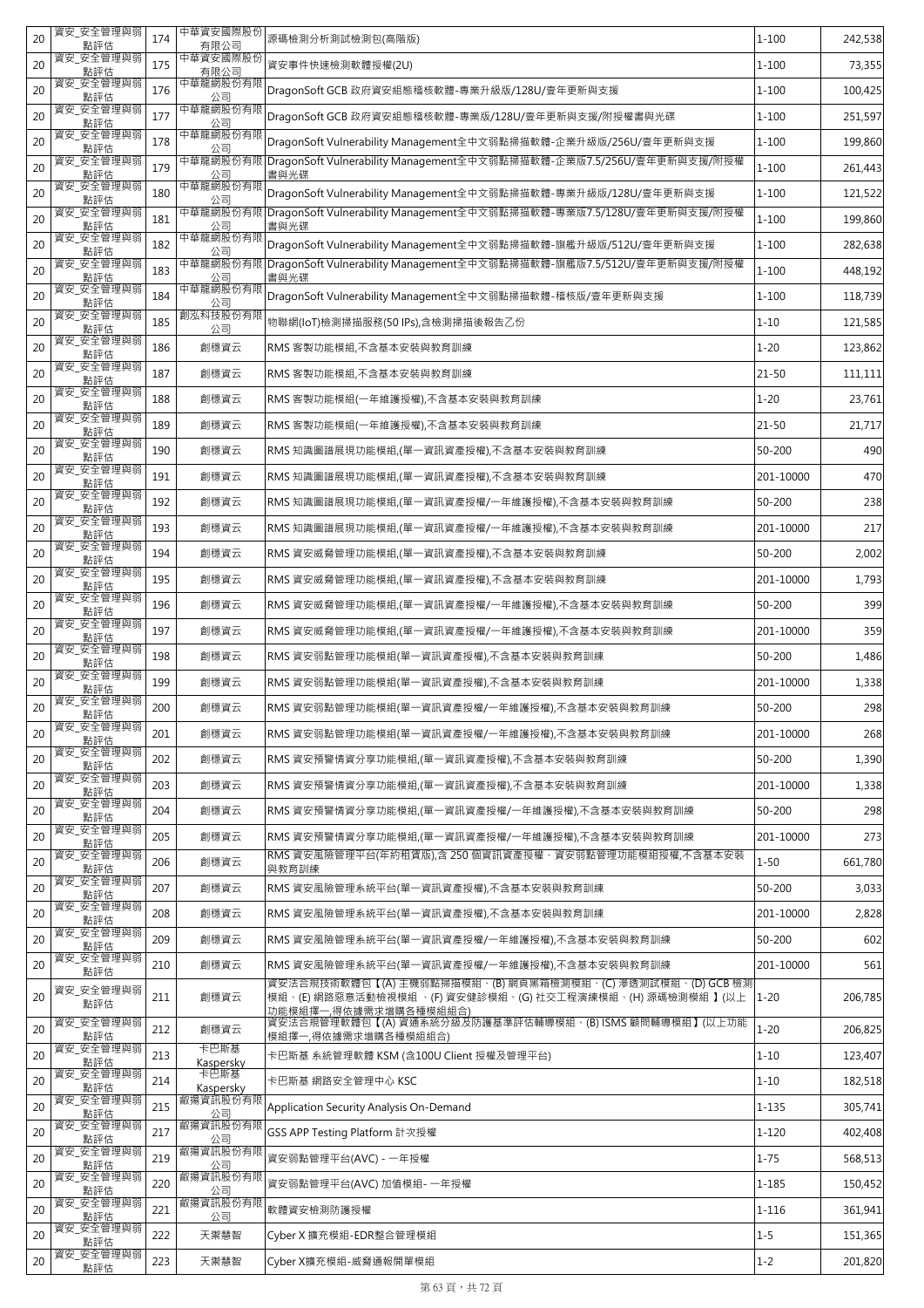| 20 | 資安_安全管理與弱點評估 | 174 | 中華資安國際股份有限公司 | 源碼檢測分析測試檢測包(高階版) | 1-100 | 242,538 |
|---|---|---|---|---|---|---|
| 20 | 資安_安全管理與弱點評估 | 175 | 中華資安國際股份有限公司 | 資安事件快速檢測軟體授權(2U) | 1-100 | 73,355 |
| 20 | 資安_安全管理與弱點評估 | 176 | 中華龍網股份有限公司 | DragonSoft GCB 政府資安組態稽核軟體-專業升級版/128U/壹年更新與支援 | 1-100 | 100,425 |
| 20 | 資安_安全管理與弱點評估 | 177 | 中華龍網股份有限公司 | DragonSoft GCB 政府資安組態稽核軟體-專業版/128U/壹年更新與支援/附授權書與光碟 | 1-100 | 251,597 |
| 20 | 資安_安全管理與弱點評估 | 178 | 中華龍網股份有限公司 | DragonSoft Vulnerability Management全中文弱點掃描軟體-企業升級版/256U/壹年更新與支援 | 1-100 | 199,860 |
| 20 | 資安_安全管理與弱點評估 | 179 | 中華龍網股份有限公司 | DragonSoft Vulnerability Management全中文弱點掃描軟體-企業版7.5/256U/壹年更新與支援/附授權書與光碟 | 1-100 | 261,443 |
| 20 | 資安_安全管理與弱點評估 | 180 | 中華龍網股份有限公司 | DragonSoft Vulnerability Management全中文弱點掃描軟體-專業升級版/128U/壹年更新與支援 | 1-100 | 121,522 |
| 20 | 資安_安全管理與弱點評估 | 181 | 中華龍網股份有限公司 | DragonSoft Vulnerability Management全中文弱點掃描軟體-專業版7.5/128U/壹年更新與支援/附授權書與光碟 | 1-100 | 199,860 |
| 20 | 資安_安全管理與弱點評估 | 182 | 中華龍網股份有限公司 | DragonSoft Vulnerability Management全中文弱點掃描軟體-旗艦升級版/512U/壹年更新與支援 | 1-100 | 282,638 |
| 20 | 資安_安全管理與弱點評估 | 183 | 中華龍網股份有限公司 | DragonSoft Vulnerability Management全中文弱點掃描軟體-旗艦版7.5/512U/壹年更新與支援/附授權書與光碟 | 1-100 | 448,192 |
| 20 | 資安_安全管理與弱點評估 | 184 | 中華龍網股份有限公司 | DragonSoft Vulnerability Management全中文弱點掃描軟體-稽核版/壹年更新與支援 | 1-100 | 118,739 |
| 20 | 資安_安全管理與弱點評估 | 185 | 創泓科技股份有限公司 | 物聯網(IoT)檢測掃描服務(50 IPs),含檢測掃描後報告乙份 | 1-10 | 121,585 |
| 20 | 資安_安全管理與弱點評估 | 186 | 創睿資云 | RMS 客製功能模組,不含基本安裝與教育訓練 | 1-20 | 123,862 |
| 20 | 資安_安全管理與弱點評估 | 187 | 創睿資云 | RMS 客製功能模組,不含基本安裝與教育訓練 | 21-50 | 111,111 |
| 20 | 資安_安全管理與弱點評估 | 188 | 創睿資云 | RMS 客製功能模組(一年維護授權),不含基本安裝與教育訓練 | 1-20 | 23,761 |
| 20 | 資安_安全管理與弱點評估 | 189 | 創睿資云 | RMS 客製功能模組(一年維護授權),不含基本安裝與教育訓練 | 21-50 | 21,717 |
| 20 | 資安_安全管理與弱點評估 | 190 | 創睿資云 | RMS 知識圖譜展現功能模組,(單一資訊資產授權),不含基本安裝與教育訓練 | 50-200 | 490 |
| 20 | 資安_安全管理與弱點評估 | 191 | 創睿資云 | RMS 知識圖譜展現功能模組,(單一資訊資產授權),不含基本安裝與教育訓練 | 201-10000 | 470 |
| 20 | 資安_安全管理與弱點評估 | 192 | 創睿資云 | RMS 知識圖譜展現功能模組,(單一資訊資產授權/一年維護授權),不含基本安裝與教育訓練 | 50-200 | 238 |
| 20 | 資安_安全管理與弱點評估 | 193 | 創睿資云 | RMS 知識圖譜展現功能模組,(單一資訊資產授權/一年維護授權),不含基本安裝與教育訓練 | 201-10000 | 217 |
| 20 | 資安_安全管理與弱點評估 | 194 | 創睿資云 | RMS 資安威脅管理功能模組,(單一資訊資產授權),不含基本安裝與教育訓練 | 50-200 | 2,002 |
| 20 | 資安_安全管理與弱點評估 | 195 | 創睿資云 | RMS 資安威脅管理功能模組,(單一資訊資產授權),不含基本安裝與教育訓練 | 201-10000 | 1,793 |
| 20 | 資安_安全管理與弱點評估 | 196 | 創睿資云 | RMS 資安威脅管理功能模組,(單一資訊資產授權/一年維護授權),不含基本安裝與教育訓練 | 50-200 | 399 |
| 20 | 資安_安全管理與弱點評估 | 197 | 創睿資云 | RMS 資安威脅管理功能模組,(單一資訊資產授權/一年維護授權),不含基本安裝與教育訓練 | 201-10000 | 359 |
| 20 | 資安_安全管理與弱點評估 | 198 | 創睿資云 | RMS 資安弱點管理功能模組(單一資訊資產授權),不含基本安裝與教育訓練 | 50-200 | 1,486 |
| 20 | 資安_安全管理與弱點評估 | 199 | 創睿資云 | RMS 資安弱點管理功能模組(單一資訊資產授權),不含基本安裝與教育訓練 | 201-10000 | 1,338 |
| 20 | 資安_安全管理與弱點評估 | 200 | 創睿資云 | RMS 資安弱點管理功能模組(單一資訊資產授權/一年維護授權),不含基本安裝與教育訓練 | 50-200 | 298 |
| 20 | 資安_安全管理與弱點評估 | 201 | 創睿資云 | RMS 資安弱點管理功能模組(單一資訊資產授權/一年維護授權),不含基本安裝與教育訓練 | 201-10000 | 268 |
| 20 | 資安_安全管理與弱點評估 | 202 | 創睿資云 | RMS 資安預警情資分享功能模組,(單一資訊資產授權),不含基本安裝與教育訓練 | 50-200 | 1,390 |
| 20 | 資安_安全管理與弱點評估 | 203 | 創睿資云 | RMS 資安預警情資分享功能模組,(單一資訊資產授權),不含基本安裝與教育訓練 | 201-10000 | 1,338 |
| 20 | 資安_安全管理與弱點評估 | 204 | 創睿資云 | RMS 資安預警情資分享功能模組,(單一資訊資產授權/一年維護授權),不含基本安裝與教育訓練 | 50-200 | 298 |
| 20 | 資安_安全管理與弱點評估 | 205 | 創睿資云 | RMS 資安預警情資分享功能模組,(單一資訊資產授權/一年維護授權),不含基本安裝與教育訓練 | 201-10000 | 273 |
| 20 | 資安_安全管理與弱點評估 | 206 | 創睿資云 | RMS 資安風險管理平台(年約租賃版),含 250 個資訊資產授權、資安弱點管理功能模組授權,不含基本安裝與教育訓練 | 1-50 | 661,780 |
| 20 | 資安_安全管理與弱點評估 | 207 | 創睿資云 | RMS 資安風險管理系統平台(單一資訊資產授權),不含基本安裝與教育訓練 | 50-200 | 3,033 |
| 20 | 資安_安全管理與弱點評估 | 208 | 創睿資云 | RMS 資安風險管理系統平台(單一資訊資產授權),不含基本安裝與教育訓練 | 201-10000 | 2,828 |
| 20 | 資安_安全管理與弱點評估 | 209 | 創睿資云 | RMS 資安風險管理系統平台(單一資訊資產授權/一年維護授權),不含基本安裝與教育訓練 | 50-200 | 602 |
| 20 | 資安_安全管理與弱點評估 | 210 | 創睿資云 | RMS 資安風險管理系統平台(單一資訊資產授權/一年維護授權),不含基本安裝與教育訓練 | 201-10000 | 561 |
| 20 | 資安_安全管理與弱點評估 | 211 | 創睿資云 | 資安法合規技術軟體包【(A) 主機弱點掃描模組、(B) 網頁黑箱檢測模組、(C) 滲透測試模組、(D) GCB 檢測模組、(E) 網路惡意活動檢視模組 、(F) 資安健診模組、(G) 社交工程演練模組、(H) 源碼檢測模組 】(以上功能模組擇一,得依據需求增購各種模組組合) | 1-20 | 206,785 |
| 20 | 資安_安全管理與弱點評估 | 212 | 創睿資云 | 資安法合規管理軟體包【(A) 資通系統分級及防護基準評估輔導模組、(B) ISMS 顧問輔導模組】(以上功能模組擇一,得依據需求增購各種模組組合) | 1-20 | 206,825 |
| 20 | 資安_安全管理與弱點評估 | 213 | 卡巴斯基 Kaspersky | 卡巴斯基 系統管理軟體 KSM (含100U Client 授權及管理平台) | 1-10 | 123,407 |
| 20 | 資安_安全管理與弱點評估 | 214 | 卡巴斯基 Kaspersky | 卡巴斯基 網路安全管理中心 KSC | 1-10 | 182,518 |
| 20 | 資安_安全管理與弱點評估 | 215 | 叡揚資訊股份有限公司 | Application Security Analysis On-Demand | 1-135 | 305,741 |
| 20 | 資安_安全管理與弱點評估 | 217 | 叡揚資訊股份有限公司 | GSS APP Testing Platform 計次授權 | 1-120 | 402,408 |
| 20 | 資安_安全管理與弱點評估 | 219 | 叡揚資訊股份有限公司 | 資安弱點管理平台(AVC) - 一年授權 | 1-75 | 568,513 |
| 20 | 資安_安全管理與弱點評估 | 220 | 叡揚資訊股份有限公司 | 資安弱點管理平台(AVC) 加值模組- 一年授權 | 1-185 | 150,452 |
| 20 | 資安_安全管理與弱點評估 | 221 | 叡揚資訊股份有限公司 | 軟體資安檢測防護授權 | 1-116 | 361,941 |
| 20 | 資安_安全管理與弱點評估 | 222 | 天禦慧智 | Cyber X 擴充模組-EDR整合管理模組 | 1-5 | 151,365 |
| 20 | 資安_安全管理與弱點評估 | 223 | 天禦慧智 | Cyber X擴充模組-威脅通報開單模組 | 1-2 | 201,820 |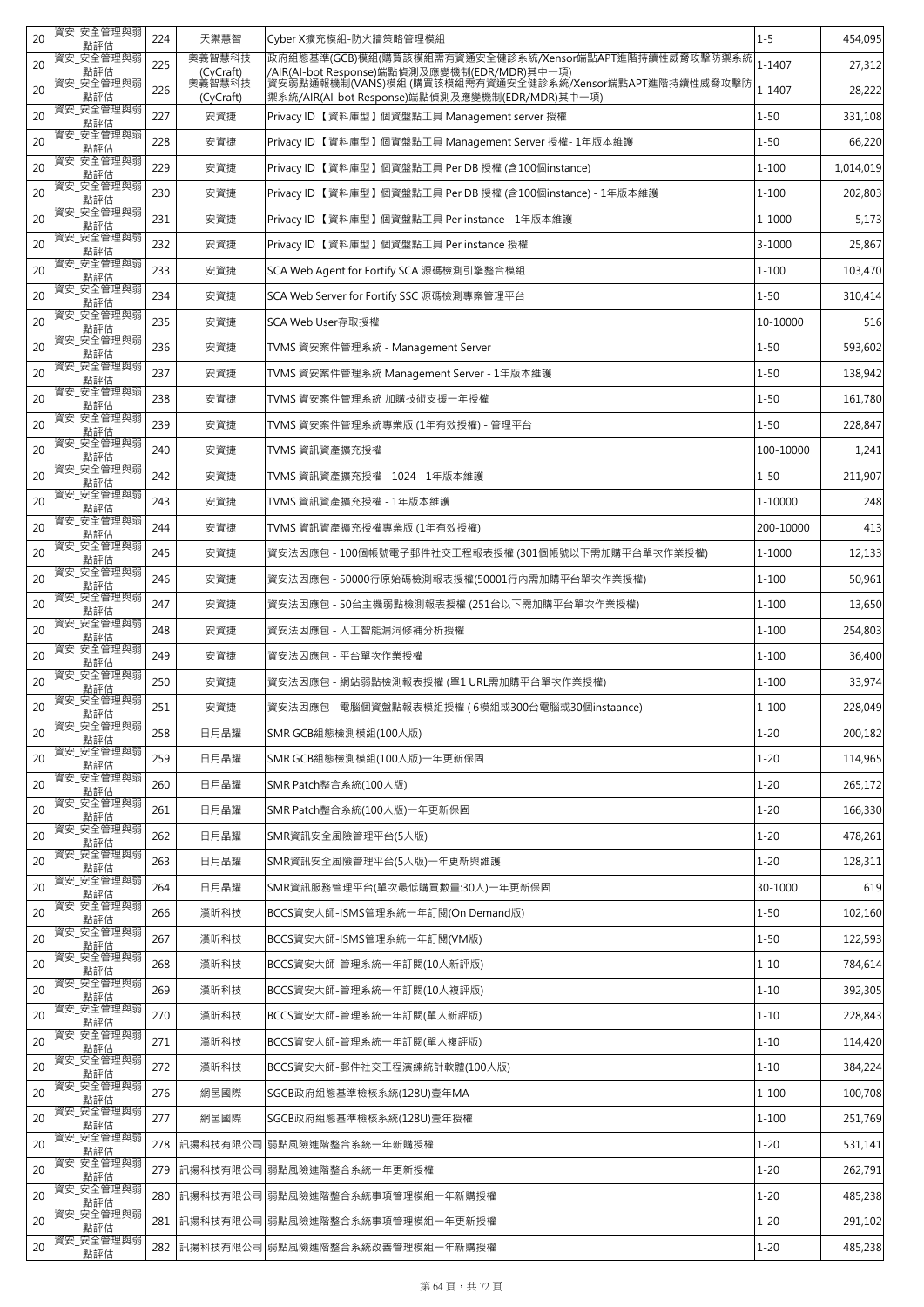| 20 | 資安_安全管理與弱點評估 | 224 | 天禦慧智 | Cyber X擴充模組-防火牆策略管理模組 | 1-5 | 454,095 |
|---|---|---|---|---|---|---|
| 20 | 資安_安全管理與弱點評估 | 225 | 奧義智慧科技(CyCraft) | 政府組態基準(GCB)模組(購買該模組需有資通安全健診系統/Xensor端點APT進階持續性威脅攻擊防禦系統/AIR(AI-bot Response)端點偵測及應變機制(EDR/MDR)其中一項) | 1-1407 | 27,312 |
| 20 | 資安_安全管理與弱點評估 | 226 | 奧義智慧科技(CyCraft) | 資安弱點通報機制(VANS)模組 (購買該模組需有資通安全健診系統/Xensor端點APT進階持續性威脅攻擊防禦系統/AIR(AI-bot Response)端點偵測及應變機制(EDR/MDR)其中一項) | 1-1407 | 28,222 |
| 20 | 資安_安全管理與弱點評估 | 227 | 安資捷 | Privacy ID【資料庫型】個資盤點工具 Management server 授權 | 1-50 | 331,108 |
| 20 | 資安_安全管理與弱點評估 | 228 | 安資捷 | Privacy ID【資料庫型】個資盤點工具 Management Server 授權- 1年版本維護 | 1-50 | 66,220 |
| 20 | 資安_安全管理與弱點評估 | 229 | 安資捷 | Privacy ID【資料庫型】個資盤點工具 Per DB 授權 (含100個instance) | 1-100 | 1,014,019 |
| 20 | 資安_安全管理與弱點評估 | 230 | 安資捷 | Privacy ID【資料庫型】個資盤點工具 Per DB 授權 (含100個instance) - 1年版本維護 | 1-100 | 202,803 |
| 20 | 資安_安全管理與弱點評估 | 231 | 安資捷 | Privacy ID【資料庫型】個資盤點工具 Per instance - 1年版本維護 | 1-1000 | 5,173 |
| 20 | 資安_安全管理與弱點評估 | 232 | 安資捷 | Privacy ID【資料庫型】個資盤點工具 Per instance 授權 | 3-1000 | 25,867 |
| 20 | 資安_安全管理與弱點評估 | 233 | 安資捷 | SCA Web Agent for Fortify SCA 源碼檢測引擎整合模組 | 1-100 | 103,470 |
| 20 | 資安_安全管理與弱點評估 | 234 | 安資捷 | SCA Web Server for Fortify SSC 源碼檢測專案管理平台 | 1-50 | 310,414 |
| 20 | 資安_安全管理與弱點評估 | 235 | 安資捷 | SCA Web User存取授權 | 10-10000 | 516 |
| 20 | 資安_安全管理與弱點評估 | 236 | 安資捷 | TVMS 資安案件管理系統 - Management Server | 1-50 | 593,602 |
| 20 | 資安_安全管理與弱點評估 | 237 | 安資捷 | TVMS 資安案件管理系統 Management Server - 1年版本維護 | 1-50 | 138,942 |
| 20 | 資安_安全管理與弱點評估 | 238 | 安資捷 | TVMS 資安案件管理系統 加購技術支援一年授權 | 1-50 | 161,780 |
| 20 | 資安_安全管理與弱點評估 | 239 | 安資捷 | TVMS 資安案件管理系統專業版 (1年有效授權) - 管理平台 | 1-50 | 228,847 |
| 20 | 資安_安全管理與弱點評估 | 240 | 安資捷 | TVMS 資訊資產擴充授權 | 100-10000 | 1,241 |
| 20 | 資安_安全管理與弱點評估 | 242 | 安資捷 | TVMS 資訊資產擴充授權 - 1024 - 1年版本維護 | 1-50 | 211,907 |
| 20 | 資安_安全管理與弱點評估 | 243 | 安資捷 | TVMS 資訊資產擴充授權 - 1年版本維護 | 1-10000 | 248 |
| 20 | 資安_安全管理與弱點評估 | 244 | 安資捷 | TVMS 資訊資產擴充授權專業版 (1年有效授權) | 200-10000 | 413 |
| 20 | 資安_安全管理與弱點評估 | 245 | 安資捷 | 資安法因應包 - 100個帳號電子郵件社交工程報表授權 (301個帳號以下需加購平台單次作業授權) | 1-1000 | 12,133 |
| 20 | 資安_安全管理與弱點評估 | 246 | 安資捷 | 資安法因應包 - 50000行原始碼檢測報表授權(50001行內需加購平台單次作業授權) | 1-100 | 50,961 |
| 20 | 資安_安全管理與弱點評估 | 247 | 安資捷 | 資安法因應包 - 50台主機弱點檢測報表授權 (251台以下需加購平台單次作業授權) | 1-100 | 13,650 |
| 20 | 資安_安全管理與弱點評估 | 248 | 安資捷 | 資安法因應包 - 人工智能漏洞修補分析授權 | 1-100 | 254,803 |
| 20 | 資安_安全管理與弱點評估 | 249 | 安資捷 | 資安法因應包 - 平台單次作業授權 | 1-100 | 36,400 |
| 20 | 資安_安全管理與弱點評估 | 250 | 安資捷 | 資安法因應包 - 網站弱點檢測報表授權 (單1 URL需加購平台單次作業授權) | 1-100 | 33,974 |
| 20 | 資安_安全管理與弱點評估 | 251 | 安資捷 | 資安法因應包 - 電腦個資盤點報表模組授權 ( 6模組或300台電腦或30個instaance) | 1-100 | 228,049 |
| 20 | 資安_安全管理與弱點評估 | 258 | 日月晶耀 | SMR GCB組態檢測模組(100人版) | 1-20 | 200,182 |
| 20 | 資安_安全管理與弱點評估 | 259 | 日月晶耀 | SMR GCB組態檢測模組(100人版)一年更新保固 | 1-20 | 114,965 |
| 20 | 資安_安全管理與弱點評估 | 260 | 日月晶耀 | SMR Patch整合系統(100人版) | 1-20 | 265,172 |
| 20 | 資安_安全管理與弱點評估 | 261 | 日月晶耀 | SMR Patch整合系統(100人版)一年更新保固 | 1-20 | 166,330 |
| 20 | 資安_安全管理與弱點評估 | 262 | 日月晶耀 | SMR資訊安全風險管理平台(5人版) | 1-20 | 478,261 |
| 20 | 資安_安全管理與弱點評估 | 263 | 日月晶耀 | SMR資訊安全風險管理平台(5人版)一年更新與維護 | 1-20 | 128,311 |
| 20 | 資安_安全管理與弱點評估 | 264 | 日月晶耀 | SMR資訊服務管理平台(單次最低購買數量:30人)一年更新保固 | 30-1000 | 619 |
| 20 | 資安_安全管理與弱點評估 | 266 | 漢昕科技 | BCCS資安大師-ISMS管理系統一年訂閱(On Demand版) | 1-50 | 102,160 |
| 20 | 資安_安全管理與弱點評估 | 267 | 漢昕科技 | BCCS資安大師-ISMS管理系統一年訂閱(VM版) | 1-50 | 122,593 |
| 20 | 資安_安全管理與弱點評估 | 268 | 漢昕科技 | BCCS資安大師-管理系統一年訂閱(10人新評版) | 1-10 | 784,614 |
| 20 | 資安_安全管理與弱點評估 | 269 | 漢昕科技 | BCCS資安大師-管理系統一年訂閱(10人複評版) | 1-10 | 392,305 |
| 20 | 資安_安全管理與弱點評估 | 270 | 漢昕科技 | BCCS資安大師-管理系統一年訂閱(單人新評版) | 1-10 | 228,843 |
| 20 | 資安_安全管理與弱點評估 | 271 | 漢昕科技 | BCCS資安大師-管理系統一年訂閱(單人複評版) | 1-10 | 114,420 |
| 20 | 資安_安全管理與弱點評估 | 272 | 漢昕科技 | BCCS資安大師-郵件社交工程演練統計軟體(100人版) | 1-10 | 384,224 |
| 20 | 資安_安全管理與弱點評估 | 276 | 網邑國際 | SGCB政府組態基準檢核系統(128U)壹年MA | 1-100 | 100,708 |
| 20 | 資安_安全管理與弱點評估 | 277 | 網邑國際 | SGCB政府組態基準檢核系統(128U)壹年授權 | 1-100 | 251,769 |
| 20 | 資安_安全管理與弱點評估 | 278 | 訊揚科技有限公司 | 弱點風險進階整合系統一年新購授權 | 1-20 | 531,141 |
| 20 | 資安_安全管理與弱點評估 | 279 | 訊揚科技有限公司 | 弱點風險進階整合系統一年更新授權 | 1-20 | 262,791 |
| 20 | 資安_安全管理與弱點評估 | 280 | 訊揚科技有限公司 | 弱點風險進階整合系統事項管理模組一年新購授權 | 1-20 | 485,238 |
| 20 | 資安_安全管理與弱點評估 | 281 | 訊揚科技有限公司 | 弱點風險進階整合系統事項管理模組一年更新授權 | 1-20 | 291,102 |
| 20 | 資安_安全管理與弱點評估 | 282 | 訊揚科技有限公司 | 弱點風險進階整合系統改善管理模組一年新購授權 | 1-20 | 485,238 |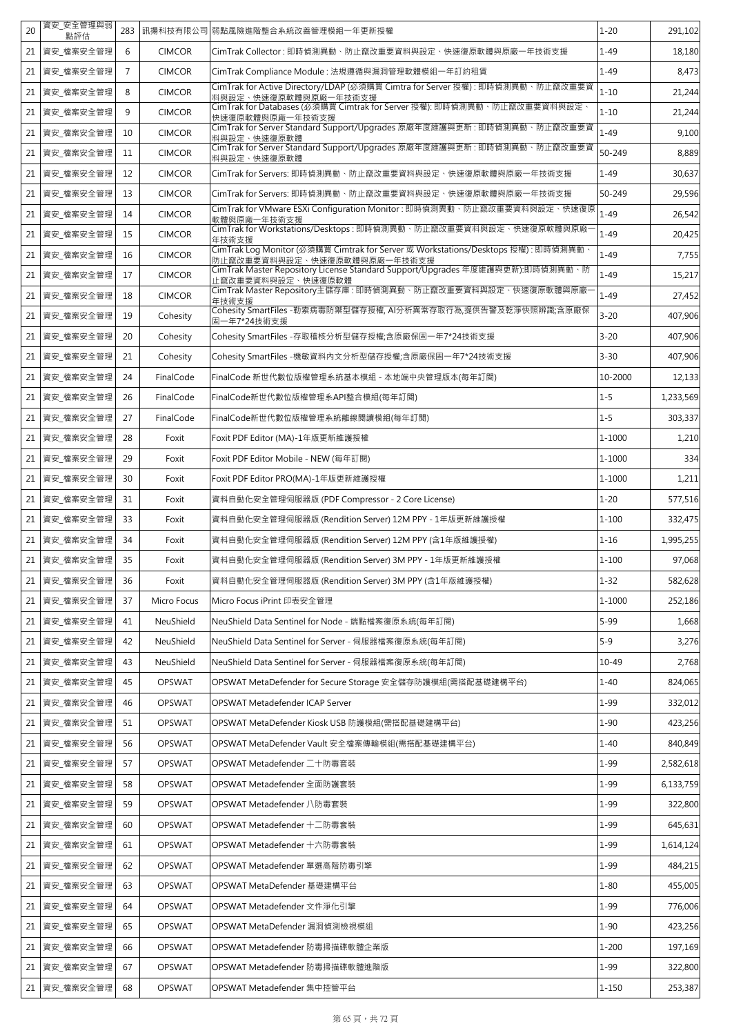| 20 | 資安_安全管理與弱點評估 | 283 | 訊揚科技有限公司 | 弱點風險進階整合系統改善管理模組一年更新授權 | 1-20 | 291,102 |
|---|---|---|---|---|---|---|
| 21 | 資安_檔案安全管理 | 6 | CIMCOR | CimTrak Collector : 即時偵測異動、防止竄改重要資料與設定、快速復原軟體與原廠一年技術支援 | 1-49 | 18,180 |
| 21 | 資安_檔案安全管理 | 7 | CIMCOR | CimTrak Compliance Module : 法規遵循與漏洞管理軟體模組一年訂約租賃 | 1-49 | 8,473 |
| 21 | 資安_檔案安全管理 | 8 | CIMCOR | CimTrak for Active Directory/LDAP (必須購買 Cimtra for Server 授權) : 即時偵測異動、防止竄改重要資料與設定、快速復原軟體與原廠一年技術支援 | 1-10 | 21,244 |
| 21 | 資安_檔案安全管理 | 9 | CIMCOR | CimTrak for Databases (必須購買 Cimtrak for Server 授權): 即時偵測異動、防止竄改重要資料與設定、快速復原軟體與原廠一年技術支援 | 1-10 | 21,244 |
| 21 | 資安_檔案安全管理 | 10 | CIMCOR | CimTrak for Server Standard Support/Upgrades 原廠年度維護與更新 : 即時偵測異動、防止竄改重要資料與設定、快速復原軟體 | 1-49 | 9,100 |
| 21 | 資安_檔案安全管理 | 11 | CIMCOR | CimTrak for Server Standard Support/Upgrades 原廠年度維護與更新 : 即時偵測異動、防止竄改重要資料與設定、快速復原軟體 | 50-249 | 8,889 |
| 21 | 資安_檔案安全管理 | 12 | CIMCOR | CimTrak for Servers: 即時偵測異動、防止竄改重要資料與設定、快速復原軟體與原廠一年技術支援 | 1-49 | 30,637 |
| 21 | 資安_檔案安全管理 | 13 | CIMCOR | CimTrak for Servers: 即時偵測異動、防止竄改重要資料與設定、快速復原軟體與原廠一年技術支援 | 50-249 | 29,596 |
| 21 | 資安_檔案安全管理 | 14 | CIMCOR | CimTrak for VMware ESXi Configuration Monitor : 即時偵測異動、防止竄改重要資料與設定、快速復原軟體與原廠一年技術支援 | 1-49 | 26,542 |
| 21 | 資安_檔案安全管理 | 15 | CIMCOR | CimTrak for Workstations/Desktops : 即時偵測異動、防止竄改重要資料與設定、快速復原軟體與原廠一年技術支援 | 1-49 | 20,425 |
| 21 | 資安_檔案安全管理 | 16 | CIMCOR | CimTrak Log Monitor (必須購買 Cimtrak for Server 或 Workstations/Desktops 授權) : 即時偵測異動、防止竄改重要資料與設定、快速復原軟體與原廠一年技術支援 | 1-49 | 7,755 |
| 21 | 資安_檔案安全管理 | 17 | CIMCOR | CimTrak Master Repository License Standard Support/Upgrades 年度維護與更新):即時偵測異動、防止竄改重要資料與設定、快速復原軟體 | 1-49 | 15,217 |
| 21 | 資安_檔案安全管理 | 18 | CIMCOR | CimTrak Master Repository主儲存庫 : 即時偵測異動、防止竄改重要資料與設定、快速復原軟體與原廠一年技術支援 | 1-49 | 27,452 |
| 21 | 資安_檔案安全管理 | 19 | Cohesity | Cohesity SmartFiles -勒索病毒防禦型儲存授權, AI分析異常存取行為,提供告警及乾淨快照辨識;含原廠保固一年7*24技術支援 | 3-20 | 407,906 |
| 21 | 資安_檔案安全管理 | 20 | Cohesity | Cohesity SmartFiles -存取稽核分析型儲存授權;含原廠保固一年7*24技術支援 | 3-20 | 407,906 |
| 21 | 資安_檔案安全管理 | 21 | Cohesity | Cohesity SmartFiles -機敏資料內文分析型儲存授權;含原廠保固一年7*24技術支援 | 3-30 | 407,906 |
| 21 | 資安_檔案安全管理 | 24 | FinalCode | FinalCode 新世代數位版權管理系統基本模組 - 本地端中央管理版本(每年訂閱) | 10-2000 | 12,133 |
| 21 | 資安_檔案安全管理 | 26 | FinalCode | FinalCode新世代數位版權管理系API整合模組(每年訂閱) | 1-5 | 1,233,569 |
| 21 | 資安_檔案安全管理 | 27 | FinalCode | FinalCode新世代數位版權管理系統離線閱讀模組(每年訂閱) | 1-5 | 303,337 |
| 21 | 資安_檔案安全管理 | 28 | Foxit | Foxit PDF Editor (MA)-1年版更新維護授權 | 1-1000 | 1,210 |
| 21 | 資安_檔案安全管理 | 29 | Foxit | Foxit PDF Editor Mobile - NEW (每年訂閱) | 1-1000 | 334 |
| 21 | 資安_檔案安全管理 | 30 | Foxit | Foxit PDF Editor PRO(MA)-1年版更新維護授權 | 1-1000 | 1,211 |
| 21 | 資安_檔案安全管理 | 31 | Foxit | 資料自動化安全管理伺服器版 (PDF Compressor - 2 Core License) | 1-20 | 577,516 |
| 21 | 資安_檔案安全管理 | 33 | Foxit | 資料自動化安全管理伺服器版 (Rendition Server) 12M PPY - 1年版更新維護授權 | 1-100 | 332,475 |
| 21 | 資安_檔案安全管理 | 34 | Foxit | 資料自動化安全管理伺服器版 (Rendition Server) 12M PPY (含1年版維護授權) | 1-16 | 1,995,255 |
| 21 | 資安_檔案安全管理 | 35 | Foxit | 資料自動化安全管理伺服器版 (Rendition Server) 3M PPY - 1年版更新維護授權 | 1-100 | 97,068 |
| 21 | 資安_檔案安全管理 | 36 | Foxit | 資料自動化安全管理伺服器版 (Rendition Server) 3M PPY (含1年版維護授權) | 1-32 | 582,628 |
| 21 | 資安_檔案安全管理 | 37 | Micro Focus | Micro Focus iPrint 印表安全管理 | 1-1000 | 252,186 |
| 21 | 資安_檔案安全管理 | 41 | NeuShield | NeuShield Data Sentinel for Node - 端點檔案復原系統(每年訂閱) | 5-99 | 1,668 |
| 21 | 資安_檔案安全管理 | 42 | NeuShield | NeuShield Data Sentinel for Server - 伺服器檔案復原系統(每年訂閱) | 5-9 | 3,276 |
| 21 | 資安_檔案安全管理 | 43 | NeuShield | NeuShield Data Sentinel for Server - 伺服器檔案復原系統(每年訂閱) | 10-49 | 2,768 |
| 21 | 資安_檔案安全管理 | 45 | OPSWAT | OPSWAT MetaDefender for Secure Storage 安全儲存防護模組(需搭配基礎建構平台) | 1-40 | 824,065 |
| 21 | 資安_檔案安全管理 | 46 | OPSWAT | OPSWAT Metadefender ICAP Server | 1-99 | 332,012 |
| 21 | 資安_檔案安全管理 | 51 | OPSWAT | OPSWAT MetaDefender Kiosk USB 防護模組(需搭配基礎建構平台) | 1-90 | 423,256 |
| 21 | 資安_檔案安全管理 | 56 | OPSWAT | OPSWAT MetaDefender Vault 安全檔案傳輸模組(需搭配基礎建構平台) | 1-40 | 840,849 |
| 21 | 資安_檔案安全管理 | 57 | OPSWAT | OPSWAT Metadefender 二十防毒套裝 | 1-99 | 2,582,618 |
| 21 | 資安_檔案安全管理 | 58 | OPSWAT | OPSWAT Metadefender 全面防護套裝 | 1-99 | 6,133,759 |
| 21 | 資安_檔案安全管理 | 59 | OPSWAT | OPSWAT Metadefender 八防毒套裝 | 1-99 | 322,800 |
| 21 | 資安_檔案安全管理 | 60 | OPSWAT | OPSWAT Metadefender 十二防毒套裝 | 1-99 | 645,631 |
| 21 | 資安_檔案安全管理 | 61 | OPSWAT | OPSWAT Metadefender 十六防毒套裝 | 1-99 | 1,614,124 |
| 21 | 資安_檔案安全管理 | 62 | OPSWAT | OPSWAT Metadefender 單選高階防毒引擎 | 1-99 | 484,215 |
| 21 | 資安_檔案安全管理 | 63 | OPSWAT | OPSWAT MetaDefender 基礎建構平台 | 1-80 | 455,005 |
| 21 | 資安_檔案安全管理 | 64 | OPSWAT | OPSWAT Metadefender 文件淨化引擎 | 1-99 | 776,006 |
| 21 | 資安_檔案安全管理 | 65 | OPSWAT | OPSWAT MetaDefender 漏洞偵測檢視模組 | 1-90 | 423,256 |
| 21 | 資安_檔案安全管理 | 66 | OPSWAT | OPSWAT Metadefender 防毒掃描碟軟體企業版 | 1-200 | 197,169 |
| 21 | 資安_檔案安全管理 | 67 | OPSWAT | OPSWAT Metadefender 防毒掃描碟軟體進階版 | 1-99 | 322,800 |
| 21 | 資安_檔案安全管理 | 68 | OPSWAT | OPSWAT Metadefender 集中控管平台 | 1-150 | 253,387 |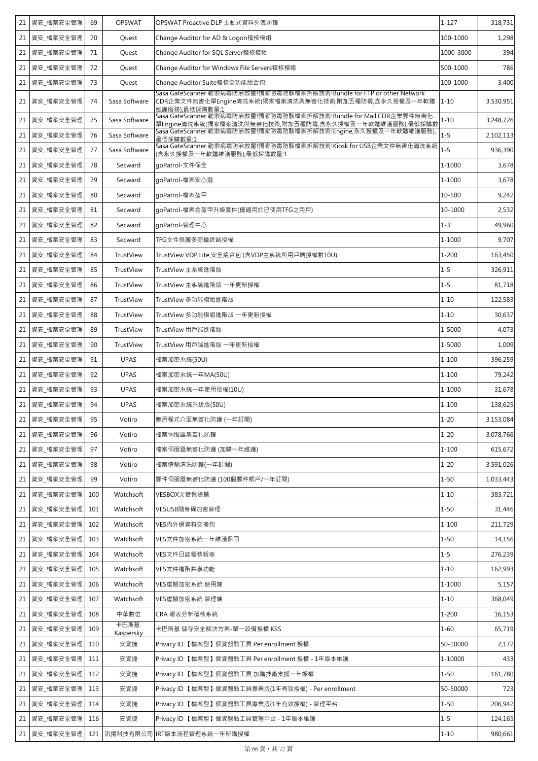| 21 | 資安_檔案安全管理 | 69 | OPSWAT | OPSWAT Proactive DLP 主動式資料外洩防護 | 1-127 | 318,731 |
|---|---|---|---|---|---|---|
| 21 | 資安_檔案安全管理 | 70 | Quest | Change Auditor for AD & Logon稽核模組 | 100-1000 | 1,298 |
| 21 | 資安_檔案安全管理 | 71 | Quest | Change Auditor for SQL Server稽核模組 | 1000-3000 | 394 |
| 21 | 資安_檔案安全管理 | 72 | Quest | Change Auditor for Windows File Servers稽核模組 | 500-1000 | 786 |
| 21 | 資安_檔案安全管理 | 73 | Quest | Change Auditor Suite稽核全功能組合包 | 100-1000 | 3,400 |
| 21 | 資安_檔案安全管理 | 74 | Sasa Software | Sasa GateScanner 勒索病毒防治救星!獨家防毒防駭檔案拆解技術!Bundle for FTP or other Network CDR企業文件無害化單Engine清洗系統(獨家檔案清洗與無害化技術,附加五種防毒,含永久授權及一年軟體維護服務),最低採購數量:1 | 1-10 | 3,530,951 |
| 21 | 資安_檔案安全管理 | 75 | Sasa Software | Sasa GateScanner 勒索病毒防治救星!獨家防毒防駭檔案拆解技術!Bundle for Mail CDR企業郵件無害化單Engine清洗系統(獨家檔案清洗與無害化技術,附加五種防毒,含永久授權及一年軟體維護服務),最低採購數 | 1-10 | 3,248,726 |
| 21 | 資安_檔案安全管理 | 76 | Sasa Software | Sasa GateScanner 勒索病毒防治救星!獨家防毒防駭檔案拆解技術!Engine,永久授權及一年軟體維護服務),最低採購數量:1 | 1-5 | 2,102,113 |
| 21 | 資安_檔案安全管理 | 77 | Sasa Software | Sasa GateScanner 勒索病毒防治救星!獨家防毒防駭檔案拆解技術!Kiosk for USB企業文件無害化清洗系統(含永久授權及一年軟體維護服務),最低採購數量:1 | 1-5 | 936,390 |
| 21 | 資安_檔案安全管理 | 78 | Secward | goPatrol-文件保全 | 1-1000 | 3,678 |
| 21 | 資安_檔案安全管理 | 79 | Secward | goPatrol-檔案安心遊 | 1-1000 | 3,678 |
| 21 | 資安_檔案安全管理 | 80 | Secward | goPatrol-檔案盔甲 | 10-500 | 9,242 |
| 21 | 資安_檔案安全管理 | 81 | Secward | goPatrol-檔案金盔甲升級套件(僅適用於已使用TFG之用戶) | 10-1000 | 2,532 |
| 21 | 資安_檔案安全管理 | 82 | Secward | goPatrol-管理中心 | 1-3 | 49,960 |
| 21 | 資安_檔案安全管理 | 83 | Secward | TFG文件保護多密鑰終端授權 | 1-1000 | 9,707 |
| 21 | 資安_檔案安全管理 | 84 | TrustView | TrustView VDP Lite 安全組合包 (含VDP主系統與用戶端授權數10U) | 1-200 | 163,450 |
| 21 | 資安_檔案安全管理 | 85 | TrustView | TrustView 主系統進階版 | 1-5 | 326,911 |
| 21 | 資安_檔案安全管理 | 86 | TrustView | TrustView 主系統進階版 一年更新授權 | 1-5 | 81,718 |
| 21 | 資安_檔案安全管理 | 87 | TrustView | TrustView 多功能模組進階版 | 1-10 | 122,583 |
| 21 | 資安_檔案安全管理 | 88 | TrustView | TrustView 多功能模組進階版 一年更新授權 | 1-10 | 30,637 |
| 21 | 資安_檔案安全管理 | 89 | TrustView | TrustView 用戶端進階版 | 1-5000 | 4,073 |
| 21 | 資安_檔案安全管理 | 90 | TrustView | TrustView 用戶端進階版 一年更新授權 | 1-5000 | 1,009 |
| 21 | 資安_檔案安全管理 | 91 | UPAS | 檔案加密系統(50U) | 1-100 | 396,259 |
| 21 | 資安_檔案安全管理 | 92 | UPAS | 檔案加密系統一年MA(50U) | 1-100 | 79,242 |
| 21 | 資安_檔案安全管理 | 93 | UPAS | 檔案加密系統一年使用授權(10U) | 1-1000 | 31,678 |
| 21 | 資安_檔案安全管理 | 94 | UPAS | 檔案加密系統升級版(50U) | 1-100 | 138,625 |
| 21 | 資安_檔案安全管理 | 95 | Votiro | 應用程式介面無害化防護 (一年訂閱) | 1-20 | 3,153,084 |
| 21 | 資安_檔案安全管理 | 96 | Votiro | 檔案伺服器無害化防護 | 1-20 | 3,078,766 |
| 21 | 資安_檔案安全管理 | 97 | Votiro | 檔案伺服器無害化防護 (加購一年維護) | 1-100 | 615,672 |
| 21 | 資安_檔案安全管理 | 98 | Votiro | 檔案傳輸清洗防護(一年訂閱) | 1-20 | 3,591,026 |
| 21 | 資安_檔案安全管理 | 99 | Votiro | 郵件伺服器無害化防護 (100個郵件帳戶/一年訂閱) | 1-50 | 1,033,443 |
| 21 | 資安_檔案安全管理 | 100 | Watchsoft | VESBOX文管保險櫃 | 1-10 | 383,721 |
| 21 | 資安_檔案安全管理 | 101 | Watchsoft | VESUSB隨身碟加密管理 | 1-50 | 31,446 |
| 21 | 資安_檔案安全管理 | 102 | Watchsoft | VES內外網資料交換包 | 1-100 | 211,729 |
| 21 | 資安_檔案安全管理 | 103 | Watchsoft | VES文件加密系統一年維護保固 | 1-50 | 14,156 |
| 21 | 資安_檔案安全管理 | 104 | Watchsoft | VES文件日誌稽核報表 | 1-5 | 276,239 |
| 21 | 資安_檔案安全管理 | 105 | Watchsoft | VES文件進階共享功能 | 1-10 | 162,993 |
| 21 | 資安_檔案安全管理 | 106 | Watchsoft | VES虛擬加密系統 使用端 | 1-1000 | 5,157 |
| 21 | 資安_檔案安全管理 | 107 | Watchsoft | VES虛擬加密系統 管理端 | 1-10 | 368,049 |
| 21 | 資安_檔案安全管理 | 108 | 中華數位 | CRA 報表分析稽核系統 | 1-200 | 16,153 |
| 21 | 資安_檔案安全管理 | 109 | 卡巴斯基 Kaspersky | 卡巴斯基 儲存安全解決方案-單一設備授權 KSS | 1-60 | 65,719 |
| 21 | 資安_檔案安全管理 | 110 | 安資捷 | Privacy ID 【檔案型】個資盤點工具 Per enrollment 授權 | 50-10000 | 2,172 |
| 21 | 資安_檔案安全管理 | 111 | 安資捷 | Privacy ID 【檔案型】個資盤點工具 Per enrollment 授權 - 1年版本維護 | 1-10000 | 433 |
| 21 | 資安_檔案安全管理 | 112 | 安資捷 | Privacy ID 【檔案型】個資盤點工具 加購技術支援一年授權 | 1-50 | 161,780 |
| 21 | 資安_檔案安全管理 | 113 | 安資捷 | Privacy ID 【檔案型】個資盤點工具專業版(1年有效授權) - Per enrollment | 50-50000 | 723 |
| 21 | 資安_檔案安全管理 | 114 | 安資捷 | Privacy ID 【檔案型】個資盤點工具專業版(1年有效授權) - 管理平台 | 1-50 | 206,942 |
| 21 | 資安_檔案安全管理 | 116 | 安資捷 | Privacy ID 【檔案型】個資盤點工具管理平台 - 1年版本維護 | 1-5 | 124,165 |
| 21 | 資安_檔案安全管理 | 121 | 訊揚科技有限公司 | IRT版本流程管理系統一年新購授權 | 1-10 | 980,661 |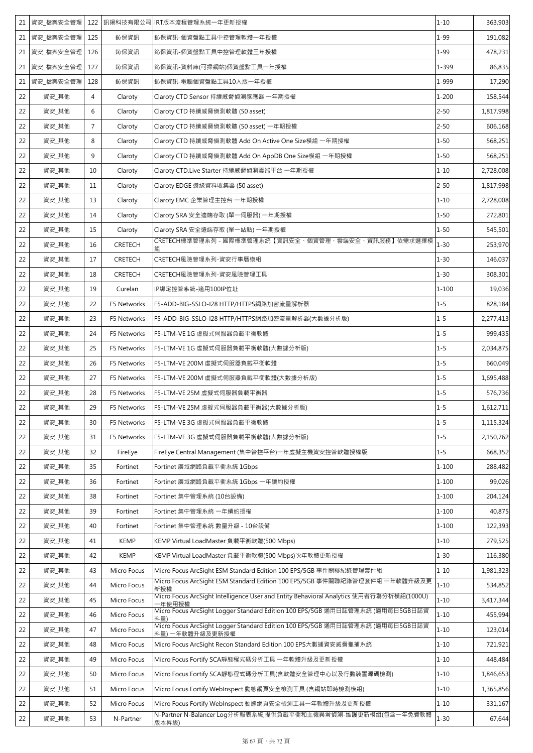| 21 | 資安_檔案安全管理 | 122 | 訊揚科技有限公司 | IRT版本流程管理系統一年更新授權 | 1-10 | 363,903 |
|---|---|---|---|---|---|---|
| 21 | 資安_檔案安全管理 | 125 | 鈊保資訊 | 鈊保資訊-個資盤點工具中控管理軟體一年授權 | 1-99 | 191,082 |
| 21 | 資安_檔案安全管理 | 126 | 鈊保資訊 | 鈊保資訊-個資盤點工具中控管理軟體三年授權 | 1-99 | 478,231 |
| 21 | 資安_檔案安全管理 | 127 | 鈊保資訊 | 鈊保資訊-資料庫(可掃網站)個資盤點工具一年授權 | 1-399 | 86,835 |
| 21 | 資安_檔案安全管理 | 128 | 鈊保資訊 | 鈊保資訊-電腦個資盤點工具10人版一年授權 | 1-999 | 17,290 |
| 22 | 資安_其他 | 4 | Claroty | Claroty CTD Sensor 持續威脅偵測感應器 一年期授權 | 1-200 | 158,544 |
| 22 | 資安_其他 | 6 | Claroty | Claroty CTD 持續威脅偵測軟體 (50 asset) | 2-50 | 1,817,998 |
| 22 | 資安_其他 | 7 | Claroty | Claroty CTD 持續威脅偵測軟體 (50 asset) 一年期授權 | 2-50 | 606,168 |
| 22 | 資安_其他 | 8 | Claroty | Claroty CTD 持續威脅偵測軟體 Add On Active One Size模組 一年期授權 | 1-50 | 568,251 |
| 22 | 資安_其他 | 9 | Claroty | Claroty CTD 持續威脅偵測軟體 Add On AppDB One Size模組 一年期授權 | 1-50 | 568,251 |
| 22 | 資安_其他 | 10 | Claroty | Claroty CTD.Live Starter 持續威脅偵測雲端平台 一年期授權 | 1-10 | 2,728,008 |
| 22 | 資安_其他 | 11 | Claroty | Claroty EDGE 邊緣資料收集器 (50 asset) | 2-50 | 1,817,998 |
| 22 | 資安_其他 | 13 | Claroty | Claroty EMC 企業管理主控台 一年期授權 | 1-10 | 2,728,008 |
| 22 | 資安_其他 | 14 | Claroty | Claroty SRA 安全遠端存取 (單一伺服器) 一年期授權 | 1-50 | 272,801 |
| 22 | 資安_其他 | 15 | Claroty | Claroty SRA 安全遠端存取 (單一站點) 一年期授權 | 1-50 | 545,501 |
| 22 | 資安_其他 | 16 | CRETECH | CRETECH標準管理系列 - 國際標準管理系統【資訊安全、個資管理、雲端安全、資訊服務】依需求選擇模組 | 1-30 | 253,970 |
| 22 | 資安_其他 | 17 | CRETECH | CRETECH風險管理系列-資安行事曆模組 | 1-30 | 146,037 |
| 22 | 資安_其他 | 18 | CRETECH | CRETECH風險管理系列-資安風險管理工具 | 1-30 | 308,301 |
| 22 | 資安_其他 | 19 | Curelan | IP綁定控管系統-適用100IP位址 | 1-100 | 19,036 |
| 22 | 資安_其他 | 22 | F5 Networks | F5-ADD-BIG-SSLO-I28 HTTP/HTTPS網路加密流量解析器 | 1-5 | 828,184 |
| 22 | 資安_其他 | 23 | F5 Networks | F5-ADD-BIG-SSLO-I28 HTTP/HTTPS網路加密流量解析器(大數據分析版) | 1-5 | 2,277,413 |
| 22 | 資安_其他 | 24 | F5 Networks | F5-LTM-VE 1G 虛擬式伺服器負載平衡軟體 | 1-5 | 999,435 |
| 22 | 資安_其他 | 25 | F5 Networks | F5-LTM-VE 1G 虛擬式伺服器負載平衡軟體(大數據分析版) | 1-5 | 2,034,875 |
| 22 | 資安_其他 | 26 | F5 Networks | F5-LTM-VE 200M 虛擬式伺服器負載平衡軟體 | 1-5 | 660,049 |
| 22 | 資安_其他 | 27 | F5 Networks | F5-LTM-VE 200M 虛擬式伺服器負載平衡軟體(大數據分析版) | 1-5 | 1,695,488 |
| 22 | 資安_其他 | 28 | F5 Networks | F5-LTM-VE 25M 虛擬式伺服器負載平衡器 | 1-5 | 576,736 |
| 22 | 資安_其他 | 29 | F5 Networks | F5-LTM-VE 25M 虛擬式伺服器負載平衡器(大數據分析版) | 1-5 | 1,612,711 |
| 22 | 資安_其他 | 30 | F5 Networks | F5-LTM-VE 3G 虛擬式伺服器負載平衡軟體 | 1-5 | 1,115,324 |
| 22 | 資安_其他 | 31 | F5 Networks | F5-LTM-VE 3G 虛擬式伺服器負載平衡軟體(大數據分析版) | 1-5 | 2,150,762 |
| 22 | 資安_其他 | 32 | FireEye | FireEye Central Management (集中管控平台)一年虛擬主機資安控管軟體授權版 | 1-5 | 668,352 |
| 22 | 資安_其他 | 35 | Fortinet | Fortinet 廣域網路負載平衡系統 1Gbps | 1-100 | 288,482 |
| 22 | 資安_其他 | 36 | Fortinet | Fortinet 廣域網路負載平衡系統 1Gbps 一年續約授權 | 1-100 | 99,026 |
| 22 | 資安_其他 | 38 | Fortinet | Fortinet 集中管理系統 (10台設備) | 1-100 | 204,124 |
| 22 | 資安_其他 | 39 | Fortinet | Fortinet 集中管理系統 一年續約授權 | 1-100 | 40,875 |
| 22 | 資安_其他 | 40 | Fortinet | Fortinet 集中管理系統 數量升級 - 10台設備 | 1-100 | 122,393 |
| 22 | 資安_其他 | 41 | KEMP | KEMP Virtual LoadMaster 負載平衡軟體(500 Mbps) | 1-10 | 279,525 |
| 22 | 資安_其他 | 42 | KEMP | KEMP Virtual LoadMaster 負載平衡軟體(500 Mbps)次年軟體更新授權 | 1-30 | 116,380 |
| 22 | 資安_其他 | 43 | Micro Focus | Micro Focus ArcSight ESM Standard Edition 100 EPS/5GB 事件關聯紀錄管理套件組 | 1-10 | 1,981,323 |
| 22 | 資安_其他 | 44 | Micro Focus | Micro Focus ArcSight ESM Standard Edition 100 EPS/5GB 事件關聯紀錄管理套件組 一年軟體升級及更新授權 | 1-10 | 534,852 |
| 22 | 資安_其他 | 45 | Micro Focus | Micro Focus ArcSight Intelligence User and Entity Behavioral Analytics 使用者行為分析模組(1000U) 一年使用授權 | 1-10 | 3,417,344 |
| 22 | 資安_其他 | 46 | Micro Focus | Micro Focus ArcSight Logger Standard Edition 100 EPS/5GB 通用日誌管理系統 (適用每日5GB日誌資料量) | 1-10 | 455,994 |
| 22 | 資安_其他 | 47 | Micro Focus | Micro Focus ArcSight Logger Standard Edition 100 EPS/5GB 通用日誌管理系統 (適用每日5GB日誌資料量) 一年軟體升級及更新授權 | 1-10 | 123,014 |
| 22 | 資安_其他 | 48 | Micro Focus | Micro Focus ArcSight Recon Standard Edition 100 EPS大數據資安威脅獵捕系統 | 1-10 | 721,921 |
| 22 | 資安_其他 | 49 | Micro Focus | Micro Focus Fortify SCA靜態程式碼分析工具 一年軟體升級及更新授權 | 1-10 | 448,484 |
| 22 | 資安_其他 | 50 | Micro Focus | Micro Focus Fortify SCA靜態程式碼分析工具(含軟體安全管理中心以及行動裝置源碼檢測) | 1-10 | 1,846,653 |
| 22 | 資安_其他 | 51 | Micro Focus | Micro Focus Fortify WebInspect 動態網頁安全檢測工具 (含網站即時檢測模組) | 1-10 | 1,365,856 |
| 22 | 資安_其他 | 52 | Micro Focus | Micro Focus Fortify WebInspect 動態網頁安全檢測工具一年軟體升級及更新授權 | 1-10 | 331,167 |
| 22 | 資安_其他 | 53 | N-Partner | N-Partner N-Balancer Log分析報表系統,提供負載平衡和主機異常偵測-維護更新模組(包含一年免費軟體版本昇級) | 1-30 | 67,644 |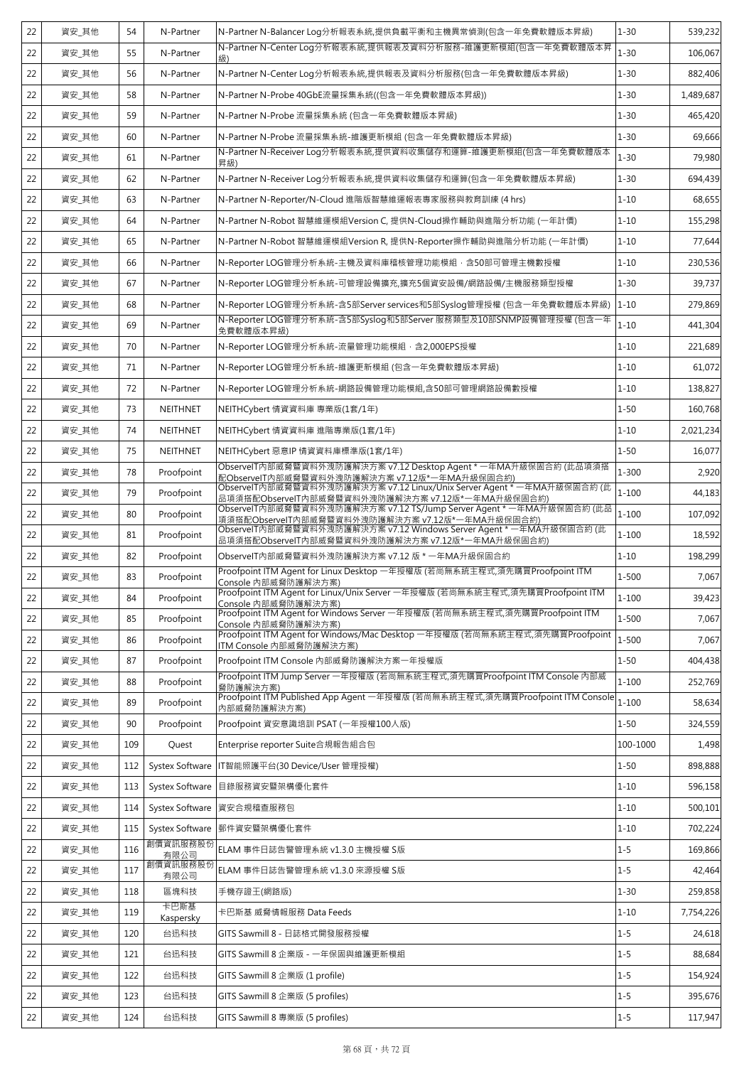| 22 | 資安_其他 | 54 | N-Partner | N-Partner N-Balancer Log分析報表系統,提供負載平衡和主機異常偵測(包含一年免費軟體版本昇級) | 1-30 | 539,232 |
|---|---|---|---|---|---|---|
| 22 | 資安_其他 | 55 | N-Partner | N-Partner N-Center Log分析報表系統,提供報表及資料分析服務-維護更新模組(包含一年免費軟體版本昇級) | 1-30 | 106,067 |
| 22 | 資安_其他 | 56 | N-Partner | N-Partner N-Center Log分析報表系統,提供報表及資料分析服務(包含一年免費軟體版本昇級) | 1-30 | 882,406 |
| 22 | 資安_其他 | 58 | N-Partner | N-Partner N-Probe 40GbE流量採集系統((包含一年免費軟體版本昇級)) | 1-30 | 1,489,687 |
| 22 | 資安_其他 | 59 | N-Partner | N-Partner N-Probe 流量採集系統 (包含一年免費軟體版本昇級) | 1-30 | 465,420 |
| 22 | 資安_其他 | 60 | N-Partner | N-Partner N-Probe 流量採集系統-維護更新模組 (包含一年免費軟體版本昇級) | 1-30 | 69,666 |
| 22 | 資安_其他 | 61 | N-Partner | N-Partner N-Receiver Log分析報表系統,提供資料收集儲存和運算-維護更新模組(包含一年免費軟體版本昇級) | 1-30 | 79,980 |
| 22 | 資安_其他 | 62 | N-Partner | N-Partner N-Receiver Log分析報表系統,提供資料收集儲存和運算(包含一年免費軟體版本昇級) | 1-30 | 694,439 |
| 22 | 資安_其他 | 63 | N-Partner | N-Partner N-Reporter/N-Cloud 進階版智慧維運報表專家服務與教育訓練 (4 hrs) | 1-10 | 68,655 |
| 22 | 資安_其他 | 64 | N-Partner | N-Partner N-Robot 智慧維運模組Version C, 提供N-Cloud操作輔助與進階分析功能 (一年計價) | 1-10 | 155,298 |
| 22 | 資安_其他 | 65 | N-Partner | N-Partner N-Robot 智慧維運模組Version R, 提供N-Reporter操作輔助與進階分析功能 (一年計價) | 1-10 | 77,644 |
| 22 | 資安_其他 | 66 | N-Partner | N-Reporter LOG管理分析系統-主機及資料庫稽核管理功能模組，含50部可管理主機數授權 | 1-10 | 230,536 |
| 22 | 資安_其他 | 67 | N-Partner | N-Reporter LOG管理分析系統-可管理設備擴充,擴充5個資安設備/網路設備/主機服務類型授權 | 1-30 | 39,737 |
| 22 | 資安_其他 | 68 | N-Partner | N-Reporter LOG管理分析系統-含5部Server services和5部Syslog管理授權 (包含一年免費軟體版本昇級) | 1-10 | 279,869 |
| 22 | 資安_其他 | 69 | N-Partner | N-Reporter LOG管理分析系統-含5部Syslog和5部Server 服務類型及10部SNMP設備管理授權 (包含一年免費軟體版本昇級) | 1-10 | 441,304 |
| 22 | 資安_其他 | 70 | N-Partner | N-Reporter LOG管理分析系統-流量管理功能模組，含2,000EPS授權 | 1-10 | 221,689 |
| 22 | 資安_其他 | 71 | N-Partner | N-Reporter LOG管理分析系統-維護更新模組 (包含一年免費軟體版本昇級) | 1-10 | 61,072 |
| 22 | 資安_其他 | 72 | N-Partner | N-Reporter LOG管理分析系統-網路設備管理功能模組,含50部可管理網路設備數授權 | 1-10 | 138,827 |
| 22 | 資安_其他 | 73 | NEITHNET | NEITHCybert 情資資料庫 專業版(1套/1年) | 1-50 | 160,768 |
| 22 | 資安_其他 | 74 | NEITHNET | NEITHCybert 情資資料庫 進階專業版(1套/1年) | 1-10 | 2,021,234 |
| 22 | 資安_其他 | 75 | NEITHNET | NEITHCybert 惡意IP 情資資料庫標準版(1套/1年) | 1-50 | 16,077 |
| 22 | 資安_其他 | 78 | Proofpoint | ObserveIT內部威脅暨資料外洩防護解決方案 v7.12 Desktop Agent * 一年MA升級保固合約 (此品項須搭配ObserveIT內部威脅暨資料外洩防護解決方案 v7.12版*一年MA升級保固合約) | 1-300 | 2,920 |
| 22 | 資安_其他 | 79 | Proofpoint | ObserveIT內部威脅暨資料外洩防護解決方案 v7.12 Linux/Unix Server Agent * 一年MA升級保固合約 (此品項須搭配ObserveIT內部威脅暨資料外洩防護解決方案 v7.12版*一年MA升級保固合約) | 1-100 | 44,183 |
| 22 | 資安_其他 | 80 | Proofpoint | ObserveIT內部威脅暨資料外洩防護解決方案 v7.12 TS/Jump Server Agent * 一年MA升級保固合約 (此品項須搭配ObserveIT內部威脅暨資料外洩防護解決方案 v7.12版*一年MA升級保固合約) | 1-100 | 107,092 |
| 22 | 資安_其他 | 81 | Proofpoint | ObserveIT內部威脅暨資料外洩防護解決方案 v7.12 Windows Server Agent * 一年MA升級保固合約 (此品項須搭配ObserveIT內部威脅暨資料外洩防護解決方案 v7.12版*一年MA升級保固合約) | 1-100 | 18,592 |
| 22 | 資安_其他 | 82 | Proofpoint | ObserveIT內部威脅暨資料外洩防護解決方案 v7.12 版 * 一年MA升級保固合約 | 1-10 | 198,299 |
| 22 | 資安_其他 | 83 | Proofpoint | Proofpoint ITM Agent for Linux Desktop 一年授權版 (若尚無系統主程式,須先購買Proofpoint ITM Console 內部威脅防護解決方案) | 1-500 | 7,067 |
| 22 | 資安_其他 | 84 | Proofpoint | Proofpoint ITM Agent for Linux/Unix Server 一年授權版 (若尚無系統主程式,須先購買Proofpoint ITM Console 內部威脅防護解決方案) | 1-100 | 39,423 |
| 22 | 資安_其他 | 85 | Proofpoint | Proofpoint ITM Agent for Windows Server 一年授權版 (若尚無系統主程式,須先購買Proofpoint ITM Console 內部威脅防護解決方案) | 1-500 | 7,067 |
| 22 | 資安_其他 | 86 | Proofpoint | Proofpoint ITM Agent for Windows/Mac Desktop 一年授權版 (若尚無系統主程式,須先購買Proofpoint ITM Console 內部威脅防護解決方案) | 1-500 | 7,067 |
| 22 | 資安_其他 | 87 | Proofpoint | Proofpoint ITM Console 內部威脅防護解決方案一年授權版 | 1-50 | 404,438 |
| 22 | 資安_其他 | 88 | Proofpoint | Proofpoint ITM Jump Server 一年授權版 (若尚無系統主程式,須先購買Proofpoint ITM Console 內部威脅防護解決方案) | 1-100 | 252,769 |
| 22 | 資安_其他 | 89 | Proofpoint | Proofpoint ITM Published App Agent 一年授權版 (若尚無系統主程式,須先購買Proofpoint ITM Console 內部威脅防護解決方案) | 1-100 | 58,634 |
| 22 | 資安_其他 | 90 | Proofpoint | Proofpoint 資安意識培訓 PSAT (一年授權100人版) | 1-50 | 324,559 |
| 22 | 資安_其他 | 109 | Quest | Enterprise reporter Suite合規報告組合包 | 100-1000 | 1,498 |
| 22 | 資安_其他 | 112 | Systex Software | IT智能照護平台(30 Device/User 管理授權) | 1-50 | 898,888 |
| 22 | 資安_其他 | 113 | Systex Software | 目錄服務資安暨架構優化套件 | 1-10 | 596,158 |
| 22 | 資安_其他 | 114 | Systex Software | 資安合規稽查服務包 | 1-10 | 500,101 |
| 22 | 資安_其他 | 115 | Systex Software | 郵件資安暨架構優化套件 | 1-10 | 702,224 |
| 22 | 資安_其他 | 116 | 創價資訊服務股份有限公司 | ELAM 事件日誌告警管理系統 v1.3.0 主機授權 S版 | 1-5 | 169,866 |
| 22 | 資安_其他 | 117 | 創價資訊服務股份有限公司 | ELAM 事件日誌告警管理系統 v1.3.0 來源授權 S版 | 1-5 | 42,464 |
| 22 | 資安_其他 | 118 | 區塊科技 | 手機存證王(網路版) | 1-30 | 259,858 |
| 22 | 資安_其他 | 119 | 卡巴斯基 Kaspersky | 卡巴斯基 威脅情報服務 Data Feeds | 1-10 | 7,754,226 |
| 22 | 資安_其他 | 120 | 台迅科技 | GITS Sawmill 8 - 日誌格式開發服務授權 | 1-5 | 24,618 |
| 22 | 資安_其他 | 121 | 台迅科技 | GITS Sawmill 8 企業版 - 一年保固與維護更新模組 | 1-5 | 88,684 |
| 22 | 資安_其他 | 122 | 台迅科技 | GITS Sawmill 8 企業版 (1 profile) | 1-5 | 154,924 |
| 22 | 資安_其他 | 123 | 台迅科技 | GITS Sawmill 8 企業版 (5 profiles) | 1-5 | 395,676 |
| 22 | 資安_其他 | 124 | 台迅科技 | GITS Sawmill 8 專業版 (5 profiles) | 1-5 | 117,947 |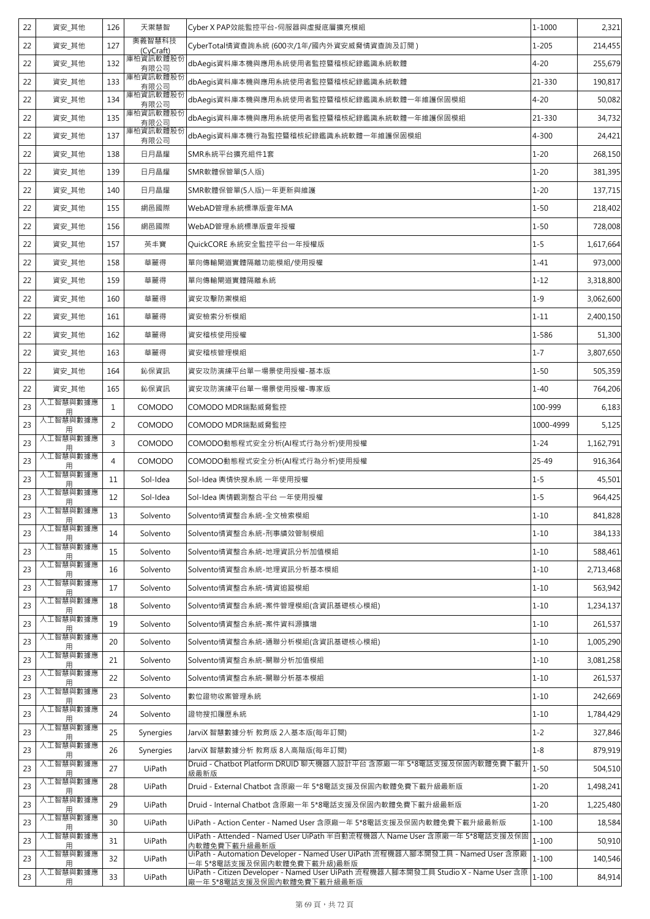| 22 | 資安_其他 | 126 | 天禦慧智 | Cyber X PAP效能監控平台-伺服器與虛擬底層擴充模組 | 1-1000 | 2,321 |
|---|---|---|---|---|---|---|
| 22 | 資安_其他 | 127 | 奧義智慧科技(CyCraft) | CyberTotal情資查詢系統 (600次/1年/國內外資安威脅情資查詢及訂閱) | 1-205 | 214,455 |
| 22 | 資安_其他 | 132 | 庫柏資訊軟體股份有限公司 | dbAegis資料庫本機與應用系統使用者監控暨稽核紀錄鑑識系統軟體 | 4-20 | 255,679 |
| 22 | 資安_其他 | 133 | 庫柏資訊軟體股份有限公司 | dbAegis資料庫本機與應用系統使用者監控暨稽核紀錄鑑識系統軟體 | 21-330 | 190,817 |
| 22 | 資安_其他 | 134 | 庫柏資訊軟體股份有限公司 | dbAegis資料庫本機與應用系統使用者監控暨稽核紀錄鑑識系統軟體一年維護保固模組 | 4-20 | 50,082 |
| 22 | 資安_其他 | 135 | 庫柏資訊軟體股份有限公司 | dbAegis資料庫本機與應用系統使用者監控暨稽核紀錄鑑識系統軟體一年維護保固模組 | 21-330 | 34,732 |
| 22 | 資安_其他 | 137 | 庫柏資訊軟體股份有限公司 | dbAegis資料庫本機行為監控暨稽核紀錄鑑識系統軟體一年維護保固模組 | 4-300 | 24,421 |
| 22 | 資安_其他 | 138 | 日月晶耀 | SMR系統平台擴充組件1套 | 1-20 | 268,150 |
| 22 | 資安_其他 | 139 | 日月晶耀 | SMR軟體保管單(5人版) | 1-20 | 381,395 |
| 22 | 資安_其他 | 140 | 日月晶耀 | SMR軟體保管單(5人版)一年更新與維護 | 1-20 | 137,715 |
| 22 | 資安_其他 | 155 | 網邑國際 | WebAD管理系統標準版壹年MA | 1-50 | 218,402 |
| 22 | 資安_其他 | 156 | 網邑國際 | WebAD管理系統標準版壹年授權 | 1-50 | 728,008 |
| 22 | 資安_其他 | 157 | 英丰寶 | QuickCORE 系統安全監控平台一年授權版 | 1-5 | 1,617,664 |
| 22 | 資安_其他 | 158 | 華麗得 | 單向傳輸閘道實體隔離功能模組/使用授權 | 1-41 | 973,000 |
| 22 | 資安_其他 | 159 | 華麗得 | 單向傳輸閘道實體隔離系統 | 1-12 | 3,318,800 |
| 22 | 資安_其他 | 160 | 華麗得 | 資安攻擊防禦模組 | 1-9 | 3,062,600 |
| 22 | 資安_其他 | 161 | 華麗得 | 資安檢索分析模組 | 1-11 | 2,400,150 |
| 22 | 資安_其他 | 162 | 華麗得 | 資安稽核使用授權 | 1-586 | 51,300 |
| 22 | 資安_其他 | 163 | 華麗得 | 資安稽核管理模組 | 1-7 | 3,807,650 |
| 22 | 資安_其他 | 164 | 鈊保資訊 | 資安攻防演練平台單一場景使用授權-基本版 | 1-50 | 505,359 |
| 22 | 資安_其他 | 165 | 鈊保資訊 | 資安攻防演練平台單一場景使用授權-專家版 | 1-40 | 764,206 |
| 23 | 人工智慧與數據應用 | 1 | COMODO | COMODO MDR端點威脅監控 | 100-999 | 6,183 |
| 23 | 人工智慧與數據應用 | 2 | COMODO | COMODO MDR端點威脅監控 | 1000-4999 | 5,125 |
| 23 | 人工智慧與數據應用 | 3 | COMODO | COMODO動態程式安全分析(AI程式行為分析)使用授權 | 1-24 | 1,162,791 |
| 23 | 人工智慧與數據應用 | 4 | COMODO | COMODO動態程式安全分析(AI程式行為分析)使用授權 | 25-49 | 916,364 |
| 23 | 人工智慧與數據應用 | 11 | Sol-Idea | Sol-Idea 輿情快搜系統 一年使用授權 | 1-5 | 45,501 |
| 23 | 人工智慧與數據應用 | 12 | Sol-Idea | Sol-Idea 輿情觀測整合平台 一年使用授權 | 1-5 | 964,425 |
| 23 | 人工智慧與數據應用 | 13 | Solvento | Solvento情資整合系統-全文檢索模組 | 1-10 | 841,828 |
| 23 | 人工智慧與數據應用 | 14 | Solvento | Solvento情資整合系統-刑事績效管制模組 | 1-10 | 384,133 |
| 23 | 人工智慧與數據應用 | 15 | Solvento | Solvento情資整合系統-地理資訊分析加值模組 | 1-10 | 588,461 |
| 23 | 人工智慧與數據應用 | 16 | Solvento | Solvento情資整合系統-地理資訊分析基本模組 | 1-10 | 2,713,468 |
| 23 | 人工智慧與數據應用 | 17 | Solvento | Solvento情資整合系統-情資追蹤模組 | 1-10 | 563,942 |
| 23 | 人工智慧與數據應用 | 18 | Solvento | Solvento情資整合系統-案件管理模組(含資訊基礎核心模組) | 1-10 | 1,234,137 |
| 23 | 人工智慧與數據應用 | 19 | Solvento | Solvento情資整合系統-案件資料源擴增 | 1-10 | 261,537 |
| 23 | 人工智慧與數據應用 | 20 | Solvento | Solvento情資整合系統-通聯分析模組(含資訊基礎核心模組) | 1-10 | 1,005,290 |
| 23 | 人工智慧與數據應用 | 21 | Solvento | Solvento情資整合系統-關聯分析加值模組 | 1-10 | 3,081,258 |
| 23 | 人工智慧與數據應用 | 22 | Solvento | Solvento情資整合系統-關聯分析基本模組 | 1-10 | 261,537 |
| 23 | 人工智慧與數據應用 | 23 | Solvento | 數位證物收案管理系統 | 1-10 | 242,669 |
| 23 | 人工智慧與數據應用 | 24 | Solvento | 證物搜扣履歷系統 | 1-10 | 1,784,429 |
| 23 | 人工智慧與數據應用 | 25 | Synergies | JarviX 智慧數據分析 教育版 2人基本版(每年訂閱) | 1-2 | 327,846 |
| 23 | 人工智慧與數據應用 | 26 | Synergies | JarviX 智慧數據分析 教育版 8人高階版(每年訂閱) | 1-8 | 879,919 |
| 23 | 人工智慧與數據應用 | 27 | UiPath | Druid - Chatbot Platform DRUID 聊天機器人設計平台 含原廠一年 5*8電話支援及保固內軟體免費下載升級最新版 | 1-50 | 504,510 |
| 23 | 人工智慧與數據應用 | 28 | UiPath | Druid - External Chatbot 含原廠一年 5*8電話支援及保固內軟體免費下載升級最新版 | 1-20 | 1,498,241 |
| 23 | 人工智慧與數據應用 | 29 | UiPath | Druid - Internal Chatbot 含原廠一年 5*8電話支援及保固內軟體免費下載升級最新版 | 1-20 | 1,225,480 |
| 23 | 人工智慧與數據應用 | 30 | UiPath | UiPath - Action Center - Named User 含原廠一年 5*8電話支援及保固內軟體免費下載升級最新版 | 1-100 | 18,584 |
| 23 | 人工智慧與數據應用 | 31 | UiPath | UiPath - Attended - Named User UiPath 半自動流程機器人 Name User 含原廠一年 5*8電話支援及保固內軟體免費下載升級最新版 | 1-100 | 50,910 |
| 23 | 人工智慧與數據應用 | 32 | UiPath | UiPath - Automation Developer - Named User UiPath 流程機器人腳本開發工具 - Named User 含原廠一年 5*8電話支援及保固內軟體免費下載升級)最新版 | 1-100 | 140,546 |
| 23 | 人工智慧與數據應用 | 33 | UiPath | UiPath - Citizen Developer - Named User UiPath 流程機器人腳本開發工具 Studio X - Name User 含原廠一年 5*8電話支援及保固內軟體免費下載升級最新版 | 1-100 | 84,914 |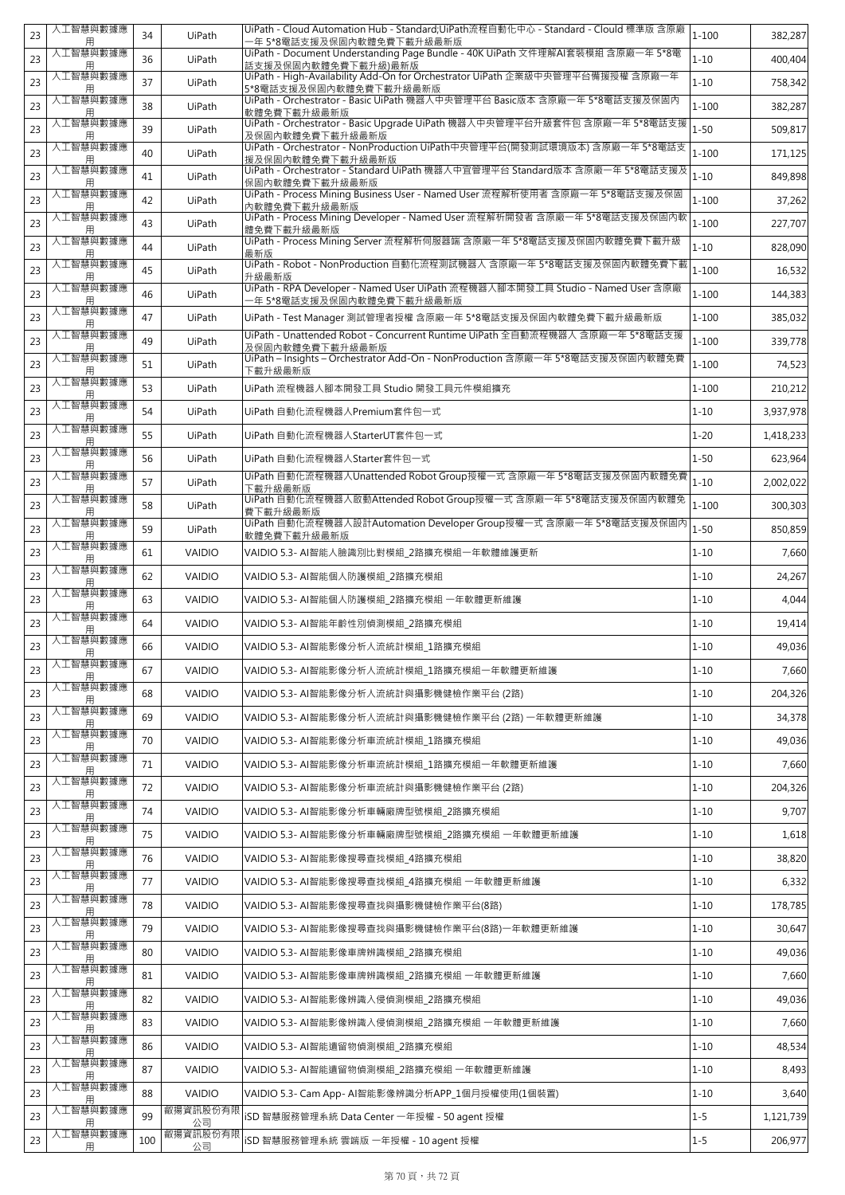| 23 | 人工智慧與數據應用 | 34 | UiPath | UiPath - Cloud Automation Hub - Standard;UiPath流程自動化中心 - Standard - Clould 標準版 含原廠一年 5*8電話支援及保固內軟體免費下載升級最新版 | 1-100 | 382,287 |
|---|---|---|---|---|---|---|
| 23 | 人工智慧與數據應用 | 36 | UiPath | UiPath - Document Understanding Page Bundle - 40K UiPath 文件理解AI套裝模組 含原廠一年 5*8電話支援及保固內軟體免費下載升級)最新版 | 1-10 | 400,404 |
| 23 | 人工智慧與數據應用 | 37 | UiPath | UiPath - High-Availability Add-On for Orchestrator UiPath 企業級中央管理平台備援授權 含原廠一年 5*8電話支援及保固內軟體免費下載升級最新版 | 1-10 | 758,342 |
| 23 | 人工智慧與數據應用 | 38 | UiPath | UiPath - Orchestrator - Basic UiPath 機器人中央管理平台 Basic版本 含原廠一年 5*8電話支援及保固內軟體免費下載升級最新版 | 1-100 | 382,287 |
| 23 | 人工智慧與數據應用 | 39 | UiPath | UiPath - Orchestrator - Basic Upgrade UiPath 機器人中央管理平台升級套件包 含原廠一年 5*8電話支援及保固內軟體免費下載升級最新版 | 1-50 | 509,817 |
| 23 | 人工智慧與數據應用 | 40 | UiPath | UiPath - Orchestrator - NonProduction UiPath中央管理平台(開發測試環境版本) 含原廠一年 5*8電話支援及保固內軟體免費下載升級最新版 | 1-100 | 171,125 |
| 23 | 人工智慧與數據應用 | 41 | UiPath | UiPath - Orchestrator - Standard UiPath 機器人中宣管理平台 Standard版本 含原廠一年 5*8電話支援及保固內軟體免費下載升級最新版 | 1-10 | 849,898 |
| 23 | 人工智慧與數據應用 | 42 | UiPath | UiPath - Process Mining Business User - Named User 流程解析使用者 含原廠一年 5*8電話支援及保固內軟體免費下載升級最新版 | 1-100 | 37,262 |
| 23 | 人工智慧與數據應用 | 43 | UiPath | UiPath - Process Mining Developer - Named User 流程解析開發者 含原廠一年 5*8電話支援及保固內軟體免費下載升級最新版 | 1-100 | 227,707 |
| 23 | 人工智慧與數據應用 | 44 | UiPath | UiPath - Process Mining Server 流程解析伺服器端 含原廠一年 5*8電話支援及保固內軟體免費下載升級最新版 | 1-10 | 828,090 |
| 23 | 人工智慧與數據應用 | 45 | UiPath | UiPath - Robot - NonProduction 自動化流程測試機器人 含原廠一年 5*8電話支援及保固內軟體免費下載升級最新版 | 1-100 | 16,532 |
| 23 | 人工智慧與數據應用 | 46 | UiPath | UiPath - RPA Developer - Named User UiPath 流程機器人腳本開發工具 Studio - Named User 含原廠一年 5*8電話支援及保固內軟體免費下載升級最新版 | 1-100 | 144,383 |
| 23 | 人工智慧與數據應用 | 47 | UiPath | UiPath - Test Manager 測試管理者授權 含原廠一年 5*8電話支援及保固內軟體免費下載升級最新版 | 1-100 | 385,032 |
| 23 | 人工智慧與數據應用 | 49 | UiPath | UiPath - Unattended Robot - Concurrent Runtime UiPath 全自動流程機器人 含原廠一年 5*8電話支援及保固內軟體免費下載升級最新版 | 1-100 | 339,778 |
| 23 | 人工智慧與數據應用 | 51 | UiPath | UiPath – Insights – Orchestrator Add-On - NonProduction 含原廠一年 5*8電話支援及保固內軟體免費下載升級最新版 | 1-100 | 74,523 |
| 23 | 人工智慧與數據應用 | 53 | UiPath | UiPath 流程機器人腳本開發工具 Studio 開發工具元件模組擴充 | 1-100 | 210,212 |
| 23 | 人工智慧與數據應用 | 54 | UiPath | UiPath 自動化流程機器人Premium套件包一式 | 1-10 | 3,937,978 |
| 23 | 人工智慧與數據應用 | 55 | UiPath | UiPath 自動化流程機器人StarterUT套件包一式 | 1-20 | 1,418,233 |
| 23 | 人工智慧與數據應用 | 56 | UiPath | UiPath 自動化流程機器人Starter套件包一式 | 1-50 | 623,964 |
| 23 | 人工智慧與數據應用 | 57 | UiPath | UiPath 自動化流程機器人Unattended Robot Group授權一式 含原廠一年 5*8電話支援及保固內軟體免費下載升級最新版 | 1-10 | 2,002,022 |
| 23 | 人工智慧與數據應用 | 58 | UiPath | UiPath 自動化流程機器人啟動Attended Robot Group授權一式 含原廠一年 5*8電話支援及保固內軟體免費下載升級最新版 | 1-100 | 300,303 |
| 23 | 人工智慧與數據應用 | 59 | UiPath | UiPath 自動化流程機器人設計Automation Developer Group授權一式 含原廠一年 5*8電話支援及保固內軟體免費下載升級最新版 | 1-50 | 850,859 |
| 23 | 人工智慧與數據應用 | 61 | VAIDIO | VAIDIO 5.3- AI智能人臉識別比對模組_2路擴充模組一年軟體維護更新 | 1-10 | 7,660 |
| 23 | 人工智慧與數據應用 | 62 | VAIDIO | VAIDIO 5.3- AI智能個人防護模組_2路擴充模組 | 1-10 | 24,267 |
| 23 | 人工智慧與數據應用 | 63 | VAIDIO | VAIDIO 5.3- AI智能個人防護模組_2路擴充模組 一年軟體更新維護 | 1-10 | 4,044 |
| 23 | 人工智慧與數據應用 | 64 | VAIDIO | VAIDIO 5.3- AI智能年齡性別偵測模組_2路擴充模組 | 1-10 | 19,414 |
| 23 | 人工智慧與數據應用 | 66 | VAIDIO | VAIDIO 5.3- AI智能影像分析人流統計模組_1路擴充模組 | 1-10 | 49,036 |
| 23 | 人工智慧與數據應用 | 67 | VAIDIO | VAIDIO 5.3- AI智能影像分析人流統計模組_1路擴充模組一年軟體更新維護 | 1-10 | 7,660 |
| 23 | 人工智慧與數據應用 | 68 | VAIDIO | VAIDIO 5.3- AI智能影像分析人流統計與攝影機健檢作業平台 (2路) | 1-10 | 204,326 |
| 23 | 人工智慧與數據應用 | 69 | VAIDIO | VAIDIO 5.3- AI智能影像分析人流統計與攝影機健檢作業平台 (2路) 一年軟體更新維護 | 1-10 | 34,378 |
| 23 | 人工智慧與數據應用 | 70 | VAIDIO | VAIDIO 5.3- AI智能影像分析車流統計模組_1路擴充模組 | 1-10 | 49,036 |
| 23 | 人工智慧與數據應用 | 71 | VAIDIO | VAIDIO 5.3- AI智能影像分析車流統計模組_1路擴充模組一年軟體更新維護 | 1-10 | 7,660 |
| 23 | 人工智慧與數據應用 | 72 | VAIDIO | VAIDIO 5.3- AI智能影像分析車流統計與攝影機健檢作業平台 (2路) | 1-10 | 204,326 |
| 23 | 人工智慧與數據應用 | 74 | VAIDIO | VAIDIO 5.3- AI智能影像分析車輛廠牌型號模組_2路擴充模組 | 1-10 | 9,707 |
| 23 | 人工智慧與數據應用 | 75 | VAIDIO | VAIDIO 5.3- AI智能影像分析車輛廠牌型號模組_2路擴充模組 一年軟體更新維護 | 1-10 | 1,618 |
| 23 | 人工智慧與數據應用 | 76 | VAIDIO | VAIDIO 5.3- AI智能影像搜尋查找模組_4路擴充模組 | 1-10 | 38,820 |
| 23 | 人工智慧與數據應用 | 77 | VAIDIO | VAIDIO 5.3- AI智能影像搜尋查找模組_4路擴充模組 一年軟體更新維護 | 1-10 | 6,332 |
| 23 | 人工智慧與數據應用 | 78 | VAIDIO | VAIDIO 5.3- AI智能影像搜尋查找與攝影機健檢作業平台(8路) | 1-10 | 178,785 |
| 23 | 人工智慧與數據應用 | 79 | VAIDIO | VAIDIO 5.3- AI智能影像搜尋查找與攝影機健檢作業平台(8路)一年軟體更新維護 | 1-10 | 30,647 |
| 23 | 人工智慧與數據應用 | 80 | VAIDIO | VAIDIO 5.3- AI智能影像車牌辨識模組_2路擴充模組 | 1-10 | 49,036 |
| 23 | 人工智慧與數據應用 | 81 | VAIDIO | VAIDIO 5.3- AI智能影像車牌辨識模組_2路擴充模組 一年軟體更新維護 | 1-10 | 7,660 |
| 23 | 人工智慧與數據應用 | 82 | VAIDIO | VAIDIO 5.3- AI智能影像辨識入侵偵測模組_2路擴充模組 | 1-10 | 49,036 |
| 23 | 人工智慧與數據應用 | 83 | VAIDIO | VAIDIO 5.3- AI智能影像辨識入侵偵測模組_2路擴充模組 一年軟體更新維護 | 1-10 | 7,660 |
| 23 | 人工智慧與數據應用 | 86 | VAIDIO | VAIDIO 5.3- AI智能遺留物偵測模組_2路擴充模組 | 1-10 | 48,534 |
| 23 | 人工智慧與數據應用 | 87 | VAIDIO | VAIDIO 5.3- AI智能遺留物偵測模組_2路擴充模組 一年軟體更新維護 | 1-10 | 8,493 |
| 23 | 人工智慧與數據應用 | 88 | VAIDIO | VAIDIO 5.3- Cam App- AI智能影像辨識分析APP_1個月授權使用(1個裝置) | 1-10 | 3,640 |
| 23 | 人工智慧與數據應用 | 99 | 叡揚資訊股份有限公司 | iSD 智慧服務管理系統 Data Center 一年授權 - 50 agent 授權 | 1-5 | 1,121,739 |
| 23 | 人工智慧與數據應用 | 100 | 叡揚資訊股份有限公司 | iSD 智慧服務管理系統 雲端版 一年授權 - 10 agent 授權 | 1-5 | 206,977 |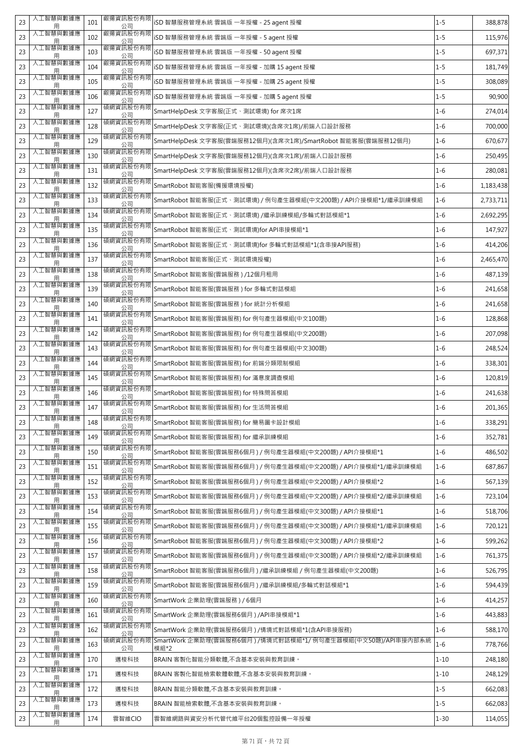| 23 | 人工智慧與數據應用 | 101 | 叡揚資訊股份有限公司 | iSD 智慧服務管理系統 雲端版 一年授權 - 25 agent 授權 | 1-5 | 388,878 |
|---|---|---|---|---|---|---|
| 23 | 人工智慧與數據應用 | 102 | 叡揚資訊股份有限公司 | iSD 智慧服務管理系統 雲端版 一年授權 - 5 agent 授權 | 1-5 | 115,976 |
| 23 | 人工智慧與數據應用 | 103 | 叡揚資訊股份有限公司 | iSD 智慧服務管理系統 雲端版 一年授權 - 50 agent 授權 | 1-5 | 697,371 |
| 23 | 人工智慧與數據應用 | 104 | 叡揚資訊股份有限公司 | iSD 智慧服務管理系統 雲端版 一年授權 - 加購 15 agent 授權 | 1-5 | 181,749 |
| 23 | 人工智慧與數據應用 | 105 | 叡揚資訊股份有限公司 | iSD 智慧服務管理系統 雲端版 一年授權 - 加購 25 agent 授權 | 1-5 | 308,089 |
| 23 | 人工智慧與數據應用 | 106 | 叡揚資訊股份有限公司 | iSD 智慧服務管理系統 雲端版 一年授權 - 加購 5 agent 授權 | 1-5 | 90,900 |
| 23 | 人工智慧與數據應用 | 127 | 碩網資訊股份有限公司 | SmartHelpDesk 文字客服(正式、測試環境) for 席次1席 | 1-6 | 274,014 |
| 23 | 人工智慧與數據應用 | 128 | 碩網資訊股份有限公司 | SmartHelpDesk 文字客服(正式、測試環境)(含席次1席)/前端入口設計服務 | 1-6 | 700,000 |
| 23 | 人工智慧與數據應用 | 129 | 碩網資訊股份有限公司 | SmartHelpDesk 文字客服(雲端服務12個月)(含席次1席)/SmartRobot 智能客服(雲端服務12個月) | 1-6 | 670,677 |
| 23 | 人工智慧與數據應用 | 130 | 碩網資訊股份有限公司 | SmartHelpDesk 文字客服(雲端服務12個月)(含席次1席)/前端入口設計服務 | 1-6 | 250,495 |
| 23 | 人工智慧與數據應用 | 131 | 碩網資訊股份有限公司 | SmartHelpDesk 文字客服(雲端服務12個月)(含席次2席)/前端入口設計服務 | 1-6 | 280,081 |
| 23 | 人工智慧與數據應用 | 132 | 碩網資訊股份有限公司 | SmartRobot 智能客服(備援環境授權) | 1-6 | 1,183,438 |
| 23 | 人工智慧與數據應用 | 133 | 碩網資訊股份有限公司 | SmartRobot 智能客服(正式、測試環境) / 例句產生器模組(中文200題) / API介接模組*1/繼承訓練模組 | 1-6 | 2,733,711 |
| 23 | 人工智慧與數據應用 | 134 | 碩網資訊股份有限公司 | SmartRobot 智能客服(正式、測試環境) /繼承訓練模組/多輪式對話模組*1 | 1-6 | 2,692,295 |
| 23 | 人工智慧與數據應用 | 135 | 碩網資訊股份有限公司 | SmartRobot 智能客服(正式、測試環境)for API串接模組*1 | 1-6 | 147,927 |
| 23 | 人工智慧與數據應用 | 136 | 碩網資訊股份有限公司 | SmartRobot 智能客服(正式、測試環境)for 多輪式對話模組*1(含串接API服務) | 1-6 | 414,206 |
| 23 | 人工智慧與數據應用 | 137 | 碩網資訊股份有限公司 | SmartRobot 智能客服(正式、測試環境授權) | 1-6 | 2,465,470 |
| 23 | 人工智慧與數據應用 | 138 | 碩網資訊股份有限公司 | SmartRobot 智能客服(雲端服務 ) /12個月租用 | 1-6 | 487,139 |
| 23 | 人工智慧與數據應用 | 139 | 碩網資訊股份有限公司 | SmartRobot 智能客服(雲端服務 ) for 多輪式對話模組 | 1-6 | 241,658 |
| 23 | 人工智慧與數據應用 | 140 | 碩網資訊股份有限公司 | SmartRobot 智能客服(雲端服務 ) for 統計分析模組 | 1-6 | 241,658 |
| 23 | 人工智慧與數據應用 | 141 | 碩網資訊股份有限公司 | SmartRobot 智能客服(雲端服務) for 例句產生器模組(中文100題) | 1-6 | 128,868 |
| 23 | 人工智慧與數據應用 | 142 | 碩網資訊股份有限公司 | SmartRobot 智能客服(雲端服務) for 例句產生器模組(中文200題) | 1-6 | 207,098 |
| 23 | 人工智慧與數據應用 | 143 | 碩網資訊股份有限公司 | SmartRobot 智能客服(雲端服務) for 例句產生器模組(中文300題) | 1-6 | 248,524 |
| 23 | 人工智慧與數據應用 | 144 | 碩網資訊股份有限公司 | SmartRobot 智能客服(雲端服務) for 前端分類限制模組 | 1-6 | 338,301 |
| 23 | 人工智慧與數據應用 | 145 | 碩網資訊股份有限公司 | SmartRobot 智能客服(雲端服務) for 滿意度調查模組 | 1-6 | 120,819 |
| 23 | 人工智慧與數據應用 | 146 | 碩網資訊股份有限公司 | SmartRobot 智能客服(雲端服務) for 特殊問答模組 | 1-6 | 241,638 |
| 23 | 人工智慧與數據應用 | 147 | 碩網資訊股份有限公司 | SmartRobot 智能客服(雲端服務) for 生活問答模組 | 1-6 | 201,365 |
| 23 | 人工智慧與數據應用 | 148 | 碩網資訊股份有限公司 | SmartRobot 智能客服(雲端服務) for 簡易圖卡設計模組 | 1-6 | 338,291 |
| 23 | 人工智慧與數據應用 | 149 | 碩網資訊股份有限公司 | SmartRobot 智能客服(雲端服務) for 繼承訓練模組 | 1-6 | 352,781 |
| 23 | 人工智慧與數據應用 | 150 | 碩網資訊股份有限公司 | SmartRobot 智能客服(雲端服務6個月 ) / 例句產生器模組(中文200題) / API介接模組*1 | 1-6 | 486,502 |
| 23 | 人工智慧與數據應用 | 151 | 碩網資訊股份有限公司 | SmartRobot 智能客服(雲端服務6個月 ) / 例句產生器模組(中文200題) / API介接模組*1/繼承訓練模組 | 1-6 | 687,867 |
| 23 | 人工智慧與數據應用 | 152 | 碩網資訊股份有限公司 | SmartRobot 智能客服(雲端服務6個月 ) / 例句產生器模組(中文200題) / API介接模組*2 | 1-6 | 567,139 |
| 23 | 人工智慧與數據應用 | 153 | 碩網資訊股份有限公司 | SmartRobot 智能客服(雲端服務6個月 ) / 例句產生器模組(中文200題) / API介接模組*2/繼承訓練模組 | 1-6 | 723,104 |
| 23 | 人工智慧與數據應用 | 154 | 碩網資訊股份有限公司 | SmartRobot 智能客服(雲端服務6個月 ) / 例句產生器模組(中文300題) / API介接模組*1 | 1-6 | 518,706 |
| 23 | 人工智慧與數據應用 | 155 | 碩網資訊股份有限公司 | SmartRobot 智能客服(雲端服務6個月 ) / 例句產生器模組(中文300題) / API介接模組*1/繼承訓練模組 | 1-6 | 720,121 |
| 23 | 人工智慧與數據應用 | 156 | 碩網資訊股份有限公司 | SmartRobot 智能客服(雲端服務6個月 ) / 例句產生器模組(中文300題) / API介接模組*2 | 1-6 | 599,262 |
| 23 | 人工智慧與數據應用 | 157 | 碩網資訊股份有限公司 | SmartRobot 智能客服(雲端服務6個月 ) / 例句產生器模組(中文300題) / API介接模組*2/繼承訓練模組 | 1-6 | 761,375 |
| 23 | 人工智慧與數據應用 | 158 | 碩網資訊股份有限公司 | SmartRobot 智能客服(雲端服務6個月 ) /繼承訓練模組 / 例句產生器模組(中文200題) | 1-6 | 526,795 |
| 23 | 人工智慧與數據應用 | 159 | 碩網資訊股份有限公司 | SmartRobot 智能客服(雲端服務6個月 ) /繼承訓練模組/多輪式對話模組*1 | 1-6 | 594,439 |
| 23 | 人工智慧與數據應用 | 160 | 碩網資訊股份有限公司 | SmartWork 企業助理(雲端服務 ) / 6個月 | 1-6 | 414,257 |
| 23 | 人工智慧與數據應用 | 161 | 碩網資訊股份有限公司 | SmartWork 企業助理(雲端服務6個月 ) /API串接模組*1 | 1-6 | 443,883 |
| 23 | 人工智慧與數據應用 | 162 | 碩網資訊股份有限公司 | SmartWork 企業助理(雲端服務6個月 ) /情境式對話模組*1(含API串接服務) | 1-6 | 588,170 |
| 23 | 人工智慧與數據應用 | 163 | 碩網資訊股份有限公司 | SmartWork 企業助理(雲端服務6個月 ) /情境式對話模組*1/ 例句產生器模組(中文50題)/API串接內部系統模組*2 | 1-6 | 778,766 |
| 23 | 人工智慧與數據應用 | 170 | 邁梭科技 | BRAIN 客製化智能分類軟體,不含基本安裝與教育訓練。 | 1-10 | 248,180 |
| 23 | 人工智慧與數據應用 | 171 | 邁梭科技 | BRAIN 客製化智能檢索軟體軟體,不含基本安裝與教育訓練。 | 1-10 | 248,129 |
| 23 | 人工智慧與數據應用 | 172 | 邁梭科技 | BRAIN 智能分類軟體,不含基本安裝與教育訓練。 | 1-5 | 662,083 |
| 23 | 人工智慧與數據應用 | 173 | 邁梭科技 | BRAIN 智能檢索軟體,不含基本安裝與教育訓練。 | 1-5 | 662,083 |
| 23 | 人工智慧與數據應用 | 174 | 雲智維CIO | 雲智維網路與資安分析代管代維平台20個監控設備一年授權 | 1-30 | 114,055 |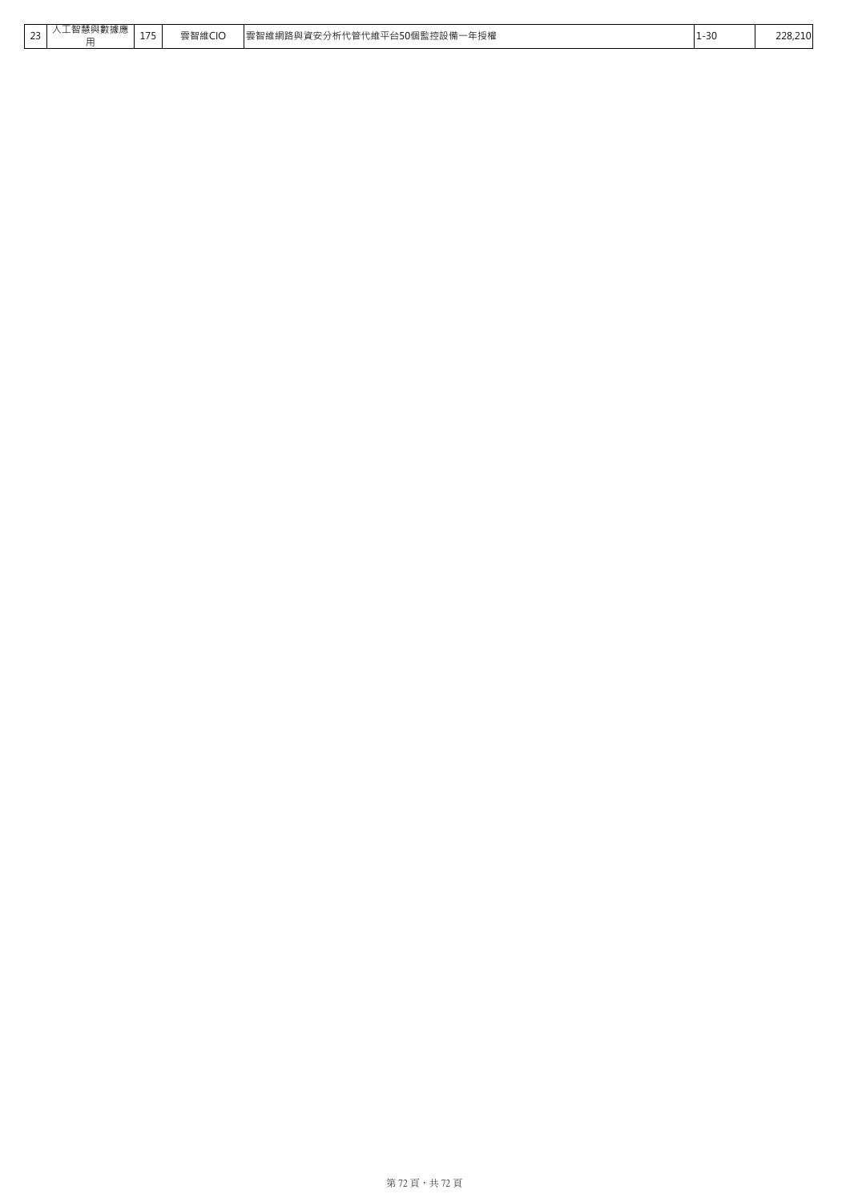| | | | | | | |
|---|---|---|---|---|---|---|
| 23 | 人工智慧與數據應用 | 175 | 雲智維CIO | 雲智維網路與資安分析代管代維平台50個監控設備一年授權 | 1-30 | 228,210 |